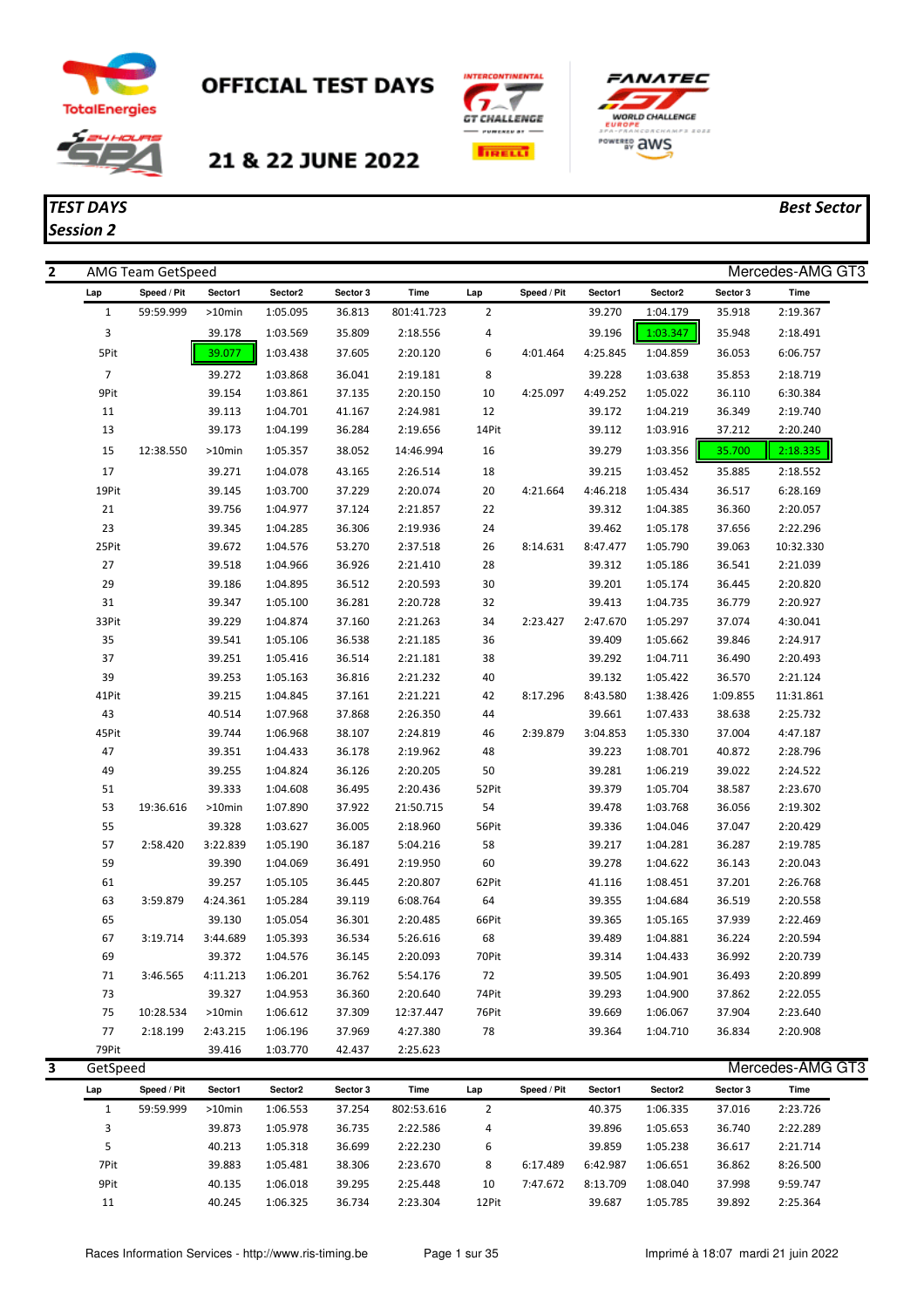# OFFICIAL TEST DAYS

## 21 & 22 JUNE 2022

*TEST DAYS* — *Best Sector*

*Session 2*

**2** AMG Team GetSpeed — Mercedes-AMG GT3

| Lap | Speed / Pit | Sector1 | Sector2 | Sector 3 | Time | Lap | Speed / Pit | Sector1 | Sector2 | Sector 3 | Time |
|---|---|---|---|---|---|---|---|---|---|---|---|
| 1 | 59:59.999 | >10min | 1:05.095 | 36.813 | 801:41.723 | 2 | | 39.270 | 1:04.179 | 35.918 | 2:19.367 |
| 3 | | 39.178 | 1:03.569 | 35.809 | 2:18.556 | 4 | | 39.196 | 1:03.347 | 35.948 | 2:18.491 |
| 5Pit | | 39.077 | 1:03.438 | 37.605 | 2:20.120 | 6 | 4:01.464 | 4:25.845 | 1:04.859 | 36.053 | 6:06.757 |
| 7 | | 39.272 | 1:03.868 | 36.041 | 2:19.181 | 8 | | 39.228 | 1:03.638 | 35.853 | 2:18.719 |
| 9Pit | | 39.154 | 1:03.861 | 37.135 | 2:20.150 | 10 | 4:25.097 | 4:49.252 | 1:05.022 | 36.110 | 6:30.384 |
| 11 | | 39.113 | 1:04.701 | 41.167 | 2:24.981 | 12 | | 39.172 | 1:04.219 | 36.349 | 2:19.740 |
| 13 | | 39.173 | 1:04.199 | 36.284 | 2:19.656 | 14Pit | | 39.112 | 1:03.916 | 37.212 | 2:20.240 |
| 15 | 12:38.550 | >10min | 1:05.357 | 38.052 | 14:46.994 | 16 | | 39.279 | 1:03.356 | 35.700 | 2:18.335 |
| 17 | | 39.271 | 1:04.078 | 43.165 | 2:26.514 | 18 | | 39.215 | 1:03.452 | 35.885 | 2:18.552 |
| 19Pit | | 39.145 | 1:03.700 | 37.229 | 2:20.074 | 20 | 4:21.664 | 4:46.218 | 1:05.434 | 36.517 | 6:28.169 |
| 21 | | 39.756 | 1:04.977 | 37.124 | 2:21.857 | 22 | | 39.312 | 1:04.385 | 36.360 | 2:20.057 |
| 23 | | 39.345 | 1:04.285 | 36.306 | 2:19.936 | 24 | | 39.462 | 1:05.178 | 37.656 | 2:22.296 |
| 25Pit | | 39.672 | 1:04.576 | 53.270 | 2:37.518 | 26 | 8:14.631 | 8:47.477 | 1:05.790 | 39.063 | 10:32.330 |
| 27 | | 39.518 | 1:04.966 | 36.926 | 2:21.410 | 28 | | 39.312 | 1:05.186 | 36.541 | 2:21.039 |
| 29 | | 39.186 | 1:04.895 | 36.512 | 2:20.593 | 30 | | 39.201 | 1:05.174 | 36.445 | 2:20.820 |
| 31 | | 39.347 | 1:05.100 | 36.281 | 2:20.728 | 32 | | 39.413 | 1:04.735 | 36.779 | 2:20.927 |
| 33Pit | | 39.229 | 1:04.874 | 37.160 | 2:21.263 | 34 | 2:23.427 | 2:47.670 | 1:05.297 | 37.074 | 4:30.041 |
| 35 | | 39.541 | 1:05.106 | 36.538 | 2:21.185 | 36 | | 39.409 | 1:05.662 | 39.846 | 2:24.917 |
| 37 | | 39.251 | 1:05.416 | 36.514 | 2:21.181 | 38 | | 39.292 | 1:04.711 | 36.490 | 2:20.493 |
| 39 | | 39.253 | 1:05.163 | 36.816 | 2:21.232 | 40 | | 39.132 | 1:05.422 | 36.570 | 2:21.124 |
| 41Pit | | 39.215 | 1:04.845 | 37.161 | 2:21.221 | 42 | 8:17.296 | 8:43.580 | 1:38.426 | 1:09.855 | 11:31.861 |
| 43 | | 40.514 | 1:07.968 | 37.868 | 2:26.350 | 44 | | 39.661 | 1:07.433 | 38.638 | 2:25.732 |
| 45Pit | | 39.744 | 1:06.968 | 38.107 | 2:24.819 | 46 | 2:39.879 | 3:04.853 | 1:05.330 | 37.004 | 4:47.187 |
| 47 | | 39.351 | 1:04.433 | 36.178 | 2:19.962 | 48 | | 39.223 | 1:08.701 | 40.872 | 2:28.796 |
| 49 | | 39.255 | 1:04.824 | 36.126 | 2:20.205 | 50 | | 39.281 | 1:06.219 | 39.022 | 2:24.522 |
| 51 | | 39.333 | 1:04.608 | 36.495 | 2:20.436 | 52Pit | | 39.379 | 1:05.704 | 38.587 | 2:23.670 |
| 53 | 19:36.616 | >10min | 1:07.890 | 37.922 | 21:50.715 | 54 | | 39.478 | 1:03.768 | 36.056 | 2:19.302 |
| 55 | | 39.328 | 1:03.627 | 36.005 | 2:18.960 | 56Pit | | 39.336 | 1:04.046 | 37.047 | 2:20.429 |
| 57 | 2:58.420 | 3:22.839 | 1:05.190 | 36.187 | 5:04.216 | 58 | | 39.217 | 1:04.281 | 36.287 | 2:19.785 |
| 59 | | 39.390 | 1:04.069 | 36.491 | 2:19.950 | 60 | | 39.278 | 1:04.622 | 36.143 | 2:20.043 |
| 61 | | 39.257 | 1:05.105 | 36.445 | 2:20.807 | 62Pit | | 41.116 | 1:08.451 | 37.201 | 2:26.768 |
| 63 | 3:59.879 | 4:24.361 | 1:05.284 | 39.119 | 6:08.764 | 64 | | 39.355 | 1:04.684 | 36.519 | 2:20.558 |
| 65 | | 39.130 | 1:05.054 | 36.301 | 2:20.485 | 66Pit | | 39.365 | 1:05.165 | 37.939 | 2:22.469 |
| 67 | 3:19.714 | 3:44.689 | 1:05.393 | 36.534 | 5:26.616 | 68 | | 39.489 | 1:04.881 | 36.224 | 2:20.594 |
| 69 | | 39.372 | 1:04.576 | 36.145 | 2:20.093 | 70Pit | | 39.314 | 1:04.433 | 36.992 | 2:20.739 |
| 71 | 3:46.565 | 4:11.213 | 1:06.201 | 36.762 | 5:54.176 | 72 | | 39.505 | 1:04.901 | 36.493 | 2:20.899 |
| 73 | | 39.327 | 1:04.953 | 36.360 | 2:20.640 | 74Pit | | 39.293 | 1:04.900 | 37.862 | 2:22.055 |
| 75 | 10:28.534 | >10min | 1:06.612 | 37.309 | 12:37.447 | 76Pit | | 39.669 | 1:06.067 | 37.904 | 2:23.640 |
| 77 | 2:18.199 | 2:43.215 | 1:06.196 | 37.969 | 4:27.380 | 78 | | 39.364 | 1:04.710 | 36.834 | 2:20.908 |
| 79Pit | | 39.416 | 1:03.770 | 42.437 | 2:25.623 | | | | | | |

**3** GetSpeed — Mercedes-AMG GT3

| Lap | Speed / Pit | Sector1 | Sector2 | Sector 3 | Time | Lap | Speed / Pit | Sector1 | Sector2 | Sector 3 | Time |
|---|---|---|---|---|---|---|---|---|---|---|---|
| 1 | 59:59.999 | >10min | 1:06.553 | 37.254 | 802:53.616 | 2 | | 40.375 | 1:06.335 | 37.016 | 2:23.726 |
| 3 | | 39.873 | 1:05.978 | 36.735 | 2:22.586 | 4 | | 39.896 | 1:05.653 | 36.740 | 2:22.289 |
| 5 | | 40.213 | 1:05.318 | 36.699 | 2:22.230 | 6 | | 39.859 | 1:05.238 | 36.617 | 2:21.714 |
| 7Pit | | 39.883 | 1:05.481 | 38.306 | 2:23.670 | 8 | 6:17.489 | 6:42.987 | 1:06.651 | 36.862 | 8:26.500 |
| 9Pit | | 40.135 | 1:06.018 | 39.295 | 2:25.448 | 10 | 7:47.672 | 8:13.709 | 1:08.040 | 37.998 | 9:59.747 |
| 11 | | 40.245 | 1:06.325 | 36.734 | 2:23.304 | 12Pit | | 39.687 | 1:05.785 | 39.892 | 2:25.364 |

Races Information Services - http://www.ris-timing.be — Imprimé à 18:07 mardi 21 juin 2022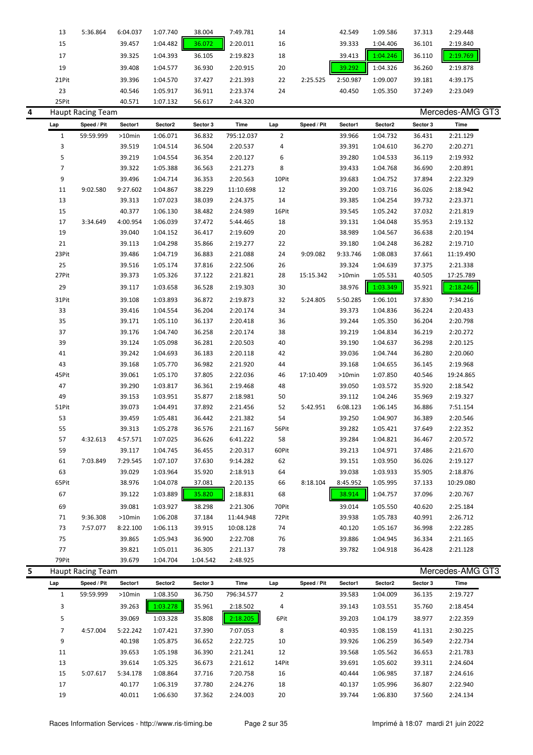| Lap | Speed / Pit | Sector1 | Sector2 | Sector 3 | Time | Lap | Speed / Pit | Sector1 | Sector2 | Sector 3 | Time |
|---|---|---|---|---|---|---|---|---|---|---|---|
| 13 | 5:36.864 | 6:04.037 | 1:07.740 | 38.004 | 7:49.781 | 14 | | 42.549 | 1:09.586 | 37.313 | 2:29.448 |
| 15 | | 39.457 | 1:04.482 | 36.072 | 2:20.011 | 16 | | 39.333 | 1:04.406 | 36.101 | 2:19.840 |
| 17 | | 39.325 | 1:04.393 | 36.105 | 2:19.823 | 18 | | 39.413 | 1:04.246 | 36.110 | 2:19.769 |
| 19 | | 39.408 | 1:04.577 | 36.930 | 2:20.915 | 20 | | 39.292 | 1:04.326 | 36.260 | 2:19.878 |
| 21Pit | | 39.396 | 1:04.570 | 37.427 | 2:21.393 | 22 | 2:25.525 | 2:50.987 | 1:09.007 | 39.181 | 4:39.175 |
| 23 | | 40.546 | 1:05.917 | 36.911 | 2:23.374 | 24 | | 40.450 | 1:05.350 | 37.249 | 2:23.049 |
| 25Pit | | 40.571 | 1:07.132 | 56.617 | 2:44.320 | | | | | | |

## 4 Haupt Racing Team — Mercedes-AMG GT3

| Lap | Speed / Pit | Sector1 | Sector2 | Sector 3 | Time | Lap | Speed / Pit | Sector1 | Sector2 | Sector 3 | Time |
|---|---|---|---|---|---|---|---|---|---|---|---|
| 1 | 59:59.999 | >10min | 1:06.071 | 36.832 | 795:12.037 | 2 | | 39.966 | 1:04.732 | 36.431 | 2:21.129 |
| 3 | | 39.519 | 1:04.514 | 36.504 | 2:20.537 | 4 | | 39.391 | 1:04.610 | 36.270 | 2:20.271 |
| 5 | | 39.219 | 1:04.554 | 36.354 | 2:20.127 | 6 | | 39.280 | 1:04.533 | 36.119 | 2:19.932 |
| 7 | | 39.322 | 1:05.388 | 36.563 | 2:21.273 | 8 | | 39.433 | 1:04.768 | 36.690 | 2:20.891 |
| 9 | | 39.496 | 1:04.714 | 36.353 | 2:20.563 | 10Pit | | 39.683 | 1:04.752 | 37.894 | 2:22.329 |
| 11 | 9:02.580 | 9:27.602 | 1:04.867 | 38.229 | 11:10.698 | 12 | | 39.200 | 1:03.716 | 36.026 | 2:18.942 |
| 13 | | 39.313 | 1:07.023 | 38.039 | 2:24.375 | 14 | | 39.385 | 1:04.254 | 39.732 | 2:23.371 |
| 15 | | 40.377 | 1:06.130 | 38.482 | 2:24.989 | 16Pit | | 39.545 | 1:05.242 | 37.032 | 2:21.819 |
| 17 | 3:34.649 | 4:00.954 | 1:06.039 | 37.472 | 5:44.465 | 18 | | 39.131 | 1:04.048 | 35.953 | 2:19.132 |
| 19 | | 39.040 | 1:04.152 | 36.417 | 2:19.609 | 20 | | 38.989 | 1:04.567 | 36.638 | 2:20.194 |
| 21 | | 39.113 | 1:04.298 | 35.866 | 2:19.277 | 22 | | 39.180 | 1:04.248 | 36.282 | 2:19.710 |
| 23Pit | | 39.486 | 1:04.719 | 36.883 | 2:21.088 | 24 | 9:09.082 | 9:33.746 | 1:08.083 | 37.661 | 11:19.490 |
| 25 | | 39.516 | 1:05.174 | 37.816 | 2:22.506 | 26 | | 39.324 | 1:04.639 | 37.375 | 2:21.338 |
| 27Pit | | 39.373 | 1:05.326 | 37.122 | 2:21.821 | 28 | 15:15.342 | >10min | 1:05.531 | 40.505 | 17:25.789 |
| 29 | | 39.117 | 1:03.658 | 36.528 | 2:19.303 | 30 | | 38.976 | 1:03.349 | 35.921 | 2:18.246 |
| 31Pit | | 39.108 | 1:03.893 | 36.872 | 2:19.873 | 32 | 5:24.805 | 5:50.285 | 1:06.101 | 37.830 | 7:34.216 |
| 33 | | 39.416 | 1:04.554 | 36.204 | 2:20.174 | 34 | | 39.373 | 1:04.836 | 36.224 | 2:20.433 |
| 35 | | 39.171 | 1:05.110 | 36.137 | 2:20.418 | 36 | | 39.244 | 1:05.350 | 36.204 | 2:20.798 |
| 37 | | 39.176 | 1:04.740 | 36.258 | 2:20.174 | 38 | | 39.219 | 1:04.834 | 36.219 | 2:20.272 |
| 39 | | 39.124 | 1:05.098 | 36.281 | 2:20.503 | 40 | | 39.190 | 1:04.637 | 36.298 | 2:20.125 |
| 41 | | 39.242 | 1:04.693 | 36.183 | 2:20.118 | 42 | | 39.036 | 1:04.744 | 36.280 | 2:20.060 |
| 43 | | 39.168 | 1:05.770 | 36.982 | 2:21.920 | 44 | | 39.168 | 1:04.655 | 36.145 | 2:19.968 |
| 45Pit | | 39.061 | 1:05.170 | 37.805 | 2:22.036 | 46 | 17:10.409 | >10min | 1:07.850 | 40.546 | 19:24.865 |
| 47 | | 39.290 | 1:03.817 | 36.361 | 2:19.468 | 48 | | 39.050 | 1:03.572 | 35.920 | 2:18.542 |
| 49 | | 39.153 | 1:03.951 | 35.877 | 2:18.981 | 50 | | 39.112 | 1:04.246 | 35.969 | 2:19.327 |
| 51Pit | | 39.073 | 1:04.491 | 37.892 | 2:21.456 | 52 | 5:42.951 | 6:08.123 | 1:06.145 | 36.886 | 7:51.154 |
| 53 | | 39.459 | 1:05.481 | 36.442 | 2:21.382 | 54 | | 39.250 | 1:04.907 | 36.389 | 2:20.546 |
| 55 | | 39.313 | 1:05.278 | 36.576 | 2:21.167 | 56Pit | | 39.282 | 1:05.421 | 37.649 | 2:22.352 |
| 57 | 4:32.613 | 4:57.571 | 1:07.025 | 36.626 | 6:41.222 | 58 | | 39.284 | 1:04.821 | 36.467 | 2:20.572 |
| 59 | | 39.117 | 1:04.745 | 36.455 | 2:20.317 | 60Pit | | 39.213 | 1:04.971 | 37.486 | 2:21.670 |
| 61 | 7:03.849 | 7:29.545 | 1:07.107 | 37.630 | 9:14.282 | 62 | | 39.151 | 1:03.950 | 36.026 | 2:19.127 |
| 63 | | 39.029 | 1:03.964 | 35.920 | 2:18.913 | 64 | | 39.038 | 1:03.933 | 35.905 | 2:18.876 |
| 65Pit | | 38.976 | 1:04.078 | 37.081 | 2:20.135 | 66 | 8:18.104 | 8:45.952 | 1:05.995 | 37.133 | 10:29.080 |
| 67 | | 39.122 | 1:03.889 | 35.820 | 2:18.831 | 68 | | 38.914 | 1:04.757 | 37.096 | 2:20.767 |
| 69 | | 39.081 | 1:03.927 | 38.298 | 2:21.306 | 70Pit | | 39.014 | 1:05.550 | 40.620 | 2:25.184 |
| 71 | 9:36.308 | >10min | 1:06.208 | 37.184 | 11:44.948 | 72Pit | | 39.938 | 1:05.783 | 40.991 | 2:26.712 |
| 73 | 7:57.077 | 8:22.100 | 1:06.113 | 39.915 | 10:08.128 | 74 | | 40.120 | 1:05.167 | 36.998 | 2:22.285 |
| 75 | | 39.865 | 1:05.943 | 36.900 | 2:22.708 | 76 | | 39.886 | 1:04.945 | 36.334 | 2:21.165 |
| 77 | | 39.821 | 1:05.011 | 36.305 | 2:21.137 | 78 | | 39.782 | 1:04.918 | 36.428 | 2:21.128 |
| 79Pit | | 39.679 | 1:04.704 | 1:04.542 | 2:48.925 | | | | | | |

## 5 Haupt Racing Team — Mercedes-AMG GT3

| Lap | Speed / Pit | Sector1 | Sector2 | Sector 3 | Time | Lap | Speed / Pit | Sector1 | Sector2 | Sector 3 | Time |
|---|---|---|---|---|---|---|---|---|---|---|---|
| 1 | 59:59.999 | >10min | 1:08.350 | 36.750 | 796:34.577 | 2 | | 39.583 | 1:04.009 | 36.135 | 2:19.727 |
| 3 | | 39.263 | 1:03.278 | 35.961 | 2:18.502 | 4 | | 39.143 | 1:03.551 | 35.760 | 2:18.454 |
| 5 | | 39.069 | 1:03.328 | 35.808 | 2:18.205 | 6Pit | | 39.203 | 1:04.179 | 38.977 | 2:22.359 |
| 7 | 4:57.004 | 5:22.242 | 1:07.421 | 37.390 | 7:07.053 | 8 | | 40.935 | 1:08.159 | 41.131 | 2:30.225 |
| 9 | | 40.198 | 1:05.875 | 36.652 | 2:22.725 | 10 | | 39.926 | 1:06.259 | 36.549 | 2:22.734 |
| 11 | | 39.653 | 1:05.198 | 36.390 | 2:21.241 | 12 | | 39.568 | 1:05.562 | 36.653 | 2:21.783 |
| 13 | | 39.614 | 1:05.325 | 36.673 | 2:21.612 | 14Pit | | 39.691 | 1:05.602 | 39.311 | 2:24.604 |
| 15 | 5:07.617 | 5:34.178 | 1:08.864 | 37.716 | 7:20.758 | 16 | | 40.444 | 1:06.985 | 37.187 | 2:24.616 |
| 17 | | 40.177 | 1:06.319 | 37.780 | 2:24.276 | 18 | | 40.137 | 1:05.996 | 36.807 | 2:22.940 |
| 19 | | 40.011 | 1:06.630 | 37.362 | 2:24.003 | 20 | | 39.744 | 1:06.830 | 37.560 | 2:24.134 |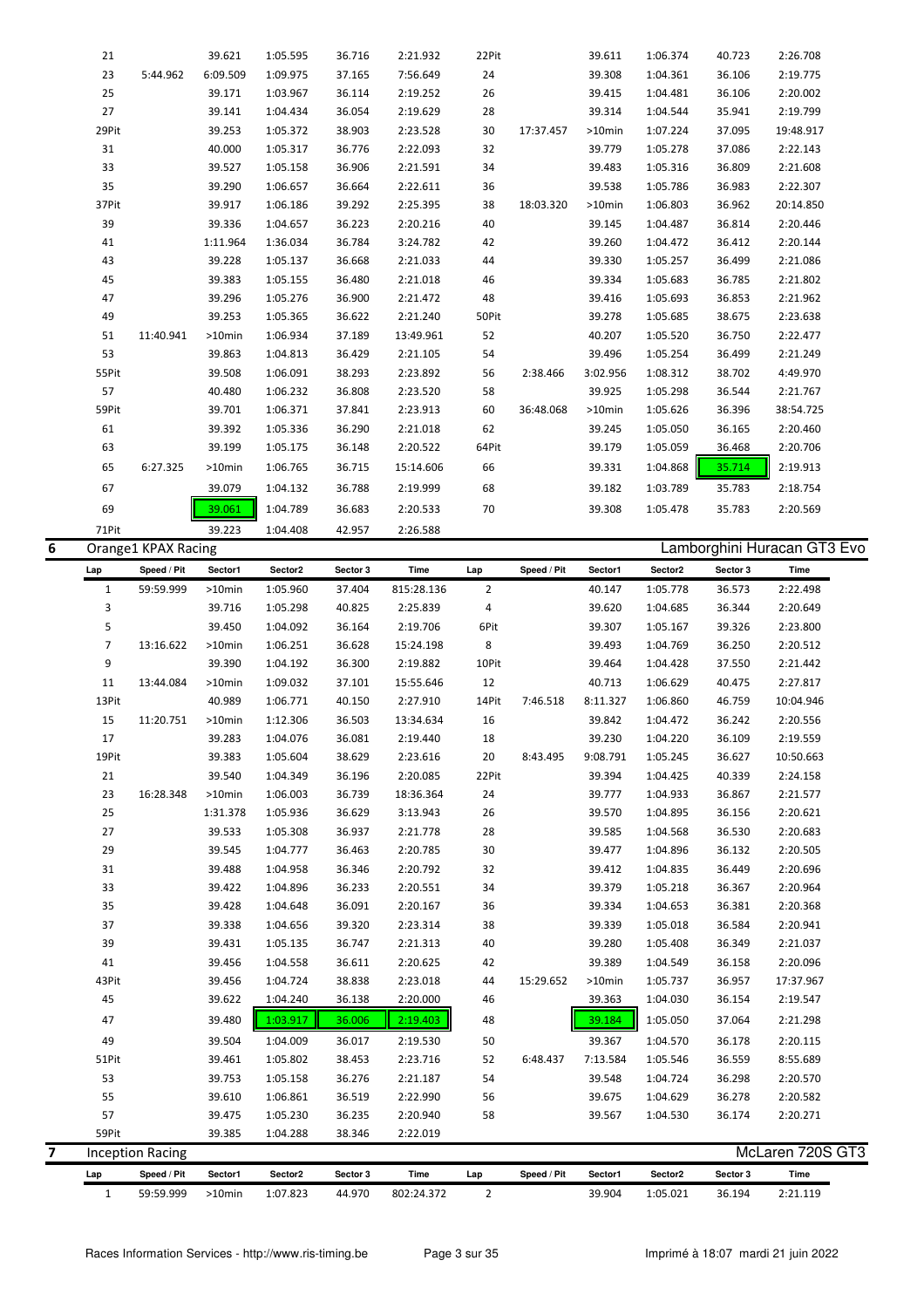| Lap | Speed / Pit | Sector1 | Sector2 | Sector 3 | Time | Lap | Speed / Pit | Sector1 | Sector2 | Sector 3 | Time |
|---|---|---|---|---|---|---|---|---|---|---|---|
| 21 | | 39.621 | 1:05.595 | 36.716 | 2:21.932 | 22Pit | | 39.611 | 1:06.374 | 40.723 | 2:26.708 |
| 23 | 5:44.962 | 6:09.509 | 1:09.975 | 37.165 | 7:56.649 | 24 | | 39.308 | 1:04.361 | 36.106 | 2:19.775 |
| 25 | | 39.171 | 1:03.967 | 36.114 | 2:19.252 | 26 | | 39.415 | 1:04.481 | 36.106 | 2:20.002 |
| 27 | | 39.141 | 1:04.434 | 36.054 | 2:19.629 | 28 | | 39.314 | 1:04.544 | 35.941 | 2:19.799 |
| 29Pit | | 39.253 | 1:05.372 | 38.903 | 2:23.528 | 30 | 17:37.457 | >10min | 1:07.224 | 37.095 | 19:48.917 |
| 31 | | 40.000 | 1:05.317 | 36.776 | 2:22.093 | 32 | | 39.779 | 1:05.278 | 37.086 | 2:22.143 |
| 33 | | 39.527 | 1:05.158 | 36.906 | 2:21.591 | 34 | | 39.483 | 1:05.316 | 36.809 | 2:21.608 |
| 35 | | 39.290 | 1:06.657 | 36.664 | 2:22.611 | 36 | | 39.538 | 1:05.786 | 36.983 | 2:22.307 |
| 37Pit | | 39.917 | 1:06.186 | 39.292 | 2:25.395 | 38 | 18:03.320 | >10min | 1:06.803 | 36.962 | 20:14.850 |
| 39 | | 39.336 | 1:04.657 | 36.223 | 2:20.216 | 40 | | 39.145 | 1:04.487 | 36.814 | 2:20.446 |
| 41 | | 1:11.964 | 1:36.034 | 36.784 | 3:24.782 | 42 | | 39.260 | 1:04.472 | 36.412 | 2:20.144 |
| 43 | | 39.228 | 1:05.137 | 36.668 | 2:21.033 | 44 | | 39.330 | 1:05.257 | 36.499 | 2:21.086 |
| 45 | | 39.383 | 1:05.155 | 36.480 | 2:21.018 | 46 | | 39.334 | 1:05.683 | 36.785 | 2:21.802 |
| 47 | | 39.296 | 1:05.276 | 36.900 | 2:21.472 | 48 | | 39.416 | 1:05.693 | 36.853 | 2:21.962 |
| 49 | | 39.253 | 1:05.365 | 36.622 | 2:21.240 | 50Pit | | 39.278 | 1:05.685 | 38.675 | 2:23.638 |
| 51 | 11:40.941 | >10min | 1:06.934 | 37.189 | 13:49.961 | 52 | | 40.207 | 1:05.520 | 36.750 | 2:22.477 |
| 53 | | 39.863 | 1:04.813 | 36.429 | 2:21.105 | 54 | | 39.496 | 1:05.254 | 36.499 | 2:21.249 |
| 55Pit | | 39.508 | 1:06.091 | 38.293 | 2:23.892 | 56 | 2:38.466 | 3:02.956 | 1:08.312 | 38.702 | 4:49.970 |
| 57 | | 40.480 | 1:06.232 | 36.808 | 2:23.520 | 58 | | 39.925 | 1:05.298 | 36.544 | 2:21.767 |
| 59Pit | | 39.701 | 1:06.371 | 37.841 | 2:23.913 | 60 | 36:48.068 | >10min | 1:05.626 | 36.396 | 38:54.725 |
| 61 | | 39.392 | 1:05.336 | 36.290 | 2:21.018 | 62 | | 39.245 | 1:05.050 | 36.165 | 2:20.460 |
| 63 | | 39.199 | 1:05.175 | 36.148 | 2:20.522 | 64Pit | | 39.179 | 1:05.059 | 36.468 | 2:20.706 |
| 65 | 6:27.325 | >10min | 1:06.765 | 36.715 | 15:14.606 | 66 | | 39.331 | 1:04.868 | 35.714 | 2:19.913 |
| 67 | | 39.079 | 1:04.132 | 36.788 | 2:19.999 | 68 | | 39.182 | 1:03.789 | 35.783 | 2:18.754 |
| 69 | | 39.061 | 1:04.789 | 36.683 | 2:20.533 | 70 | | 39.308 | 1:05.478 | 35.783 | 2:20.569 |
| 71Pit | | 39.223 | 1:04.408 | 42.957 | 2:26.588 | | | | | | |

## 6 Orange1 KPAX Racing — Lamborghini Huracan GT3 Evo

| Lap | Speed / Pit | Sector1 | Sector2 | Sector 3 | Time | Lap | Speed / Pit | Sector1 | Sector2 | Sector 3 | Time |
|---|---|---|---|---|---|---|---|---|---|---|---|
| 1 | 59:59.999 | >10min | 1:05.960 | 37.404 | 815:28.136 | 2 | | 40.147 | 1:05.778 | 36.573 | 2:22.498 |
| 3 | | 39.716 | 1:05.298 | 40.825 | 2:25.839 | 4 | | 39.620 | 1:04.685 | 36.344 | 2:20.649 |
| 5 | | 39.450 | 1:04.092 | 36.164 | 2:19.706 | 6Pit | | 39.307 | 1:05.167 | 39.326 | 2:23.800 |
| 7 | 13:16.622 | >10min | 1:06.251 | 36.628 | 15:24.198 | 8 | | 39.493 | 1:04.769 | 36.250 | 2:20.512 |
| 9 | | 39.390 | 1:04.192 | 36.300 | 2:19.882 | 10Pit | | 39.464 | 1:04.428 | 37.550 | 2:21.442 |
| 11 | 13:44.084 | >10min | 1:09.032 | 37.101 | 15:55.646 | 12 | | 40.713 | 1:06.629 | 40.475 | 2:27.817 |
| 13Pit | | 40.989 | 1:06.771 | 40.150 | 2:27.910 | 14Pit | 7:46.518 | 8:11.327 | 1:06.860 | 46.759 | 10:04.946 |
| 15 | 11:20.751 | >10min | 1:12.306 | 36.503 | 13:34.634 | 16 | | 39.842 | 1:04.472 | 36.242 | 2:20.556 |
| 17 | | 39.283 | 1:04.076 | 36.081 | 2:19.440 | 18 | | 39.230 | 1:04.220 | 36.109 | 2:19.559 |
| 19Pit | | 39.383 | 1:05.604 | 38.629 | 2:23.616 | 20 | 8:43.495 | 9:08.791 | 1:05.245 | 36.627 | 10:50.663 |
| 21 | | 39.540 | 1:04.349 | 36.196 | 2:20.085 | 22Pit | | 39.394 | 1:04.425 | 40.339 | 2:24.158 |
| 23 | 16:28.348 | >10min | 1:06.003 | 36.739 | 18:36.364 | 24 | | 39.777 | 1:04.933 | 36.867 | 2:21.577 |
| 25 | | 1:31.378 | 1:05.936 | 36.629 | 3:13.943 | 26 | | 39.570 | 1:04.895 | 36.156 | 2:20.621 |
| 27 | | 39.533 | 1:05.308 | 36.937 | 2:21.778 | 28 | | 39.585 | 1:04.568 | 36.530 | 2:20.683 |
| 29 | | 39.545 | 1:04.777 | 36.463 | 2:20.785 | 30 | | 39.477 | 1:04.896 | 36.132 | 2:20.505 |
| 31 | | 39.488 | 1:04.958 | 36.346 | 2:20.792 | 32 | | 39.412 | 1:04.835 | 36.449 | 2:20.696 |
| 33 | | 39.422 | 1:04.896 | 36.233 | 2:20.551 | 34 | | 39.379 | 1:05.218 | 36.367 | 2:20.964 |
| 35 | | 39.428 | 1:04.648 | 36.091 | 2:20.167 | 36 | | 39.334 | 1:04.653 | 36.381 | 2:20.368 |
| 37 | | 39.338 | 1:04.656 | 39.320 | 2:23.314 | 38 | | 39.339 | 1:05.018 | 36.584 | 2:20.941 |
| 39 | | 39.431 | 1:05.135 | 36.747 | 2:21.313 | 40 | | 39.280 | 1:05.408 | 36.349 | 2:21.037 |
| 41 | | 39.456 | 1:04.558 | 36.611 | 2:20.625 | 42 | | 39.389 | 1:04.549 | 36.158 | 2:20.096 |
| 43Pit | | 39.456 | 1:04.724 | 38.838 | 2:23.018 | 44 | 15:29.652 | >10min | 1:05.737 | 36.957 | 17:37.967 |
| 45 | | 39.622 | 1:04.240 | 36.138 | 2:20.000 | 46 | | 39.363 | 1:04.030 | 36.154 | 2:19.547 |
| 47 | | 39.480 | 1:03.917 | 36.006 | 2:19.403 | 48 | | 39.184 | 1:05.050 | 37.064 | 2:21.298 |
| 49 | | 39.504 | 1:04.009 | 36.017 | 2:19.530 | 50 | | 39.367 | 1:04.570 | 36.178 | 2:20.115 |
| 51Pit | | 39.461 | 1:05.802 | 38.453 | 2:23.716 | 52 | 6:48.437 | 7:13.584 | 1:05.546 | 36.559 | 8:55.689 |
| 53 | | 39.753 | 1:05.158 | 36.276 | 2:21.187 | 54 | | 39.548 | 1:04.724 | 36.298 | 2:20.570 |
| 55 | | 39.610 | 1:06.861 | 36.519 | 2:22.990 | 56 | | 39.675 | 1:04.629 | 36.278 | 2:20.582 |
| 57 | | 39.475 | 1:05.230 | 36.235 | 2:20.940 | 58 | | 39.567 | 1:04.530 | 36.174 | 2:20.271 |
| 59Pit | | 39.385 | 1:04.288 | 38.346 | 2:22.019 | | | | | | |

## 7 Inception Racing — McLaren 720S GT3

| Lap | Speed / Pit | Sector1 | Sector2 | Sector 3 | Time | Lap | Speed / Pit | Sector1 | Sector2 | Sector 3 | Time |
|---|---|---|---|---|---|---|---|---|---|---|---|
| 1 | 59:59.999 | >10min | 1:07.823 | 44.970 | 802:24.372 | 2 | | 39.904 | 1:05.021 | 36.194 | 2:21.119 |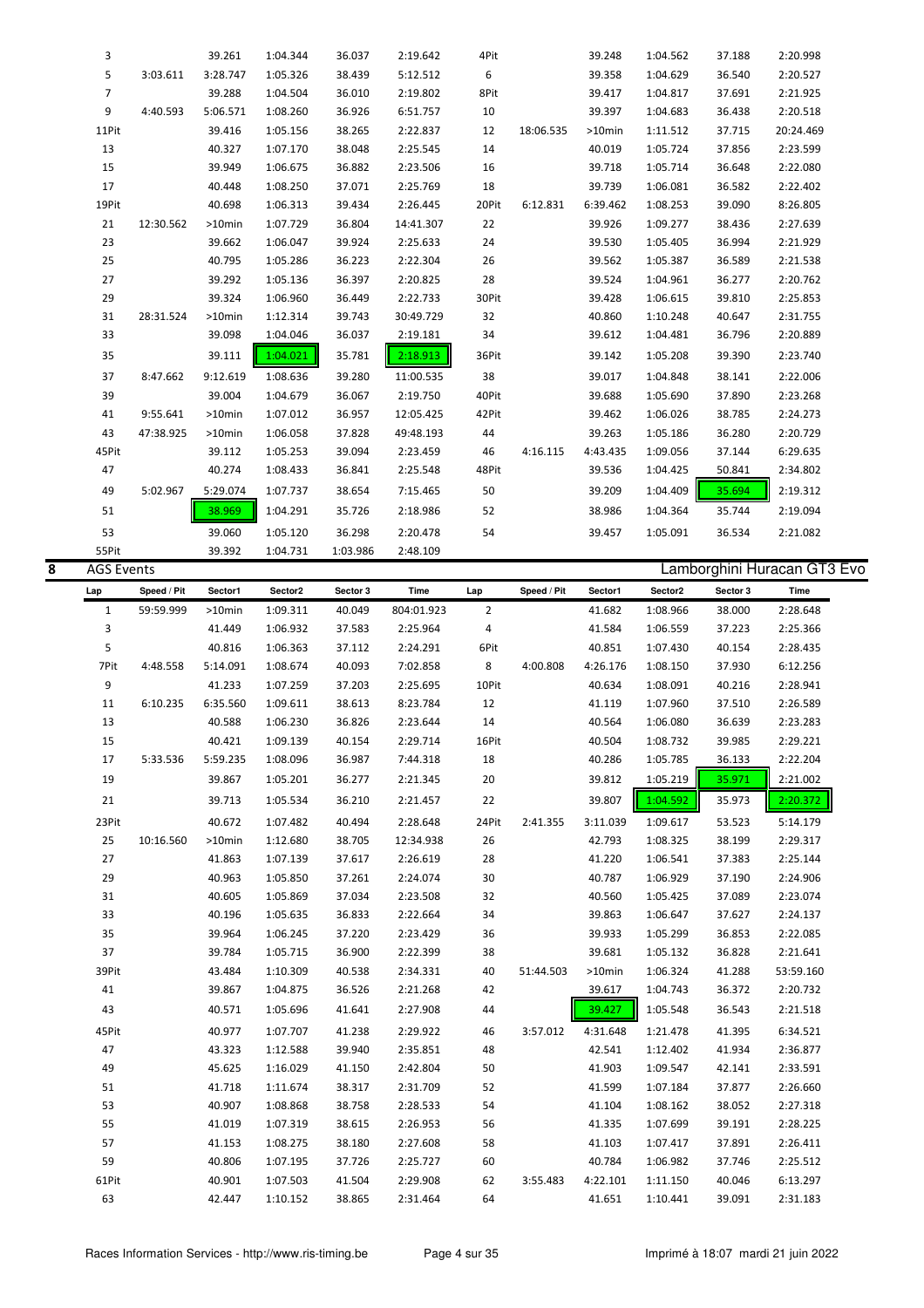| Lap | Speed / Pit | Sector1 | Sector2 | Sector 3 | Time | Lap | Speed / Pit | Sector1 | Sector2 | Sector 3 | Time |
|---|---|---|---|---|---|---|---|---|---|---|---|
| 3 | | 39.261 | 1:04.344 | 36.037 | 2:19.642 | 4Pit | | 39.248 | 1:04.562 | 37.188 | 2:20.998 |
| 5 | 3:03.611 | 3:28.747 | 1:05.326 | 38.439 | 5:12.512 | 6 | | 39.358 | 1:04.629 | 36.540 | 2:20.527 |
| 7 | | 39.288 | 1:04.504 | 36.010 | 2:19.802 | 8Pit | | 39.417 | 1:04.817 | 37.691 | 2:21.925 |
| 9 | 4:40.593 | 5:06.571 | 1:08.260 | 36.926 | 6:51.757 | 10 | | 39.397 | 1:04.683 | 36.438 | 2:20.518 |
| 11Pit | | 39.416 | 1:05.156 | 38.265 | 2:22.837 | 12 | 18:06.535 | >10min | 1:11.512 | 37.715 | 20:24.469 |
| 13 | | 40.327 | 1:07.170 | 38.048 | 2:25.545 | 14 | | 40.019 | 1:05.724 | 37.856 | 2:23.599 |
| 15 | | 39.949 | 1:06.675 | 36.882 | 2:23.506 | 16 | | 39.718 | 1:05.714 | 36.648 | 2:22.080 |
| 17 | | 40.448 | 1:08.250 | 37.071 | 2:25.769 | 18 | | 39.739 | 1:06.081 | 36.582 | 2:22.402 |
| 19Pit | | 40.698 | 1:06.313 | 39.434 | 2:26.445 | 20Pit | 6:12.831 | 6:39.462 | 1:08.253 | 39.090 | 8:26.805 |
| 21 | 12:30.562 | >10min | 1:07.729 | 36.804 | 14:41.307 | 22 | | 39.926 | 1:09.277 | 38.436 | 2:27.639 |
| 23 | | 39.662 | 1:06.047 | 39.924 | 2:25.633 | 24 | | 39.530 | 1:05.405 | 36.994 | 2:21.929 |
| 25 | | 40.795 | 1:05.286 | 36.223 | 2:22.304 | 26 | | 39.562 | 1:05.387 | 36.589 | 2:21.538 |
| 27 | | 39.292 | 1:05.136 | 36.397 | 2:20.825 | 28 | | 39.524 | 1:04.961 | 36.277 | 2:20.762 |
| 29 | | 39.324 | 1:06.960 | 36.449 | 2:22.733 | 30Pit | | 39.428 | 1:06.615 | 39.810 | 2:25.853 |
| 31 | 28:31.524 | >10min | 1:12.314 | 39.743 | 30:49.729 | 32 | | 40.860 | 1:10.248 | 40.647 | 2:31.755 |
| 33 | | 39.098 | 1:04.046 | 36.037 | 2:19.181 | 34 | | 39.612 | 1:04.481 | 36.796 | 2:20.889 |
| 35 | | 39.111 | 1:04.021 | 35.781 | 2:18.913 | 36Pit | | 39.142 | 1:05.208 | 39.390 | 2:23.740 |
| 37 | 8:47.662 | 9:12.619 | 1:08.636 | 39.280 | 11:00.535 | 38 | | 39.017 | 1:04.848 | 38.141 | 2:22.006 |
| 39 | | 39.004 | 1:04.679 | 36.067 | 2:19.750 | 40Pit | | 39.688 | 1:05.690 | 37.890 | 2:23.268 |
| 41 | 9:55.641 | >10min | 1:07.012 | 36.957 | 12:05.425 | 42Pit | | 39.462 | 1:06.026 | 38.785 | 2:24.273 |
| 43 | 47:38.925 | >10min | 1:06.058 | 37.828 | 49:48.193 | 44 | | 39.263 | 1:05.186 | 36.280 | 2:20.729 |
| 45Pit | | 39.112 | 1:05.253 | 39.094 | 2:23.459 | 46 | 4:16.115 | 4:43.435 | 1:09.056 | 37.144 | 6:29.635 |
| 47 | | 40.274 | 1:08.433 | 36.841 | 2:25.548 | 48Pit | | 39.536 | 1:04.425 | 50.841 | 2:34.802 |
| 49 | 5:02.967 | 5:29.074 | 1:07.737 | 38.654 | 7:15.465 | 50 | | 39.209 | 1:04.409 | 35.694 | 2:19.312 |
| 51 | | 38.969 | 1:04.291 | 35.726 | 2:18.986 | 52 | | 38.986 | 1:04.364 | 35.744 | 2:19.094 |
| 53 | | 39.060 | 1:05.120 | 36.298 | 2:20.478 | 54 | | 39.457 | 1:05.091 | 36.534 | 2:21.082 |
| 55Pit | | 39.392 | 1:04.731 | 1:03.986 | 2:48.109 | | | | | | |

## 8 AGS Events — Lamborghini Huracan GT3 Evo

| Lap | Speed / Pit | Sector1 | Sector2 | Sector 3 | Time | Lap | Speed / Pit | Sector1 | Sector2 | Sector 3 | Time |
|---|---|---|---|---|---|---|---|---|---|---|---|
| 1 | 59:59.999 | >10min | 1:09.311 | 40.049 | 804:01.923 | 2 | | 41.682 | 1:08.966 | 38.000 | 2:28.648 |
| 3 | | 41.449 | 1:06.932 | 37.583 | 2:25.964 | 4 | | 41.584 | 1:06.559 | 37.223 | 2:25.366 |
| 5 | | 40.816 | 1:06.363 | 37.112 | 2:24.291 | 6Pit | | 40.851 | 1:07.430 | 40.154 | 2:28.435 |
| 7Pit | 4:48.558 | 5:14.091 | 1:08.674 | 40.093 | 7:02.858 | 8 | 4:00.808 | 4:26.176 | 1:08.150 | 37.930 | 6:12.256 |
| 9 | | 41.233 | 1:07.259 | 37.203 | 2:25.695 | 10Pit | | 40.634 | 1:08.091 | 40.216 | 2:28.941 |
| 11 | 6:10.235 | 6:35.560 | 1:09.611 | 38.613 | 8:23.784 | 12 | | 41.119 | 1:07.960 | 37.510 | 2:26.589 |
| 13 | | 40.588 | 1:06.230 | 36.826 | 2:23.644 | 14 | | 40.564 | 1:06.080 | 36.639 | 2:23.283 |
| 15 | | 40.421 | 1:09.139 | 40.154 | 2:29.714 | 16Pit | | 40.504 | 1:08.732 | 39.985 | 2:29.221 |
| 17 | 5:33.536 | 5:59.235 | 1:08.096 | 36.987 | 7:44.318 | 18 | | 40.286 | 1:05.785 | 36.133 | 2:22.204 |
| 19 | | 39.867 | 1:05.201 | 36.277 | 2:21.345 | 20 | | 39.812 | 1:05.219 | 35.971 | 2:21.002 |
| 21 | | 39.713 | 1:05.534 | 36.210 | 2:21.457 | 22 | | 39.807 | 1:04.592 | 35.973 | 2:20.372 |
| 23Pit | | 40.672 | 1:07.482 | 40.494 | 2:28.648 | 24Pit | 2:41.355 | 3:11.039 | 1:09.617 | 53.523 | 5:14.179 |
| 25 | 10:16.560 | >10min | 1:12.680 | 38.705 | 12:34.938 | 26 | | 42.793 | 1:08.325 | 38.199 | 2:29.317 |
| 27 | | 41.863 | 1:07.139 | 37.617 | 2:26.619 | 28 | | 41.220 | 1:06.541 | 37.383 | 2:25.144 |
| 29 | | 40.963 | 1:05.850 | 37.261 | 2:24.074 | 30 | | 40.787 | 1:06.929 | 37.190 | 2:24.906 |
| 31 | | 40.605 | 1:05.869 | 37.034 | 2:23.508 | 32 | | 40.560 | 1:05.425 | 37.089 | 2:23.074 |
| 33 | | 40.196 | 1:05.635 | 36.833 | 2:22.664 | 34 | | 39.863 | 1:06.647 | 37.627 | 2:24.137 |
| 35 | | 39.964 | 1:06.245 | 37.220 | 2:23.429 | 36 | | 39.933 | 1:05.299 | 36.853 | 2:22.085 |
| 37 | | 39.784 | 1:05.715 | 36.900 | 2:22.399 | 38 | | 39.681 | 1:05.132 | 36.828 | 2:21.641 |
| 39Pit | | 43.484 | 1:10.309 | 40.538 | 2:34.331 | 40 | 51:44.503 | >10min | 1:06.324 | 41.288 | 53:59.160 |
| 41 | | 39.867 | 1:04.875 | 36.526 | 2:21.268 | 42 | | 39.617 | 1:04.743 | 36.372 | 2:20.732 |
| 43 | | 40.571 | 1:05.696 | 41.641 | 2:27.908 | 44 | | 39.427 | 1:05.548 | 36.543 | 2:21.518 |
| 45Pit | | 40.977 | 1:07.707 | 41.238 | 2:29.922 | 46 | 3:57.012 | 4:31.648 | 1:21.478 | 41.395 | 6:34.521 |
| 47 | | 43.323 | 1:12.588 | 39.940 | 2:35.851 | 48 | | 42.541 | 1:12.402 | 41.934 | 2:36.877 |
| 49 | | 45.625 | 1:16.029 | 41.150 | 2:42.804 | 50 | | 41.903 | 1:09.547 | 42.141 | 2:33.591 |
| 51 | | 41.718 | 1:11.674 | 38.317 | 2:31.709 | 52 | | 41.599 | 1:07.184 | 37.877 | 2:26.660 |
| 53 | | 40.907 | 1:08.868 | 38.758 | 2:28.533 | 54 | | 41.104 | 1:08.162 | 38.052 | 2:27.318 |
| 55 | | 41.019 | 1:07.319 | 38.615 | 2:26.953 | 56 | | 41.335 | 1:07.699 | 39.191 | 2:28.225 |
| 57 | | 41.153 | 1:08.275 | 38.180 | 2:27.608 | 58 | | 41.103 | 1:07.417 | 37.891 | 2:26.411 |
| 59 | | 40.806 | 1:07.195 | 37.726 | 2:25.727 | 60 | | 40.784 | 1:06.982 | 37.746 | 2:25.512 |
| 61Pit | | 40.901 | 1:07.503 | 41.504 | 2:29.908 | 62 | 3:55.483 | 4:22.101 | 1:11.150 | 40.046 | 6:13.297 |
| 63 | | 42.447 | 1:10.152 | 38.865 | 2:31.464 | 64 | | 41.651 | 1:10.441 | 39.091 | 2:31.183 |

Races Information Services - http://www.ris-timing.be — Imprimé à 18:07 mardi 21 juin 2022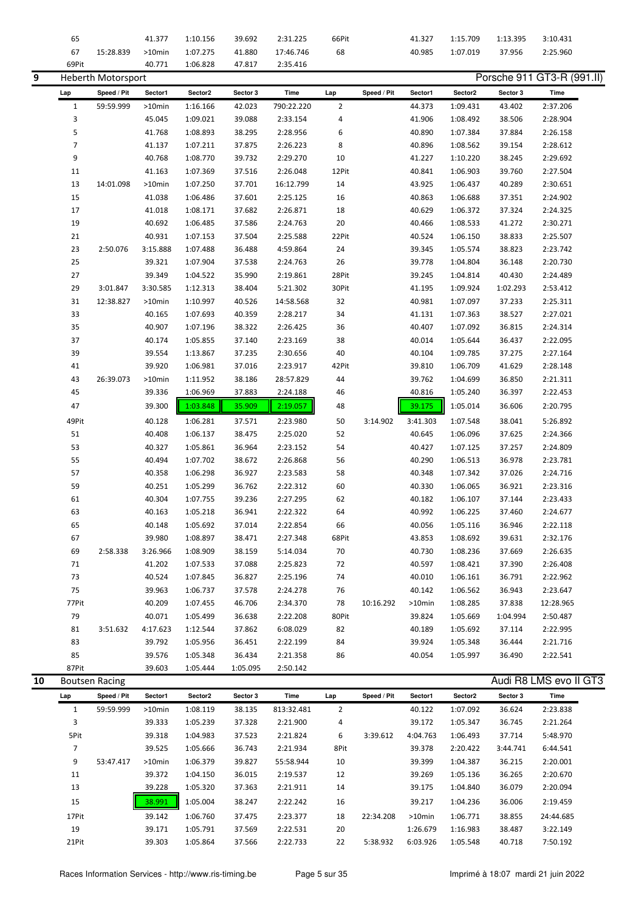| Lap | Speed / Pit | Sector1 | Sector2 | Sector 3 | Time | Lap | Speed / Pit | Sector1 | Sector2 | Sector 3 | Time |
|---|---|---|---|---|---|---|---|---|---|---|---|
| 65 | | 41.377 | 1:10.156 | 39.692 | 2:31.225 | 66Pit | | 41.327 | 1:15.709 | 1:13.395 | 3:10.431 |
| 67 | 15:28.839 | >10min | 1:07.275 | 41.880 | 17:46.746 | 68 | | 40.985 | 1:07.019 | 37.956 | 2:25.960 |
| 69Pit | | 40.771 | 1:06.828 | 47.817 | 2:35.416 | | | | | | |

## 9 Heberth Motorsport — Porsche 911 GT3-R (991.II)

| Lap | Speed / Pit | Sector1 | Sector2 | Sector 3 | Time | Lap | Speed / Pit | Sector1 | Sector2 | Sector 3 | Time |
|---|---|---|---|---|---|---|---|---|---|---|---|
| 1 | 59:59.999 | >10min | 1:16.166 | 42.023 | 790:22.220 | 2 | | 44.373 | 1:09.431 | 43.402 | 2:37.206 |
| 3 | | 45.045 | 1:09.021 | 39.088 | 2:33.154 | 4 | | 41.906 | 1:08.492 | 38.506 | 2:28.904 |
| 5 | | 41.768 | 1:08.893 | 38.295 | 2:28.956 | 6 | | 40.890 | 1:07.384 | 37.884 | 2:26.158 |
| 7 | | 41.137 | 1:07.211 | 37.875 | 2:26.223 | 8 | | 40.896 | 1:08.562 | 39.154 | 2:28.612 |
| 9 | | 40.768 | 1:08.770 | 39.732 | 2:29.270 | 10 | | 41.227 | 1:10.220 | 38.245 | 2:29.692 |
| 11 | | 41.163 | 1:07.369 | 37.516 | 2:26.048 | 12Pit | | 40.841 | 1:06.903 | 39.760 | 2:27.504 |
| 13 | 14:01.098 | >10min | 1:07.250 | 37.701 | 16:12.799 | 14 | | 43.925 | 1:06.437 | 40.289 | 2:30.651 |
| 15 | | 41.038 | 1:06.486 | 37.601 | 2:25.125 | 16 | | 40.863 | 1:06.688 | 37.351 | 2:24.902 |
| 17 | | 41.018 | 1:08.171 | 37.682 | 2:26.871 | 18 | | 40.629 | 1:06.372 | 37.324 | 2:24.325 |
| 19 | | 40.692 | 1:06.485 | 37.586 | 2:24.763 | 20 | | 40.466 | 1:08.533 | 41.272 | 2:30.271 |
| 21 | | 40.931 | 1:07.153 | 37.504 | 2:25.588 | 22Pit | | 40.524 | 1:06.150 | 38.833 | 2:25.507 |
| 23 | 2:50.076 | 3:15.888 | 1:07.488 | 36.488 | 4:59.864 | 24 | | 39.345 | 1:05.574 | 38.823 | 2:23.742 |
| 25 | | 39.321 | 1:07.904 | 37.538 | 2:24.763 | 26 | | 39.778 | 1:04.804 | 36.148 | 2:20.730 |
| 27 | | 39.349 | 1:04.522 | 35.990 | 2:19.861 | 28Pit | | 39.245 | 1:04.814 | 40.430 | 2:24.489 |
| 29 | 3:01.847 | 3:30.585 | 1:12.313 | 38.404 | 5:21.302 | 30Pit | | 41.195 | 1:09.924 | 1:02.293 | 2:53.412 |
| 31 | 12:38.827 | >10min | 1:10.997 | 40.526 | 14:58.568 | 32 | | 40.981 | 1:07.097 | 37.233 | 2:25.311 |
| 33 | | 40.165 | 1:07.693 | 40.359 | 2:28.217 | 34 | | 41.131 | 1:07.363 | 38.527 | 2:27.021 |
| 35 | | 40.907 | 1:07.196 | 38.322 | 2:26.425 | 36 | | 40.407 | 1:07.092 | 36.815 | 2:24.314 |
| 37 | | 40.174 | 1:05.855 | 37.140 | 2:23.169 | 38 | | 40.014 | 1:05.644 | 36.437 | 2:22.095 |
| 39 | | 39.554 | 1:13.867 | 37.235 | 2:30.656 | 40 | | 40.104 | 1:09.785 | 37.275 | 2:27.164 |
| 41 | | 39.920 | 1:06.981 | 37.016 | 2:23.917 | 42Pit | | 39.810 | 1:06.709 | 41.629 | 2:28.148 |
| 43 | 26:39.073 | >10min | 1:11.952 | 38.186 | 28:57.829 | 44 | | 39.762 | 1:04.699 | 36.850 | 2:21.311 |
| 45 | | 39.336 | 1:06.969 | 37.883 | 2:24.188 | 46 | | 40.816 | 1:05.240 | 36.397 | 2:22.453 |
| 47 | | 39.300 | 1:03.848 | 35.909 | 2:19.057 | 48 | | 39.175 | 1:05.014 | 36.606 | 2:20.795 |
| 49Pit | | 40.128 | 1:06.281 | 37.571 | 2:23.980 | 50 | 3:14.902 | 3:41.303 | 1:07.548 | 38.041 | 5:26.892 |
| 51 | | 40.408 | 1:06.137 | 38.475 | 2:25.020 | 52 | | 40.645 | 1:06.096 | 37.625 | 2:24.366 |
| 53 | | 40.327 | 1:05.861 | 36.964 | 2:23.152 | 54 | | 40.427 | 1:07.125 | 37.257 | 2:24.809 |
| 55 | | 40.494 | 1:07.702 | 38.672 | 2:26.868 | 56 | | 40.290 | 1:06.513 | 36.978 | 2:23.781 |
| 57 | | 40.358 | 1:06.298 | 36.927 | 2:23.583 | 58 | | 40.348 | 1:07.342 | 37.026 | 2:24.716 |
| 59 | | 40.251 | 1:05.299 | 36.762 | 2:22.312 | 60 | | 40.330 | 1:06.065 | 36.921 | 2:23.316 |
| 61 | | 40.304 | 1:07.755 | 39.236 | 2:27.295 | 62 | | 40.182 | 1:06.107 | 37.144 | 2:23.433 |
| 63 | | 40.163 | 1:05.218 | 36.941 | 2:22.322 | 64 | | 40.992 | 1:06.225 | 37.460 | 2:24.677 |
| 65 | | 40.148 | 1:05.692 | 37.014 | 2:22.854 | 66 | | 40.056 | 1:05.116 | 36.946 | 2:22.118 |
| 67 | | 39.980 | 1:08.897 | 38.471 | 2:27.348 | 68Pit | | 43.853 | 1:08.692 | 39.631 | 2:32.176 |
| 69 | 2:58.338 | 3:26.966 | 1:08.909 | 38.159 | 5:14.034 | 70 | | 40.730 | 1:08.236 | 37.669 | 2:26.635 |
| 71 | | 41.202 | 1:07.533 | 37.088 | 2:25.823 | 72 | | 40.597 | 1:08.421 | 37.390 | 2:26.408 |
| 73 | | 40.524 | 1:07.845 | 36.827 | 2:25.196 | 74 | | 40.010 | 1:06.161 | 36.791 | 2:22.962 |
| 75 | | 39.963 | 1:06.737 | 37.578 | 2:24.278 | 76 | | 40.142 | 1:06.562 | 36.943 | 2:23.647 |
| 77Pit | | 40.209 | 1:07.455 | 46.706 | 2:34.370 | 78 | 10:16.292 | >10min | 1:08.285 | 37.838 | 12:28.965 |
| 79 | | 40.071 | 1:05.499 | 36.638 | 2:22.208 | 80Pit | | 39.824 | 1:05.669 | 1:04.994 | 2:50.487 |
| 81 | 3:51.632 | 4:17.623 | 1:12.544 | 37.862 | 6:08.029 | 82 | | 40.189 | 1:05.692 | 37.114 | 2:22.995 |
| 83 | | 39.792 | 1:05.956 | 36.451 | 2:22.199 | 84 | | 39.924 | 1:05.348 | 36.444 | 2:21.716 |
| 85 | | 39.576 | 1:05.348 | 36.434 | 2:21.358 | 86 | | 40.054 | 1:05.997 | 36.490 | 2:22.541 |
| 87Pit | | 39.603 | 1:05.444 | 1:05.095 | 2:50.142 | | | | | | |

## 10 Boutsen Racing — Audi R8 LMS evo II GT3

| Lap | Speed / Pit | Sector1 | Sector2 | Sector 3 | Time | Lap | Speed / Pit | Sector1 | Sector2 | Sector 3 | Time |
|---|---|---|---|---|---|---|---|---|---|---|---|
| 1 | 59:59.999 | >10min | 1:08.119 | 38.135 | 813:32.481 | 2 | | 40.122 | 1:07.092 | 36.624 | 2:23.838 |
| 3 | | 39.333 | 1:05.239 | 37.328 | 2:21.900 | 4 | | 39.172 | 1:05.347 | 36.745 | 2:21.264 |
| 5Pit | | 39.318 | 1:04.983 | 37.523 | 2:21.824 | 6 | 3:39.612 | 4:04.763 | 1:06.493 | 37.714 | 5:48.970 |
| 7 | | 39.525 | 1:05.666 | 36.743 | 2:21.934 | 8Pit | | 39.378 | 2:20.422 | 3:44.741 | 6:44.541 |
| 9 | 53:47.417 | >10min | 1:06.379 | 39.827 | 55:58.944 | 10 | | 39.399 | 1:04.387 | 36.215 | 2:20.001 |
| 11 | | 39.372 | 1:04.150 | 36.015 | 2:19.537 | 12 | | 39.269 | 1:05.136 | 36.265 | 2:20.670 |
| 13 | | 39.228 | 1:05.320 | 37.363 | 2:21.911 | 14 | | 39.175 | 1:04.840 | 36.079 | 2:20.094 |
| 15 | | 38.991 | 1:05.004 | 38.247 | 2:22.242 | 16 | | 39.217 | 1:04.236 | 36.006 | 2:19.459 |
| 17Pit | | 39.142 | 1:06.760 | 37.475 | 2:23.377 | 18 | 22:34.208 | >10min | 1:06.771 | 38.855 | 24:44.685 |
| 19 | | 39.171 | 1:05.791 | 37.569 | 2:22.531 | 20 | | 1:26.679 | 1:16.983 | 38.487 | 3:22.149 |
| 21Pit | | 39.303 | 1:05.864 | 37.566 | 2:22.733 | 22 | 5:38.932 | 6:03.926 | 1:05.548 | 40.718 | 7:50.192 |

Races Information Services - http://www.ris-timing.be — Imprimé à 18:07 mardi 21 juin 2022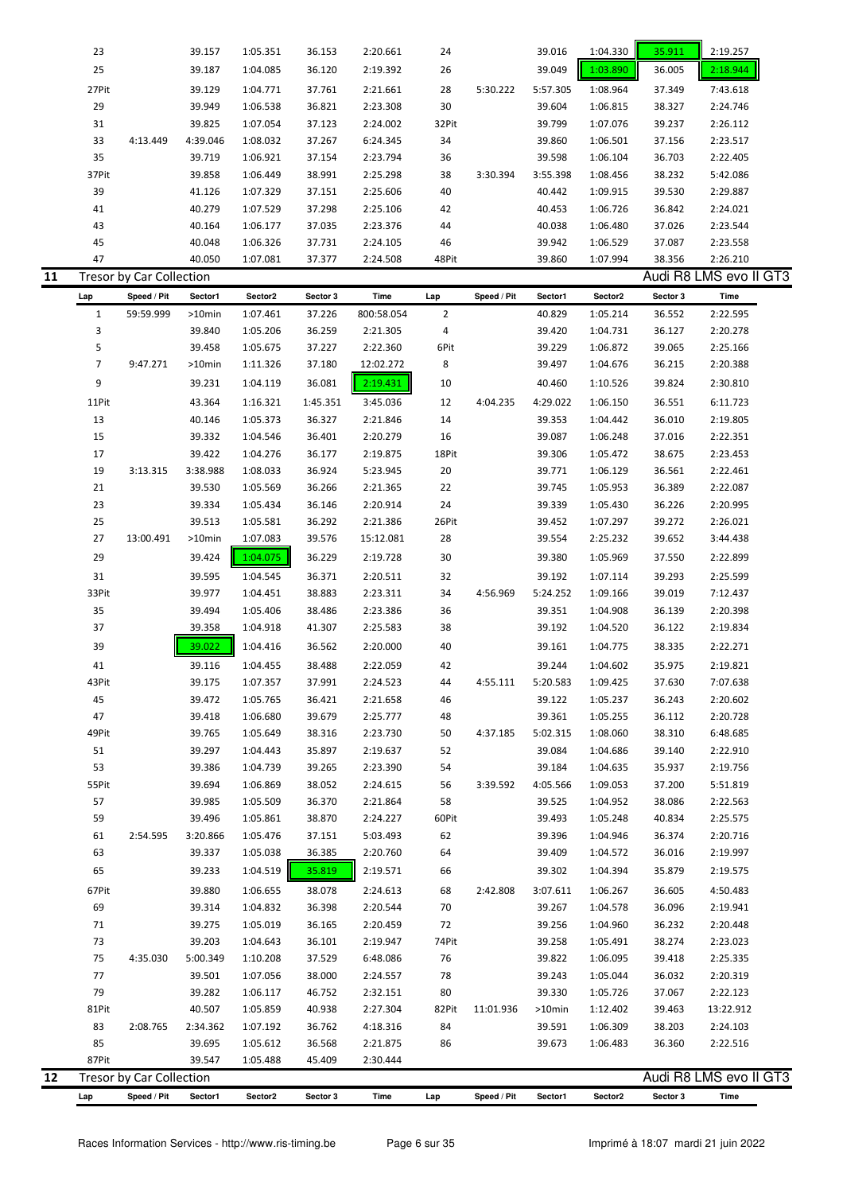| Lap | Speed / Pit | Sector1 | Sector2 | Sector 3 | Time | Lap | Speed / Pit | Sector1 | Sector2 | Sector 3 | Time |
|---|---|---|---|---|---|---|---|---|---|---|---|
| 23 | | 39.157 | 1:05.351 | 36.153 | 2:20.661 | 24 | | 39.016 | 1:04.330 | 35.911 | 2:19.257 |
| 25 | | 39.187 | 1:04.085 | 36.120 | 2:19.392 | 26 | | 39.049 | 1:03.890 | 36.005 | 2:18.944 |
| 27Pit | | 39.129 | 1:04.771 | 37.761 | 2:21.661 | 28 | 5:30.222 | 5:57.305 | 1:08.964 | 37.349 | 7:43.618 |
| 29 | | 39.949 | 1:06.538 | 36.821 | 2:23.308 | 30 | | 39.604 | 1:06.815 | 38.327 | 2:24.746 |
| 31 | | 39.825 | 1:07.054 | 37.123 | 2:24.002 | 32Pit | | 39.799 | 1:07.076 | 39.237 | 2:26.112 |
| 33 | 4:13.449 | 4:39.046 | 1:08.032 | 37.267 | 6:24.345 | 34 | | 39.860 | 1:06.501 | 37.156 | 2:23.517 |
| 35 | | 39.719 | 1:06.921 | 37.154 | 2:23.794 | 36 | | 39.598 | 1:06.104 | 36.703 | 2:22.405 |
| 37Pit | | 39.858 | 1:06.449 | 38.991 | 2:25.298 | 38 | 3:30.394 | 3:55.398 | 1:08.456 | 38.232 | 5:42.086 |
| 39 | | 41.126 | 1:07.329 | 37.151 | 2:25.606 | 40 | | 40.442 | 1:09.915 | 39.530 | 2:29.887 |
| 41 | | 40.279 | 1:07.529 | 37.298 | 2:25.106 | 42 | | 40.453 | 1:06.726 | 36.842 | 2:24.021 |
| 43 | | 40.164 | 1:06.177 | 37.035 | 2:23.376 | 44 | | 40.038 | 1:06.480 | 37.026 | 2:23.544 |
| 45 | | 40.048 | 1:06.326 | 37.731 | 2:24.105 | 46 | | 39.942 | 1:06.529 | 37.087 | 2:23.558 |
| 47 | | 40.050 | 1:07.081 | 37.377 | 2:24.508 | 48Pit | | 39.860 | 1:07.994 | 38.356 | 2:26.210 |

## 11 Tresor by Car Collection — Audi R8 LMS evo II GT3

| Lap | Speed / Pit | Sector1 | Sector2 | Sector 3 | Time | Lap | Speed / Pit | Sector1 | Sector2 | Sector 3 | Time |
|---|---|---|---|---|---|---|---|---|---|---|---|
| 1 | 59:59.999 | >10min | 1:07.461 | 37.226 | 800:58.054 | 2 | | 40.829 | 1:05.214 | 36.552 | 2:22.595 |
| 3 | | 39.840 | 1:05.206 | 36.259 | 2:21.305 | 4 | | 39.420 | 1:04.731 | 36.127 | 2:20.278 |
| 5 | | 39.458 | 1:05.675 | 37.227 | 2:22.360 | 6Pit | | 39.229 | 1:06.872 | 39.065 | 2:25.166 |
| 7 | 9:47.271 | >10min | 1:11.326 | 37.180 | 12:02.272 | 8 | | 39.497 | 1:04.676 | 36.215 | 2:20.388 |
| 9 | | 39.231 | 1:04.119 | 36.081 | 2:19.431 | 10 | | 40.460 | 1:10.526 | 39.824 | 2:30.810 |
| 11Pit | | 43.364 | 1:16.321 | 1:45.351 | 3:45.036 | 12 | 4:04.235 | 4:29.022 | 1:06.150 | 36.551 | 6:11.723 |
| 13 | | 40.146 | 1:05.373 | 36.327 | 2:21.846 | 14 | | 39.353 | 1:04.442 | 36.010 | 2:19.805 |
| 15 | | 39.332 | 1:04.546 | 36.401 | 2:20.279 | 16 | | 39.087 | 1:06.248 | 37.016 | 2:22.351 |
| 17 | | 39.422 | 1:04.276 | 36.177 | 2:19.875 | 18Pit | | 39.306 | 1:05.472 | 38.675 | 2:23.453 |
| 19 | 3:13.315 | 3:38.988 | 1:08.033 | 36.924 | 5:23.945 | 20 | | 39.771 | 1:06.129 | 36.561 | 2:22.461 |
| 21 | | 39.530 | 1:05.569 | 36.266 | 2:21.365 | 22 | | 39.745 | 1:05.953 | 36.389 | 2:22.087 |
| 23 | | 39.334 | 1:05.434 | 36.146 | 2:20.914 | 24 | | 39.339 | 1:05.430 | 36.226 | 2:20.995 |
| 25 | | 39.513 | 1:05.581 | 36.292 | 2:21.386 | 26Pit | | 39.452 | 1:07.297 | 39.272 | 2:26.021 |
| 27 | 13:00.491 | >10min | 1:07.083 | 39.576 | 15:12.081 | 28 | | 39.554 | 2:25.232 | 39.652 | 3:44.438 |
| 29 | | 39.424 | 1:04.075 | 36.229 | 2:19.728 | 30 | | 39.380 | 1:05.969 | 37.550 | 2:22.899 |
| 31 | | 39.595 | 1:04.545 | 36.371 | 2:20.511 | 32 | | 39.192 | 1:07.114 | 39.293 | 2:25.599 |
| 33Pit | | 39.977 | 1:04.451 | 38.883 | 2:23.311 | 34 | 4:56.969 | 5:24.252 | 1:09.166 | 39.019 | 7:12.437 |
| 35 | | 39.494 | 1:05.406 | 38.486 | 2:23.386 | 36 | | 39.351 | 1:04.908 | 36.139 | 2:20.398 |
| 37 | | 39.358 | 1:04.918 | 41.307 | 2:25.583 | 38 | | 39.192 | 1:04.520 | 36.122 | 2:19.834 |
| 39 | | 39.022 | 1:04.416 | 36.562 | 2:20.000 | 40 | | 39.161 | 1:04.775 | 38.335 | 2:22.271 |
| 41 | | 39.116 | 1:04.455 | 38.488 | 2:22.059 | 42 | | 39.244 | 1:04.602 | 35.975 | 2:19.821 |
| 43Pit | | 39.175 | 1:07.357 | 37.991 | 2:24.523 | 44 | 4:55.111 | 5:20.583 | 1:09.425 | 37.630 | 7:07.638 |
| 45 | | 39.472 | 1:05.765 | 36.421 | 2:21.658 | 46 | | 39.122 | 1:05.237 | 36.243 | 2:20.602 |
| 47 | | 39.418 | 1:06.680 | 39.679 | 2:25.777 | 48 | | 39.361 | 1:05.255 | 36.112 | 2:20.728 |
| 49Pit | | 39.765 | 1:05.649 | 38.316 | 2:23.730 | 50 | 4:37.185 | 5:02.315 | 1:08.060 | 38.310 | 6:48.685 |
| 51 | | 39.297 | 1:04.443 | 35.897 | 2:19.637 | 52 | | 39.084 | 1:04.686 | 39.140 | 2:22.910 |
| 53 | | 39.386 | 1:04.739 | 39.265 | 2:23.390 | 54 | | 39.184 | 1:04.635 | 35.937 | 2:19.756 |
| 55Pit | | 39.694 | 1:06.869 | 38.052 | 2:24.615 | 56 | 3:39.592 | 4:05.566 | 1:09.053 | 37.200 | 5:51.819 |
| 57 | | 39.985 | 1:05.509 | 36.370 | 2:21.864 | 58 | | 39.525 | 1:04.952 | 38.086 | 2:22.563 |
| 59 | | 39.496 | 1:05.861 | 38.870 | 2:24.227 | 60Pit | | 39.493 | 1:05.248 | 40.834 | 2:25.575 |
| 61 | 2:54.595 | 3:20.866 | 1:05.476 | 37.151 | 5:03.493 | 62 | | 39.396 | 1:04.946 | 36.374 | 2:20.716 |
| 63 | | 39.337 | 1:05.038 | 36.385 | 2:20.760 | 64 | | 39.409 | 1:04.572 | 36.016 | 2:19.997 |
| 65 | | 39.233 | 1:04.519 | 35.819 | 2:19.571 | 66 | | 39.302 | 1:04.394 | 35.879 | 2:19.575 |
| 67Pit | | 39.880 | 1:06.655 | 38.078 | 2:24.613 | 68 | 2:42.808 | 3:07.611 | 1:06.267 | 36.605 | 4:50.483 |
| 69 | | 39.314 | 1:04.832 | 36.398 | 2:20.544 | 70 | | 39.267 | 1:04.578 | 36.096 | 2:19.941 |
| 71 | | 39.275 | 1:05.019 | 36.165 | 2:20.459 | 72 | | 39.256 | 1:04.960 | 36.232 | 2:20.448 |
| 73 | | 39.203 | 1:04.643 | 36.101 | 2:19.947 | 74Pit | | 39.258 | 1:05.491 | 38.274 | 2:23.023 |
| 75 | 4:35.030 | 5:00.349 | 1:10.208 | 37.529 | 6:48.086 | 76 | | 39.822 | 1:06.095 | 39.418 | 2:25.335 |
| 77 | | 39.501 | 1:07.056 | 38.000 | 2:24.557 | 78 | | 39.243 | 1:05.044 | 36.032 | 2:20.319 |
| 79 | | 39.282 | 1:06.117 | 46.752 | 2:32.151 | 80 | | 39.330 | 1:05.726 | 37.067 | 2:22.123 |
| 81Pit | | 40.507 | 1:05.859 | 40.938 | 2:27.304 | 82Pit | 11:01.936 | >10min | 1:12.402 | 39.463 | 13:22.912 |
| 83 | 2:08.765 | 2:34.362 | 1:07.192 | 36.762 | 4:18.316 | 84 | | 39.591 | 1:06.309 | 38.203 | 2:24.103 |
| 85 | | 39.695 | 1:05.612 | 36.568 | 2:21.875 | 86 | | 39.673 | 1:06.483 | 36.360 | 2:22.516 |
| 87Pit | | 39.547 | 1:05.488 | 45.409 | 2:30.444 | | | | | | |

## 12 Tresor by Car Collection — Audi R8 LMS evo II GT3

| Lap | Speed / Pit | Sector1 | Sector2 | Sector 3 | Time | Lap | Speed / Pit | Sector1 | Sector2 | Sector 3 | Time |
|---|---|---|---|---|---|---|---|---|---|---|---|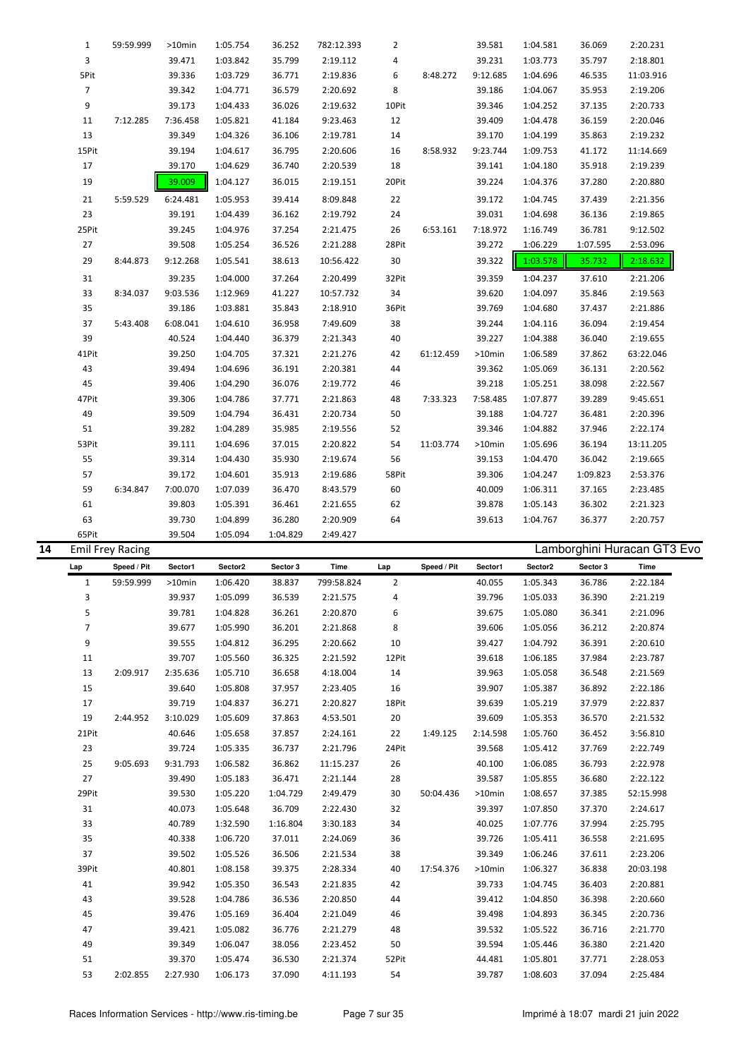| Lap | Speed / Pit | Sector1 | Sector2 | Sector 3 | Time | Lap | Speed / Pit | Sector1 | Sector2 | Sector 3 | Time |
|---|---|---|---|---|---|---|---|---|---|---|---|
| 1 | 59:59.999 | >10min | 1:05.754 | 36.252 | 782:12.393 | 2 | | 39.581 | 1:04.581 | 36.069 | 2:20.231 |
| 3 | | 39.471 | 1:03.842 | 35.799 | 2:19.112 | 4 | | 39.231 | 1:03.773 | 35.797 | 2:18.801 |
| 5Pit | | 39.336 | 1:03.729 | 36.771 | 2:19.836 | 6 | 8:48.272 | 9:12.685 | 1:04.696 | 46.535 | 11:03.916 |
| 7 | | 39.342 | 1:04.771 | 36.579 | 2:20.692 | 8 | | 39.186 | 1:04.067 | 35.953 | 2:19.206 |
| 9 | | 39.173 | 1:04.433 | 36.026 | 2:19.632 | 10Pit | | 39.346 | 1:04.252 | 37.135 | 2:20.733 |
| 11 | 7:12.285 | 7:36.458 | 1:05.821 | 41.184 | 9:23.463 | 12 | | 39.409 | 1:04.478 | 36.159 | 2:20.046 |
| 13 | | 39.349 | 1:04.326 | 36.106 | 2:19.781 | 14 | | 39.170 | 1:04.199 | 35.863 | 2:19.232 |
| 15Pit | | 39.194 | 1:04.617 | 36.795 | 2:20.606 | 16 | 8:58.932 | 9:23.744 | 1:09.753 | 41.172 | 11:14.669 |
| 17 | | 39.170 | 1:04.629 | 36.740 | 2:20.539 | 18 | | 39.141 | 1:04.180 | 35.918 | 2:19.239 |
| 19 | | 39.009 | 1:04.127 | 36.015 | 2:19.151 | 20Pit | | 39.224 | 1:04.376 | 37.280 | 2:20.880 |
| 21 | 5:59.529 | 6:24.481 | 1:05.953 | 39.414 | 8:09.848 | 22 | | 39.172 | 1:04.745 | 37.439 | 2:21.356 |
| 23 | | 39.191 | 1:04.439 | 36.162 | 2:19.792 | 24 | | 39.031 | 1:04.698 | 36.136 | 2:19.865 |
| 25Pit | | 39.245 | 1:04.976 | 37.254 | 2:21.475 | 26 | 6:53.161 | 7:18.972 | 1:16.749 | 36.781 | 9:12.502 |
| 27 | | 39.508 | 1:05.254 | 36.526 | 2:21.288 | 28Pit | | 39.272 | 1:06.229 | 1:07.595 | 2:53.096 |
| 29 | 8:44.873 | 9:12.268 | 1:05.541 | 38.613 | 10:56.422 | 30 | | 39.322 | 1:03.578 | 35.732 | 2:18.632 |
| 31 | | 39.235 | 1:04.000 | 37.264 | 2:20.499 | 32Pit | | 39.359 | 1:04.237 | 37.610 | 2:21.206 |
| 33 | 8:34.037 | 9:03.536 | 1:12.969 | 41.227 | 10:57.732 | 34 | | 39.620 | 1:04.097 | 35.846 | 2:19.563 |
| 35 | | 39.186 | 1:03.881 | 35.843 | 2:18.910 | 36Pit | | 39.769 | 1:04.680 | 37.437 | 2:21.886 |
| 37 | 5:43.408 | 6:08.041 | 1:04.610 | 36.958 | 7:49.609 | 38 | | 39.244 | 1:04.116 | 36.094 | 2:19.454 |
| 39 | | 40.524 | 1:04.440 | 36.379 | 2:21.343 | 40 | | 39.227 | 1:04.388 | 36.040 | 2:19.655 |
| 41Pit | | 39.250 | 1:04.705 | 37.321 | 2:21.276 | 42 | 61:12.459 | >10min | 1:06.589 | 37.862 | 63:22.046 |
| 43 | | 39.494 | 1:04.696 | 36.191 | 2:20.381 | 44 | | 39.362 | 1:05.069 | 36.131 | 2:20.562 |
| 45 | | 39.406 | 1:04.290 | 36.076 | 2:19.772 | 46 | | 39.218 | 1:05.251 | 38.098 | 2:22.567 |
| 47Pit | | 39.306 | 1:04.786 | 37.771 | 2:21.863 | 48 | 7:33.323 | 7:58.485 | 1:07.877 | 39.289 | 9:45.651 |
| 49 | | 39.509 | 1:04.794 | 36.431 | 2:20.734 | 50 | | 39.188 | 1:04.727 | 36.481 | 2:20.396 |
| 51 | | 39.282 | 1:04.289 | 35.985 | 2:19.556 | 52 | | 39.346 | 1:04.882 | 37.946 | 2:22.174 |
| 53Pit | | 39.111 | 1:04.696 | 37.015 | 2:20.822 | 54 | 11:03.774 | >10min | 1:05.696 | 36.194 | 13:11.205 |
| 55 | | 39.314 | 1:04.430 | 35.930 | 2:19.674 | 56 | | 39.153 | 1:04.470 | 36.042 | 2:19.665 |
| 57 | | 39.172 | 1:04.601 | 35.913 | 2:19.686 | 58Pit | | 39.306 | 1:04.247 | 1:09.823 | 2:53.376 |
| 59 | 6:34.847 | 7:00.070 | 1:07.039 | 36.470 | 8:43.579 | 60 | | 40.009 | 1:06.311 | 37.165 | 2:23.485 |
| 61 | | 39.803 | 1:05.391 | 36.461 | 2:21.655 | 62 | | 39.878 | 1:05.143 | 36.302 | 2:21.323 |
| 63 | | 39.730 | 1:04.899 | 36.280 | 2:20.909 | 64 | | 39.613 | 1:04.767 | 36.377 | 2:20.757 |
| 65Pit | | 39.504 | 1:05.094 | 1:04.829 | 2:49.427 | | | | | | |

## 14 Emil Frey Racing — Lamborghini Huracan GT3 Evo

| Lap | Speed / Pit | Sector1 | Sector2 | Sector 3 | Time | Lap | Speed / Pit | Sector1 | Sector2 | Sector 3 | Time |
|---|---|---|---|---|---|---|---|---|---|---|---|
| 1 | 59:59.999 | >10min | 1:06.420 | 38.837 | 799:58.824 | 2 | | 40.055 | 1:05.343 | 36.786 | 2:22.184 |
| 3 | | 39.937 | 1:05.099 | 36.539 | 2:21.575 | 4 | | 39.796 | 1:05.033 | 36.390 | 2:21.219 |
| 5 | | 39.781 | 1:04.828 | 36.261 | 2:20.870 | 6 | | 39.675 | 1:05.080 | 36.341 | 2:21.096 |
| 7 | | 39.677 | 1:05.990 | 36.201 | 2:21.868 | 8 | | 39.606 | 1:05.056 | 36.212 | 2:20.874 |
| 9 | | 39.555 | 1:04.812 | 36.295 | 2:20.662 | 10 | | 39.427 | 1:04.792 | 36.391 | 2:20.610 |
| 11 | | 39.707 | 1:05.560 | 36.325 | 2:21.592 | 12Pit | | 39.618 | 1:06.185 | 37.984 | 2:23.787 |
| 13 | 2:09.917 | 2:35.636 | 1:05.710 | 36.658 | 4:18.004 | 14 | | 39.963 | 1:05.058 | 36.548 | 2:21.569 |
| 15 | | 39.640 | 1:05.808 | 37.957 | 2:23.405 | 16 | | 39.907 | 1:05.387 | 36.892 | 2:22.186 |
| 17 | | 39.719 | 1:04.837 | 36.271 | 2:20.827 | 18Pit | | 39.639 | 1:05.219 | 37.979 | 2:22.837 |
| 19 | 2:44.952 | 3:10.029 | 1:05.609 | 37.863 | 4:53.501 | 20 | | 39.609 | 1:05.353 | 36.570 | 2:21.532 |
| 21Pit | | 40.646 | 1:05.658 | 37.857 | 2:24.161 | 22 | 1:49.125 | 2:14.598 | 1:05.760 | 36.452 | 3:56.810 |
| 23 | | 39.724 | 1:05.335 | 36.737 | 2:21.796 | 24Pit | | 39.568 | 1:05.412 | 37.769 | 2:22.749 |
| 25 | 9:05.693 | 9:31.793 | 1:06.582 | 36.862 | 11:15.237 | 26 | | 40.100 | 1:06.085 | 36.793 | 2:22.978 |
| 27 | | 39.490 | 1:05.183 | 36.471 | 2:21.144 | 28 | | 39.587 | 1:05.855 | 36.680 | 2:22.122 |
| 29Pit | | 39.530 | 1:05.220 | 1:04.729 | 2:49.479 | 30 | 50:04.436 | >10min | 1:08.657 | 37.385 | 52:15.998 |
| 31 | | 40.073 | 1:05.648 | 36.709 | 2:22.430 | 32 | | 39.397 | 1:07.850 | 37.370 | 2:24.617 |
| 33 | | 40.789 | 1:32.590 | 1:16.804 | 3:30.183 | 34 | | 40.025 | 1:07.776 | 37.994 | 2:25.795 |
| 35 | | 40.338 | 1:06.720 | 37.011 | 2:24.069 | 36 | | 39.726 | 1:05.411 | 36.558 | 2:21.695 |
| 37 | | 39.502 | 1:05.526 | 36.506 | 2:21.534 | 38 | | 39.349 | 1:06.246 | 37.611 | 2:23.206 |
| 39Pit | | 40.801 | 1:08.158 | 39.375 | 2:28.334 | 40 | 17:54.376 | >10min | 1:06.327 | 36.838 | 20:03.198 |
| 41 | | 39.942 | 1:05.350 | 36.543 | 2:21.835 | 42 | | 39.733 | 1:04.745 | 36.403 | 2:20.881 |
| 43 | | 39.528 | 1:04.786 | 36.536 | 2:20.850 | 44 | | 39.412 | 1:04.850 | 36.398 | 2:20.660 |
| 45 | | 39.476 | 1:05.169 | 36.404 | 2:21.049 | 46 | | 39.498 | 1:04.893 | 36.345 | 2:20.736 |
| 47 | | 39.421 | 1:05.082 | 36.776 | 2:21.279 | 48 | | 39.532 | 1:05.522 | 36.716 | 2:21.770 |
| 49 | | 39.349 | 1:06.047 | 38.056 | 2:23.452 | 50 | | 39.594 | 1:05.446 | 36.380 | 2:21.420 |
| 51 | | 39.370 | 1:05.474 | 36.530 | 2:21.374 | 52Pit | | 44.481 | 1:05.801 | 37.771 | 2:28.053 |
| 53 | 2:02.855 | 2:27.930 | 1:06.173 | 37.090 | 4:11.193 | 54 | | 39.787 | 1:08.603 | 37.094 | 2:25.484 |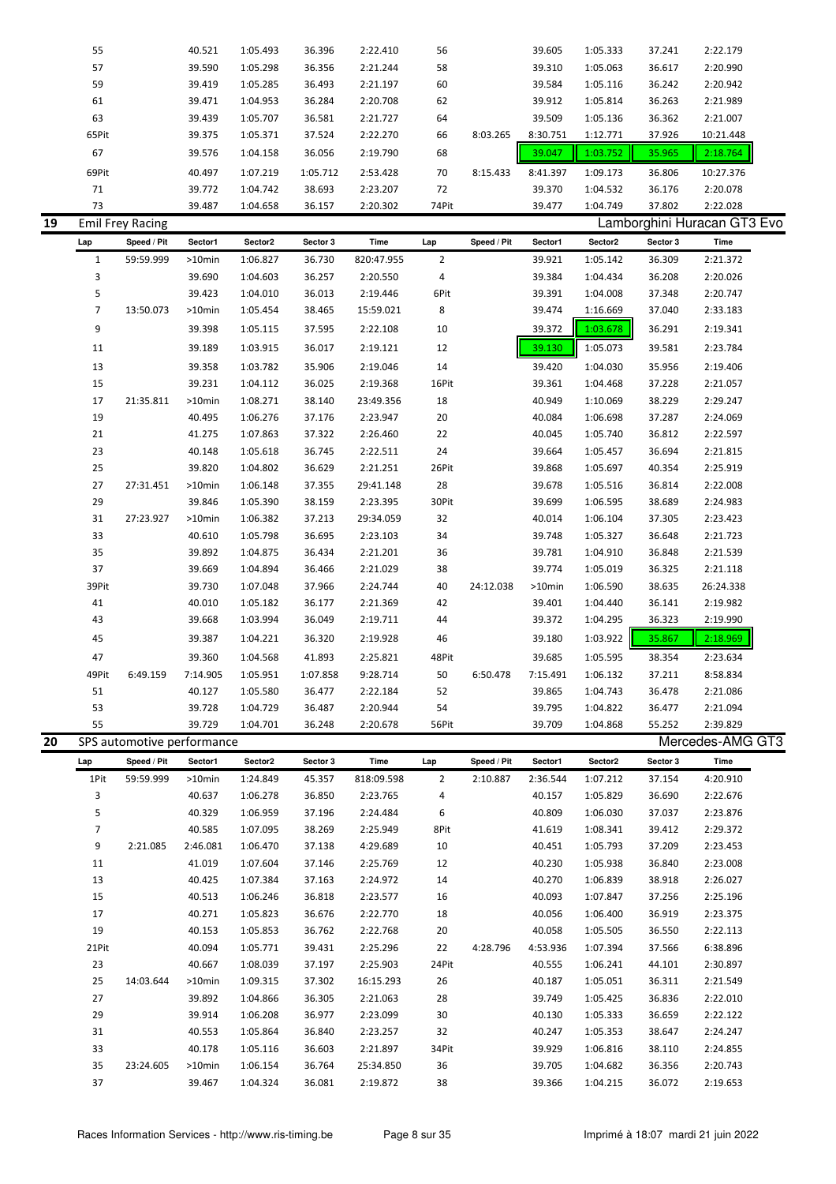| Lap | Speed / Pit | Sector1 | Sector2 | Sector 3 | Time | Lap | Speed / Pit | Sector1 | Sector2 | Sector 3 | Time |
|---|---|---|---|---|---|---|---|---|---|---|---|
| 55 | | 40.521 | 1:05.493 | 36.396 | 2:22.410 | 56 | | 39.605 | 1:05.333 | 37.241 | 2:22.179 |
| 57 | | 39.590 | 1:05.298 | 36.356 | 2:21.244 | 58 | | 39.310 | 1:05.063 | 36.617 | 2:20.990 |
| 59 | | 39.419 | 1:05.285 | 36.493 | 2:21.197 | 60 | | 39.584 | 1:05.116 | 36.242 | 2:20.942 |
| 61 | | 39.471 | 1:04.953 | 36.284 | 2:20.708 | 62 | | 39.912 | 1:05.814 | 36.263 | 2:21.989 |
| 63 | | 39.439 | 1:05.707 | 36.581 | 2:21.727 | 64 | | 39.509 | 1:05.136 | 36.362 | 2:21.007 |
| 65Pit | | 39.375 | 1:05.371 | 37.524 | 2:22.270 | 66 | 8:03.265 | 8:30.751 | 1:12.771 | 37.926 | 10:21.448 |
| 67 | | 39.576 | 1:04.158 | 36.056 | 2:19.790 | 68 | | 39.047 | 1:03.752 | 35.965 | 2:18.764 |
| 69Pit | | 40.497 | 1:07.219 | 1:05.712 | 2:53.428 | 70 | 8:15.433 | 8:41.397 | 1:09.173 | 36.806 | 10:27.376 |
| 71 | | 39.772 | 1:04.742 | 38.693 | 2:23.207 | 72 | | 39.370 | 1:04.532 | 36.176 | 2:20.078 |
| 73 | | 39.487 | 1:04.658 | 36.157 | 2:20.302 | 74Pit | | 39.477 | 1:04.749 | 37.802 | 2:22.028 |

## 19 Emil Frey Racing — Lamborghini Huracan GT3 Evo

| Lap | Speed / Pit | Sector1 | Sector2 | Sector 3 | Time | Lap | Speed / Pit | Sector1 | Sector2 | Sector 3 | Time |
|---|---|---|---|---|---|---|---|---|---|---|---|
| 1 | 59:59.999 | >10min | 1:06.827 | 36.730 | 820:47.955 | 2 | | 39.921 | 1:05.142 | 36.309 | 2:21.372 |
| 3 | | 39.690 | 1:04.603 | 36.257 | 2:20.550 | 4 | | 39.384 | 1:04.434 | 36.208 | 2:20.026 |
| 5 | | 39.423 | 1:04.010 | 36.013 | 2:19.446 | 6Pit | | 39.391 | 1:04.008 | 37.348 | 2:20.747 |
| 7 | 13:50.073 | >10min | 1:05.454 | 38.465 | 15:59.021 | 8 | | 39.474 | 1:16.669 | 37.040 | 2:33.183 |
| 9 | | 39.398 | 1:05.115 | 37.595 | 2:22.108 | 10 | | 39.372 | 1:03.678 | 36.291 | 2:19.341 |
| 11 | | 39.189 | 1:03.915 | 36.017 | 2:19.121 | 12 | | 39.130 | 1:05.073 | 39.581 | 2:23.784 |
| 13 | | 39.358 | 1:03.782 | 35.906 | 2:19.046 | 14 | | 39.420 | 1:04.030 | 35.956 | 2:19.406 |
| 15 | | 39.231 | 1:04.112 | 36.025 | 2:19.368 | 16Pit | | 39.361 | 1:04.468 | 37.228 | 2:21.057 |
| 17 | 21:35.811 | >10min | 1:08.271 | 38.140 | 23:49.356 | 18 | | 40.949 | 1:10.069 | 38.229 | 2:29.247 |
| 19 | | 40.495 | 1:06.276 | 37.176 | 2:23.947 | 20 | | 40.084 | 1:06.698 | 37.287 | 2:24.069 |
| 21 | | 41.275 | 1:07.863 | 37.322 | 2:26.460 | 22 | | 40.045 | 1:05.740 | 36.812 | 2:22.597 |
| 23 | | 40.148 | 1:05.618 | 36.745 | 2:22.511 | 24 | | 39.664 | 1:05.457 | 36.694 | 2:21.815 |
| 25 | | 39.820 | 1:04.802 | 36.629 | 2:21.251 | 26Pit | | 39.868 | 1:05.697 | 40.354 | 2:25.919 |
| 27 | 27:31.451 | >10min | 1:06.148 | 37.355 | 29:41.148 | 28 | | 39.678 | 1:05.516 | 36.814 | 2:22.008 |
| 29 | | 39.846 | 1:05.390 | 38.159 | 2:23.395 | 30Pit | | 39.699 | 1:06.595 | 38.689 | 2:24.983 |
| 31 | 27:23.927 | >10min | 1:06.382 | 37.213 | 29:34.059 | 32 | | 40.014 | 1:06.104 | 37.305 | 2:23.423 |
| 33 | | 40.610 | 1:05.798 | 36.695 | 2:23.103 | 34 | | 39.748 | 1:05.327 | 36.648 | 2:21.723 |
| 35 | | 39.892 | 1:04.875 | 36.434 | 2:21.201 | 36 | | 39.781 | 1:04.910 | 36.848 | 2:21.539 |
| 37 | | 39.669 | 1:04.894 | 36.466 | 2:21.029 | 38 | | 39.774 | 1:05.019 | 36.325 | 2:21.118 |
| 39Pit | | 39.730 | 1:07.048 | 37.966 | 2:24.744 | 40 | 24:12.038 | >10min | 1:06.590 | 38.635 | 26:24.338 |
| 41 | | 40.010 | 1:05.182 | 36.177 | 2:21.369 | 42 | | 39.401 | 1:04.440 | 36.141 | 2:19.982 |
| 43 | | 39.668 | 1:03.994 | 36.049 | 2:19.711 | 44 | | 39.372 | 1:04.295 | 36.323 | 2:19.990 |
| 45 | | 39.387 | 1:04.221 | 36.320 | 2:19.928 | 46 | | 39.180 | 1:03.922 | 35.867 | 2:18.969 |
| 47 | | 39.360 | 1:04.568 | 41.893 | 2:25.821 | 48Pit | | 39.685 | 1:05.595 | 38.354 | 2:23.634 |
| 49Pit | 6:49.159 | 7:14.905 | 1:05.951 | 1:07.858 | 9:28.714 | 50 | 6:50.478 | 7:15.491 | 1:06.132 | 37.211 | 8:58.834 |
| 51 | | 40.127 | 1:05.580 | 36.477 | 2:22.184 | 52 | | 39.865 | 1:04.743 | 36.478 | 2:21.086 |
| 53 | | 39.728 | 1:04.729 | 36.487 | 2:20.944 | 54 | | 39.795 | 1:04.822 | 36.477 | 2:21.094 |
| 55 | | 39.729 | 1:04.701 | 36.248 | 2:20.678 | 56Pit | | 39.709 | 1:04.868 | 55.252 | 2:39.829 |

## 20 SPS automotive performance — Mercedes-AMG GT3

| Lap | Speed / Pit | Sector1 | Sector2 | Sector 3 | Time | Lap | Speed / Pit | Sector1 | Sector2 | Sector 3 | Time |
|---|---|---|---|---|---|---|---|---|---|---|---|
| 1Pit | 59:59.999 | >10min | 1:24.849 | 45.357 | 818:09.598 | 2 | 2:10.887 | 2:36.544 | 1:07.212 | 37.154 | 4:20.910 |
| 3 | | 40.637 | 1:06.278 | 36.850 | 2:23.765 | 4 | | 40.157 | 1:05.829 | 36.690 | 2:22.676 |
| 5 | | 40.329 | 1:06.959 | 37.196 | 2:24.484 | 6 | | 40.809 | 1:06.030 | 37.037 | 2:23.876 |
| 7 | | 40.585 | 1:07.095 | 38.269 | 2:25.949 | 8Pit | | 41.619 | 1:08.341 | 39.412 | 2:29.372 |
| 9 | 2:21.085 | 2:46.081 | 1:06.470 | 37.138 | 4:29.689 | 10 | | 40.451 | 1:05.793 | 37.209 | 2:23.453 |
| 11 | | 41.019 | 1:07.604 | 37.146 | 2:25.769 | 12 | | 40.230 | 1:05.938 | 36.840 | 2:23.008 |
| 13 | | 40.425 | 1:07.384 | 37.163 | 2:24.972 | 14 | | 40.270 | 1:06.839 | 38.918 | 2:26.027 |
| 15 | | 40.513 | 1:06.246 | 36.818 | 2:23.577 | 16 | | 40.093 | 1:07.847 | 37.256 | 2:25.196 |
| 17 | | 40.271 | 1:05.823 | 36.676 | 2:22.770 | 18 | | 40.056 | 1:06.400 | 36.919 | 2:23.375 |
| 19 | | 40.153 | 1:05.853 | 36.762 | 2:22.768 | 20 | | 40.058 | 1:05.505 | 36.550 | 2:22.113 |
| 21Pit | | 40.094 | 1:05.771 | 39.431 | 2:25.296 | 22 | 4:28.796 | 4:53.936 | 1:07.394 | 37.566 | 6:38.896 |
| 23 | | 40.667 | 1:08.039 | 37.197 | 2:25.903 | 24Pit | | 40.555 | 1:06.241 | 44.101 | 2:30.897 |
| 25 | 14:03.644 | >10min | 1:09.315 | 37.302 | 16:15.293 | 26 | | 40.187 | 1:05.051 | 36.311 | 2:21.549 |
| 27 | | 39.892 | 1:04.866 | 36.305 | 2:21.063 | 28 | | 39.749 | 1:05.425 | 36.836 | 2:22.010 |
| 29 | | 39.914 | 1:06.208 | 36.977 | 2:23.099 | 30 | | 40.130 | 1:05.333 | 36.659 | 2:22.122 |
| 31 | | 40.553 | 1:05.864 | 36.840 | 2:23.257 | 32 | | 40.247 | 1:05.353 | 38.647 | 2:24.247 |
| 33 | | 40.178 | 1:05.116 | 36.603 | 2:21.897 | 34Pit | | 39.929 | 1:06.816 | 38.110 | 2:24.855 |
| 35 | 23:24.605 | >10min | 1:06.154 | 36.764 | 25:34.850 | 36 | | 39.705 | 1:04.682 | 36.356 | 2:20.743 |
| 37 | | 39.467 | 1:04.324 | 36.081 | 2:19.872 | 38 | | 39.366 | 1:04.215 | 36.072 | 2:19.653 |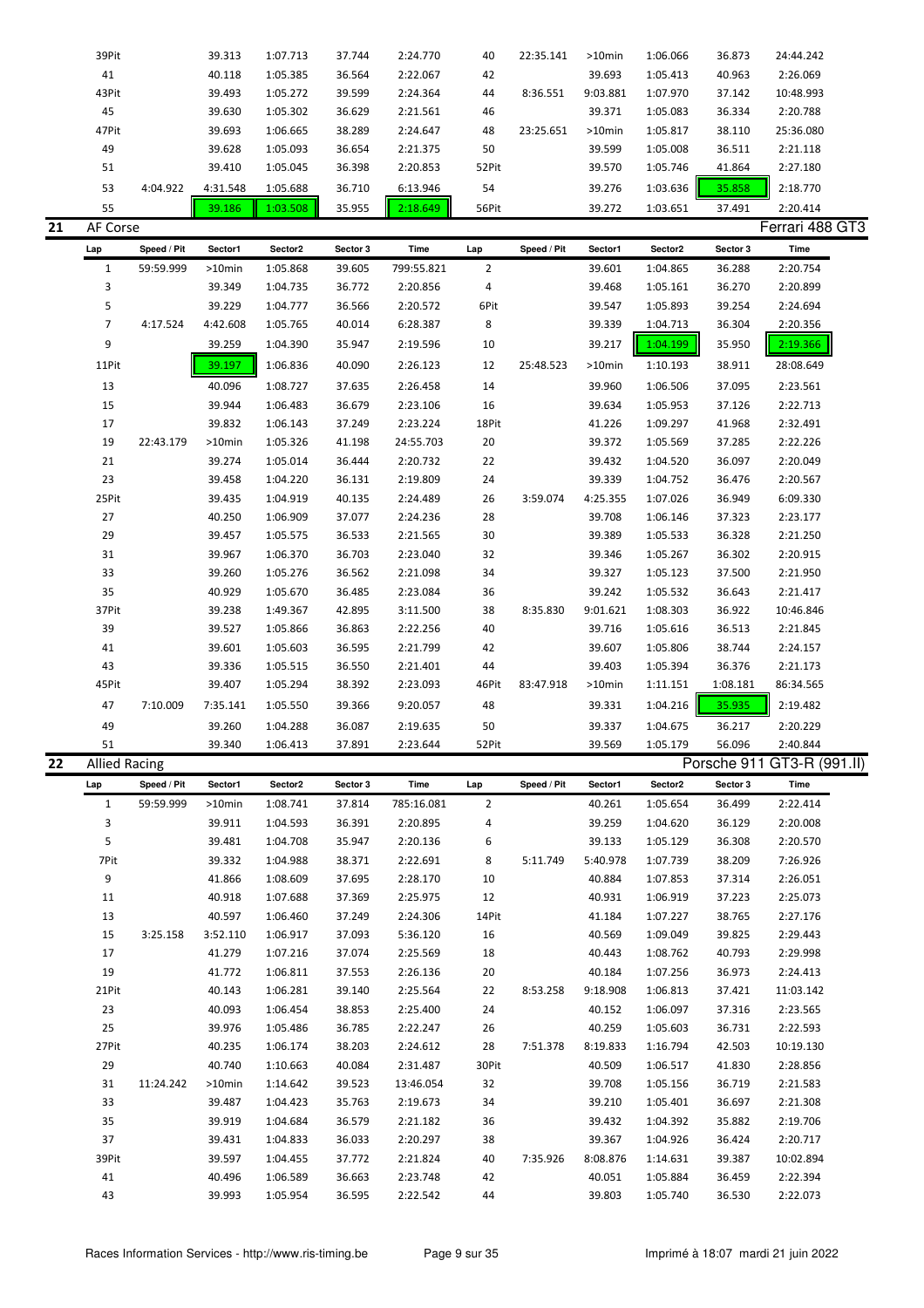| Lap | Speed / Pit | Sector1 | Sector2 | Sector 3 | Time | Lap | Speed / Pit | Sector1 | Sector2 | Sector 3 | Time |
|---|---|---|---|---|---|---|---|---|---|---|---|
| 39Pit | | 39.313 | 1:07.713 | 37.744 | 2:24.770 | 40 | 22:35.141 | >10min | 1:06.066 | 36.873 | 24:44.242 |
| 41 | | 40.118 | 1:05.385 | 36.564 | 2:22.067 | 42 | | 39.693 | 1:05.413 | 40.963 | 2:26.069 |
| 43Pit | | 39.493 | 1:05.272 | 39.599 | 2:24.364 | 44 | 8:36.551 | 9:03.881 | 1:07.970 | 37.142 | 10:48.993 |
| 45 | | 39.630 | 1:05.302 | 36.629 | 2:21.561 | 46 | | 39.371 | 1:05.083 | 36.334 | 2:20.788 |
| 47Pit | | 39.693 | 1:06.665 | 38.289 | 2:24.647 | 48 | 23:25.651 | >10min | 1:05.817 | 38.110 | 25:36.080 |
| 49 | | 39.628 | 1:05.093 | 36.654 | 2:21.375 | 50 | | 39.599 | 1:05.008 | 36.511 | 2:21.118 |
| 51 | | 39.410 | 1:05.045 | 36.398 | 2:20.853 | 52Pit | | 39.570 | 1:05.746 | 41.864 | 2:27.180 |
| 53 | 4:04.922 | 4:31.548 | 1:05.688 | 36.710 | 6:13.946 | 54 | | 39.276 | 1:03.636 | 35.858 | 2:18.770 |
| 55 | | 39.186 | 1:03.508 | 35.955 | 2:18.649 | 56Pit | | 39.272 | 1:03.651 | 37.491 | 2:20.414 |

## 21 AF Corse — Ferrari 488 GT3

| Lap | Speed / Pit | Sector1 | Sector2 | Sector 3 | Time | Lap | Speed / Pit | Sector1 | Sector2 | Sector 3 | Time |
|---|---|---|---|---|---|---|---|---|---|---|---|
| 1 | 59:59.999 | >10min | 1:05.868 | 39.605 | 799:55.821 | 2 | | 39.601 | 1:04.865 | 36.288 | 2:20.754 |
| 3 | | 39.349 | 1:04.735 | 36.772 | 2:20.856 | 4 | | 39.468 | 1:05.161 | 36.270 | 2:20.899 |
| 5 | | 39.229 | 1:04.777 | 36.566 | 2:20.572 | 6Pit | | 39.547 | 1:05.893 | 39.254 | 2:24.694 |
| 7 | 4:17.524 | 4:42.608 | 1:05.765 | 40.014 | 6:28.387 | 8 | | 39.339 | 1:04.713 | 36.304 | 2:20.356 |
| 9 | | 39.259 | 1:04.390 | 35.947 | 2:19.596 | 10 | | 39.217 | 1:04.199 | 35.950 | 2:19.366 |
| 11Pit | | 39.197 | 1:06.836 | 40.090 | 2:26.123 | 12 | 25:48.523 | >10min | 1:10.193 | 38.911 | 28:08.649 |
| 13 | | 40.096 | 1:08.727 | 37.635 | 2:26.458 | 14 | | 39.960 | 1:06.506 | 37.095 | 2:23.561 |
| 15 | | 39.944 | 1:06.483 | 36.679 | 2:23.106 | 16 | | 39.634 | 1:05.953 | 37.126 | 2:22.713 |
| 17 | | 39.832 | 1:06.143 | 37.249 | 2:23.224 | 18Pit | | 41.226 | 1:09.297 | 41.968 | 2:32.491 |
| 19 | 22:43.179 | >10min | 1:05.326 | 41.198 | 24:55.703 | 20 | | 39.372 | 1:05.569 | 37.285 | 2:22.226 |
| 21 | | 39.274 | 1:05.014 | 36.444 | 2:20.732 | 22 | | 39.432 | 1:04.520 | 36.097 | 2:20.049 |
| 23 | | 39.458 | 1:04.220 | 36.131 | 2:19.809 | 24 | | 39.339 | 1:04.752 | 36.476 | 2:20.567 |
| 25Pit | | 39.435 | 1:04.919 | 40.135 | 2:24.489 | 26 | 3:59.074 | 4:25.355 | 1:07.026 | 36.949 | 6:09.330 |
| 27 | | 40.250 | 1:06.909 | 37.077 | 2:24.236 | 28 | | 39.708 | 1:06.146 | 37.323 | 2:23.177 |
| 29 | | 39.457 | 1:05.575 | 36.533 | 2:21.565 | 30 | | 39.389 | 1:05.533 | 36.328 | 2:21.250 |
| 31 | | 39.967 | 1:06.370 | 36.703 | 2:23.040 | 32 | | 39.346 | 1:05.267 | 36.302 | 2:20.915 |
| 33 | | 39.260 | 1:05.276 | 36.562 | 2:21.098 | 34 | | 39.327 | 1:05.123 | 37.500 | 2:21.950 |
| 35 | | 40.929 | 1:05.670 | 36.485 | 2:23.084 | 36 | | 39.242 | 1:05.532 | 36.643 | 2:21.417 |
| 37Pit | | 39.238 | 1:49.367 | 42.895 | 3:11.500 | 38 | 8:35.830 | 9:01.621 | 1:08.303 | 36.922 | 10:46.846 |
| 39 | | 39.527 | 1:05.866 | 36.863 | 2:22.256 | 40 | | 39.716 | 1:05.616 | 36.513 | 2:21.845 |
| 41 | | 39.601 | 1:05.603 | 36.595 | 2:21.799 | 42 | | 39.607 | 1:05.806 | 38.744 | 2:24.157 |
| 43 | | 39.336 | 1:05.515 | 36.550 | 2:21.401 | 44 | | 39.403 | 1:05.394 | 36.376 | 2:21.173 |
| 45Pit | | 39.407 | 1:05.294 | 38.392 | 2:23.093 | 46Pit | 83:47.918 | >10min | 1:11.151 | 1:08.181 | 86:34.565 |
| 47 | 7:10.009 | 7:35.141 | 1:05.550 | 39.366 | 9:20.057 | 48 | | 39.331 | 1:04.216 | 35.935 | 2:19.482 |
| 49 | | 39.260 | 1:04.288 | 36.087 | 2:19.635 | 50 | | 39.337 | 1:04.675 | 36.217 | 2:20.229 |
| 51 | | 39.340 | 1:06.413 | 37.891 | 2:23.644 | 52Pit | | 39.569 | 1:05.179 | 56.096 | 2:40.844 |

## 22 Allied Racing — Porsche 911 GT3-R (991.II)

| Lap | Speed / Pit | Sector1 | Sector2 | Sector 3 | Time | Lap | Speed / Pit | Sector1 | Sector2 | Sector 3 | Time |
|---|---|---|---|---|---|---|---|---|---|---|---|
| 1 | 59:59.999 | >10min | 1:08.741 | 37.814 | 785:16.081 | 2 | | 40.261 | 1:05.654 | 36.499 | 2:22.414 |
| 3 | | 39.911 | 1:04.593 | 36.391 | 2:20.895 | 4 | | 39.259 | 1:04.620 | 36.129 | 2:20.008 |
| 5 | | 39.481 | 1:04.708 | 35.947 | 2:20.136 | 6 | | 39.133 | 1:05.129 | 36.308 | 2:20.570 |
| 7Pit | | 39.332 | 1:04.988 | 38.371 | 2:22.691 | 8 | 5:11.749 | 5:40.978 | 1:07.739 | 38.209 | 7:26.926 |
| 9 | | 41.866 | 1:08.609 | 37.695 | 2:28.170 | 10 | | 40.884 | 1:07.853 | 37.314 | 2:26.051 |
| 11 | | 40.918 | 1:07.688 | 37.369 | 2:25.975 | 12 | | 40.931 | 1:06.919 | 37.223 | 2:25.073 |
| 13 | | 40.597 | 1:06.460 | 37.249 | 2:24.306 | 14Pit | | 41.184 | 1:07.227 | 38.765 | 2:27.176 |
| 15 | 3:25.158 | 3:52.110 | 1:06.917 | 37.093 | 5:36.120 | 16 | | 40.569 | 1:09.049 | 39.825 | 2:29.443 |
| 17 | | 41.279 | 1:07.216 | 37.074 | 2:25.569 | 18 | | 40.443 | 1:08.762 | 40.793 | 2:29.998 |
| 19 | | 41.772 | 1:06.811 | 37.553 | 2:26.136 | 20 | | 40.184 | 1:07.256 | 36.973 | 2:24.413 |
| 21Pit | | 40.143 | 1:06.281 | 39.140 | 2:25.564 | 22 | 8:53.258 | 9:18.908 | 1:06.813 | 37.421 | 11:03.142 |
| 23 | | 40.093 | 1:06.454 | 38.853 | 2:25.400 | 24 | | 40.152 | 1:06.097 | 37.316 | 2:23.565 |
| 25 | | 39.976 | 1:05.486 | 36.785 | 2:22.247 | 26 | | 40.259 | 1:05.603 | 36.731 | 2:22.593 |
| 27Pit | | 40.235 | 1:06.174 | 38.203 | 2:24.612 | 28 | 7:51.378 | 8:19.833 | 1:16.794 | 42.503 | 10:19.130 |
| 29 | | 40.740 | 1:10.663 | 40.084 | 2:31.487 | 30Pit | | 40.509 | 1:06.517 | 41.830 | 2:28.856 |
| 31 | 11:24.242 | >10min | 1:14.642 | 39.523 | 13:46.054 | 32 | | 39.708 | 1:05.156 | 36.719 | 2:21.583 |
| 33 | | 39.487 | 1:04.423 | 35.763 | 2:19.673 | 34 | | 39.210 | 1:05.401 | 36.697 | 2:21.308 |
| 35 | | 39.919 | 1:04.684 | 36.579 | 2:21.182 | 36 | | 39.432 | 1:04.392 | 35.882 | 2:19.706 |
| 37 | | 39.431 | 1:04.833 | 36.033 | 2:20.297 | 38 | | 39.367 | 1:04.926 | 36.424 | 2:20.717 |
| 39Pit | | 39.597 | 1:04.455 | 37.772 | 2:21.824 | 40 | 7:35.926 | 8:08.876 | 1:14.631 | 39.387 | 10:02.894 |
| 41 | | 40.496 | 1:06.589 | 36.663 | 2:23.748 | 42 | | 40.051 | 1:05.884 | 36.459 | 2:22.394 |
| 43 | | 39.993 | 1:05.954 | 36.595 | 2:22.542 | 44 | | 39.803 | 1:05.740 | 36.530 | 2:22.073 |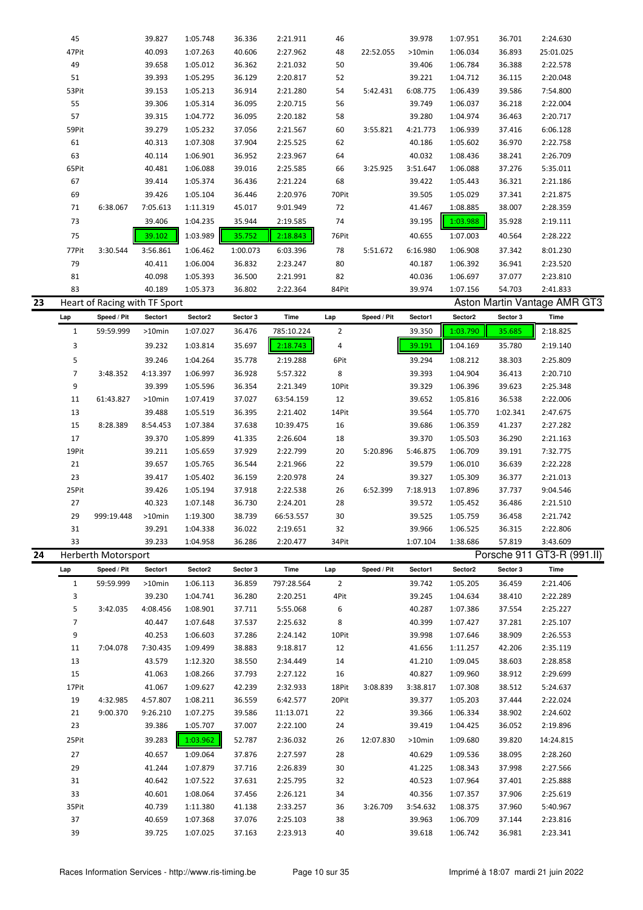| Lap | Speed / Pit | Sector1 | Sector2 | Sector 3 | Time | Lap | Speed / Pit | Sector1 | Sector2 | Sector 3 | Time |
|---|---|---|---|---|---|---|---|---|---|---|---|
| 45 | | 39.827 | 1:05.748 | 36.336 | 2:21.911 | 46 | | 39.978 | 1:07.951 | 36.701 | 2:24.630 |
| 47Pit | | 40.093 | 1:07.263 | 40.606 | 2:27.962 | 48 | 22:52.055 | >10min | 1:06.034 | 36.893 | 25:01.025 |
| 49 | | 39.658 | 1:05.012 | 36.362 | 2:21.032 | 50 | | 39.406 | 1:06.784 | 36.388 | 2:22.578 |
| 51 | | 39.393 | 1:05.295 | 36.129 | 2:20.817 | 52 | | 39.221 | 1:04.712 | 36.115 | 2:20.048 |
| 53Pit | | 39.153 | 1:05.213 | 36.914 | 2:21.280 | 54 | 5:42.431 | 6:08.775 | 1:06.439 | 39.586 | 7:54.800 |
| 55 | | 39.306 | 1:05.314 | 36.095 | 2:20.715 | 56 | | 39.749 | 1:06.037 | 36.218 | 2:22.004 |
| 57 | | 39.315 | 1:04.772 | 36.095 | 2:20.182 | 58 | | 39.280 | 1:04.974 | 36.463 | 2:20.717 |
| 59Pit | | 39.279 | 1:05.232 | 37.056 | 2:21.567 | 60 | 3:55.821 | 4:21.773 | 1:06.939 | 37.416 | 6:06.128 |
| 61 | | 40.313 | 1:07.308 | 37.904 | 2:25.525 | 62 | | 40.186 | 1:05.602 | 36.970 | 2:22.758 |
| 63 | | 40.114 | 1:06.901 | 36.952 | 2:23.967 | 64 | | 40.032 | 1:08.436 | 38.241 | 2:26.709 |
| 65Pit | | 40.481 | 1:06.088 | 39.016 | 2:25.585 | 66 | 3:25.925 | 3:51.647 | 1:06.088 | 37.276 | 5:35.011 |
| 67 | | 39.414 | 1:05.374 | 36.436 | 2:21.224 | 68 | | 39.422 | 1:05.443 | 36.321 | 2:21.186 |
| 69 | | 39.426 | 1:05.104 | 36.446 | 2:20.976 | 70Pit | | 39.505 | 1:05.029 | 37.341 | 2:21.875 |
| 71 | 6:38.067 | 7:05.613 | 1:11.319 | 45.017 | 9:01.949 | 72 | | 41.467 | 1:08.885 | 38.007 | 2:28.359 |
| 73 | | 39.406 | 1:04.235 | 35.944 | 2:19.585 | 74 | | 39.195 | 1:03.988 | 35.928 | 2:19.111 |
| 75 | | 39.102 | 1:03.989 | 35.752 | 2:18.843 | 76Pit | | 40.655 | 1:07.003 | 40.564 | 2:28.222 |
| 77Pit | 3:30.544 | 3:56.861 | 1:06.462 | 1:00.073 | 6:03.396 | 78 | 5:51.672 | 6:16.980 | 1:06.908 | 37.342 | 8:01.230 |
| 79 | | 40.411 | 1:06.004 | 36.832 | 2:23.247 | 80 | | 40.187 | 1:06.392 | 36.941 | 2:23.520 |
| 81 | | 40.098 | 1:05.393 | 36.500 | 2:21.991 | 82 | | 40.036 | 1:06.697 | 37.077 | 2:23.810 |
| 83 | | 40.189 | 1:05.373 | 36.802 | 2:22.364 | 84Pit | | 39.974 | 1:07.156 | 54.703 | 2:41.833 |

## 23 Heart of Racing with TF Sport — Aston Martin Vantage AMR GT3

| Lap | Speed / Pit | Sector1 | Sector2 | Sector 3 | Time | Lap | Speed / Pit | Sector1 | Sector2 | Sector 3 | Time |
|---|---|---|---|---|---|---|---|---|---|---|---|
| 1 | 59:59.999 | >10min | 1:07.027 | 36.476 | 785:10.224 | 2 | | 39.350 | 1:03.790 | 35.685 | 2:18.825 |
| 3 | | 39.232 | 1:03.814 | 35.697 | 2:18.743 | 4 | | 39.191 | 1:04.169 | 35.780 | 2:19.140 |
| 5 | | 39.246 | 1:04.264 | 35.778 | 2:19.288 | 6Pit | | 39.294 | 1:08.212 | 38.303 | 2:25.809 |
| 7 | 3:48.352 | 4:13.397 | 1:06.997 | 36.928 | 5:57.322 | 8 | | 39.393 | 1:04.904 | 36.413 | 2:20.710 |
| 9 | | 39.399 | 1:05.596 | 36.354 | 2:21.349 | 10Pit | | 39.329 | 1:06.396 | 39.623 | 2:25.348 |
| 11 | 61:43.827 | >10min | 1:07.419 | 37.027 | 63:54.159 | 12 | | 39.652 | 1:05.816 | 36.538 | 2:22.006 |
| 13 | | 39.488 | 1:05.519 | 36.395 | 2:21.402 | 14Pit | | 39.564 | 1:05.770 | 1:02.341 | 2:47.675 |
| 15 | 8:28.389 | 8:54.453 | 1:07.384 | 37.638 | 10:39.475 | 16 | | 39.686 | 1:06.359 | 41.237 | 2:27.282 |
| 17 | | 39.370 | 1:05.899 | 41.335 | 2:26.604 | 18 | | 39.370 | 1:05.503 | 36.290 | 2:21.163 |
| 19Pit | | 39.211 | 1:05.659 | 37.929 | 2:22.799 | 20 | 5:20.896 | 5:46.875 | 1:06.709 | 39.191 | 7:32.775 |
| 21 | | 39.657 | 1:05.765 | 36.544 | 2:21.966 | 22 | | 39.579 | 1:06.010 | 36.639 | 2:22.228 |
| 23 | | 39.417 | 1:05.402 | 36.159 | 2:20.978 | 24 | | 39.327 | 1:05.309 | 36.377 | 2:21.013 |
| 25Pit | | 39.426 | 1:05.194 | 37.918 | 2:22.538 | 26 | 6:52.399 | 7:18.913 | 1:07.896 | 37.737 | 9:04.546 |
| 27 | | 40.323 | 1:07.148 | 36.730 | 2:24.201 | 28 | | 39.572 | 1:05.452 | 36.486 | 2:21.510 |
| 29 | 999:19.448 | >10min | 1:19.300 | 38.739 | 66:53.557 | 30 | | 39.525 | 1:05.759 | 36.458 | 2:21.742 |
| 31 | | 39.291 | 1:04.338 | 36.022 | 2:19.651 | 32 | | 39.966 | 1:06.525 | 36.315 | 2:22.806 |
| 33 | | 39.233 | 1:04.958 | 36.286 | 2:20.477 | 34Pit | | 1:07.104 | 1:38.686 | 57.819 | 3:43.609 |

## 24 Herberth Motorsport — Porsche 911 GT3-R (991.II)

| Lap | Speed / Pit | Sector1 | Sector2 | Sector 3 | Time | Lap | Speed / Pit | Sector1 | Sector2 | Sector 3 | Time |
|---|---|---|---|---|---|---|---|---|---|---|---|
| 1 | 59:59.999 | >10min | 1:06.113 | 36.859 | 797:28.564 | 2 | | 39.742 | 1:05.205 | 36.459 | 2:21.406 |
| 3 | | 39.230 | 1:04.741 | 36.280 | 2:20.251 | 4Pit | | 39.245 | 1:04.634 | 38.410 | 2:22.289 |
| 5 | 3:42.035 | 4:08.456 | 1:08.901 | 37.711 | 5:55.068 | 6 | | 40.287 | 1:07.386 | 37.554 | 2:25.227 |
| 7 | | 40.447 | 1:07.648 | 37.537 | 2:25.632 | 8 | | 40.399 | 1:07.427 | 37.281 | 2:25.107 |
| 9 | | 40.253 | 1:06.603 | 37.286 | 2:24.142 | 10Pit | | 39.998 | 1:07.646 | 38.909 | 2:26.553 |
| 11 | 7:04.078 | 7:30.435 | 1:09.499 | 38.883 | 9:18.817 | 12 | | 41.656 | 1:11.257 | 42.206 | 2:35.119 |
| 13 | | 43.579 | 1:12.320 | 38.550 | 2:34.449 | 14 | | 41.210 | 1:09.045 | 38.603 | 2:28.858 |
| 15 | | 41.063 | 1:08.266 | 37.793 | 2:27.122 | 16 | | 40.827 | 1:09.960 | 38.912 | 2:29.699 |
| 17Pit | | 41.067 | 1:09.627 | 42.239 | 2:32.933 | 18Pit | 3:08.839 | 3:38.817 | 1:07.308 | 38.512 | 5:24.637 |
| 19 | 4:32.985 | 4:57.807 | 1:08.211 | 36.559 | 6:42.577 | 20Pit | | 39.377 | 1:05.203 | 37.444 | 2:22.024 |
| 21 | 9:00.370 | 9:26.210 | 1:07.275 | 39.586 | 11:13.071 | 22 | | 39.366 | 1:06.334 | 38.902 | 2:24.602 |
| 23 | | 39.386 | 1:05.707 | 37.007 | 2:22.100 | 24 | | 39.419 | 1:04.425 | 36.052 | 2:19.896 |
| 25Pit | | 39.283 | 1:03.962 | 52.787 | 2:36.032 | 26 | 12:07.830 | >10min | 1:09.680 | 39.820 | 14:24.815 |
| 27 | | 40.657 | 1:09.064 | 37.876 | 2:27.597 | 28 | | 40.629 | 1:09.536 | 38.095 | 2:28.260 |
| 29 | | 41.244 | 1:07.879 | 37.716 | 2:26.839 | 30 | | 41.225 | 1:08.343 | 37.998 | 2:27.566 |
| 31 | | 40.642 | 1:07.522 | 37.631 | 2:25.795 | 32 | | 40.523 | 1:07.964 | 37.401 | 2:25.888 |
| 33 | | 40.601 | 1:08.064 | 37.456 | 2:26.121 | 34 | | 40.356 | 1:07.357 | 37.906 | 2:25.619 |
| 35Pit | | 40.739 | 1:11.380 | 41.138 | 2:33.257 | 36 | 3:26.709 | 3:54.632 | 1:08.375 | 37.960 | 5:40.967 |
| 37 | | 40.659 | 1:07.368 | 37.076 | 2:25.103 | 38 | | 39.963 | 1:06.709 | 37.144 | 2:23.816 |
| 39 | | 39.725 | 1:07.025 | 37.163 | 2:23.913 | 40 | | 39.618 | 1:06.742 | 36.981 | 2:23.341 |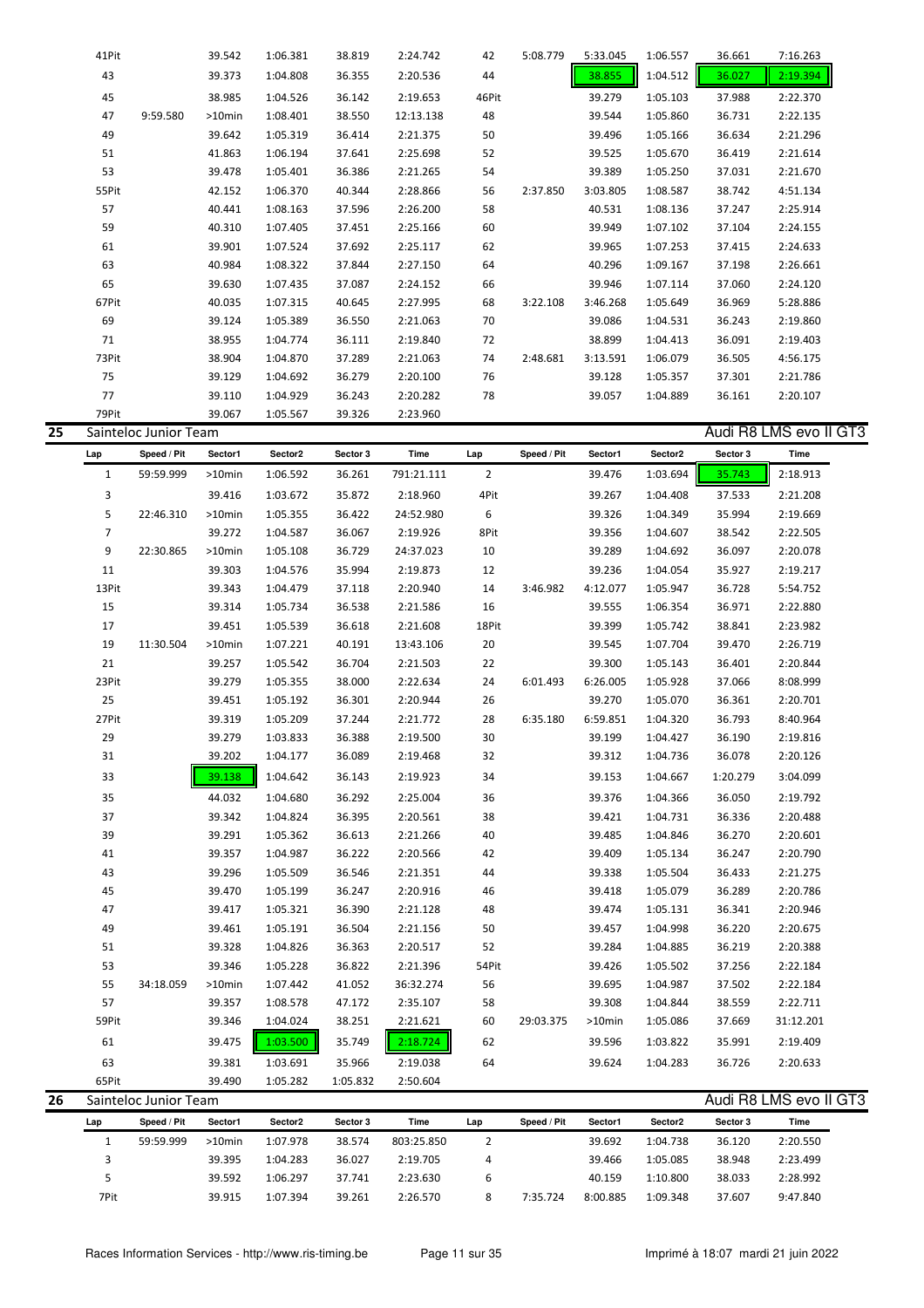| Lap | Speed / Pit | Sector1 | Sector2 | Sector 3 | Time | Lap | Speed / Pit | Sector1 | Sector2 | Sector 3 | Time |
|---|---|---|---|---|---|---|---|---|---|---|---|
| 41Pit | | 39.542 | 1:06.381 | 38.819 | 2:24.742 | 42 | 5:08.779 | 5:33.045 | 1:06.557 | 36.661 | 7:16.263 |
| 43 | | 39.373 | 1:04.808 | 36.355 | 2:20.536 | 44 | | 38.855 | 1:04.512 | 36.027 | 2:19.394 |
| 45 | | 38.985 | 1:04.526 | 36.142 | 2:19.653 | 46Pit | | 39.279 | 1:05.103 | 37.988 | 2:22.370 |
| 47 | 9:59.580 | >10min | 1:08.401 | 38.550 | 12:13.138 | 48 | | 39.544 | 1:05.860 | 36.731 | 2:22.135 |
| 49 | | 39.642 | 1:05.319 | 36.414 | 2:21.375 | 50 | | 39.496 | 1:05.166 | 36.634 | 2:21.296 |
| 51 | | 41.863 | 1:06.194 | 37.641 | 2:25.698 | 52 | | 39.525 | 1:05.670 | 36.419 | 2:21.614 |
| 53 | | 39.478 | 1:05.401 | 36.386 | 2:21.265 | 54 | | 39.389 | 1:05.250 | 37.031 | 2:21.670 |
| 55Pit | | 42.152 | 1:06.370 | 40.344 | 2:28.866 | 56 | 2:37.850 | 3:03.805 | 1:08.587 | 38.742 | 4:51.134 |
| 57 | | 40.441 | 1:08.163 | 37.596 | 2:26.200 | 58 | | 40.531 | 1:08.136 | 37.247 | 2:25.914 |
| 59 | | 40.310 | 1:07.405 | 37.451 | 2:25.166 | 60 | | 39.949 | 1:07.102 | 37.104 | 2:24.155 |
| 61 | | 39.901 | 1:07.524 | 37.692 | 2:25.117 | 62 | | 39.965 | 1:07.253 | 37.415 | 2:24.633 |
| 63 | | 40.984 | 1:08.322 | 37.844 | 2:27.150 | 64 | | 40.296 | 1:09.167 | 37.198 | 2:26.661 |
| 65 | | 39.630 | 1:07.435 | 37.087 | 2:24.152 | 66 | | 39.946 | 1:07.114 | 37.060 | 2:24.120 |
| 67Pit | | 40.035 | 1:07.315 | 40.645 | 2:27.995 | 68 | 3:22.108 | 3:46.268 | 1:05.649 | 36.969 | 5:28.886 |
| 69 | | 39.124 | 1:05.389 | 36.550 | 2:21.063 | 70 | | 39.086 | 1:04.531 | 36.243 | 2:19.860 |
| 71 | | 38.955 | 1:04.774 | 36.111 | 2:19.840 | 72 | | 38.899 | 1:04.413 | 36.091 | 2:19.403 |
| 73Pit | | 38.904 | 1:04.870 | 37.289 | 2:21.063 | 74 | 2:48.681 | 3:13.591 | 1:06.079 | 36.505 | 4:56.175 |
| 75 | | 39.129 | 1:04.692 | 36.279 | 2:20.100 | 76 | | 39.128 | 1:05.357 | 37.301 | 2:21.786 |
| 77 | | 39.110 | 1:04.929 | 36.243 | 2:20.282 | 78 | | 39.057 | 1:04.889 | 36.161 | 2:20.107 |
| 79Pit | | 39.067 | 1:05.567 | 39.326 | 2:23.960 | | | | | | |

## 25 Sainteloc Junior Team — Audi R8 LMS evo II GT3

| Lap | Speed / Pit | Sector1 | Sector2 | Sector 3 | Time | Lap | Speed / Pit | Sector1 | Sector2 | Sector 3 | Time |
|---|---|---|---|---|---|---|---|---|---|---|---|
| 1 | 59:59.999 | >10min | 1:06.592 | 36.261 | 791:21.111 | 2 | | 39.476 | 1:03.694 | 35.743 | 2:18.913 |
| 3 | | 39.416 | 1:03.672 | 35.872 | 2:18.960 | 4Pit | | 39.267 | 1:04.408 | 37.533 | 2:21.208 |
| 5 | 22:46.310 | >10min | 1:05.355 | 36.422 | 24:52.980 | 6 | | 39.326 | 1:04.349 | 35.994 | 2:19.669 |
| 7 | | 39.272 | 1:04.587 | 36.067 | 2:19.926 | 8Pit | | 39.356 | 1:04.607 | 38.542 | 2:22.505 |
| 9 | 22:30.865 | >10min | 1:05.108 | 36.729 | 24:37.023 | 10 | | 39.289 | 1:04.692 | 36.097 | 2:20.078 |
| 11 | | 39.303 | 1:04.576 | 35.994 | 2:19.873 | 12 | | 39.236 | 1:04.054 | 35.927 | 2:19.217 |
| 13Pit | | 39.343 | 1:04.479 | 37.118 | 2:20.940 | 14 | 3:46.982 | 4:12.077 | 1:05.947 | 36.728 | 5:54.752 |
| 15 | | 39.314 | 1:05.734 | 36.538 | 2:21.586 | 16 | | 39.555 | 1:06.354 | 36.971 | 2:22.880 |
| 17 | | 39.451 | 1:05.539 | 36.618 | 2:21.608 | 18Pit | | 39.399 | 1:05.742 | 38.841 | 2:23.982 |
| 19 | 11:30.504 | >10min | 1:07.221 | 40.191 | 13:43.106 | 20 | | 39.545 | 1:07.704 | 39.470 | 2:26.719 |
| 21 | | 39.257 | 1:05.542 | 36.704 | 2:21.503 | 22 | | 39.300 | 1:05.143 | 36.401 | 2:20.844 |
| 23Pit | | 39.279 | 1:05.355 | 38.000 | 2:22.634 | 24 | 6:01.493 | 6:26.005 | 1:05.928 | 37.066 | 8:08.999 |
| 25 | | 39.451 | 1:05.192 | 36.301 | 2:20.944 | 26 | | 39.270 | 1:05.070 | 36.361 | 2:20.701 |
| 27Pit | | 39.319 | 1:05.209 | 37.244 | 2:21.772 | 28 | 6:35.180 | 6:59.851 | 1:04.320 | 36.793 | 8:40.964 |
| 29 | | 39.279 | 1:03.833 | 36.388 | 2:19.500 | 30 | | 39.199 | 1:04.427 | 36.190 | 2:19.816 |
| 31 | | 39.202 | 1:04.177 | 36.089 | 2:19.468 | 32 | | 39.312 | 1:04.736 | 36.078 | 2:20.126 |
| 33 | | 39.138 | 1:04.642 | 36.143 | 2:19.923 | 34 | | 39.153 | 1:04.667 | 1:20.279 | 3:04.099 |
| 35 | | 44.032 | 1:04.680 | 36.292 | 2:25.004 | 36 | | 39.376 | 1:04.366 | 36.050 | 2:19.792 |
| 37 | | 39.342 | 1:04.824 | 36.395 | 2:20.561 | 38 | | 39.421 | 1:04.731 | 36.336 | 2:20.488 |
| 39 | | 39.291 | 1:05.362 | 36.613 | 2:21.266 | 40 | | 39.485 | 1:04.846 | 36.270 | 2:20.601 |
| 41 | | 39.357 | 1:04.987 | 36.222 | 2:20.566 | 42 | | 39.409 | 1:05.134 | 36.247 | 2:20.790 |
| 43 | | 39.296 | 1:05.509 | 36.546 | 2:21.351 | 44 | | 39.338 | 1:05.504 | 36.433 | 2:21.275 |
| 45 | | 39.470 | 1:05.199 | 36.247 | 2:20.916 | 46 | | 39.418 | 1:05.079 | 36.289 | 2:20.786 |
| 47 | | 39.417 | 1:05.321 | 36.390 | 2:21.128 | 48 | | 39.474 | 1:05.131 | 36.341 | 2:20.946 |
| 49 | | 39.461 | 1:05.191 | 36.504 | 2:21.156 | 50 | | 39.457 | 1:04.998 | 36.220 | 2:20.675 |
| 51 | | 39.328 | 1:04.826 | 36.363 | 2:20.517 | 52 | | 39.284 | 1:04.885 | 36.219 | 2:20.388 |
| 53 | | 39.346 | 1:05.228 | 36.822 | 2:21.396 | 54Pit | | 39.426 | 1:05.502 | 37.256 | 2:22.184 |
| 55 | 34:18.059 | >10min | 1:07.442 | 41.052 | 36:32.274 | 56 | | 39.695 | 1:04.987 | 37.502 | 2:22.184 |
| 57 | | 39.357 | 1:08.578 | 47.172 | 2:35.107 | 58 | | 39.308 | 1:04.844 | 38.559 | 2:22.711 |
| 59Pit | | 39.346 | 1:04.024 | 38.251 | 2:21.621 | 60 | 29:03.375 | >10min | 1:05.086 | 37.669 | 31:12.201 |
| 61 | | 39.475 | 1:03.500 | 35.749 | 2:18.724 | 62 | | 39.596 | 1:03.822 | 35.991 | 2:19.409 |
| 63 | | 39.381 | 1:03.691 | 35.966 | 2:19.038 | 64 | | 39.624 | 1:04.283 | 36.726 | 2:20.633 |
| 65Pit | | 39.490 | 1:05.282 | 1:05.832 | 2:50.604 | | | | | | |

## 26 Sainteloc Junior Team — Audi R8 LMS evo II GT3

| Lap | Speed / Pit | Sector1 | Sector2 | Sector 3 | Time | Lap | Speed / Pit | Sector1 | Sector2 | Sector 3 | Time |
|---|---|---|---|---|---|---|---|---|---|---|---|
| 1 | 59:59.999 | >10min | 1:07.978 | 38.574 | 803:25.850 | 2 | | 39.692 | 1:04.738 | 36.120 | 2:20.550 |
| 3 | | 39.395 | 1:04.283 | 36.027 | 2:19.705 | 4 | | 39.466 | 1:05.085 | 38.948 | 2:23.499 |
| 5 | | 39.592 | 1:06.297 | 37.741 | 2:23.630 | 6 | | 40.159 | 1:10.800 | 38.033 | 2:28.992 |
| 7Pit | | 39.915 | 1:07.394 | 39.261 | 2:26.570 | 8 | 7:35.724 | 8:00.885 | 1:09.348 | 37.607 | 9:47.840 |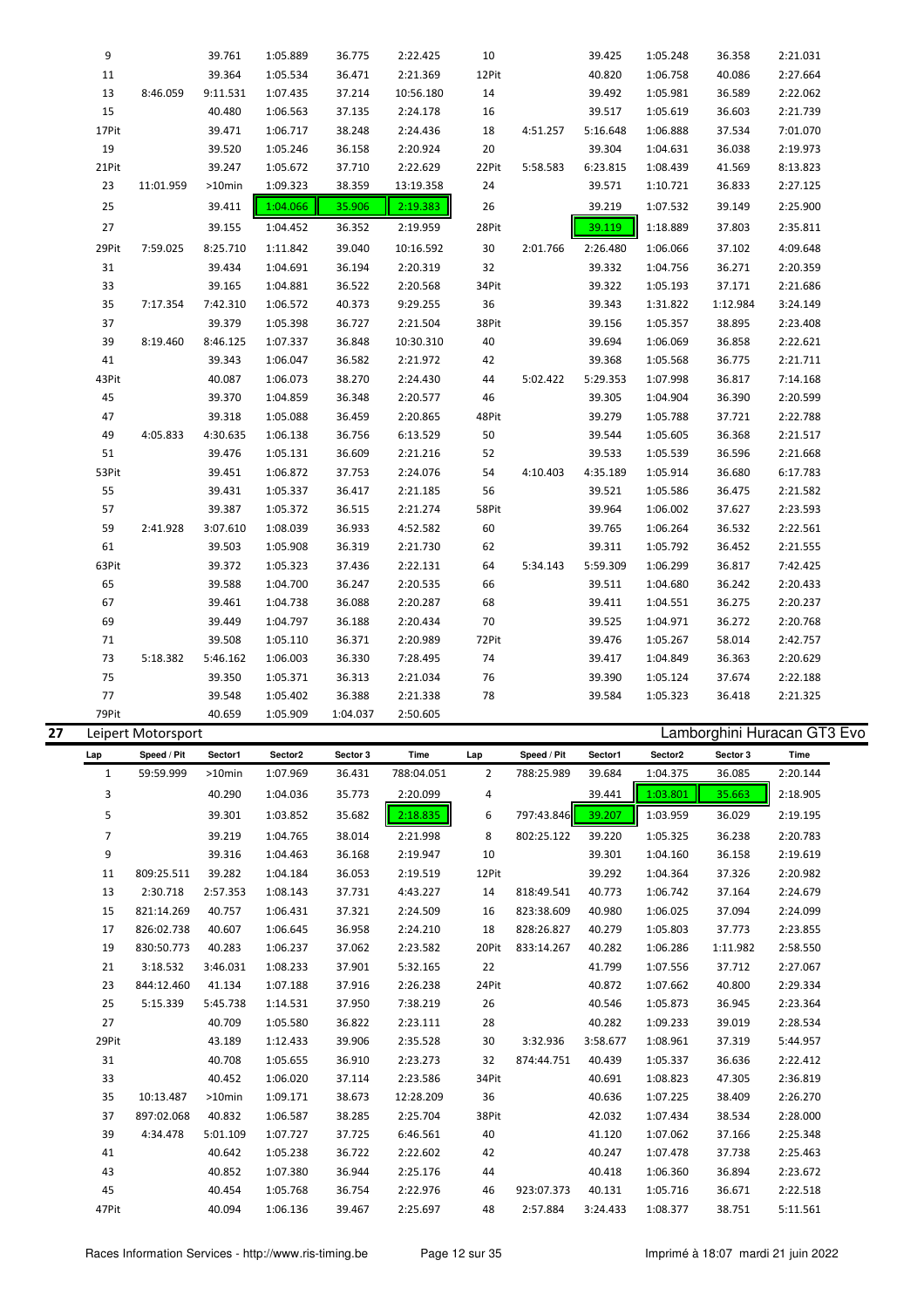| Lap | Speed / Pit | Sector1 | Sector2 | Sector 3 | Time | Lap | Speed / Pit | Sector1 | Sector2 | Sector 3 | Time |
|---|---|---|---|---|---|---|---|---|---|---|---|
| 9 | | 39.761 | 1:05.889 | 36.775 | 2:22.425 | 10 | | 39.425 | 1:05.248 | 36.358 | 2:21.031 |
| 11 | | 39.364 | 1:05.534 | 36.471 | 2:21.369 | 12Pit | | 40.820 | 1:06.758 | 40.086 | 2:27.664 |
| 13 | 8:46.059 | 9:11.531 | 1:07.435 | 37.214 | 10:56.180 | 14 | | 39.492 | 1:05.981 | 36.589 | 2:22.062 |
| 15 | | 40.480 | 1:06.563 | 37.135 | 2:24.178 | 16 | | 39.517 | 1:05.619 | 36.603 | 2:21.739 |
| 17Pit | | 39.471 | 1:06.717 | 38.248 | 2:24.436 | 18 | 4:51.257 | 5:16.648 | 1:06.888 | 37.534 | 7:01.070 |
| 19 | | 39.520 | 1:05.246 | 36.158 | 2:20.924 | 20 | | 39.304 | 1:04.631 | 36.038 | 2:19.973 |
| 21Pit | | 39.247 | 1:05.672 | 37.710 | 2:22.629 | 22Pit | 5:58.583 | 6:23.815 | 1:08.439 | 41.569 | 8:13.823 |
| 23 | 11:01.959 | >10min | 1:09.323 | 38.359 | 13:19.358 | 24 | | 39.571 | 1:10.721 | 36.833 | 2:27.125 |
| 25 | | 39.411 | 1:04.066 | 35.906 | 2:19.383 | 26 | | 39.219 | 1:07.532 | 39.149 | 2:25.900 |
| 27 | | 39.155 | 1:04.452 | 36.352 | 2:19.959 | 28Pit | | 39.119 | 1:18.889 | 37.803 | 2:35.811 |
| 29Pit | 7:59.025 | 8:25.710 | 1:11.842 | 39.040 | 10:16.592 | 30 | 2:01.766 | 2:26.480 | 1:06.066 | 37.102 | 4:09.648 |
| 31 | | 39.434 | 1:04.691 | 36.194 | 2:20.319 | 32 | | 39.332 | 1:04.756 | 36.271 | 2:20.359 |
| 33 | | 39.165 | 1:04.881 | 36.522 | 2:20.568 | 34Pit | | 39.322 | 1:05.193 | 37.171 | 2:21.686 |
| 35 | 7:17.354 | 7:42.310 | 1:06.572 | 40.373 | 9:29.255 | 36 | | 39.343 | 1:31.822 | 1:12.984 | 3:24.149 |
| 37 | | 39.379 | 1:05.398 | 36.727 | 2:21.504 | 38Pit | | 39.156 | 1:05.357 | 38.895 | 2:23.408 |
| 39 | 8:19.460 | 8:46.125 | 1:07.337 | 36.848 | 10:30.310 | 40 | | 39.694 | 1:06.069 | 36.858 | 2:22.621 |
| 41 | | 39.343 | 1:06.047 | 36.582 | 2:21.972 | 42 | | 39.368 | 1:05.568 | 36.775 | 2:21.711 |
| 43Pit | | 40.087 | 1:06.073 | 38.270 | 2:24.430 | 44 | 5:02.422 | 5:29.353 | 1:07.998 | 36.817 | 7:14.168 |
| 45 | | 39.370 | 1:04.859 | 36.348 | 2:20.577 | 46 | | 39.305 | 1:04.904 | 36.390 | 2:20.599 |
| 47 | | 39.318 | 1:05.088 | 36.459 | 2:20.865 | 48Pit | | 39.279 | 1:05.788 | 37.721 | 2:22.788 |
| 49 | 4:05.833 | 4:30.635 | 1:06.138 | 36.756 | 6:13.529 | 50 | | 39.544 | 1:05.605 | 36.368 | 2:21.517 |
| 51 | | 39.476 | 1:05.131 | 36.609 | 2:21.216 | 52 | | 39.533 | 1:05.539 | 36.596 | 2:21.668 |
| 53Pit | | 39.451 | 1:06.872 | 37.753 | 2:24.076 | 54 | 4:10.403 | 4:35.189 | 1:05.914 | 36.680 | 6:17.783 |
| 55 | | 39.431 | 1:05.337 | 36.417 | 2:21.185 | 56 | | 39.521 | 1:05.586 | 36.475 | 2:21.582 |
| 57 | | 39.387 | 1:05.372 | 36.515 | 2:21.274 | 58Pit | | 39.964 | 1:06.002 | 37.627 | 2:23.593 |
| 59 | 2:41.928 | 3:07.610 | 1:08.039 | 36.933 | 4:52.582 | 60 | | 39.765 | 1:06.264 | 36.532 | 2:22.561 |
| 61 | | 39.503 | 1:05.908 | 36.319 | 2:21.730 | 62 | | 39.311 | 1:05.792 | 36.452 | 2:21.555 |
| 63Pit | | 39.372 | 1:05.323 | 37.436 | 2:22.131 | 64 | 5:34.143 | 5:59.309 | 1:06.299 | 36.817 | 7:42.425 |
| 65 | | 39.588 | 1:04.700 | 36.247 | 2:20.535 | 66 | | 39.511 | 1:04.680 | 36.242 | 2:20.433 |
| 67 | | 39.461 | 1:04.738 | 36.088 | 2:20.287 | 68 | | 39.411 | 1:04.551 | 36.275 | 2:20.237 |
| 69 | | 39.449 | 1:04.797 | 36.188 | 2:20.434 | 70 | | 39.525 | 1:04.971 | 36.272 | 2:20.768 |
| 71 | | 39.508 | 1:05.110 | 36.371 | 2:20.989 | 72Pit | | 39.476 | 1:05.267 | 58.014 | 2:42.757 |
| 73 | 5:18.382 | 5:46.162 | 1:06.003 | 36.330 | 7:28.495 | 74 | | 39.417 | 1:04.849 | 36.363 | 2:20.629 |
| 75 | | 39.350 | 1:05.371 | 36.313 | 2:21.034 | 76 | | 39.390 | 1:05.124 | 37.674 | 2:22.188 |
| 77 | | 39.548 | 1:05.402 | 36.388 | 2:21.338 | 78 | | 39.584 | 1:05.323 | 36.418 | 2:21.325 |
| 79Pit | | 40.659 | 1:05.909 | 1:04.037 | 2:50.605 | | | | | | |

## 27 Leipert Motorsport — Lamborghini Huracan GT3 Evo

| Lap | Speed / Pit | Sector1 | Sector2 | Sector 3 | Time | Lap | Speed / Pit | Sector1 | Sector2 | Sector 3 | Time |
|---|---|---|---|---|---|---|---|---|---|---|---|
| 1 | 59:59.999 | >10min | 1:07.969 | 36.431 | 788:04.051 | 2 | 788:25.989 | 39.684 | 1:04.375 | 36.085 | 2:20.144 |
| 3 | | 40.290 | 1:04.036 | 35.773 | 2:20.099 | 4 | | 39.441 | 1:03.801 | 35.663 | 2:18.905 |
| 5 | | 39.301 | 1:03.852 | 35.682 | 2:18.835 | 6 | 797:43.846 | 39.207 | 1:03.959 | 36.029 | 2:19.195 |
| 7 | | 39.219 | 1:04.765 | 38.014 | 2:21.998 | 8 | 802:25.122 | 39.220 | 1:05.325 | 36.238 | 2:20.783 |
| 9 | | 39.316 | 1:04.463 | 36.168 | 2:19.947 | 10 | | 39.301 | 1:04.160 | 36.158 | 2:19.619 |
| 11 | 809:25.511 | 39.282 | 1:04.184 | 36.053 | 2:19.519 | 12Pit | | 39.292 | 1:04.364 | 37.326 | 2:20.982 |
| 13 | 2:30.718 | 2:57.353 | 1:08.143 | 37.731 | 4:43.227 | 14 | 818:49.541 | 40.773 | 1:06.742 | 37.164 | 2:24.679 |
| 15 | 821:14.269 | 40.757 | 1:06.431 | 37.321 | 2:24.509 | 16 | 823:38.609 | 40.980 | 1:06.025 | 37.094 | 2:24.099 |
| 17 | 826:02.738 | 40.607 | 1:06.645 | 36.958 | 2:24.210 | 18 | 828:26.827 | 40.279 | 1:05.803 | 37.773 | 2:23.855 |
| 19 | 830:50.773 | 40.283 | 1:06.237 | 37.062 | 2:23.582 | 20Pit | 833:14.267 | 40.282 | 1:06.286 | 1:11.982 | 2:58.550 |
| 21 | 3:18.532 | 3:46.031 | 1:08.233 | 37.901 | 5:32.165 | 22 | | 41.799 | 1:07.556 | 37.712 | 2:27.067 |
| 23 | 844:12.460 | 41.134 | 1:07.188 | 37.916 | 2:26.238 | 24Pit | | 40.872 | 1:07.662 | 40.800 | 2:29.334 |
| 25 | 5:15.339 | 5:45.738 | 1:14.531 | 37.950 | 7:38.219 | 26 | | 40.546 | 1:05.873 | 36.945 | 2:23.364 |
| 27 | | 40.709 | 1:05.580 | 36.822 | 2:23.111 | 28 | | 40.282 | 1:09.233 | 39.019 | 2:28.534 |
| 29Pit | | 43.189 | 1:12.433 | 39.906 | 2:35.528 | 30 | 3:32.936 | 3:58.677 | 1:08.961 | 37.319 | 5:44.957 |
| 31 | | 40.708 | 1:05.655 | 36.910 | 2:23.273 | 32 | 874:44.751 | 40.439 | 1:05.337 | 36.636 | 2:22.412 |
| 33 | | 40.452 | 1:06.020 | 37.114 | 2:23.586 | 34Pit | | 40.691 | 1:08.823 | 47.305 | 2:36.819 |
| 35 | 10:13.487 | >10min | 1:09.171 | 38.673 | 12:28.209 | 36 | | 40.636 | 1:07.225 | 38.409 | 2:26.270 |
| 37 | 897:02.068 | 40.832 | 1:06.587 | 38.285 | 2:25.704 | 38Pit | | 42.032 | 1:07.434 | 38.534 | 2:28.000 |
| 39 | 4:34.478 | 5:01.109 | 1:07.727 | 37.725 | 6:46.561 | 40 | | 41.120 | 1:07.062 | 37.166 | 2:25.348 |
| 41 | | 40.642 | 1:05.238 | 36.722 | 2:22.602 | 42 | | 40.247 | 1:07.478 | 37.738 | 2:25.463 |
| 43 | | 40.852 | 1:07.380 | 36.944 | 2:25.176 | 44 | | 40.418 | 1:06.360 | 36.894 | 2:23.672 |
| 45 | | 40.454 | 1:05.768 | 36.754 | 2:22.976 | 46 | 923:07.373 | 40.131 | 1:05.716 | 36.671 | 2:22.518 |
| 47Pit | | 40.094 | 1:06.136 | 39.467 | 2:25.697 | 48 | 2:57.884 | 3:24.433 | 1:08.377 | 38.751 | 5:11.561 |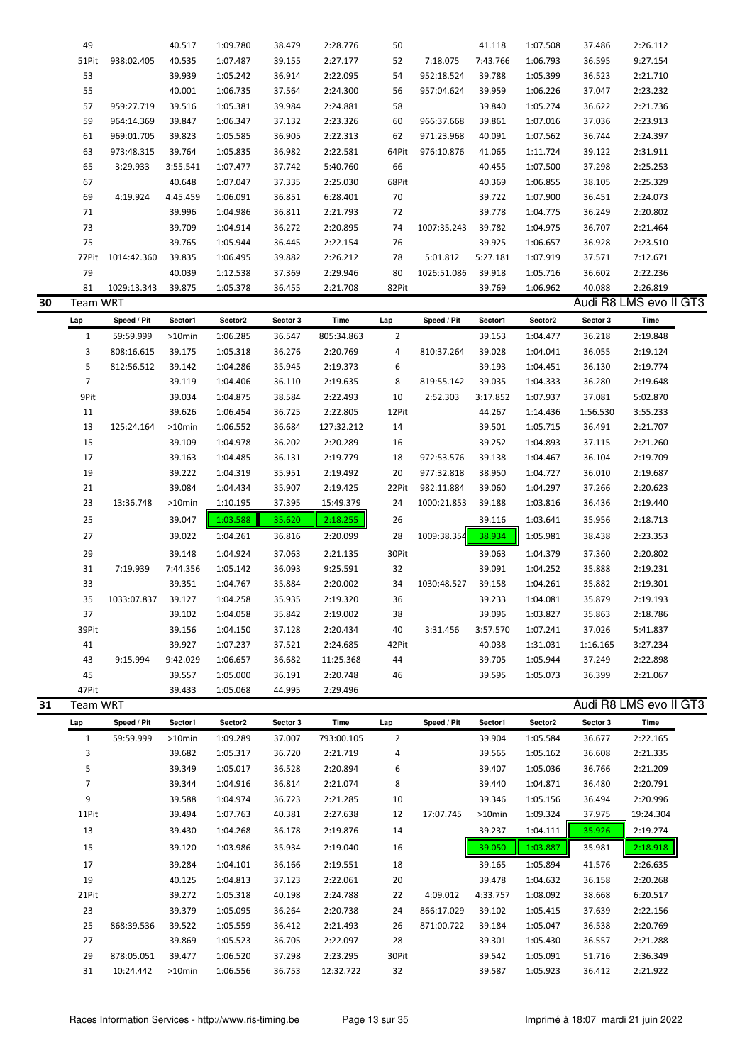| Lap | Speed / Pit | Sector1 | Sector2 | Sector 3 | Time | Lap | Speed / Pit | Sector1 | Sector2 | Sector 3 | Time |
|---|---|---|---|---|---|---|---|---|---|---|---|
| 49 | | 40.517 | 1:09.780 | 38.479 | 2:28.776 | 50 | | 41.118 | 1:07.508 | 37.486 | 2:26.112 |
| 51Pit | 938:02.405 | 40.535 | 1:07.487 | 39.155 | 2:27.177 | 52 | 7:18.075 | 7:43.766 | 1:06.793 | 36.595 | 9:27.154 |
| 53 | | 39.939 | 1:05.242 | 36.914 | 2:22.095 | 54 | 952:18.524 | 39.788 | 1:05.399 | 36.523 | 2:21.710 |
| 55 | | 40.001 | 1:06.735 | 37.564 | 2:24.300 | 56 | 957:04.624 | 39.959 | 1:06.226 | 37.047 | 2:23.232 |
| 57 | 959:27.719 | 39.516 | 1:05.381 | 39.984 | 2:24.881 | 58 | | 39.840 | 1:05.274 | 36.622 | 2:21.736 |
| 59 | 964:14.369 | 39.847 | 1:06.347 | 37.132 | 2:23.326 | 60 | 966:37.668 | 39.861 | 1:07.016 | 37.036 | 2:23.913 |
| 61 | 969:01.705 | 39.823 | 1:05.585 | 36.905 | 2:22.313 | 62 | 971:23.968 | 40.091 | 1:07.562 | 36.744 | 2:24.397 |
| 63 | 973:48.315 | 39.764 | 1:05.835 | 36.982 | 2:22.581 | 64Pit | 976:10.876 | 41.065 | 1:11.724 | 39.122 | 2:31.911 |
| 65 | 3:29.933 | 3:55.541 | 1:07.477 | 37.742 | 5:40.760 | 66 | | 40.455 | 1:07.500 | 37.298 | 2:25.253 |
| 67 | | 40.648 | 1:07.047 | 37.335 | 2:25.030 | 68Pit | | 40.369 | 1:06.855 | 38.105 | 2:25.329 |
| 69 | 4:19.924 | 4:45.459 | 1:06.091 | 36.851 | 6:28.401 | 70 | | 39.722 | 1:07.900 | 36.451 | 2:24.073 |
| 71 | | 39.996 | 1:04.986 | 36.811 | 2:21.793 | 72 | | 39.778 | 1:04.775 | 36.249 | 2:20.802 |
| 73 | | 39.709 | 1:04.914 | 36.272 | 2:20.895 | 74 | 1007:35.243 | 39.782 | 1:04.975 | 36.707 | 2:21.464 |
| 75 | | 39.765 | 1:05.944 | 36.445 | 2:22.154 | 76 | | 39.925 | 1:06.657 | 36.928 | 2:23.510 |
| 77Pit | 1014:42.360 | 39.835 | 1:06.495 | 39.882 | 2:26.212 | 78 | 5:01.812 | 5:27.181 | 1:07.919 | 37.571 | 7:12.671 |
| 79 | | 40.039 | 1:12.538 | 37.369 | 2:29.946 | 80 | 1026:51.086 | 39.918 | 1:05.716 | 36.602 | 2:22.236 |
| 81 | 1029:13.343 | 39.875 | 1:05.378 | 36.455 | 2:21.708 | 82Pit | | 39.769 | 1:06.962 | 40.088 | 2:26.819 |

## 30 Team WRT — Audi R8 LMS evo II GT3

| Lap | Speed / Pit | Sector1 | Sector2 | Sector 3 | Time | Lap | Speed / Pit | Sector1 | Sector2 | Sector 3 | Time |
|---|---|---|---|---|---|---|---|---|---|---|---|
| 1 | 59:59.999 | >10min | 1:06.285 | 36.547 | 805:34.863 | 2 | | 39.153 | 1:04.477 | 36.218 | 2:19.848 |
| 3 | 808:16.615 | 39.175 | 1:05.318 | 36.276 | 2:20.769 | 4 | 810:37.264 | 39.028 | 1:04.041 | 36.055 | 2:19.124 |
| 5 | 812:56.512 | 39.142 | 1:04.286 | 35.945 | 2:19.373 | 6 | | 39.193 | 1:04.451 | 36.130 | 2:19.774 |
| 7 | | 39.119 | 1:04.406 | 36.110 | 2:19.635 | 8 | 819:55.142 | 39.035 | 1:04.333 | 36.280 | 2:19.648 |
| 9Pit | | 39.034 | 1:04.875 | 38.584 | 2:22.493 | 10 | 2:52.303 | 3:17.852 | 1:07.937 | 37.081 | 5:02.870 |
| 11 | | 39.626 | 1:06.454 | 36.725 | 2:22.805 | 12Pit | | 44.267 | 1:14.436 | 1:56.530 | 3:55.233 |
| 13 | 125:24.164 | >10min | 1:06.552 | 36.684 | 127:32.212 | 14 | | 39.501 | 1:05.715 | 36.491 | 2:21.707 |
| 15 | | 39.109 | 1:04.978 | 36.202 | 2:20.289 | 16 | | 39.252 | 1:04.893 | 37.115 | 2:21.260 |
| 17 | | 39.163 | 1:04.485 | 36.131 | 2:19.779 | 18 | 972:53.576 | 39.138 | 1:04.467 | 36.104 | 2:19.709 |
| 19 | | 39.222 | 1:04.319 | 35.951 | 2:19.492 | 20 | 977:32.818 | 38.950 | 1:04.727 | 36.010 | 2:19.687 |
| 21 | | 39.084 | 1:04.434 | 35.907 | 2:19.425 | 22Pit | 982:11.884 | 39.060 | 1:04.297 | 37.266 | 2:20.623 |
| 23 | 13:36.748 | >10min | 1:10.195 | 37.395 | 15:49.379 | 24 | 1000:21.853 | 39.188 | 1:03.816 | 36.436 | 2:19.440 |
| 25 | | 39.047 | 1:03.588 | 35.620 | 2:18.255 | 26 | | 39.116 | 1:03.641 | 35.956 | 2:18.713 |
| 27 | | 39.022 | 1:04.261 | 36.816 | 2:20.099 | 28 | 1009:38.354 | 38.934 | 1:05.981 | 38.438 | 2:23.353 |
| 29 | | 39.148 | 1:04.924 | 37.063 | 2:21.135 | 30Pit | | 39.063 | 1:04.379 | 37.360 | 2:20.802 |
| 31 | 7:19.939 | 7:44.356 | 1:05.142 | 36.093 | 9:25.591 | 32 | | 39.091 | 1:04.252 | 35.888 | 2:19.231 |
| 33 | | 39.351 | 1:04.767 | 35.884 | 2:20.002 | 34 | 1030:48.527 | 39.158 | 1:04.261 | 35.882 | 2:19.301 |
| 35 | 1033:07.837 | 39.127 | 1:04.258 | 35.935 | 2:19.320 | 36 | | 39.233 | 1:04.081 | 35.879 | 2:19.193 |
| 37 | | 39.102 | 1:04.058 | 35.842 | 2:19.002 | 38 | | 39.096 | 1:03.827 | 35.863 | 2:18.786 |
| 39Pit | | 39.156 | 1:04.150 | 37.128 | 2:20.434 | 40 | 3:31.456 | 3:57.570 | 1:07.241 | 37.026 | 5:41.837 |
| 41 | | 39.927 | 1:07.237 | 37.521 | 2:24.685 | 42Pit | | 40.038 | 1:31.031 | 1:16.165 | 3:27.234 |
| 43 | 9:15.994 | 9:42.029 | 1:06.657 | 36.682 | 11:25.368 | 44 | | 39.705 | 1:05.944 | 37.249 | 2:22.898 |
| 45 | | 39.557 | 1:05.000 | 36.191 | 2:20.748 | 46 | | 39.595 | 1:05.073 | 36.399 | 2:21.067 |
| 47Pit | | 39.433 | 1:05.068 | 44.995 | 2:29.496 | | | | | | |

## 31 Team WRT — Audi R8 LMS evo II GT3

| Lap | Speed / Pit | Sector1 | Sector2 | Sector 3 | Time | Lap | Speed / Pit | Sector1 | Sector2 | Sector 3 | Time |
|---|---|---|---|---|---|---|---|---|---|---|---|
| 1 | 59:59.999 | >10min | 1:09.289 | 37.007 | 793:00.105 | 2 | | 39.904 | 1:05.584 | 36.677 | 2:22.165 |
| 3 | | 39.682 | 1:05.317 | 36.720 | 2:21.719 | 4 | | 39.565 | 1:05.162 | 36.608 | 2:21.335 |
| 5 | | 39.349 | 1:05.017 | 36.528 | 2:20.894 | 6 | | 39.407 | 1:05.036 | 36.766 | 2:21.209 |
| 7 | | 39.344 | 1:04.916 | 36.814 | 2:21.074 | 8 | | 39.440 | 1:04.871 | 36.480 | 2:20.791 |
| 9 | | 39.588 | 1:04.974 | 36.723 | 2:21.285 | 10 | | 39.346 | 1:05.156 | 36.494 | 2:20.996 |
| 11Pit | | 39.494 | 1:07.763 | 40.381 | 2:27.638 | 12 | 17:07.745 | >10min | 1:09.324 | 37.975 | 19:24.304 |
| 13 | | 39.430 | 1:04.268 | 36.178 | 2:19.876 | 14 | | 39.237 | 1:04.111 | 35.926 | 2:19.274 |
| 15 | | 39.120 | 1:03.986 | 35.934 | 2:19.040 | 16 | | 39.050 | 1:03.887 | 35.981 | 2:18.918 |
| 17 | | 39.284 | 1:04.101 | 36.166 | 2:19.551 | 18 | | 39.165 | 1:05.894 | 41.576 | 2:26.635 |
| 19 | | 40.125 | 1:04.813 | 37.123 | 2:22.061 | 20 | | 39.478 | 1:04.632 | 36.158 | 2:20.268 |
| 21Pit | | 39.272 | 1:05.318 | 40.198 | 2:24.788 | 22 | 4:09.012 | 4:33.757 | 1:08.092 | 38.668 | 6:20.517 |
| 23 | | 39.379 | 1:05.095 | 36.264 | 2:20.738 | 24 | 866:17.029 | 39.102 | 1:05.415 | 37.639 | 2:22.156 |
| 25 | 868:39.536 | 39.522 | 1:05.559 | 36.412 | 2:21.493 | 26 | 871:00.722 | 39.184 | 1:05.047 | 36.538 | 2:20.769 |
| 27 | | 39.869 | 1:05.523 | 36.705 | 2:22.097 | 28 | | 39.301 | 1:05.430 | 36.557 | 2:21.288 |
| 29 | 878:05.051 | 39.477 | 1:06.520 | 37.298 | 2:23.295 | 30Pit | | 39.542 | 1:05.091 | 51.716 | 2:36.349 |
| 31 | 10:24.442 | >10min | 1:06.556 | 36.753 | 12:32.722 | 32 | | 39.587 | 1:05.923 | 36.412 | 2:21.922 |

Races Information Services - http://www.ris-timing.be Imprimé à 18:07 mardi 21 juin 2022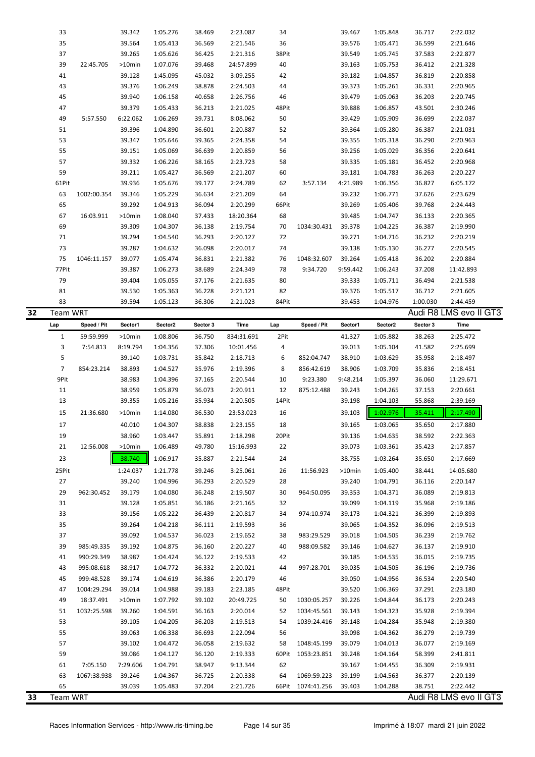| Lap | Speed / Pit | Sector1 | Sector2 | Sector 3 | Time | Lap | Speed / Pit | Sector1 | Sector2 | Sector 3 | Time |
|---|---|---|---|---|---|---|---|---|---|---|---|
| 33 | | 39.342 | 1:05.276 | 38.469 | 2:23.087 | 34 | | 39.467 | 1:05.848 | 36.717 | 2:22.032 |
| 35 | | 39.564 | 1:05.413 | 36.569 | 2:21.546 | 36 | | 39.576 | 1:05.471 | 36.599 | 2:21.646 |
| 37 | | 39.265 | 1:05.626 | 36.425 | 2:21.316 | 38Pit | | 39.549 | 1:05.745 | 37.583 | 2:22.877 |
| 39 | 22:45.705 | >10min | 1:07.076 | 39.468 | 24:57.899 | 40 | | 39.163 | 1:05.753 | 36.412 | 2:21.328 |
| 41 | | 39.128 | 1:45.095 | 45.032 | 3:09.255 | 42 | | 39.182 | 1:04.857 | 36.819 | 2:20.858 |
| 43 | | 39.376 | 1:06.249 | 38.878 | 2:24.503 | 44 | | 39.373 | 1:05.261 | 36.331 | 2:20.965 |
| 45 | | 39.940 | 1:06.158 | 40.658 | 2:26.756 | 46 | | 39.479 | 1:05.063 | 36.203 | 2:20.745 |
| 47 | | 39.379 | 1:05.433 | 36.213 | 2:21.025 | 48Pit | | 39.888 | 1:06.857 | 43.501 | 2:30.246 |
| 49 | 5:57.550 | 6:22.062 | 1:06.269 | 39.731 | 8:08.062 | 50 | | 39.429 | 1:05.909 | 36.699 | 2:22.037 |
| 51 | | 39.396 | 1:04.890 | 36.601 | 2:20.887 | 52 | | 39.364 | 1:05.280 | 36.387 | 2:21.031 |
| 53 | | 39.347 | 1:05.646 | 39.365 | 2:24.358 | 54 | | 39.355 | 1:05.318 | 36.290 | 2:20.963 |
| 55 | | 39.151 | 1:05.069 | 36.639 | 2:20.859 | 56 | | 39.256 | 1:05.029 | 36.356 | 2:20.641 |
| 57 | | 39.332 | 1:06.226 | 38.165 | 2:23.723 | 58 | | 39.335 | 1:05.181 | 36.452 | 2:20.968 |
| 59 | | 39.211 | 1:05.427 | 36.569 | 2:21.207 | 60 | | 39.181 | 1:04.783 | 36.263 | 2:20.227 |
| 61Pit | | 39.936 | 1:05.676 | 39.177 | 2:24.789 | 62 | 3:57.134 | 4:21.989 | 1:06.356 | 36.827 | 6:05.172 |
| 63 | 1002:00.354 | 39.346 | 1:05.229 | 36.634 | 2:21.209 | 64 | | 39.232 | 1:06.771 | 37.626 | 2:23.629 |
| 65 | | 39.292 | 1:04.913 | 36.094 | 2:20.299 | 66Pit | | 39.269 | 1:05.406 | 39.768 | 2:24.443 |
| 67 | 16:03.911 | >10min | 1:08.040 | 37.433 | 18:20.364 | 68 | | 39.485 | 1:04.747 | 36.133 | 2:20.365 |
| 69 | | 39.309 | 1:04.307 | 36.138 | 2:19.754 | 70 | 1034:30.431 | 39.378 | 1:04.225 | 36.387 | 2:19.990 |
| 71 | | 39.294 | 1:04.540 | 36.293 | 2:20.127 | 72 | | 39.271 | 1:04.716 | 36.232 | 2:20.219 |
| 73 | | 39.287 | 1:04.632 | 36.098 | 2:20.017 | 74 | | 39.138 | 1:05.130 | 36.277 | 2:20.545 |
| 75 | 1046:11.157 | 39.077 | 1:05.474 | 36.831 | 2:21.382 | 76 | 1048:32.607 | 39.264 | 1:05.418 | 36.202 | 2:20.884 |
| 77Pit | | 39.387 | 1:06.273 | 38.689 | 2:24.349 | 78 | 9:34.720 | 9:59.442 | 1:06.243 | 37.208 | 11:42.893 |
| 79 | | 39.404 | 1:05.055 | 37.176 | 2:21.635 | 80 | | 39.333 | 1:05.711 | 36.494 | 2:21.538 |
| 81 | | 39.530 | 1:05.363 | 36.228 | 2:21.121 | 82 | | 39.376 | 1:05.517 | 36.712 | 2:21.605 |
| 83 | | 39.594 | 1:05.123 | 36.306 | 2:21.023 | 84Pit | | 39.453 | 1:04.976 | 1:00.030 | 2:44.459 |

## 32 Team WRT — Audi R8 LMS evo II GT3

| Lap | Speed / Pit | Sector1 | Sector2 | Sector 3 | Time | Lap | Speed / Pit | Sector1 | Sector2 | Sector 3 | Time |
|---|---|---|---|---|---|---|---|---|---|---|---|
| 1 | 59:59.999 | >10min | 1:08.806 | 36.750 | 834:31.691 | 2Pit | | 41.327 | 1:05.882 | 38.263 | 2:25.472 |
| 3 | 7:54.813 | 8:19.794 | 1:04.356 | 37.306 | 10:01.456 | 4 | | 39.013 | 1:05.104 | 41.582 | 2:25.699 |
| 5 | | 39.140 | 1:03.731 | 35.842 | 2:18.713 | 6 | 852:04.747 | 38.910 | 1:03.629 | 35.958 | 2:18.497 |
| 7 | 854:23.214 | 38.893 | 1:04.527 | 35.976 | 2:19.396 | 8 | 856:42.619 | 38.906 | 1:03.709 | 35.836 | 2:18.451 |
| 9Pit | | 38.983 | 1:04.396 | 37.165 | 2:20.544 | 10 | 9:23.380 | 9:48.214 | 1:05.397 | 36.060 | 11:29.671 |
| 11 | | 38.959 | 1:05.879 | 36.073 | 2:20.911 | 12 | 875:12.488 | 39.243 | 1:04.265 | 37.153 | 2:20.661 |
| 13 | | 39.355 | 1:05.216 | 35.934 | 2:20.505 | 14Pit | | 39.198 | 1:04.103 | 55.868 | 2:39.169 |
| 15 | 21:36.680 | >10min | 1:14.080 | 36.530 | 23:53.023 | 16 | | 39.103 | 1:02.976 | 35.411 | 2:17.490 |
| 17 | | 40.010 | 1:04.307 | 38.838 | 2:23.155 | 18 | | 39.165 | 1:03.065 | 35.650 | 2:17.880 |
| 19 | | 38.960 | 1:03.447 | 35.891 | 2:18.298 | 20Pit | | 39.136 | 1:04.635 | 38.592 | 2:22.363 |
| 21 | 12:56.008 | >10min | 1:06.489 | 49.780 | 15:16.993 | 22 | | 39.073 | 1:03.361 | 35.423 | 2:17.857 |
| 23 | | 38.740 | 1:06.917 | 35.887 | 2:21.544 | 24 | | 38.755 | 1:03.264 | 35.650 | 2:17.669 |
| 25Pit | | 1:24.037 | 1:21.778 | 39.246 | 3:25.061 | 26 | 11:56.923 | >10min | 1:05.400 | 38.441 | 14:05.680 |
| 27 | | 39.240 | 1:04.996 | 36.293 | 2:20.529 | 28 | | 39.240 | 1:04.791 | 36.116 | 2:20.147 |
| 29 | 962:30.452 | 39.179 | 1:04.080 | 36.248 | 2:19.507 | 30 | 964:50.095 | 39.353 | 1:04.371 | 36.089 | 2:19.813 |
| 31 | | 39.128 | 1:05.851 | 36.186 | 2:21.165 | 32 | | 39.099 | 1:04.119 | 35.968 | 2:19.186 |
| 33 | | 39.156 | 1:05.222 | 36.439 | 2:20.817 | 34 | 974:10.974 | 39.173 | 1:04.321 | 36.399 | 2:19.893 |
| 35 | | 39.264 | 1:04.218 | 36.111 | 2:19.593 | 36 | | 39.065 | 1:04.352 | 36.096 | 2:19.513 |
| 37 | | 39.092 | 1:04.537 | 36.023 | 2:19.652 | 38 | 983:29.529 | 39.018 | 1:04.505 | 36.239 | 2:19.762 |
| 39 | 985:49.335 | 39.192 | 1:04.875 | 36.160 | 2:20.227 | 40 | 988:09.582 | 39.146 | 1:04.627 | 36.137 | 2:19.910 |
| 41 | 990:29.349 | 38.987 | 1:04.424 | 36.122 | 2:19.533 | 42 | | 39.185 | 1:04.535 | 36.015 | 2:19.735 |
| 43 | 995:08.618 | 38.917 | 1:04.772 | 36.332 | 2:20.021 | 44 | 997:28.701 | 39.035 | 1:04.505 | 36.196 | 2:19.736 |
| 45 | 999:48.528 | 39.174 | 1:04.619 | 36.386 | 2:20.179 | 46 | | 39.050 | 1:04.956 | 36.534 | 2:20.540 |
| 47 | 1004:29.294 | 39.014 | 1:04.988 | 39.183 | 2:23.185 | 48Pit | | 39.520 | 1:06.369 | 37.291 | 2:23.180 |
| 49 | 18:37.491 | >10min | 1:07.792 | 39.102 | 20:49.725 | 50 | 1030:05.257 | 39.226 | 1:04.844 | 36.173 | 2:20.243 |
| 51 | 1032:25.598 | 39.260 | 1:04.591 | 36.163 | 2:20.014 | 52 | 1034:45.561 | 39.143 | 1:04.323 | 35.928 | 2:19.394 |
| 53 | | 39.105 | 1:04.205 | 36.203 | 2:19.513 | 54 | 1039:24.416 | 39.148 | 1:04.284 | 35.948 | 2:19.380 |
| 55 | | 39.063 | 1:06.338 | 36.693 | 2:22.094 | 56 | | 39.098 | 1:04.362 | 36.279 | 2:19.739 |
| 57 | | 39.102 | 1:04.472 | 36.058 | 2:19.632 | 58 | 1048:45.199 | 39.079 | 1:04.013 | 36.077 | 2:19.169 |
| 59 | | 39.086 | 1:04.127 | 36.120 | 2:19.333 | 60Pit | 1053:23.851 | 39.248 | 1:04.164 | 58.399 | 2:41.811 |
| 61 | 7:05.150 | 7:29.606 | 1:04.791 | 38.947 | 9:13.344 | 62 | | 39.167 | 1:04.455 | 36.309 | 2:19.931 |
| 63 | 1067:38.938 | 39.246 | 1:04.367 | 36.725 | 2:20.338 | 64 | 1069:59.223 | 39.199 | 1:04.563 | 36.377 | 2:20.139 |
| 65 | | 39.039 | 1:05.483 | 37.204 | 2:21.726 | 66Pit | 1074:41.256 | 39.403 | 1:04.288 | 38.751 | 2:22.442 |

## 33 Team WRT — Audi R8 LMS evo II GT3

Races Information Services - http://www.ris-timing.be

Imprimé à 18:07 mardi 21 juin 2022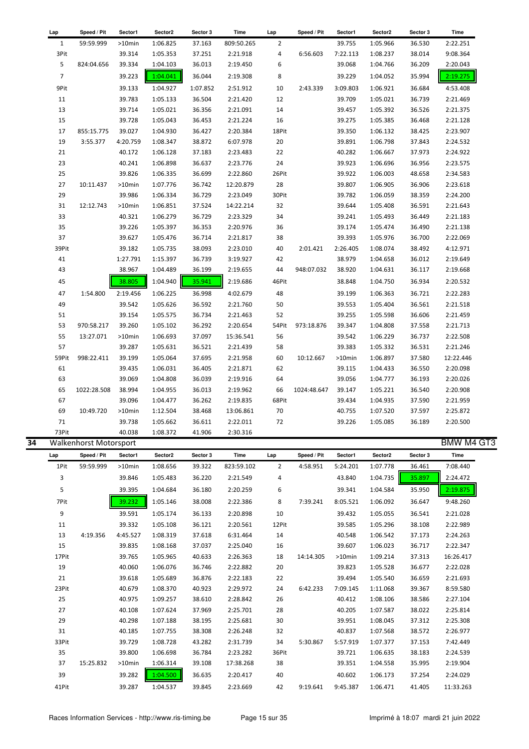| Lap | Speed / Pit | Sector1 | Sector2 | Sector 3 | Time | Lap | Speed / Pit | Sector1 | Sector2 | Sector 3 | Time |
|---|---|---|---|---|---|---|---|---|---|---|---|
| 1 | 59:59.999 | >10min | 1:06.825 | 37.163 | 809:50.265 | 2 | | 39.755 | 1:05.966 | 36.530 | 2:22.251 |
| 3Pit | | 39.314 | 1:05.353 | 37.251 | 2:21.918 | 4 | 6:56.603 | 7:22.113 | 1:08.237 | 38.014 | 9:08.364 |
| 5 | 824:04.656 | 39.334 | 1:04.103 | 36.013 | 2:19.450 | 6 | | 39.068 | 1:04.766 | 36.209 | 2:20.043 |
| 7 | | 39.223 | 1:04.041 | 36.044 | 2:19.308 | 8 | | 39.229 | 1:04.052 | 35.994 | 2:19.275 |
| 9Pit | | 39.133 | 1:04.927 | 1:07.852 | 2:51.912 | 10 | 2:43.339 | 3:09.803 | 1:06.921 | 36.684 | 4:53.408 |
| 11 | | 39.783 | 1:05.133 | 36.504 | 2:21.420 | 12 | | 39.709 | 1:05.021 | 36.739 | 2:21.469 |
| 13 | | 39.714 | 1:05.021 | 36.356 | 2:21.091 | 14 | | 39.457 | 1:05.392 | 36.526 | 2:21.375 |
| 15 | | 39.728 | 1:05.043 | 36.453 | 2:21.224 | 16 | | 39.275 | 1:05.385 | 36.468 | 2:21.128 |
| 17 | 855:15.775 | 39.027 | 1:04.930 | 36.427 | 2:20.384 | 18Pit | | 39.350 | 1:06.132 | 38.425 | 2:23.907 |
| 19 | 3:55.377 | 4:20.759 | 1:08.347 | 38.872 | 6:07.978 | 20 | | 39.891 | 1:06.798 | 37.843 | 2:24.532 |
| 21 | | 40.172 | 1:06.128 | 37.183 | 2:23.483 | 22 | | 40.282 | 1:06.667 | 37.973 | 2:24.922 |
| 23 | | 40.241 | 1:06.898 | 36.637 | 2:23.776 | 24 | | 39.923 | 1:06.696 | 36.956 | 2:23.575 |
| 25 | | 39.826 | 1:06.335 | 36.699 | 2:22.860 | 26Pit | | 39.922 | 1:06.003 | 48.658 | 2:34.583 |
| 27 | 10:11.437 | >10min | 1:07.776 | 36.742 | 12:20.879 | 28 | | 39.807 | 1:06.905 | 36.906 | 2:23.618 |
| 29 | | 39.986 | 1:06.334 | 36.729 | 2:23.049 | 30Pit | | 39.782 | 1:06.059 | 38.359 | 2:24.200 |
| 31 | 12:12.743 | >10min | 1:06.851 | 37.524 | 14:22.214 | 32 | | 39.644 | 1:05.408 | 36.591 | 2:21.643 |
| 33 | | 40.321 | 1:06.279 | 36.729 | 2:23.329 | 34 | | 39.241 | 1:05.493 | 36.449 | 2:21.183 |
| 35 | | 39.226 | 1:05.397 | 36.353 | 2:20.976 | 36 | | 39.174 | 1:05.474 | 36.490 | 2:21.138 |
| 37 | | 39.627 | 1:05.476 | 36.714 | 2:21.817 | 38 | | 39.393 | 1:05.976 | 36.700 | 2:22.069 |
| 39Pit | | 39.182 | 1:05.735 | 38.093 | 2:23.010 | 40 | 2:01.421 | 2:26.405 | 1:08.074 | 38.492 | 4:12.971 |
| 41 | | 1:27.791 | 1:15.397 | 36.739 | 3:19.927 | 42 | | 38.979 | 1:04.658 | 36.012 | 2:19.649 |
| 43 | | 38.967 | 1:04.489 | 36.199 | 2:19.655 | 44 | 948:07.032 | 38.920 | 1:04.631 | 36.117 | 2:19.668 |
| 45 | | 38.805 | 1:04.940 | 35.941 | 2:19.686 | 46Pit | | 38.848 | 1:04.750 | 36.934 | 2:20.532 |
| 47 | 1:54.800 | 2:19.456 | 1:06.225 | 36.998 | 4:02.679 | 48 | | 39.199 | 1:06.363 | 36.721 | 2:22.283 |
| 49 | | 39.542 | 1:05.626 | 36.592 | 2:21.760 | 50 | | 39.553 | 1:05.404 | 36.561 | 2:21.518 |
| 51 | | 39.154 | 1:05.575 | 36.734 | 2:21.463 | 52 | | 39.255 | 1:05.598 | 36.606 | 2:21.459 |
| 53 | 970:58.217 | 39.260 | 1:05.102 | 36.292 | 2:20.654 | 54Pit | 973:18.876 | 39.347 | 1:04.808 | 37.558 | 2:21.713 |
| 55 | 13:27.071 | >10min | 1:06.693 | 37.097 | 15:36.541 | 56 | | 39.542 | 1:06.229 | 36.737 | 2:22.508 |
| 57 | | 39.287 | 1:05.631 | 36.521 | 2:21.439 | 58 | | 39.383 | 1:05.332 | 36.531 | 2:21.246 |
| 59Pit | 998:22.411 | 39.199 | 1:05.064 | 37.695 | 2:21.958 | 60 | 10:12.667 | >10min | 1:06.897 | 37.580 | 12:22.446 |
| 61 | | 39.435 | 1:06.031 | 36.405 | 2:21.871 | 62 | | 39.115 | 1:04.433 | 36.550 | 2:20.098 |
| 63 | | 39.069 | 1:04.808 | 36.039 | 2:19.916 | 64 | | 39.056 | 1:04.777 | 36.193 | 2:20.026 |
| 65 | 1022:28.508 | 38.994 | 1:04.955 | 36.013 | 2:19.962 | 66 | 1024:48.647 | 39.147 | 1:05.221 | 36.540 | 2:20.908 |
| 67 | | 39.096 | 1:04.477 | 36.262 | 2:19.835 | 68Pit | | 39.434 | 1:04.935 | 37.590 | 2:21.959 |
| 69 | 10:49.720 | >10min | 1:12.504 | 38.468 | 13:06.861 | 70 | | 40.755 | 1:07.520 | 37.597 | 2:25.872 |
| 71 | | 39.738 | 1:05.662 | 36.611 | 2:22.011 | 72 | | 39.226 | 1:05.085 | 36.189 | 2:20.500 |
| 73Pit | | 40.038 | 1:08.372 | 41.906 | 2:30.316 | | | | | | |

## 34 Walkenhorst Motorsport — BMW M4 GT3

| Lap | Speed / Pit | Sector1 | Sector2 | Sector 3 | Time | Lap | Speed / Pit | Sector1 | Sector2 | Sector 3 | Time |
|---|---|---|---|---|---|---|---|---|---|---|---|
| 1Pit | 59:59.999 | >10min | 1:08.656 | 39.322 | 823:59.102 | 2 | 4:58.951 | 5:24.201 | 1:07.778 | 36.461 | 7:08.440 |
| 3 | | 39.846 | 1:05.483 | 36.220 | 2:21.549 | 4 | | 43.840 | 1:04.735 | 35.897 | 2:24.472 |
| 5 | | 39.395 | 1:04.684 | 36.180 | 2:20.259 | 6 | | 39.341 | 1:04.584 | 35.950 | 2:19.875 |
| 7Pit | | 39.232 | 1:05.146 | 38.008 | 2:22.386 | 8 | 7:39.241 | 8:05.521 | 1:06.092 | 36.647 | 9:48.260 |
| 9 | | 39.591 | 1:05.174 | 36.133 | 2:20.898 | 10 | | 39.432 | 1:05.055 | 36.541 | 2:21.028 |
| 11 | | 39.332 | 1:05.108 | 36.121 | 2:20.561 | 12Pit | | 39.585 | 1:05.296 | 38.108 | 2:22.989 |
| 13 | 4:19.356 | 4:45.527 | 1:08.319 | 37.618 | 6:31.464 | 14 | | 40.548 | 1:06.542 | 37.173 | 2:24.263 |
| 15 | | 39.835 | 1:08.168 | 37.037 | 2:25.040 | 16 | | 39.607 | 1:06.023 | 36.717 | 2:22.347 |
| 17Pit | | 39.765 | 1:05.965 | 40.633 | 2:26.363 | 18 | 14:14.305 | >10min | 1:09.214 | 37.313 | 16:26.417 |
| 19 | | 40.060 | 1:06.076 | 36.746 | 2:22.882 | 20 | | 39.823 | 1:05.528 | 36.677 | 2:22.028 |
| 21 | | 39.618 | 1:05.689 | 36.876 | 2:22.183 | 22 | | 39.494 | 1:05.540 | 36.659 | 2:21.693 |
| 23Pit | | 40.679 | 1:08.370 | 40.923 | 2:29.972 | 24 | 6:42.233 | 7:09.145 | 1:11.068 | 39.367 | 8:59.580 |
| 25 | | 40.975 | 1:09.257 | 38.610 | 2:28.842 | 26 | | 40.412 | 1:08.106 | 38.586 | 2:27.104 |
| 27 | | 40.108 | 1:07.624 | 37.969 | 2:25.701 | 28 | | 40.205 | 1:07.587 | 38.022 | 2:25.814 |
| 29 | | 40.298 | 1:07.188 | 38.195 | 2:25.681 | 30 | | 39.951 | 1:08.045 | 37.312 | 2:25.308 |
| 31 | | 40.185 | 1:07.755 | 38.308 | 2:26.248 | 32 | | 40.837 | 1:07.568 | 38.572 | 2:26.977 |
| 33Pit | | 39.729 | 1:08.728 | 43.282 | 2:31.739 | 34 | 5:30.867 | 5:57.919 | 1:07.377 | 37.153 | 7:42.449 |
| 35 | | 39.800 | 1:06.698 | 36.784 | 2:23.282 | 36Pit | | 39.721 | 1:06.635 | 38.183 | 2:24.539 |
| 37 | 15:25.832 | >10min | 1:06.314 | 39.108 | 17:38.268 | 38 | | 39.351 | 1:04.558 | 35.995 | 2:19.904 |
| 39 | | 39.282 | 1:04.500 | 36.635 | 2:20.417 | 40 | | 40.602 | 1:06.173 | 37.254 | 2:24.029 |
| 41Pit | | 39.287 | 1:04.537 | 39.845 | 2:23.669 | 42 | 9:19.641 | 9:45.387 | 1:06.471 | 41.405 | 11:33.263 |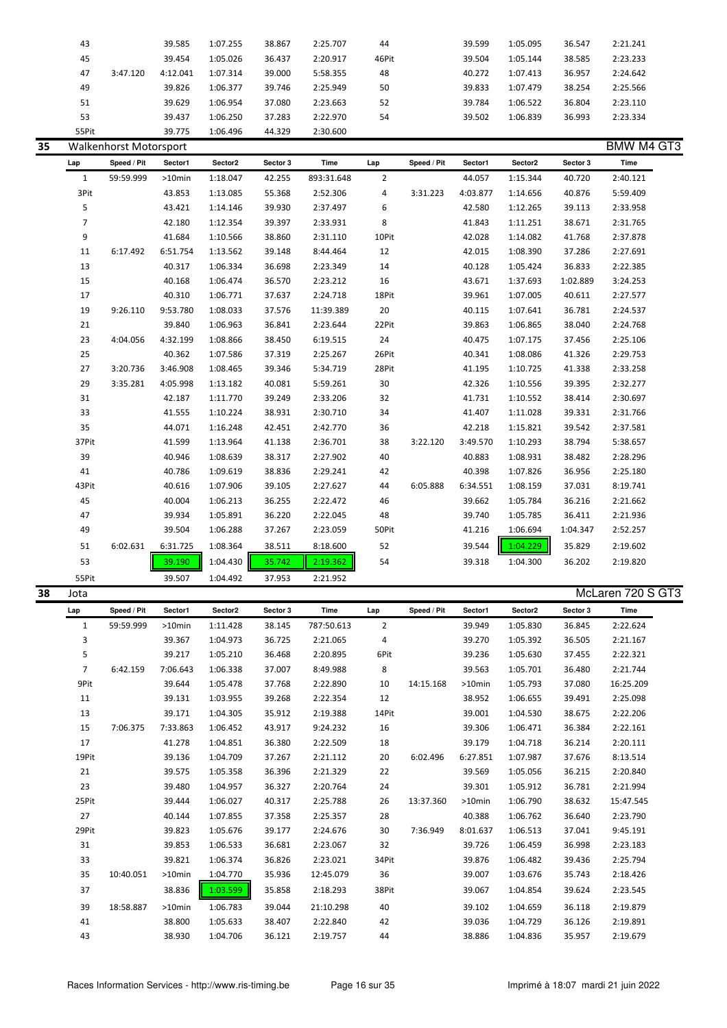| Lap | Speed / Pit | Sector1 | Sector2 | Sector 3 | Time | Lap | Speed / Pit | Sector1 | Sector2 | Sector 3 | Time |
|---|---|---|---|---|---|---|---|---|---|---|---|
| 43 | | 39.585 | 1:07.255 | 38.867 | 2:25.707 | 44 | | 39.599 | 1:05.095 | 36.547 | 2:21.241 |
| 45 | | 39.454 | 1:05.026 | 36.437 | 2:20.917 | 46Pit | | 39.504 | 1:05.144 | 38.585 | 2:23.233 |
| 47 | 3:47.120 | 4:12.041 | 1:07.314 | 39.000 | 5:58.355 | 48 | | 40.272 | 1:07.413 | 36.957 | 2:24.642 |
| 49 | | 39.826 | 1:06.377 | 39.746 | 2:25.949 | 50 | | 39.833 | 1:07.479 | 38.254 | 2:25.566 |
| 51 | | 39.629 | 1:06.954 | 37.080 | 2:23.663 | 52 | | 39.784 | 1:06.522 | 36.804 | 2:23.110 |
| 53 | | 39.437 | 1:06.250 | 37.283 | 2:22.970 | 54 | | 39.502 | 1:06.839 | 36.993 | 2:23.334 |
| 55Pit | | 39.775 | 1:06.496 | 44.329 | 2:30.600 | | | | | | |

## 35 Walkenhorst Motorsport — BMW M4 GT3

| Lap | Speed / Pit | Sector1 | Sector2 | Sector 3 | Time | Lap | Speed / Pit | Sector1 | Sector2 | Sector 3 | Time |
|---|---|---|---|---|---|---|---|---|---|---|---|
| 1 | 59:59.999 | >10min | 1:18.047 | 42.255 | 893:31.648 | 2 | | 44.057 | 1:15.344 | 40.720 | 2:40.121 |
| 3Pit | | 43.853 | 1:13.085 | 55.368 | 2:52.306 | 4 | 3:31.223 | 4:03.877 | 1:14.656 | 40.876 | 5:59.409 |
| 5 | | 43.421 | 1:14.146 | 39.930 | 2:37.497 | 6 | | 42.580 | 1:12.265 | 39.113 | 2:33.958 |
| 7 | | 42.180 | 1:12.354 | 39.397 | 2:33.931 | 8 | | 41.843 | 1:11.251 | 38.671 | 2:31.765 |
| 9 | | 41.684 | 1:10.566 | 38.860 | 2:31.110 | 10Pit | | 42.028 | 1:14.082 | 41.768 | 2:37.878 |
| 11 | 6:17.492 | 6:51.754 | 1:13.562 | 39.148 | 8:44.464 | 12 | | 42.015 | 1:08.390 | 37.286 | 2:27.691 |
| 13 | | 40.317 | 1:06.334 | 36.698 | 2:23.349 | 14 | | 40.128 | 1:05.424 | 36.833 | 2:22.385 |
| 15 | | 40.168 | 1:06.474 | 36.570 | 2:23.212 | 16 | | 43.671 | 1:37.693 | 1:02.889 | 3:24.253 |
| 17 | | 40.310 | 1:06.771 | 37.637 | 2:24.718 | 18Pit | | 39.961 | 1:07.005 | 40.611 | 2:27.577 |
| 19 | 9:26.110 | 9:53.780 | 1:08.033 | 37.576 | 11:39.389 | 20 | | 40.115 | 1:07.641 | 36.781 | 2:24.537 |
| 21 | | 39.840 | 1:06.963 | 36.841 | 2:23.644 | 22Pit | | 39.863 | 1:06.865 | 38.040 | 2:24.768 |
| 23 | 4:04.056 | 4:32.199 | 1:08.866 | 38.450 | 6:19.515 | 24 | | 40.475 | 1:07.175 | 37.456 | 2:25.106 |
| 25 | | 40.362 | 1:07.586 | 37.319 | 2:25.267 | 26Pit | | 40.341 | 1:08.086 | 41.326 | 2:29.753 |
| 27 | 3:20.736 | 3:46.908 | 1:08.465 | 39.346 | 5:34.719 | 28Pit | | 41.195 | 1:10.725 | 41.338 | 2:33.258 |
| 29 | 3:35.281 | 4:05.998 | 1:13.182 | 40.081 | 5:59.261 | 30 | | 42.326 | 1:10.556 | 39.395 | 2:32.277 |
| 31 | | 42.187 | 1:11.770 | 39.249 | 2:33.206 | 32 | | 41.731 | 1:10.552 | 38.414 | 2:30.697 |
| 33 | | 41.555 | 1:10.224 | 38.931 | 2:30.710 | 34 | | 41.407 | 1:11.028 | 39.331 | 2:31.766 |
| 35 | | 44.071 | 1:16.248 | 42.451 | 2:42.770 | 36 | | 42.218 | 1:15.821 | 39.542 | 2:37.581 |
| 37Pit | | 41.599 | 1:13.964 | 41.138 | 2:36.701 | 38 | 3:22.120 | 3:49.570 | 1:10.293 | 38.794 | 5:38.657 |
| 39 | | 40.946 | 1:08.639 | 38.317 | 2:27.902 | 40 | | 40.883 | 1:08.931 | 38.482 | 2:28.296 |
| 41 | | 40.786 | 1:09.619 | 38.836 | 2:29.241 | 42 | | 40.398 | 1:07.826 | 36.956 | 2:25.180 |
| 43Pit | | 40.616 | 1:07.906 | 39.105 | 2:27.627 | 44 | 6:05.888 | 6:34.551 | 1:08.159 | 37.031 | 8:19.741 |
| 45 | | 40.004 | 1:06.213 | 36.255 | 2:22.472 | 46 | | 39.662 | 1:05.784 | 36.216 | 2:21.662 |
| 47 | | 39.934 | 1:05.891 | 36.220 | 2:22.045 | 48 | | 39.740 | 1:05.785 | 36.411 | 2:21.936 |
| 49 | | 39.504 | 1:06.288 | 37.267 | 2:23.059 | 50Pit | | 41.216 | 1:06.694 | 1:04.347 | 2:52.257 |
| 51 | 6:02.631 | 6:31.725 | 1:08.364 | 38.511 | 8:18.600 | 52 | | 39.544 | 1:04.229 | 35.829 | 2:19.602 |
| 53 | | 39.190 | 1:04.430 | 35.742 | 2:19.362 | 54 | | 39.318 | 1:04.300 | 36.202 | 2:19.820 |
| 55Pit | | 39.507 | 1:04.492 | 37.953 | 2:21.952 | | | | | | |

## 38 Jota — McLaren 720 S GT3

| Lap | Speed / Pit | Sector1 | Sector2 | Sector 3 | Time | Lap | Speed / Pit | Sector1 | Sector2 | Sector 3 | Time |
|---|---|---|---|---|---|---|---|---|---|---|---|
| 1 | 59:59.999 | >10min | 1:11.428 | 38.145 | 787:50.613 | 2 | | 39.949 | 1:05.830 | 36.845 | 2:22.624 |
| 3 | | 39.367 | 1:04.973 | 36.725 | 2:21.065 | 4 | | 39.270 | 1:05.392 | 36.505 | 2:21.167 |
| 5 | | 39.217 | 1:05.210 | 36.468 | 2:20.895 | 6Pit | | 39.236 | 1:05.630 | 37.455 | 2:22.321 |
| 7 | 6:42.159 | 7:06.643 | 1:06.338 | 37.007 | 8:49.988 | 8 | | 39.563 | 1:05.701 | 36.480 | 2:21.744 |
| 9Pit | | 39.644 | 1:05.478 | 37.768 | 2:22.890 | 10 | 14:15.168 | >10min | 1:05.793 | 37.080 | 16:25.209 |
| 11 | | 39.131 | 1:03.955 | 39.268 | 2:22.354 | 12 | | 38.952 | 1:06.655 | 39.491 | 2:25.098 |
| 13 | | 39.171 | 1:04.305 | 35.912 | 2:19.388 | 14Pit | | 39.001 | 1:04.530 | 38.675 | 2:22.206 |
| 15 | 7:06.375 | 7:33.863 | 1:06.452 | 43.917 | 9:24.232 | 16 | | 39.306 | 1:06.471 | 36.384 | 2:22.161 |
| 17 | | 41.278 | 1:04.851 | 36.380 | 2:22.509 | 18 | | 39.179 | 1:04.718 | 36.214 | 2:20.111 |
| 19Pit | | 39.136 | 1:04.709 | 37.267 | 2:21.112 | 20 | 6:02.496 | 6:27.851 | 1:07.987 | 37.676 | 8:13.514 |
| 21 | | 39.575 | 1:05.358 | 36.396 | 2:21.329 | 22 | | 39.569 | 1:05.056 | 36.215 | 2:20.840 |
| 23 | | 39.480 | 1:04.957 | 36.327 | 2:20.764 | 24 | | 39.301 | 1:05.912 | 36.781 | 2:21.994 |
| 25Pit | | 39.444 | 1:06.027 | 40.317 | 2:25.788 | 26 | 13:37.360 | >10min | 1:06.790 | 38.632 | 15:47.545 |
| 27 | | 40.144 | 1:07.855 | 37.358 | 2:25.357 | 28 | | 40.388 | 1:06.762 | 36.640 | 2:23.790 |
| 29Pit | | 39.823 | 1:05.676 | 39.177 | 2:24.676 | 30 | 7:36.949 | 8:01.637 | 1:06.513 | 37.041 | 9:45.191 |
| 31 | | 39.853 | 1:06.533 | 36.681 | 2:23.067 | 32 | | 39.726 | 1:06.459 | 36.998 | 2:23.183 |
| 33 | | 39.821 | 1:06.374 | 36.826 | 2:23.021 | 34Pit | | 39.876 | 1:06.482 | 39.436 | 2:25.794 |
| 35 | 10:40.051 | >10min | 1:04.770 | 35.936 | 12:45.079 | 36 | | 39.007 | 1:03.676 | 35.743 | 2:18.426 |
| 37 | | 38.836 | 1:03.599 | 35.858 | 2:18.293 | 38Pit | | 39.067 | 1:04.854 | 39.624 | 2:23.545 |
| 39 | 18:58.887 | >10min | 1:06.783 | 39.044 | 21:10.298 | 40 | | 39.102 | 1:04.659 | 36.118 | 2:19.879 |
| 41 | | 38.800 | 1:05.633 | 38.407 | 2:22.840 | 42 | | 39.036 | 1:04.729 | 36.126 | 2:19.891 |
| 43 | | 38.930 | 1:04.706 | 36.121 | 2:19.757 | 44 | | 38.886 | 1:04.836 | 35.957 | 2:19.679 |

Races Information Services - http://www.ris-timing.be

Imprimé à 18:07 mardi 21 juin 2022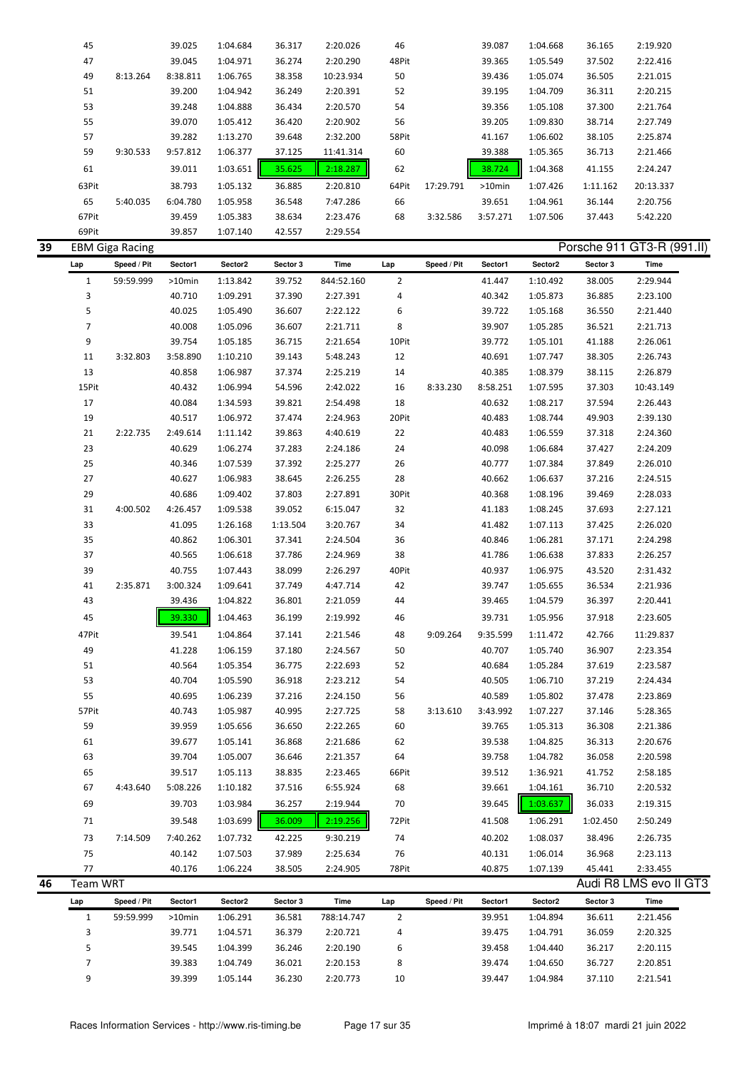| Lap | Speed / Pit | Sector1 | Sector2 | Sector 3 | Time | Lap | Speed / Pit | Sector1 | Sector2 | Sector 3 | Time |
|---|---|---|---|---|---|---|---|---|---|---|---|
| 45 | | 39.025 | 1:04.684 | 36.317 | 2:20.026 | 46 | | 39.087 | 1:04.668 | 36.165 | 2:19.920 |
| 47 | | 39.045 | 1:04.971 | 36.274 | 2:20.290 | 48Pit | | 39.365 | 1:05.549 | 37.502 | 2:22.416 |
| 49 | 8:13.264 | 8:38.811 | 1:06.765 | 38.358 | 10:23.934 | 50 | | 39.436 | 1:05.074 | 36.505 | 2:21.015 |
| 51 | | 39.200 | 1:04.942 | 36.249 | 2:20.391 | 52 | | 39.195 | 1:04.709 | 36.311 | 2:20.215 |
| 53 | | 39.248 | 1:04.888 | 36.434 | 2:20.570 | 54 | | 39.356 | 1:05.108 | 37.300 | 2:21.764 |
| 55 | | 39.070 | 1:05.412 | 36.420 | 2:20.902 | 56 | | 39.205 | 1:09.830 | 38.714 | 2:27.749 |
| 57 | | 39.282 | 1:13.270 | 39.648 | 2:32.200 | 58Pit | | 41.167 | 1:06.602 | 38.105 | 2:25.874 |
| 59 | 9:30.533 | 9:57.812 | 1:06.377 | 37.125 | 11:41.314 | 60 | | 39.388 | 1:05.365 | 36.713 | 2:21.466 |
| 61 | | 39.011 | 1:03.651 | 35.625 | 2:18.287 | 62 | | 38.724 | 1:04.368 | 41.155 | 2:24.247 |
| 63Pit | | 38.793 | 1:05.132 | 36.885 | 2:20.810 | 64Pit | 17:29.791 | >10min | 1:07.426 | 1:11.162 | 20:13.337 |
| 65 | 5:40.035 | 6:04.780 | 1:05.958 | 36.548 | 7:47.286 | 66 | | 39.651 | 1:04.961 | 36.144 | 2:20.756 |
| 67Pit | | 39.459 | 1:05.383 | 38.634 | 2:23.476 | 68 | 3:32.586 | 3:57.271 | 1:07.506 | 37.443 | 5:42.220 |
| 69Pit | | 39.857 | 1:07.140 | 42.557 | 2:29.554 | | | | | | |

## 39 EBM Giga Racing — Porsche 911 GT3-R (991.II)

| Lap | Speed / Pit | Sector1 | Sector2 | Sector 3 | Time | Lap | Speed / Pit | Sector1 | Sector2 | Sector 3 | Time |
|---|---|---|---|---|---|---|---|---|---|---|---|
| 1 | 59:59.999 | >10min | 1:13.842 | 39.752 | 844:52.160 | 2 | | 41.447 | 1:10.492 | 38.005 | 2:29.944 |
| 3 | | 40.710 | 1:09.291 | 37.390 | 2:27.391 | 4 | | 40.342 | 1:05.873 | 36.885 | 2:23.100 |
| 5 | | 40.025 | 1:05.490 | 36.607 | 2:22.122 | 6 | | 39.722 | 1:05.168 | 36.550 | 2:21.440 |
| 7 | | 40.008 | 1:05.096 | 36.607 | 2:21.711 | 8 | | 39.907 | 1:05.285 | 36.521 | 2:21.713 |
| 9 | | 39.754 | 1:05.185 | 36.715 | 2:21.654 | 10Pit | | 39.772 | 1:05.101 | 41.188 | 2:26.061 |
| 11 | 3:32.803 | 3:58.890 | 1:10.210 | 39.143 | 5:48.243 | 12 | | 40.691 | 1:07.747 | 38.305 | 2:26.743 |
| 13 | | 40.858 | 1:06.987 | 37.374 | 2:25.219 | 14 | | 40.385 | 1:08.379 | 38.115 | 2:26.879 |
| 15Pit | | 40.432 | 1:06.994 | 54.596 | 2:42.022 | 16 | 8:33.230 | 8:58.251 | 1:07.595 | 37.303 | 10:43.149 |
| 17 | | 40.084 | 1:34.593 | 39.821 | 2:54.498 | 18 | | 40.632 | 1:08.217 | 37.594 | 2:26.443 |
| 19 | | 40.517 | 1:06.972 | 37.474 | 2:24.963 | 20Pit | | 40.483 | 1:08.744 | 49.903 | 2:39.130 |
| 21 | 2:22.735 | 2:49.614 | 1:11.142 | 39.863 | 4:40.619 | 22 | | 40.483 | 1:06.559 | 37.318 | 2:24.360 |
| 23 | | 40.629 | 1:06.274 | 37.283 | 2:24.186 | 24 | | 40.098 | 1:06.684 | 37.427 | 2:24.209 |
| 25 | | 40.346 | 1:07.539 | 37.392 | 2:25.277 | 26 | | 40.777 | 1:07.384 | 37.849 | 2:26.010 |
| 27 | | 40.627 | 1:06.983 | 38.645 | 2:26.255 | 28 | | 40.662 | 1:06.637 | 37.216 | 2:24.515 |
| 29 | | 40.686 | 1:09.402 | 37.803 | 2:27.891 | 30Pit | | 40.368 | 1:08.196 | 39.469 | 2:28.033 |
| 31 | 4:00.502 | 4:26.457 | 1:09.538 | 39.052 | 6:15.047 | 32 | | 41.183 | 1:08.245 | 37.693 | 2:27.121 |
| 33 | | 41.095 | 1:26.168 | 1:13.504 | 3:20.767 | 34 | | 41.482 | 1:07.113 | 37.425 | 2:26.020 |
| 35 | | 40.862 | 1:06.301 | 37.341 | 2:24.504 | 36 | | 40.846 | 1:06.281 | 37.171 | 2:24.298 |
| 37 | | 40.565 | 1:06.618 | 37.786 | 2:24.969 | 38 | | 41.786 | 1:06.638 | 37.833 | 2:26.257 |
| 39 | | 40.755 | 1:07.443 | 38.099 | 2:26.297 | 40Pit | | 40.937 | 1:06.975 | 43.520 | 2:31.432 |
| 41 | 2:35.871 | 3:00.324 | 1:09.641 | 37.749 | 4:47.714 | 42 | | 39.747 | 1:05.655 | 36.534 | 2:21.936 |
| 43 | | 39.436 | 1:04.822 | 36.801 | 2:21.059 | 44 | | 39.465 | 1:04.579 | 36.397 | 2:20.441 |
| 45 | | 39.330 | 1:04.463 | 36.199 | 2:19.992 | 46 | | 39.731 | 1:05.956 | 37.918 | 2:23.605 |
| 47Pit | | 39.541 | 1:04.864 | 37.141 | 2:21.546 | 48 | 9:09.264 | 9:35.599 | 1:11.472 | 42.766 | 11:29.837 |
| 49 | | 41.228 | 1:06.159 | 37.180 | 2:24.567 | 50 | | 40.707 | 1:05.740 | 36.907 | 2:23.354 |
| 51 | | 40.564 | 1:05.354 | 36.775 | 2:22.693 | 52 | | 40.684 | 1:05.284 | 37.619 | 2:23.587 |
| 53 | | 40.704 | 1:05.590 | 36.918 | 2:23.212 | 54 | | 40.505 | 1:06.710 | 37.219 | 2:24.434 |
| 55 | | 40.695 | 1:06.239 | 37.216 | 2:24.150 | 56 | | 40.589 | 1:05.802 | 37.478 | 2:23.869 |
| 57Pit | | 40.743 | 1:05.987 | 40.995 | 2:27.725 | 58 | 3:13.610 | 3:43.992 | 1:07.227 | 37.146 | 5:28.365 |
| 59 | | 39.959 | 1:05.656 | 36.650 | 2:22.265 | 60 | | 39.765 | 1:05.313 | 36.308 | 2:21.386 |
| 61 | | 39.677 | 1:05.141 | 36.868 | 2:21.686 | 62 | | 39.538 | 1:04.825 | 36.313 | 2:20.676 |
| 63 | | 39.704 | 1:05.007 | 36.646 | 2:21.357 | 64 | | 39.758 | 1:04.782 | 36.058 | 2:20.598 |
| 65 | | 39.517 | 1:05.113 | 38.835 | 2:23.465 | 66Pit | | 39.512 | 1:36.921 | 41.752 | 2:58.185 |
| 67 | 4:43.640 | 5:08.226 | 1:10.182 | 37.516 | 6:55.924 | 68 | | 39.661 | 1:04.161 | 36.710 | 2:20.532 |
| 69 | | 39.703 | 1:03.984 | 36.257 | 2:19.944 | 70 | | 39.645 | 1:03.637 | 36.033 | 2:19.315 |
| 71 | | 39.548 | 1:03.699 | 36.009 | 2:19.256 | 72Pit | | 41.508 | 1:06.291 | 1:02.450 | 2:50.249 |
| 73 | 7:14.509 | 7:40.262 | 1:07.732 | 42.225 | 9:30.219 | 74 | | 40.202 | 1:08.037 | 38.496 | 2:26.735 |
| 75 | | 40.142 | 1:07.503 | 37.989 | 2:25.634 | 76 | | 40.131 | 1:06.014 | 36.968 | 2:23.113 |
| 77 | | 40.176 | 1:06.224 | 38.505 | 2:24.905 | 78Pit | | 40.875 | 1:07.139 | 45.441 | 2:33.455 |

## 46 Team WRT — Audi R8 LMS evo II GT3

| Lap | Speed / Pit | Sector1 | Sector2 | Sector 3 | Time | Lap | Speed / Pit | Sector1 | Sector2 | Sector 3 | Time |
|---|---|---|---|---|---|---|---|---|---|---|---|
| 1 | 59:59.999 | >10min | 1:06.291 | 36.581 | 788:14.747 | 2 | | 39.951 | 1:04.894 | 36.611 | 2:21.456 |
| 3 | | 39.771 | 1:04.571 | 36.379 | 2:20.721 | 4 | | 39.475 | 1:04.791 | 36.059 | 2:20.325 |
| 5 | | 39.545 | 1:04.399 | 36.246 | 2:20.190 | 6 | | 39.458 | 1:04.440 | 36.217 | 2:20.115 |
| 7 | | 39.383 | 1:04.749 | 36.021 | 2:20.153 | 8 | | 39.474 | 1:04.650 | 36.727 | 2:20.851 |
| 9 | | 39.399 | 1:05.144 | 36.230 | 2:20.773 | 10 | | 39.447 | 1:04.984 | 37.110 | 2:21.541 |

Races Information Services - http://www.ris-timing.be — Imprimé à 18:07 mardi 21 juin 2022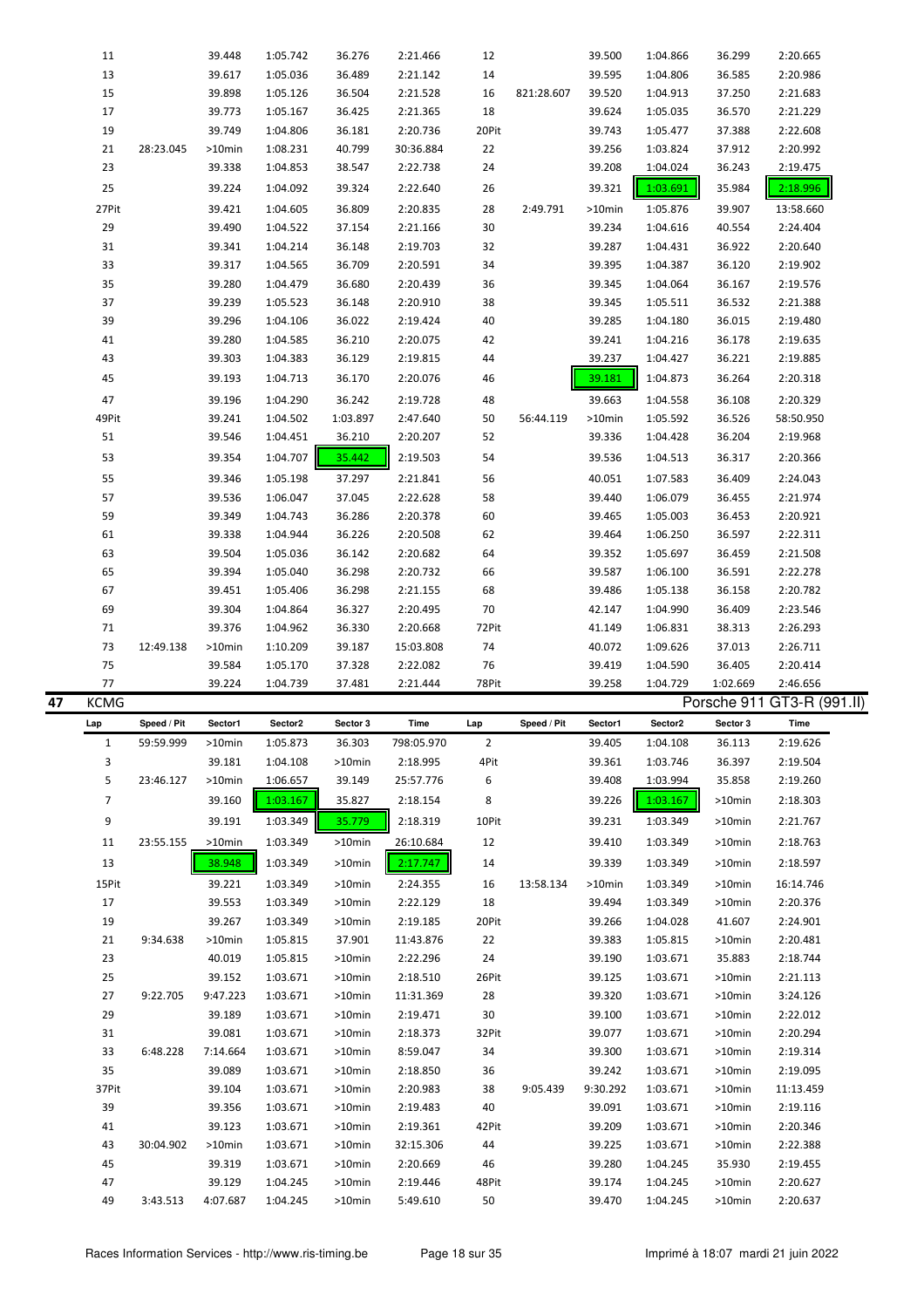| Lap | Speed / Pit | Sector1 | Sector2 | Sector 3 | Time | Lap | Speed / Pit | Sector1 | Sector2 | Sector 3 | Time |
|---|---|---|---|---|---|---|---|---|---|---|---|
| 11 | | 39.448 | 1:05.742 | 36.276 | 2:21.466 | 12 | | 39.500 | 1:04.866 | 36.299 | 2:20.665 |
| 13 | | 39.617 | 1:05.036 | 36.489 | 2:21.142 | 14 | | 39.595 | 1:04.806 | 36.585 | 2:20.986 |
| 15 | | 39.898 | 1:05.126 | 36.504 | 2:21.528 | 16 | 821:28.607 | 39.520 | 1:04.913 | 37.250 | 2:21.683 |
| 17 | | 39.773 | 1:05.167 | 36.425 | 2:21.365 | 18 | | 39.624 | 1:05.035 | 36.570 | 2:21.229 |
| 19 | | 39.749 | 1:04.806 | 36.181 | 2:20.736 | 20Pit | | 39.743 | 1:05.477 | 37.388 | 2:22.608 |
| 21 | 28:23.045 | >10min | 1:08.231 | 40.799 | 30:36.884 | 22 | | 39.256 | 1:03.824 | 37.912 | 2:20.992 |
| 23 | | 39.338 | 1:04.853 | 38.547 | 2:22.738 | 24 | | 39.208 | 1:04.024 | 36.243 | 2:19.475 |
| 25 | | 39.224 | 1:04.092 | 39.324 | 2:22.640 | 26 | | 39.321 | 1:03.691 | 35.984 | 2:18.996 |
| 27Pit | | 39.421 | 1:04.605 | 36.809 | 2:20.835 | 28 | 2:49.791 | >10min | 1:05.876 | 39.907 | 13:58.660 |
| 29 | | 39.490 | 1:04.522 | 37.154 | 2:21.166 | 30 | | 39.234 | 1:04.616 | 40.554 | 2:24.404 |
| 31 | | 39.341 | 1:04.214 | 36.148 | 2:19.703 | 32 | | 39.287 | 1:04.431 | 36.922 | 2:20.640 |
| 33 | | 39.317 | 1:04.565 | 36.709 | 2:20.591 | 34 | | 39.395 | 1:04.387 | 36.120 | 2:19.902 |
| 35 | | 39.280 | 1:04.479 | 36.680 | 2:20.439 | 36 | | 39.345 | 1:04.064 | 36.167 | 2:19.576 |
| 37 | | 39.239 | 1:05.523 | 36.148 | 2:20.910 | 38 | | 39.345 | 1:05.511 | 36.532 | 2:21.388 |
| 39 | | 39.296 | 1:04.106 | 36.022 | 2:19.424 | 40 | | 39.285 | 1:04.180 | 36.015 | 2:19.480 |
| 41 | | 39.280 | 1:04.585 | 36.210 | 2:20.075 | 42 | | 39.241 | 1:04.216 | 36.178 | 2:19.635 |
| 43 | | 39.303 | 1:04.383 | 36.129 | 2:19.815 | 44 | | 39.237 | 1:04.427 | 36.221 | 2:19.885 |
| 45 | | 39.193 | 1:04.713 | 36.170 | 2:20.076 | 46 | | 39.181 | 1:04.873 | 36.264 | 2:20.318 |
| 47 | | 39.196 | 1:04.290 | 36.242 | 2:19.728 | 48 | | 39.663 | 1:04.558 | 36.108 | 2:20.329 |
| 49Pit | | 39.241 | 1:04.502 | 1:03.897 | 2:47.640 | 50 | 56:44.119 | >10min | 1:05.592 | 36.526 | 58:50.950 |
| 51 | | 39.546 | 1:04.451 | 36.210 | 2:20.207 | 52 | | 39.336 | 1:04.428 | 36.204 | 2:19.968 |
| 53 | | 39.354 | 1:04.707 | 35.442 | 2:19.503 | 54 | | 39.536 | 1:04.513 | 36.317 | 2:20.366 |
| 55 | | 39.346 | 1:05.198 | 37.297 | 2:21.841 | 56 | | 40.051 | 1:07.583 | 36.409 | 2:24.043 |
| 57 | | 39.536 | 1:06.047 | 37.045 | 2:22.628 | 58 | | 39.440 | 1:06.079 | 36.455 | 2:21.974 |
| 59 | | 39.349 | 1:04.743 | 36.286 | 2:20.378 | 60 | | 39.465 | 1:05.003 | 36.453 | 2:20.921 |
| 61 | | 39.338 | 1:04.944 | 36.226 | 2:20.508 | 62 | | 39.464 | 1:06.250 | 36.597 | 2:22.311 |
| 63 | | 39.504 | 1:05.036 | 36.142 | 2:20.682 | 64 | | 39.352 | 1:05.697 | 36.459 | 2:21.508 |
| 65 | | 39.394 | 1:05.040 | 36.298 | 2:20.732 | 66 | | 39.587 | 1:06.100 | 36.591 | 2:22.278 |
| 67 | | 39.451 | 1:05.406 | 36.298 | 2:21.155 | 68 | | 39.486 | 1:05.138 | 36.158 | 2:20.782 |
| 69 | | 39.304 | 1:04.864 | 36.327 | 2:20.495 | 70 | | 42.147 | 1:04.990 | 36.409 | 2:23.546 |
| 71 | | 39.376 | 1:04.962 | 36.330 | 2:20.668 | 72Pit | | 41.149 | 1:06.831 | 38.313 | 2:26.293 |
| 73 | 12:49.138 | >10min | 1:10.209 | 39.187 | 15:03.808 | 74 | | 40.072 | 1:09.626 | 37.013 | 2:26.711 |
| 75 | | 39.584 | 1:05.170 | 37.328 | 2:22.082 | 76 | | 39.419 | 1:04.590 | 36.405 | 2:20.414 |
| 77 | | 39.224 | 1:04.739 | 37.481 | 2:21.444 | 78Pit | | 39.258 | 1:04.729 | 1:02.669 | 2:46.656 |

## 47 KCMG — Porsche 911 GT3-R (991.II)

| Lap | Speed / Pit | Sector1 | Sector2 | Sector 3 | Time | Lap | Speed / Pit | Sector1 | Sector2 | Sector 3 | Time |
|---|---|---|---|---|---|---|---|---|---|---|---|
| 1 | 59:59.999 | >10min | 1:05.873 | 36.303 | 798:05.970 | 2 | | 39.405 | 1:04.108 | 36.113 | 2:19.626 |
| 3 | | 39.181 | 1:04.108 | >10min | 2:18.995 | 4Pit | | 39.361 | 1:03.746 | 36.397 | 2:19.504 |
| 5 | 23:46.127 | >10min | 1:06.657 | 39.149 | 25:57.776 | 6 | | 39.408 | 1:03.994 | 35.858 | 2:19.260 |
| 7 | | 39.160 | 1:03.167 | 35.827 | 2:18.154 | 8 | | 39.226 | 1:03.167 | >10min | 2:18.303 |
| 9 | | 39.191 | 1:03.349 | 35.779 | 2:18.319 | 10Pit | | 39.231 | 1:03.349 | >10min | 2:21.767 |
| 11 | 23:55.155 | >10min | 1:03.349 | >10min | 26:10.684 | 12 | | 39.410 | 1:03.349 | >10min | 2:18.763 |
| 13 | | 38.948 | 1:03.349 | >10min | 2:17.747 | 14 | | 39.339 | 1:03.349 | >10min | 2:18.597 |
| 15Pit | | 39.221 | 1:03.349 | >10min | 2:24.355 | 16 | 13:58.134 | >10min | 1:03.349 | >10min | 16:14.746 |
| 17 | | 39.553 | 1:03.349 | >10min | 2:22.129 | 18 | | 39.494 | 1:03.349 | >10min | 2:20.376 |
| 19 | | 39.267 | 1:03.349 | >10min | 2:19.185 | 20Pit | | 39.266 | 1:04.028 | 41.607 | 2:24.901 |
| 21 | 9:34.638 | >10min | 1:05.815 | 37.901 | 11:43.876 | 22 | | 39.383 | 1:05.815 | >10min | 2:20.481 |
| 23 | | 40.019 | 1:05.815 | >10min | 2:22.296 | 24 | | 39.190 | 1:03.671 | 35.883 | 2:18.744 |
| 25 | | 39.152 | 1:03.671 | >10min | 2:18.510 | 26Pit | | 39.125 | 1:03.671 | >10min | 2:21.113 |
| 27 | 9:22.705 | 9:47.223 | 1:03.671 | >10min | 11:31.369 | 28 | | 39.320 | 1:03.671 | >10min | 3:24.126 |
| 29 | | 39.189 | 1:03.671 | >10min | 2:19.471 | 30 | | 39.100 | 1:03.671 | >10min | 2:22.012 |
| 31 | | 39.081 | 1:03.671 | >10min | 2:18.373 | 32Pit | | 39.077 | 1:03.671 | >10min | 2:20.294 |
| 33 | 6:48.228 | 7:14.664 | 1:03.671 | >10min | 8:59.047 | 34 | | 39.300 | 1:03.671 | >10min | 2:19.314 |
| 35 | | 39.089 | 1:03.671 | >10min | 2:18.850 | 36 | | 39.242 | 1:03.671 | >10min | 2:19.095 |
| 37Pit | | 39.104 | 1:03.671 | >10min | 2:20.983 | 38 | 9:05.439 | 9:30.292 | 1:03.671 | >10min | 11:13.459 |
| 39 | | 39.356 | 1:03.671 | >10min | 2:19.483 | 40 | | 39.091 | 1:03.671 | >10min | 2:19.116 |
| 41 | | 39.123 | 1:03.671 | >10min | 2:19.361 | 42Pit | | 39.209 | 1:03.671 | >10min | 2:20.346 |
| 43 | 30:04.902 | >10min | 1:03.671 | >10min | 32:15.306 | 44 | | 39.225 | 1:03.671 | >10min | 2:22.388 |
| 45 | | 39.319 | 1:03.671 | >10min | 2:20.669 | 46 | | 39.280 | 1:04.245 | 35.930 | 2:19.455 |
| 47 | | 39.129 | 1:04.245 | >10min | 2:19.446 | 48Pit | | 39.174 | 1:04.245 | >10min | 2:20.627 |
| 49 | 3:43.513 | 4:07.687 | 1:04.245 | >10min | 5:49.610 | 50 | | 39.470 | 1:04.245 | >10min | 2:20.637 |

Races Information Services - http://www.ris-timing.be — Imprimé à 18:07 mardi 21 juin 2022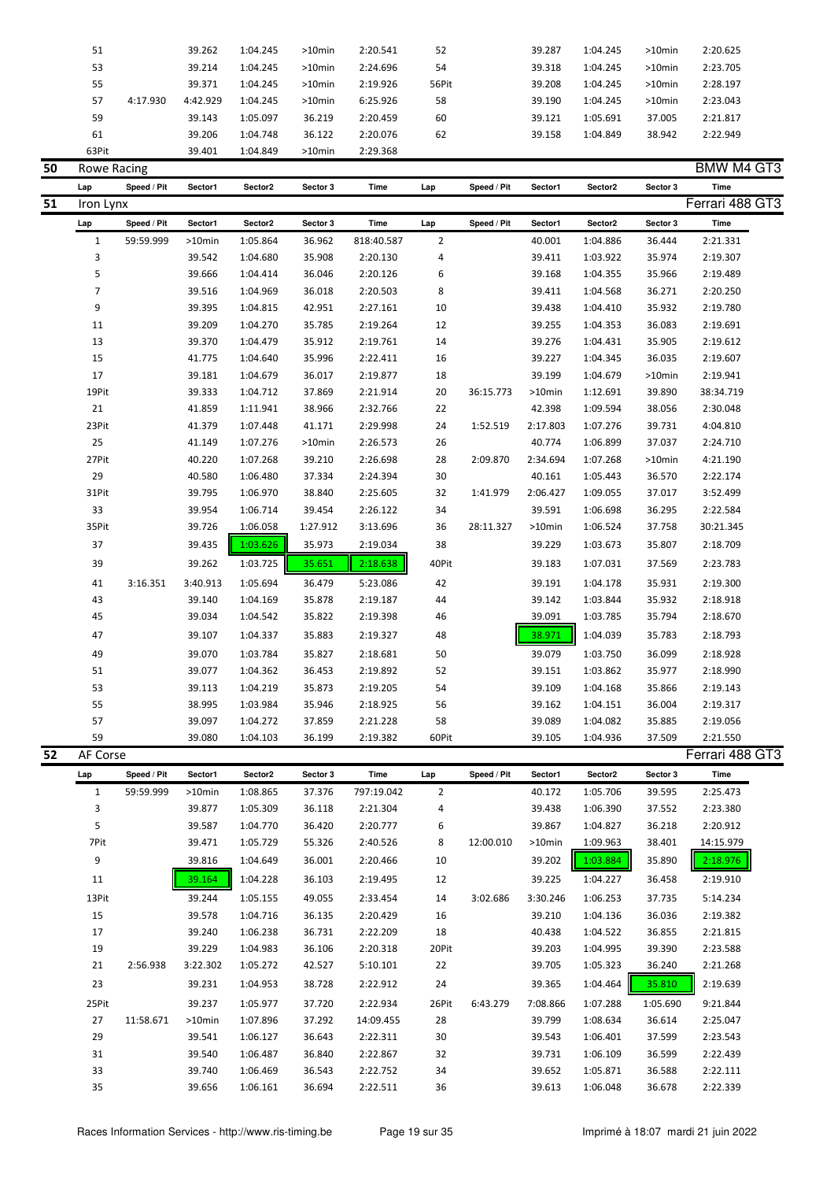| Lap | Speed / Pit | Sector1 | Sector2 | Sector 3 | Time | Lap | Speed / Pit | Sector1 | Sector2 | Sector 3 | Time |
|---|---|---|---|---|---|---|---|---|---|---|---|
| 51 | | 39.262 | 1:04.245 | >10min | 2:20.541 | 52 | | 39.287 | 1:04.245 | >10min | 2:20.625 |
| 53 | | 39.214 | 1:04.245 | >10min | 2:24.696 | 54 | | 39.318 | 1:04.245 | >10min | 2:23.705 |
| 55 | | 39.371 | 1:04.245 | >10min | 2:19.926 | 56Pit | | 39.208 | 1:04.245 | >10min | 2:28.197 |
| 57 | 4:17.930 | 4:42.929 | 1:04.245 | >10min | 6:25.926 | 58 | | 39.190 | 1:04.245 | >10min | 2:23.043 |
| 59 | | 39.143 | 1:05.097 | 36.219 | 2:20.459 | 60 | | 39.121 | 1:05.691 | 37.005 | 2:21.817 |
| 61 | | 39.206 | 1:04.748 | 36.122 | 2:20.076 | 62 | | 39.158 | 1:04.849 | 38.942 | 2:22.949 |
| 63Pit | | 39.401 | 1:04.849 | >10min | 2:29.368 | | | | | | |

## 50 Rowe Racing — BMW M4 GT3

| Lap | Speed / Pit | Sector1 | Sector2 | Sector 3 | Time | Lap | Speed / Pit | Sector1 | Sector2 | Sector 3 | Time |
|---|---|---|---|---|---|---|---|---|---|---|---|

## 51 Iron Lynx — Ferrari 488 GT3

| Lap | Speed / Pit | Sector1 | Sector2 | Sector 3 | Time | Lap | Speed / Pit | Sector1 | Sector2 | Sector 3 | Time |
|---|---|---|---|---|---|---|---|---|---|---|---|
| 1 | 59:59.999 | >10min | 1:05.864 | 36.962 | 818:40.587 | 2 | | 40.001 | 1:04.886 | 36.444 | 2:21.331 |
| 3 | | 39.542 | 1:04.680 | 35.908 | 2:20.130 | 4 | | 39.411 | 1:03.922 | 35.974 | 2:19.307 |
| 5 | | 39.666 | 1:04.414 | 36.046 | 2:20.126 | 6 | | 39.168 | 1:04.355 | 35.966 | 2:19.489 |
| 7 | | 39.516 | 1:04.969 | 36.018 | 2:20.503 | 8 | | 39.411 | 1:04.568 | 36.271 | 2:20.250 |
| 9 | | 39.395 | 1:04.815 | 42.951 | 2:27.161 | 10 | | 39.438 | 1:04.410 | 35.932 | 2:19.780 |
| 11 | | 39.209 | 1:04.270 | 35.785 | 2:19.264 | 12 | | 39.255 | 1:04.353 | 36.083 | 2:19.691 |
| 13 | | 39.370 | 1:04.479 | 35.912 | 2:19.761 | 14 | | 39.276 | 1:04.431 | 35.905 | 2:19.612 |
| 15 | | 41.775 | 1:04.640 | 35.996 | 2:22.411 | 16 | | 39.227 | 1:04.345 | 36.035 | 2:19.607 |
| 17 | | 39.181 | 1:04.679 | 36.017 | 2:19.877 | 18 | | 39.199 | 1:04.679 | >10min | 2:19.941 |
| 19Pit | | 39.333 | 1:04.712 | 37.869 | 2:21.914 | 20 | 36:15.773 | >10min | 1:12.691 | 39.890 | 38:34.719 |
| 21 | | 41.859 | 1:11.941 | 38.966 | 2:32.766 | 22 | | 42.398 | 1:09.594 | 38.056 | 2:30.048 |
| 23Pit | | 41.379 | 1:07.448 | 41.171 | 2:29.998 | 24 | 1:52.519 | 2:17.803 | 1:07.276 | 39.731 | 4:04.810 |
| 25 | | 41.149 | 1:07.276 | >10min | 2:26.573 | 26 | | 40.774 | 1:06.899 | 37.037 | 2:24.710 |
| 27Pit | | 40.220 | 1:07.268 | 39.210 | 2:26.698 | 28 | 2:09.870 | 2:34.694 | 1:07.268 | >10min | 4:21.190 |
| 29 | | 40.580 | 1:06.480 | 37.334 | 2:24.394 | 30 | | 40.161 | 1:05.443 | 36.570 | 2:22.174 |
| 31Pit | | 39.795 | 1:06.970 | 38.840 | 2:25.605 | 32 | 1:41.979 | 2:06.427 | 1:09.055 | 37.017 | 3:52.499 |
| 33 | | 39.954 | 1:06.714 | 39.454 | 2:26.122 | 34 | | 39.591 | 1:06.698 | 36.295 | 2:22.584 |
| 35Pit | | 39.726 | 1:06.058 | 1:27.912 | 3:13.696 | 36 | 28:11.327 | >10min | 1:06.524 | 37.758 | 30:21.345 |
| 37 | | 39.435 | 1:03.626 | 35.973 | 2:19.034 | 38 | | 39.229 | 1:03.673 | 35.807 | 2:18.709 |
| 39 | | 39.262 | 1:03.725 | 35.651 | 2:18.638 | 40Pit | | 39.183 | 1:07.031 | 37.569 | 2:23.783 |
| 41 | 3:16.351 | 3:40.913 | 1:05.694 | 36.479 | 5:23.086 | 42 | | 39.191 | 1:04.178 | 35.931 | 2:19.300 |
| 43 | | 39.140 | 1:04.169 | 35.878 | 2:19.187 | 44 | | 39.142 | 1:03.844 | 35.932 | 2:18.918 |
| 45 | | 39.034 | 1:04.542 | 35.822 | 2:19.398 | 46 | | 39.091 | 1:03.785 | 35.794 | 2:18.670 |
| 47 | | 39.107 | 1:04.337 | 35.883 | 2:19.327 | 48 | | 38.971 | 1:04.039 | 35.783 | 2:18.793 |
| 49 | | 39.070 | 1:03.784 | 35.827 | 2:18.681 | 50 | | 39.079 | 1:03.750 | 36.099 | 2:18.928 |
| 51 | | 39.077 | 1:04.362 | 36.453 | 2:19.892 | 52 | | 39.151 | 1:03.862 | 35.977 | 2:18.990 |
| 53 | | 39.113 | 1:04.219 | 35.873 | 2:19.205 | 54 | | 39.109 | 1:04.168 | 35.866 | 2:19.143 |
| 55 | | 38.995 | 1:03.984 | 35.946 | 2:18.925 | 56 | | 39.162 | 1:04.151 | 36.004 | 2:19.317 |
| 57 | | 39.097 | 1:04.272 | 37.859 | 2:21.228 | 58 | | 39.089 | 1:04.082 | 35.885 | 2:19.056 |
| 59 | | 39.080 | 1:04.103 | 36.199 | 2:19.382 | 60Pit | | 39.105 | 1:04.936 | 37.509 | 2:21.550 |

## 52 AF Corse — Ferrari 488 GT3

| Lap | Speed / Pit | Sector1 | Sector2 | Sector 3 | Time | Lap | Speed / Pit | Sector1 | Sector2 | Sector 3 | Time |
|---|---|---|---|---|---|---|---|---|---|---|---|
| 1 | 59:59.999 | >10min | 1:08.865 | 37.376 | 797:19.042 | 2 | | 40.172 | 1:05.706 | 39.595 | 2:25.473 |
| 3 | | 39.877 | 1:05.309 | 36.118 | 2:21.304 | 4 | | 39.438 | 1:06.390 | 37.552 | 2:23.380 |
| 5 | | 39.587 | 1:04.770 | 36.420 | 2:20.777 | 6 | | 39.867 | 1:04.827 | 36.218 | 2:20.912 |
| 7Pit | | 39.471 | 1:05.729 | 55.326 | 2:40.526 | 8 | 12:00.010 | >10min | 1:09.963 | 38.401 | 14:15.979 |
| 9 | | 39.816 | 1:04.649 | 36.001 | 2:20.466 | 10 | | 39.202 | 1:03.884 | 35.890 | 2:18.976 |
| 11 | | 39.164 | 1:04.228 | 36.103 | 2:19.495 | 12 | | 39.225 | 1:04.227 | 36.458 | 2:19.910 |
| 13Pit | | 39.244 | 1:05.155 | 49.055 | 2:33.454 | 14 | 3:02.686 | 3:30.246 | 1:06.253 | 37.735 | 5:14.234 |
| 15 | | 39.578 | 1:04.716 | 36.135 | 2:20.429 | 16 | | 39.210 | 1:04.136 | 36.036 | 2:19.382 |
| 17 | | 39.240 | 1:06.238 | 36.731 | 2:22.209 | 18 | | 40.438 | 1:04.522 | 36.855 | 2:21.815 |
| 19 | | 39.229 | 1:04.983 | 36.106 | 2:20.318 | 20Pit | | 39.203 | 1:04.995 | 39.390 | 2:23.588 |
| 21 | 2:56.938 | 3:22.302 | 1:05.272 | 42.527 | 5:10.101 | 22 | | 39.705 | 1:05.323 | 36.240 | 2:21.268 |
| 23 | | 39.231 | 1:04.953 | 38.728 | 2:22.912 | 24 | | 39.365 | 1:04.464 | 35.810 | 2:19.639 |
| 25Pit | | 39.237 | 1:05.977 | 37.720 | 2:22.934 | 26Pit | 6:43.279 | 7:08.866 | 1:07.288 | 1:05.690 | 9:21.844 |
| 27 | 11:58.671 | >10min | 1:07.896 | 37.292 | 14:09.455 | 28 | | 39.799 | 1:08.634 | 36.614 | 2:25.047 |
| 29 | | 39.541 | 1:06.127 | 36.643 | 2:22.311 | 30 | | 39.543 | 1:06.401 | 37.599 | 2:23.543 |
| 31 | | 39.540 | 1:06.487 | 36.840 | 2:22.867 | 32 | | 39.731 | 1:06.109 | 36.599 | 2:22.439 |
| 33 | | 39.740 | 1:06.469 | 36.543 | 2:22.752 | 34 | | 39.652 | 1:05.871 | 36.588 | 2:22.111 |
| 35 | | 39.656 | 1:06.161 | 36.694 | 2:22.511 | 36 | | 39.613 | 1:06.048 | 36.678 | 2:22.339 |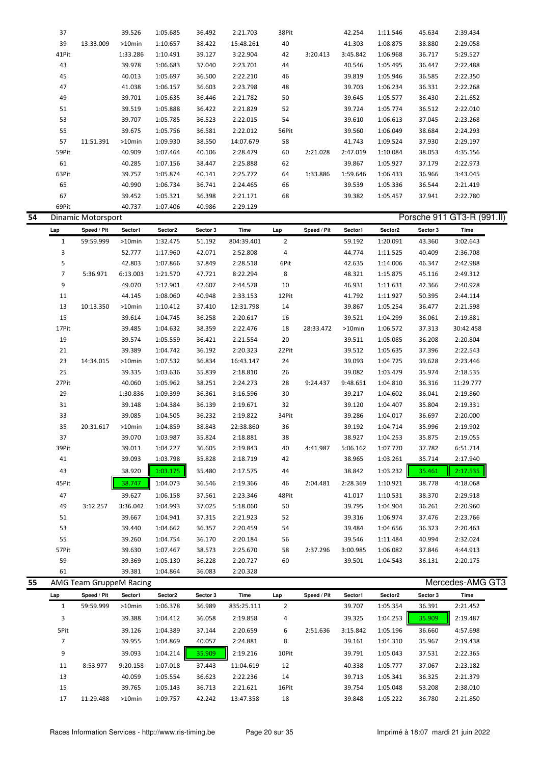| Lap | Speed / Pit | Sector1 | Sector2 | Sector 3 | Time | Lap | Speed / Pit | Sector1 | Sector2 | Sector 3 | Time |
|---|---|---|---|---|---|---|---|---|---|---|---|
| 37 | | 39.526 | 1:05.685 | 36.492 | 2:21.703 | 38Pit | | 42.254 | 1:11.546 | 45.634 | 2:39.434 |
| 39 | 13:33.009 | >10min | 1:10.657 | 38.422 | 15:48.261 | 40 | | 41.303 | 1:08.875 | 38.880 | 2:29.058 |
| 41Pit | | 1:33.286 | 1:10.491 | 39.127 | 3:22.904 | 42 | 3:20.413 | 3:45.842 | 1:06.968 | 36.717 | 5:29.527 |
| 43 | | 39.978 | 1:06.683 | 37.040 | 2:23.701 | 44 | | 40.546 | 1:05.495 | 36.447 | 2:22.488 |
| 45 | | 40.013 | 1:05.697 | 36.500 | 2:22.210 | 46 | | 39.819 | 1:05.946 | 36.585 | 2:22.350 |
| 47 | | 41.038 | 1:06.157 | 36.603 | 2:23.798 | 48 | | 39.703 | 1:06.234 | 36.331 | 2:22.268 |
| 49 | | 39.701 | 1:05.635 | 36.446 | 2:21.782 | 50 | | 39.645 | 1:05.577 | 36.430 | 2:21.652 |
| 51 | | 39.519 | 1:05.888 | 36.422 | 2:21.829 | 52 | | 39.724 | 1:05.774 | 36.512 | 2:22.010 |
| 53 | | 39.707 | 1:05.785 | 36.523 | 2:22.015 | 54 | | 39.610 | 1:06.613 | 37.045 | 2:23.268 |
| 55 | | 39.675 | 1:05.756 | 36.581 | 2:22.012 | 56Pit | | 39.560 | 1:06.049 | 38.684 | 2:24.293 |
| 57 | 11:51.391 | >10min | 1:09.930 | 38.550 | 14:07.679 | 58 | | 41.743 | 1:09.524 | 37.930 | 2:29.197 |
| 59Pit | | 40.909 | 1:07.464 | 40.106 | 2:28.479 | 60 | 2:21.028 | 2:47.019 | 1:10.084 | 38.053 | 4:35.156 |
| 61 | | 40.285 | 1:07.156 | 38.447 | 2:25.888 | 62 | | 39.867 | 1:05.927 | 37.179 | 2:22.973 |
| 63Pit | | 39.757 | 1:05.874 | 40.141 | 2:25.772 | 64 | 1:33.886 | 1:59.646 | 1:06.433 | 36.966 | 3:43.045 |
| 65 | | 40.990 | 1:06.734 | 36.741 | 2:24.465 | 66 | | 39.539 | 1:05.336 | 36.544 | 2:21.419 |
| 67 | | 39.452 | 1:05.321 | 36.398 | 2:21.171 | 68 | | 39.382 | 1:05.457 | 37.941 | 2:22.780 |
| 69Pit | | 40.737 | 1:07.406 | 40.986 | 2:29.129 | | | | | | |

## 54 Dinamic Motorsport — Porsche 911 GT3-R (991.II)

| Lap | Speed / Pit | Sector1 | Sector2 | Sector 3 | Time | Lap | Speed / Pit | Sector1 | Sector2 | Sector 3 | Time |
|---|---|---|---|---|---|---|---|---|---|---|---|
| 1 | 59:59.999 | >10min | 1:32.475 | 51.192 | 804:39.401 | 2 | | 59.192 | 1:20.091 | 43.360 | 3:02.643 |
| 3 | | 52.777 | 1:17.960 | 42.071 | 2:52.808 | 4 | | 44.774 | 1:11.525 | 40.409 | 2:36.708 |
| 5 | | 42.803 | 1:07.866 | 37.849 | 2:28.518 | 6Pit | | 42.635 | 1:14.006 | 46.347 | 2:42.988 |
| 7 | 5:36.971 | 6:13.003 | 1:21.570 | 47.721 | 8:22.294 | 8 | | 48.321 | 1:15.875 | 45.116 | 2:49.312 |
| 9 | | 49.070 | 1:12.901 | 42.607 | 2:44.578 | 10 | | 46.931 | 1:11.631 | 42.366 | 2:40.928 |
| 11 | | 44.145 | 1:08.060 | 40.948 | 2:33.153 | 12Pit | | 41.792 | 1:11.927 | 50.395 | 2:44.114 |
| 13 | 10:13.350 | >10min | 1:10.412 | 37.410 | 12:31.798 | 14 | | 39.867 | 1:05.254 | 36.477 | 2:21.598 |
| 15 | | 39.614 | 1:04.745 | 36.258 | 2:20.617 | 16 | | 39.521 | 1:04.299 | 36.061 | 2:19.881 |
| 17Pit | | 39.485 | 1:04.632 | 38.359 | 2:22.476 | 18 | 28:33.472 | >10min | 1:06.572 | 37.313 | 30:42.458 |
| 19 | | 39.574 | 1:05.559 | 36.421 | 2:21.554 | 20 | | 39.511 | 1:05.085 | 36.208 | 2:20.804 |
| 21 | | 39.389 | 1:04.742 | 36.192 | 2:20.323 | 22Pit | | 39.512 | 1:05.635 | 37.396 | 2:22.543 |
| 23 | 14:34.015 | >10min | 1:07.532 | 36.834 | 16:43.147 | 24 | | 39.093 | 1:04.725 | 39.628 | 2:23.446 |
| 25 | | 39.335 | 1:03.636 | 35.839 | 2:18.810 | 26 | | 39.082 | 1:03.479 | 35.974 | 2:18.535 |
| 27Pit | | 40.060 | 1:05.962 | 38.251 | 2:24.273 | 28 | 9:24.437 | 9:48.651 | 1:04.810 | 36.316 | 11:29.777 |
| 29 | | 1:30.836 | 1:09.399 | 36.361 | 3:16.596 | 30 | | 39.217 | 1:04.602 | 36.041 | 2:19.860 |
| 31 | | 39.148 | 1:04.384 | 36.139 | 2:19.671 | 32 | | 39.120 | 1:04.407 | 35.804 | 2:19.331 |
| 33 | | 39.085 | 1:04.505 | 36.232 | 2:19.822 | 34Pit | | 39.286 | 1:04.017 | 36.697 | 2:20.000 |
| 35 | 20:31.617 | >10min | 1:04.859 | 38.843 | 22:38.860 | 36 | | 39.192 | 1:04.714 | 35.996 | 2:19.902 |
| 37 | | 39.070 | 1:03.987 | 35.824 | 2:18.881 | 38 | | 38.927 | 1:04.253 | 35.875 | 2:19.055 |
| 39Pit | | 39.011 | 1:04.227 | 36.605 | 2:19.843 | 40 | 4:41.987 | 5:06.162 | 1:07.770 | 37.782 | 6:51.714 |
| 41 | | 39.093 | 1:03.798 | 35.828 | 2:18.719 | 42 | | 38.965 | 1:03.261 | 35.714 | 2:17.940 |
| 43 | | 38.920 | 1:03.175 | 35.480 | 2:17.575 | 44 | | 38.842 | 1:03.232 | 35.461 | 2:17.535 |
| 45Pit | | 38.747 | 1:04.073 | 36.546 | 2:19.366 | 46 | 2:04.481 | 2:28.369 | 1:10.921 | 38.778 | 4:18.068 |
| 47 | | 39.627 | 1:06.158 | 37.561 | 2:23.346 | 48Pit | | 41.017 | 1:10.531 | 38.370 | 2:29.918 |
| 49 | 3:12.257 | 3:36.042 | 1:04.993 | 37.025 | 5:18.060 | 50 | | 39.795 | 1:04.904 | 36.261 | 2:20.960 |
| 51 | | 39.667 | 1:04.941 | 37.315 | 2:21.923 | 52 | | 39.316 | 1:06.974 | 37.476 | 2:23.766 |
| 53 | | 39.440 | 1:04.662 | 36.357 | 2:20.459 | 54 | | 39.484 | 1:04.656 | 36.323 | 2:20.463 |
| 55 | | 39.260 | 1:04.754 | 36.170 | 2:20.184 | 56 | | 39.546 | 1:11.484 | 40.994 | 2:32.024 |
| 57Pit | | 39.630 | 1:07.467 | 38.573 | 2:25.670 | 58 | 2:37.296 | 3:00.985 | 1:06.082 | 37.846 | 4:44.913 |
| 59 | | 39.369 | 1:05.130 | 36.228 | 2:20.727 | 60 | | 39.501 | 1:04.543 | 36.131 | 2:20.175 |
| 61 | | 39.381 | 1:04.864 | 36.083 | 2:20.328 | | | | | | |

## 55 AMG Team GruppeM Racing — Mercedes-AMG GT3

| Lap | Speed / Pit | Sector1 | Sector2 | Sector 3 | Time | Lap | Speed / Pit | Sector1 | Sector2 | Sector 3 | Time |
|---|---|---|---|---|---|---|---|---|---|---|---|
| 1 | 59:59.999 | >10min | 1:06.378 | 36.989 | 835:25.111 | 2 | | 39.707 | 1:05.354 | 36.391 | 2:21.452 |
| 3 | | 39.388 | 1:04.412 | 36.058 | 2:19.858 | 4 | | 39.325 | 1:04.253 | 35.909 | 2:19.487 |
| 5Pit | | 39.126 | 1:04.389 | 37.144 | 2:20.659 | 6 | 2:51.636 | 3:15.842 | 1:05.196 | 36.660 | 4:57.698 |
| 7 | | 39.955 | 1:04.869 | 40.057 | 2:24.881 | 8 | | 39.161 | 1:04.310 | 35.967 | 2:19.438 |
| 9 | | 39.093 | 1:04.214 | 35.909 | 2:19.216 | 10Pit | | 39.791 | 1:05.043 | 37.531 | 2:22.365 |
| 11 | 8:53.977 | 9:20.158 | 1:07.018 | 37.443 | 11:04.619 | 12 | | 40.338 | 1:05.777 | 37.067 | 2:23.182 |
| 13 | | 40.059 | 1:05.554 | 36.623 | 2:22.236 | 14 | | 39.713 | 1:05.341 | 36.325 | 2:21.379 |
| 15 | | 39.765 | 1:05.143 | 36.713 | 2:21.621 | 16Pit | | 39.754 | 1:05.048 | 53.208 | 2:38.010 |
| 17 | 11:29.488 | >10min | 1:09.757 | 42.242 | 13:47.358 | 18 | | 39.848 | 1:05.222 | 36.780 | 2:21.850 |

Races Information Services - http://www.ris-timing.be — Imprimé à 18:07 mardi 21 juin 2022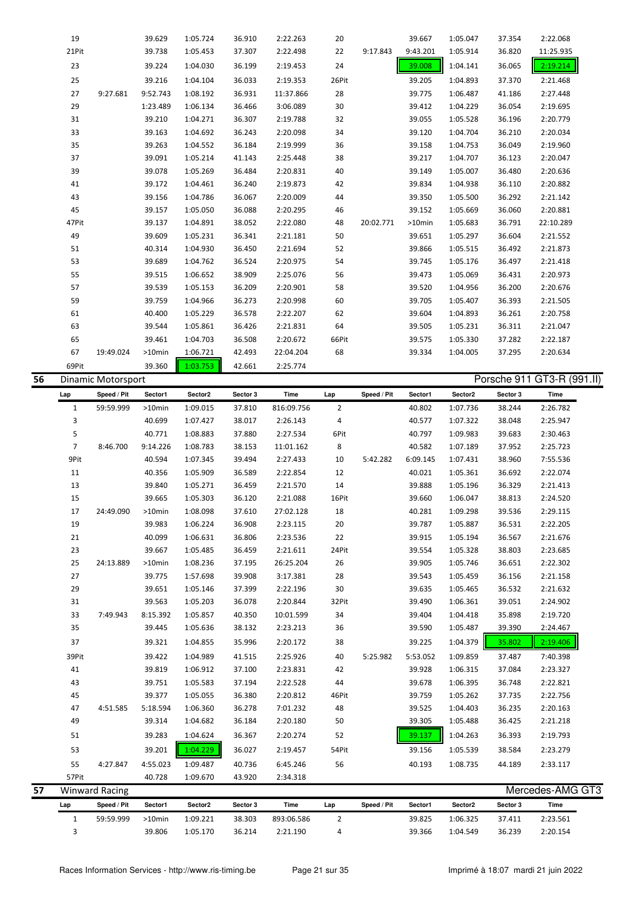| Lap | Speed / Pit | Sector1 | Sector2 | Sector 3 | Time | Lap | Speed / Pit | Sector1 | Sector2 | Sector 3 | Time |
|---|---|---|---|---|---|---|---|---|---|---|---|
| 19 | | 39.629 | 1:05.724 | 36.910 | 2:22.263 | 20 | | 39.667 | 1:05.047 | 37.354 | 2:22.068 |
| 21Pit | | 39.738 | 1:05.453 | 37.307 | 2:22.498 | 22 | 9:17.843 | 9:43.201 | 1:05.914 | 36.820 | 11:25.935 |
| 23 | | 39.224 | 1:04.030 | 36.199 | 2:19.453 | 24 | | 39.008 | 1:04.141 | 36.065 | 2:19.214 |
| 25 | | 39.216 | 1:04.104 | 36.033 | 2:19.353 | 26Pit | | 39.205 | 1:04.893 | 37.370 | 2:21.468 |
| 27 | 9:27.681 | 9:52.743 | 1:08.192 | 36.931 | 11:37.866 | 28 | | 39.775 | 1:06.487 | 41.186 | 2:27.448 |
| 29 | | 1:23.489 | 1:06.134 | 36.466 | 3:06.089 | 30 | | 39.412 | 1:04.229 | 36.054 | 2:19.695 |
| 31 | | 39.210 | 1:04.271 | 36.307 | 2:19.788 | 32 | | 39.055 | 1:05.528 | 36.196 | 2:20.779 |
| 33 | | 39.163 | 1:04.692 | 36.243 | 2:20.098 | 34 | | 39.120 | 1:04.704 | 36.210 | 2:20.034 |
| 35 | | 39.263 | 1:04.552 | 36.184 | 2:19.999 | 36 | | 39.158 | 1:04.753 | 36.049 | 2:19.960 |
| 37 | | 39.091 | 1:05.214 | 41.143 | 2:25.448 | 38 | | 39.217 | 1:04.707 | 36.123 | 2:20.047 |
| 39 | | 39.078 | 1:05.269 | 36.484 | 2:20.831 | 40 | | 39.149 | 1:05.007 | 36.480 | 2:20.636 |
| 41 | | 39.172 | 1:04.461 | 36.240 | 2:19.873 | 42 | | 39.834 | 1:04.938 | 36.110 | 2:20.882 |
| 43 | | 39.156 | 1:04.786 | 36.067 | 2:20.009 | 44 | | 39.350 | 1:05.500 | 36.292 | 2:21.142 |
| 45 | | 39.157 | 1:05.050 | 36.088 | 2:20.295 | 46 | | 39.152 | 1:05.669 | 36.060 | 2:20.881 |
| 47Pit | | 39.137 | 1:04.891 | 38.052 | 2:22.080 | 48 | 20:02.771 | >10min | 1:05.683 | 36.791 | 22:10.289 |
| 49 | | 39.609 | 1:05.231 | 36.341 | 2:21.181 | 50 | | 39.651 | 1:05.297 | 36.604 | 2:21.552 |
| 51 | | 40.314 | 1:04.930 | 36.450 | 2:21.694 | 52 | | 39.866 | 1:05.515 | 36.492 | 2:21.873 |
| 53 | | 39.689 | 1:04.762 | 36.524 | 2:20.975 | 54 | | 39.745 | 1:05.176 | 36.497 | 2:21.418 |
| 55 | | 39.515 | 1:06.652 | 38.909 | 2:25.076 | 56 | | 39.473 | 1:05.069 | 36.431 | 2:20.973 |
| 57 | | 39.539 | 1:05.153 | 36.209 | 2:20.901 | 58 | | 39.520 | 1:04.956 | 36.200 | 2:20.676 |
| 59 | | 39.759 | 1:04.966 | 36.273 | 2:20.998 | 60 | | 39.705 | 1:05.407 | 36.393 | 2:21.505 |
| 61 | | 40.400 | 1:05.229 | 36.578 | 2:22.207 | 62 | | 39.604 | 1:04.893 | 36.261 | 2:20.758 |
| 63 | | 39.544 | 1:05.861 | 36.426 | 2:21.831 | 64 | | 39.505 | 1:05.231 | 36.311 | 2:21.047 |
| 65 | | 39.461 | 1:04.703 | 36.508 | 2:20.672 | 66Pit | | 39.575 | 1:05.330 | 37.282 | 2:22.187 |
| 67 | 19:49.024 | >10min | 1:06.721 | 42.493 | 22:04.204 | 68 | | 39.334 | 1:04.005 | 37.295 | 2:20.634 |
| 69Pit | | 39.360 | 1:03.753 | 42.661 | 2:25.774 | | | | | | |

## 56 Dinamic Motorsport — Porsche 911 GT3-R (991.II)

| Lap | Speed / Pit | Sector1 | Sector2 | Sector 3 | Time | Lap | Speed / Pit | Sector1 | Sector2 | Sector 3 | Time |
|---|---|---|---|---|---|---|---|---|---|---|---|
| 1 | 59:59.999 | >10min | 1:09.015 | 37.810 | 816:09.756 | 2 | | 40.802 | 1:07.736 | 38.244 | 2:26.782 |
| 3 | | 40.699 | 1:07.427 | 38.017 | 2:26.143 | 4 | | 40.577 | 1:07.322 | 38.048 | 2:25.947 |
| 5 | | 40.771 | 1:08.883 | 37.880 | 2:27.534 | 6Pit | | 40.797 | 1:09.983 | 39.683 | 2:30.463 |
| 7 | 8:46.700 | 9:14.226 | 1:08.783 | 38.153 | 11:01.162 | 8 | | 40.582 | 1:07.189 | 37.952 | 2:25.723 |
| 9Pit | | 40.594 | 1:07.345 | 39.494 | 2:27.433 | 10 | 5:42.282 | 6:09.145 | 1:07.431 | 38.960 | 7:55.536 |
| 11 | | 40.356 | 1:05.909 | 36.589 | 2:22.854 | 12 | | 40.021 | 1:05.361 | 36.692 | 2:22.074 |
| 13 | | 39.840 | 1:05.271 | 36.459 | 2:21.570 | 14 | | 39.888 | 1:05.196 | 36.329 | 2:21.413 |
| 15 | | 39.665 | 1:05.303 | 36.120 | 2:21.088 | 16Pit | | 39.660 | 1:06.047 | 38.813 | 2:24.520 |
| 17 | 24:49.090 | >10min | 1:08.098 | 37.610 | 27:02.128 | 18 | | 40.281 | 1:09.298 | 39.536 | 2:29.115 |
| 19 | | 39.983 | 1:06.224 | 36.908 | 2:23.115 | 20 | | 39.787 | 1:05.887 | 36.531 | 2:22.205 |
| 21 | | 40.099 | 1:06.631 | 36.806 | 2:23.536 | 22 | | 39.915 | 1:05.194 | 36.567 | 2:21.676 |
| 23 | | 39.667 | 1:05.485 | 36.459 | 2:21.611 | 24Pit | | 39.554 | 1:05.328 | 38.803 | 2:23.685 |
| 25 | 24:13.889 | >10min | 1:08.236 | 37.195 | 26:25.204 | 26 | | 39.905 | 1:05.746 | 36.651 | 2:22.302 |
| 27 | | 39.775 | 1:57.698 | 39.908 | 3:17.381 | 28 | | 39.543 | 1:05.459 | 36.156 | 2:21.158 |
| 29 | | 39.651 | 1:05.146 | 37.399 | 2:22.196 | 30 | | 39.635 | 1:05.465 | 36.532 | 2:21.632 |
| 31 | | 39.563 | 1:05.203 | 36.078 | 2:20.844 | 32Pit | | 39.490 | 1:06.361 | 39.051 | 2:24.902 |
| 33 | 7:49.943 | 8:15.392 | 1:05.857 | 40.350 | 10:01.599 | 34 | | 39.404 | 1:04.418 | 35.898 | 2:19.720 |
| 35 | | 39.445 | 1:05.636 | 38.132 | 2:23.213 | 36 | | 39.590 | 1:05.487 | 39.390 | 2:24.467 |
| 37 | | 39.321 | 1:04.855 | 35.996 | 2:20.172 | 38 | | 39.225 | 1:04.379 | 35.802 | 2:19.406 |
| 39Pit | | 39.422 | 1:04.989 | 41.515 | 2:25.926 | 40 | 5:25.982 | 5:53.052 | 1:09.859 | 37.487 | 7:40.398 |
| 41 | | 39.819 | 1:06.912 | 37.100 | 2:23.831 | 42 | | 39.928 | 1:06.315 | 37.084 | 2:23.327 |
| 43 | | 39.751 | 1:05.583 | 37.194 | 2:22.528 | 44 | | 39.678 | 1:06.395 | 36.748 | 2:22.821 |
| 45 | | 39.377 | 1:05.055 | 36.380 | 2:20.812 | 46Pit | | 39.759 | 1:05.262 | 37.735 | 2:22.756 |
| 47 | 4:51.585 | 5:18.594 | 1:06.360 | 36.278 | 7:01.232 | 48 | | 39.525 | 1:04.403 | 36.235 | 2:20.163 |
| 49 | | 39.314 | 1:04.682 | 36.184 | 2:20.180 | 50 | | 39.305 | 1:05.488 | 36.425 | 2:21.218 |
| 51 | | 39.283 | 1:04.624 | 36.367 | 2:20.274 | 52 | | 39.137 | 1:04.263 | 36.393 | 2:19.793 |
| 53 | | 39.201 | 1:04.229 | 36.027 | 2:19.457 | 54Pit | | 39.156 | 1:05.539 | 38.584 | 2:23.279 |
| 55 | 4:27.847 | 4:55.023 | 1:09.487 | 40.736 | 6:45.246 | 56 | | 40.193 | 1:08.735 | 44.189 | 2:33.117 |
| 57Pit | | 40.728 | 1:09.670 | 43.920 | 2:34.318 | | | | | | |

## 57 Winward Racing — Mercedes-AMG GT3

| Lap | Speed / Pit | Sector1 | Sector2 | Sector 3 | Time | Lap | Speed / Pit | Sector1 | Sector2 | Sector 3 | Time |
|---|---|---|---|---|---|---|---|---|---|---|---|
| 1 | 59:59.999 | >10min | 1:09.221 | 38.303 | 893:06.586 | 2 | | 39.825 | 1:06.325 | 37.411 | 2:23.561 |
| 3 | | 39.806 | 1:05.170 | 36.214 | 2:21.190 | 4 | | 39.366 | 1:04.549 | 36.239 | 2:20.154 |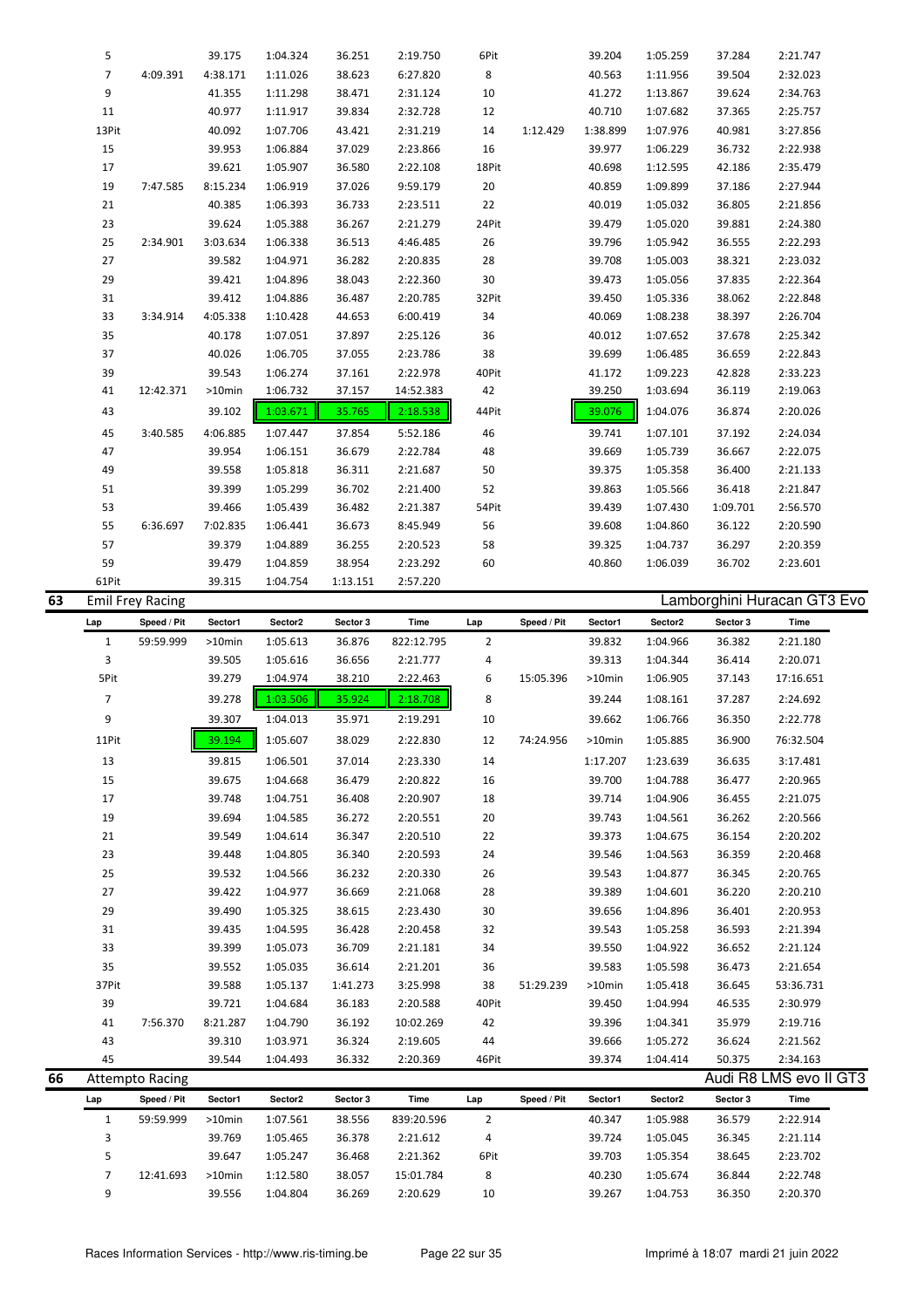| Lap | Speed / Pit | Sector1 | Sector2 | Sector 3 | Time | Lap | Speed / Pit | Sector1 | Sector2 | Sector 3 | Time |
|---|---|---|---|---|---|---|---|---|---|---|---|
| 5 | | 39.175 | 1:04.324 | 36.251 | 2:19.750 | 6Pit | | 39.204 | 1:05.259 | 37.284 | 2:21.747 |
| 7 | 4:09.391 | 4:38.171 | 1:11.026 | 38.623 | 6:27.820 | 8 | | 40.563 | 1:11.956 | 39.504 | 2:32.023 |
| 9 | | 41.355 | 1:11.298 | 38.471 | 2:31.124 | 10 | | 41.272 | 1:13.867 | 39.624 | 2:34.763 |
| 11 | | 40.977 | 1:11.917 | 39.834 | 2:32.728 | 12 | | 40.710 | 1:07.682 | 37.365 | 2:25.757 |
| 13Pit | | 40.092 | 1:07.706 | 43.421 | 2:31.219 | 14 | 1:12.429 | 1:38.899 | 1:07.976 | 40.981 | 3:27.856 |
| 15 | | 39.953 | 1:06.884 | 37.029 | 2:23.866 | 16 | | 39.977 | 1:06.229 | 36.732 | 2:22.938 |
| 17 | | 39.621 | 1:05.907 | 36.580 | 2:22.108 | 18Pit | | 40.698 | 1:12.595 | 42.186 | 2:35.479 |
| 19 | 7:47.585 | 8:15.234 | 1:06.919 | 37.026 | 9:59.179 | 20 | | 40.859 | 1:09.899 | 37.186 | 2:27.944 |
| 21 | | 40.385 | 1:06.393 | 36.733 | 2:23.511 | 22 | | 40.019 | 1:05.032 | 36.805 | 2:21.856 |
| 23 | | 39.624 | 1:05.388 | 36.267 | 2:21.279 | 24Pit | | 39.479 | 1:05.020 | 39.881 | 2:24.380 |
| 25 | 2:34.901 | 3:03.634 | 1:06.338 | 36.513 | 4:46.485 | 26 | | 39.796 | 1:05.942 | 36.555 | 2:22.293 |
| 27 | | 39.582 | 1:04.971 | 36.282 | 2:20.835 | 28 | | 39.708 | 1:05.003 | 38.321 | 2:23.032 |
| 29 | | 39.421 | 1:04.896 | 38.043 | 2:22.360 | 30 | | 39.473 | 1:05.056 | 37.835 | 2:22.364 |
| 31 | | 39.412 | 1:04.886 | 36.487 | 2:20.785 | 32Pit | | 39.450 | 1:05.336 | 38.062 | 2:22.848 |
| 33 | 3:34.914 | 4:05.338 | 1:10.428 | 44.653 | 6:00.419 | 34 | | 40.069 | 1:08.238 | 38.397 | 2:26.704 |
| 35 | | 40.178 | 1:07.051 | 37.897 | 2:25.126 | 36 | | 40.012 | 1:07.652 | 37.678 | 2:25.342 |
| 37 | | 40.026 | 1:06.705 | 37.055 | 2:23.786 | 38 | | 39.699 | 1:06.485 | 36.659 | 2:22.843 |
| 39 | | 39.543 | 1:06.274 | 37.161 | 2:22.978 | 40Pit | | 41.172 | 1:09.223 | 42.828 | 2:33.223 |
| 41 | 12:42.371 | >10min | 1:06.732 | 37.157 | 14:52.383 | 42 | | 39.250 | 1:03.694 | 36.119 | 2:19.063 |
| 43 | | 39.102 | 1:03.671 | 35.765 | 2:18.538 | 44Pit | | 39.076 | 1:04.076 | 36.874 | 2:20.026 |
| 45 | 3:40.585 | 4:06.885 | 1:07.447 | 37.854 | 5:52.186 | 46 | | 39.741 | 1:07.101 | 37.192 | 2:24.034 |
| 47 | | 39.954 | 1:06.151 | 36.679 | 2:22.784 | 48 | | 39.669 | 1:05.739 | 36.667 | 2:22.075 |
| 49 | | 39.558 | 1:05.818 | 36.311 | 2:21.687 | 50 | | 39.375 | 1:05.358 | 36.400 | 2:21.133 |
| 51 | | 39.399 | 1:05.299 | 36.702 | 2:21.400 | 52 | | 39.863 | 1:05.566 | 36.418 | 2:21.847 |
| 53 | | 39.466 | 1:05.439 | 36.482 | 2:21.387 | 54Pit | | 39.439 | 1:07.430 | 1:09.701 | 2:56.570 |
| 55 | 6:36.697 | 7:02.835 | 1:06.441 | 36.673 | 8:45.949 | 56 | | 39.608 | 1:04.860 | 36.122 | 2:20.590 |
| 57 | | 39.379 | 1:04.889 | 36.255 | 2:20.523 | 58 | | 39.325 | 1:04.737 | 36.297 | 2:20.359 |
| 59 | | 39.479 | 1:04.859 | 38.954 | 2:23.292 | 60 | | 40.860 | 1:06.039 | 36.702 | 2:23.601 |
| 61Pit | | 39.315 | 1:04.754 | 1:13.151 | 2:57.220 | | | | | | |

## 63 Emil Frey Racing — Lamborghini Huracan GT3 Evo

| Lap | Speed / Pit | Sector1 | Sector2 | Sector 3 | Time | Lap | Speed / Pit | Sector1 | Sector2 | Sector 3 | Time |
|---|---|---|---|---|---|---|---|---|---|---|---|
| 1 | 59:59.999 | >10min | 1:05.613 | 36.876 | 822:12.795 | 2 | | 39.832 | 1:04.966 | 36.382 | 2:21.180 |
| 3 | | 39.505 | 1:05.616 | 36.656 | 2:21.777 | 4 | | 39.313 | 1:04.344 | 36.414 | 2:20.071 |
| 5Pit | | 39.279 | 1:04.974 | 38.210 | 2:22.463 | 6 | 15:05.396 | >10min | 1:06.905 | 37.143 | 17:16.651 |
| 7 | | 39.278 | 1:03.506 | 35.924 | 2:18.708 | 8 | | 39.244 | 1:08.161 | 37.287 | 2:24.692 |
| 9 | | 39.307 | 1:04.013 | 35.971 | 2:19.291 | 10 | | 39.662 | 1:06.766 | 36.350 | 2:22.778 |
| 11Pit | | 39.194 | 1:05.607 | 38.029 | 2:22.830 | 12 | 74:24.956 | >10min | 1:05.885 | 36.900 | 76:32.504 |
| 13 | | 39.815 | 1:06.501 | 37.014 | 2:23.330 | 14 | | 1:17.207 | 1:23.639 | 36.635 | 3:17.481 |
| 15 | | 39.675 | 1:04.668 | 36.479 | 2:20.822 | 16 | | 39.700 | 1:04.788 | 36.477 | 2:20.965 |
| 17 | | 39.748 | 1:04.751 | 36.408 | 2:20.907 | 18 | | 39.714 | 1:04.906 | 36.455 | 2:21.075 |
| 19 | | 39.694 | 1:04.585 | 36.272 | 2:20.551 | 20 | | 39.743 | 1:04.561 | 36.262 | 2:20.566 |
| 21 | | 39.549 | 1:04.614 | 36.347 | 2:20.510 | 22 | | 39.373 | 1:04.675 | 36.154 | 2:20.202 |
| 23 | | 39.448 | 1:04.805 | 36.340 | 2:20.593 | 24 | | 39.546 | 1:04.563 | 36.359 | 2:20.468 |
| 25 | | 39.532 | 1:04.566 | 36.232 | 2:20.330 | 26 | | 39.543 | 1:04.877 | 36.345 | 2:20.765 |
| 27 | | 39.422 | 1:04.977 | 36.669 | 2:21.068 | 28 | | 39.389 | 1:04.601 | 36.220 | 2:20.210 |
| 29 | | 39.490 | 1:05.325 | 38.615 | 2:23.430 | 30 | | 39.656 | 1:04.896 | 36.401 | 2:20.953 |
| 31 | | 39.435 | 1:04.595 | 36.428 | 2:20.458 | 32 | | 39.543 | 1:05.258 | 36.593 | 2:21.394 |
| 33 | | 39.399 | 1:05.073 | 36.709 | 2:21.181 | 34 | | 39.550 | 1:04.922 | 36.652 | 2:21.124 |
| 35 | | 39.552 | 1:05.035 | 36.614 | 2:21.201 | 36 | | 39.583 | 1:05.598 | 36.473 | 2:21.654 |
| 37Pit | | 39.588 | 1:05.137 | 1:41.273 | 3:25.998 | 38 | 51:29.239 | >10min | 1:05.418 | 36.645 | 53:36.731 |
| 39 | | 39.721 | 1:04.684 | 36.183 | 2:20.588 | 40Pit | | 39.450 | 1:04.994 | 46.535 | 2:30.979 |
| 41 | 7:56.370 | 8:21.287 | 1:04.790 | 36.192 | 10:02.269 | 42 | | 39.396 | 1:04.341 | 35.979 | 2:19.716 |
| 43 | | 39.310 | 1:03.971 | 36.324 | 2:19.605 | 44 | | 39.666 | 1:05.272 | 36.624 | 2:21.562 |
| 45 | | 39.544 | 1:04.493 | 36.332 | 2:20.369 | 46Pit | | 39.374 | 1:04.414 | 50.375 | 2:34.163 |

## 66 Attempto Racing — Audi R8 LMS evo II GT3

| Lap | Speed / Pit | Sector1 | Sector2 | Sector 3 | Time | Lap | Speed / Pit | Sector1 | Sector2 | Sector 3 | Time |
|---|---|---|---|---|---|---|---|---|---|---|---|
| 1 | 59:59.999 | >10min | 1:07.561 | 38.556 | 839:20.596 | 2 | | 40.347 | 1:05.988 | 36.579 | 2:22.914 |
| 3 | | 39.769 | 1:05.465 | 36.378 | 2:21.612 | 4 | | 39.724 | 1:05.045 | 36.345 | 2:21.114 |
| 5 | | 39.647 | 1:05.247 | 36.468 | 2:21.362 | 6Pit | | 39.703 | 1:05.354 | 38.645 | 2:23.702 |
| 7 | 12:41.693 | >10min | 1:12.580 | 38.057 | 15:01.784 | 8 | | 40.230 | 1:05.674 | 36.844 | 2:22.748 |
| 9 | | 39.556 | 1:04.804 | 36.269 | 2:20.629 | 10 | | 39.267 | 1:04.753 | 36.350 | 2:20.370 |

Races Information Services - http://www.ris-timing.be — Imprimé à 18:07 mardi 21 juin 2022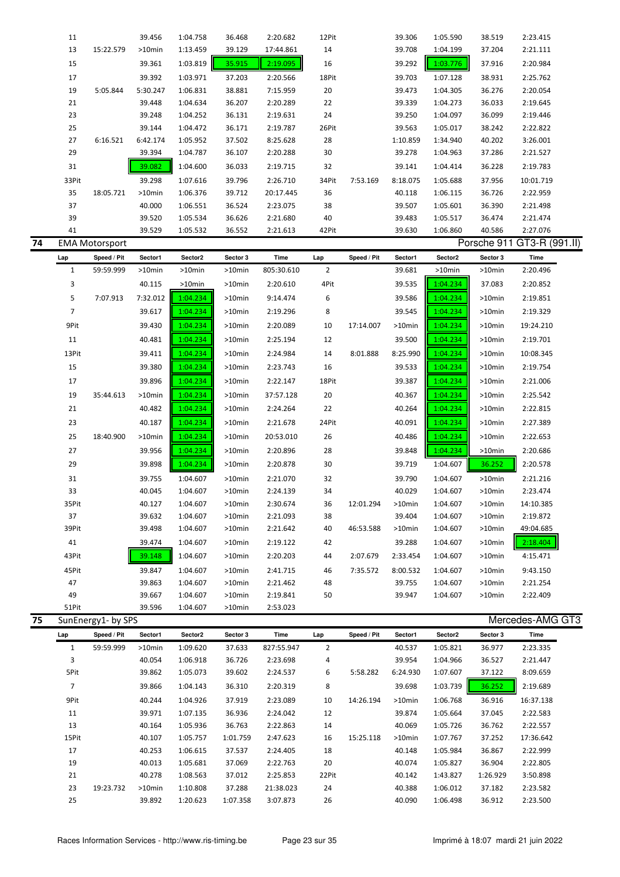| Lap | Speed / Pit | Sector1 | Sector2 | Sector 3 | Time | Lap | Speed / Pit | Sector1 | Sector2 | Sector 3 | Time |
|---|---|---|---|---|---|---|---|---|---|---|---|
| 11 | | 39.456 | 1:04.758 | 36.468 | 2:20.682 | 12Pit | | 39.306 | 1:05.590 | 38.519 | 2:23.415 |
| 13 | 15:22.579 | >10min | 1:13.459 | 39.129 | 17:44.861 | 14 | | 39.708 | 1:04.199 | 37.204 | 2:21.111 |
| 15 | | 39.361 | 1:03.819 | 35.915 | 2:19.095 | 16 | | 39.292 | 1:03.776 | 37.916 | 2:20.984 |
| 17 | | 39.392 | 1:03.971 | 37.203 | 2:20.566 | 18Pit | | 39.703 | 1:07.128 | 38.931 | 2:25.762 |
| 19 | 5:05.844 | 5:30.247 | 1:06.831 | 38.881 | 7:15.959 | 20 | | 39.473 | 1:04.305 | 36.276 | 2:20.054 |
| 21 | | 39.448 | 1:04.634 | 36.207 | 2:20.289 | 22 | | 39.339 | 1:04.273 | 36.033 | 2:19.645 |
| 23 | | 39.248 | 1:04.252 | 36.131 | 2:19.631 | 24 | | 39.250 | 1:04.097 | 36.099 | 2:19.446 |
| 25 | | 39.144 | 1:04.472 | 36.171 | 2:19.787 | 26Pit | | 39.563 | 1:05.017 | 38.242 | 2:22.822 |
| 27 | 6:16.521 | 6:42.174 | 1:05.952 | 37.502 | 8:25.628 | 28 | | 1:10.859 | 1:34.940 | 40.202 | 3:26.001 |
| 29 | | 39.394 | 1:04.787 | 36.107 | 2:20.288 | 30 | | 39.278 | 1:04.963 | 37.286 | 2:21.527 |
| 31 | | 39.082 | 1:04.600 | 36.033 | 2:19.715 | 32 | | 39.141 | 1:04.414 | 36.228 | 2:19.783 |
| 33Pit | | 39.298 | 1:07.616 | 39.796 | 2:26.710 | 34Pit | 7:53.169 | 8:18.075 | 1:05.688 | 37.956 | 10:01.719 |
| 35 | 18:05.721 | >10min | 1:06.376 | 39.712 | 20:17.445 | 36 | | 40.118 | 1:06.115 | 36.726 | 2:22.959 |
| 37 | | 40.000 | 1:06.551 | 36.524 | 2:23.075 | 38 | | 39.507 | 1:05.601 | 36.390 | 2:21.498 |
| 39 | | 39.520 | 1:05.534 | 36.626 | 2:21.680 | 40 | | 39.483 | 1:05.517 | 36.474 | 2:21.474 |
| 41 | | 39.529 | 1:05.532 | 36.552 | 2:21.613 | 42Pit | | 39.630 | 1:06.860 | 40.586 | 2:27.076 |

## 74 EMA Motorsport — Porsche 911 GT3-R (991.II)

| Lap | Speed / Pit | Sector1 | Sector2 | Sector 3 | Time | Lap | Speed / Pit | Sector1 | Sector2 | Sector 3 | Time |
|---|---|---|---|---|---|---|---|---|---|---|---|
| 1 | 59:59.999 | >10min | >10min | >10min | 805:30.610 | 2 | | 39.681 | >10min | >10min | 2:20.496 |
| 3 | | 40.115 | >10min | >10min | 2:20.610 | 4Pit | | 39.535 | 1:04.234 | 37.083 | 2:20.852 |
| 5 | 7:07.913 | 7:32.012 | 1:04.234 | >10min | 9:14.474 | 6 | | 39.586 | 1:04.234 | >10min | 2:19.851 |
| 7 | | 39.617 | 1:04.234 | >10min | 2:19.296 | 8 | | 39.545 | 1:04.234 | >10min | 2:19.329 |
| 9Pit | | 39.430 | 1:04.234 | >10min | 2:20.089 | 10 | 17:14.007 | >10min | 1:04.234 | >10min | 19:24.210 |
| 11 | | 40.481 | 1:04.234 | >10min | 2:25.194 | 12 | | 39.500 | 1:04.234 | >10min | 2:19.701 |
| 13Pit | | 39.411 | 1:04.234 | >10min | 2:24.984 | 14 | 8:01.888 | 8:25.990 | 1:04.234 | >10min | 10:08.345 |
| 15 | | 39.380 | 1:04.234 | >10min | 2:23.743 | 16 | | 39.533 | 1:04.234 | >10min | 2:19.754 |
| 17 | | 39.896 | 1:04.234 | >10min | 2:22.147 | 18Pit | | 39.387 | 1:04.234 | >10min | 2:21.006 |
| 19 | 35:44.613 | >10min | 1:04.234 | >10min | 37:57.128 | 20 | | 40.367 | 1:04.234 | >10min | 2:25.542 |
| 21 | | 40.482 | 1:04.234 | >10min | 2:24.264 | 22 | | 40.264 | 1:04.234 | >10min | 2:22.815 |
| 23 | | 40.187 | 1:04.234 | >10min | 2:21.678 | 24Pit | | 40.091 | 1:04.234 | >10min | 2:27.389 |
| 25 | 18:40.900 | >10min | 1:04.234 | >10min | 20:53.010 | 26 | | 40.486 | 1:04.234 | >10min | 2:22.653 |
| 27 | | 39.956 | 1:04.234 | >10min | 2:20.896 | 28 | | 39.848 | 1:04.234 | >10min | 2:20.686 |
| 29 | | 39.898 | 1:04.234 | >10min | 2:20.878 | 30 | | 39.719 | 1:04.607 | 36.252 | 2:20.578 |
| 31 | | 39.755 | 1:04.607 | >10min | 2:21.070 | 32 | | 39.790 | 1:04.607 | >10min | 2:21.216 |
| 33 | | 40.045 | 1:04.607 | >10min | 2:24.139 | 34 | | 40.029 | 1:04.607 | >10min | 2:23.474 |
| 35Pit | | 40.127 | 1:04.607 | >10min | 2:30.674 | 36 | 12:01.294 | >10min | 1:04.607 | >10min | 14:10.385 |
| 37 | | 39.632 | 1:04.607 | >10min | 2:21.093 | 38 | | 39.404 | 1:04.607 | >10min | 2:19.872 |
| 39Pit | | 39.498 | 1:04.607 | >10min | 2:21.642 | 40 | 46:53.588 | >10min | 1:04.607 | >10min | 49:04.685 |
| 41 | | 39.474 | 1:04.607 | >10min | 2:19.122 | 42 | | 39.288 | 1:04.607 | >10min | 2:18.404 |
| 43Pit | | 39.148 | 1:04.607 | >10min | 2:20.203 | 44 | 2:07.679 | 2:33.454 | 1:04.607 | >10min | 4:15.471 |
| 45Pit | | 39.847 | 1:04.607 | >10min | 2:41.715 | 46 | 7:35.572 | 8:00.532 | 1:04.607 | >10min | 9:43.150 |
| 47 | | 39.863 | 1:04.607 | >10min | 2:21.462 | 48 | | 39.755 | 1:04.607 | >10min | 2:21.254 |
| 49 | | 39.667 | 1:04.607 | >10min | 2:19.841 | 50 | | 39.947 | 1:04.607 | >10min | 2:22.409 |
| 51Pit | | 39.596 | 1:04.607 | >10min | 2:53.023 | | | | | | |

## 75 SunEnergy1- by SPS — Mercedes-AMG GT3

| Lap | Speed / Pit | Sector1 | Sector2 | Sector 3 | Time | Lap | Speed / Pit | Sector1 | Sector2 | Sector 3 | Time |
|---|---|---|---|---|---|---|---|---|---|---|---|
| 1 | 59:59.999 | >10min | 1:09.620 | 37.633 | 827:55.947 | 2 | | 40.537 | 1:05.821 | 36.977 | 2:23.335 |
| 3 | | 40.054 | 1:06.918 | 36.726 | 2:23.698 | 4 | | 39.954 | 1:04.966 | 36.527 | 2:21.447 |
| 5Pit | | 39.862 | 1:05.073 | 39.602 | 2:24.537 | 6 | 5:58.282 | 6:24.930 | 1:07.607 | 37.122 | 8:09.659 |
| 7 | | 39.866 | 1:04.143 | 36.310 | 2:20.319 | 8 | | 39.698 | 1:03.739 | 36.252 | 2:19.689 |
| 9Pit | | 40.244 | 1:04.926 | 37.919 | 2:23.089 | 10 | 14:26.194 | >10min | 1:06.768 | 36.916 | 16:37.138 |
| 11 | | 39.971 | 1:07.135 | 36.936 | 2:24.042 | 12 | | 39.874 | 1:05.664 | 37.045 | 2:22.583 |
| 13 | | 40.164 | 1:05.936 | 36.763 | 2:22.863 | 14 | | 40.069 | 1:05.726 | 36.762 | 2:22.557 |
| 15Pit | | 40.107 | 1:05.757 | 1:01.759 | 2:47.623 | 16 | 15:25.118 | >10min | 1:07.767 | 37.252 | 17:36.642 |
| 17 | | 40.253 | 1:06.615 | 37.537 | 2:24.405 | 18 | | 40.148 | 1:05.984 | 36.867 | 2:22.999 |
| 19 | | 40.013 | 1:05.681 | 37.069 | 2:22.763 | 20 | | 40.074 | 1:05.827 | 36.904 | 2:22.805 |
| 21 | | 40.278 | 1:08.563 | 37.012 | 2:25.853 | 22Pit | | 40.142 | 1:43.827 | 1:26.929 | 3:50.898 |
| 23 | 19:23.732 | >10min | 1:10.808 | 37.288 | 21:38.023 | 24 | | 40.388 | 1:06.012 | 37.182 | 2:23.582 |
| 25 | | 39.892 | 1:20.623 | 1:07.358 | 3:07.873 | 26 | | 40.090 | 1:06.498 | 36.912 | 2:23.500 |

Races Information Services - http://www.ris-timing.be — Imprimé à 18:07 mardi 21 juin 2022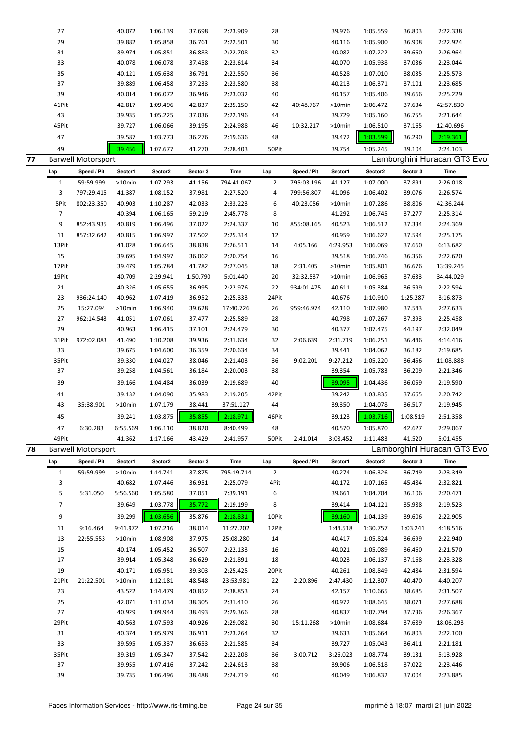| Lap | Speed / Pit | Sector1 | Sector2 | Sector 3 | Time | Lap | Speed / Pit | Sector1 | Sector2 | Sector 3 | Time |
|---|---|---|---|---|---|---|---|---|---|---|---|
| 27 | | 40.072 | 1:06.139 | 37.698 | 2:23.909 | 28 | | 39.976 | 1:05.559 | 36.803 | 2:22.338 |
| 29 | | 39.882 | 1:05.858 | 36.761 | 2:22.501 | 30 | | 40.116 | 1:05.900 | 36.908 | 2:22.924 |
| 31 | | 39.974 | 1:05.851 | 36.883 | 2:22.708 | 32 | | 40.082 | 1:07.222 | 39.660 | 2:26.964 |
| 33 | | 40.078 | 1:06.078 | 37.458 | 2:23.614 | 34 | | 40.070 | 1:05.938 | 37.036 | 2:23.044 |
| 35 | | 40.121 | 1:05.638 | 36.791 | 2:22.550 | 36 | | 40.528 | 1:07.010 | 38.035 | 2:25.573 |
| 37 | | 39.889 | 1:06.458 | 37.233 | 2:23.580 | 38 | | 40.213 | 1:06.371 | 37.101 | 2:23.685 |
| 39 | | 40.014 | 1:06.072 | 36.946 | 2:23.032 | 40 | | 40.157 | 1:05.406 | 39.666 | 2:25.229 |
| 41Pit | | 42.817 | 1:09.496 | 42.837 | 2:35.150 | 42 | 40:48.767 | >10min | 1:06.472 | 37.634 | 42:57.830 |
| 43 | | 39.935 | 1:05.225 | 37.036 | 2:22.196 | 44 | | 39.729 | 1:05.160 | 36.755 | 2:21.644 |
| 45Pit | | 39.727 | 1:06.066 | 39.195 | 2:24.988 | 46 | 10:32.217 | >10min | 1:06.510 | 37.165 | 12:40.696 |
| 47 | | 39.587 | 1:03.773 | 36.276 | 2:19.636 | 48 | | 39.472 | 1:03.599 | 36.290 | 2:19.361 |
| 49 | | 39.456 | 1:07.677 | 41.270 | 2:28.403 | 50Pit | | 39.754 | 1:05.245 | 39.104 | 2:24.103 |

## 77 Barwell Motorsport — Lamborghini Huracan GT3 Evo

| Lap | Speed / Pit | Sector1 | Sector2 | Sector 3 | Time | Lap | Speed / Pit | Sector1 | Sector2 | Sector 3 | Time |
|---|---|---|---|---|---|---|---|---|---|---|---|
| 1 | 59:59.999 | >10min | 1:07.293 | 41.156 | 794:41.067 | 2 | 795:03.196 | 41.127 | 1:07.000 | 37.891 | 2:26.018 |
| 3 | 797:29.415 | 41.387 | 1:08.152 | 37.981 | 2:27.520 | 4 | 799:56.807 | 41.096 | 1:06.402 | 39.076 | 2:26.574 |
| 5Pit | 802:23.350 | 40.903 | 1:10.287 | 42.033 | 2:33.223 | 6 | 40:23.056 | >10min | 1:07.286 | 38.806 | 42:36.244 |
| 7 | | 40.394 | 1:06.165 | 59.219 | 2:45.778 | 8 | | 41.292 | 1:06.745 | 37.277 | 2:25.314 |
| 9 | 852:43.935 | 40.819 | 1:06.496 | 37.022 | 2:24.337 | 10 | 855:08.165 | 40.523 | 1:06.512 | 37.334 | 2:24.369 |
| 11 | 857:32.642 | 40.815 | 1:06.997 | 37.502 | 2:25.314 | 12 | | 40.959 | 1:06.622 | 37.594 | 2:25.175 |
| 13Pit | | 41.028 | 1:06.645 | 38.838 | 2:26.511 | 14 | 4:05.166 | 4:29.953 | 1:06.069 | 37.660 | 6:13.682 |
| 15 | | 39.695 | 1:04.997 | 36.062 | 2:20.754 | 16 | | 39.518 | 1:06.746 | 36.356 | 2:22.620 |
| 17Pit | | 39.479 | 1:05.784 | 41.782 | 2:27.045 | 18 | 2:31.405 | >10min | 1:05.801 | 36.676 | 13:39.245 |
| 19Pit | | 40.709 | 2:29.941 | 1:50.790 | 5:01.440 | 20 | 32:32.537 | >10min | 1:06.965 | 37.633 | 34:44.029 |
| 21 | | 40.326 | 1:05.655 | 36.995 | 2:22.976 | 22 | 934:01.475 | 40.611 | 1:05.384 | 36.599 | 2:22.594 |
| 23 | 936:24.140 | 40.962 | 1:07.419 | 36.952 | 2:25.333 | 24Pit | | 40.676 | 1:10.910 | 1:25.287 | 3:16.873 |
| 25 | 15:27.094 | >10min | 1:06.940 | 39.628 | 17:40.726 | 26 | 959:46.974 | 42.110 | 1:07.980 | 37.543 | 2:27.633 |
| 27 | 962:14.543 | 41.051 | 1:07.061 | 37.477 | 2:25.589 | 28 | | 40.798 | 1:07.267 | 37.393 | 2:25.458 |
| 29 | | 40.963 | 1:06.415 | 37.101 | 2:24.479 | 30 | | 40.377 | 1:07.475 | 44.197 | 2:32.049 |
| 31Pit | 972:02.083 | 41.490 | 1:10.208 | 39.936 | 2:31.634 | 32 | 2:06.639 | 2:31.719 | 1:06.251 | 36.446 | 4:14.416 |
| 33 | | 39.675 | 1:04.600 | 36.359 | 2:20.634 | 34 | | 39.441 | 1:04.062 | 36.182 | 2:19.685 |
| 35Pit | | 39.330 | 1:04.027 | 38.046 | 2:21.403 | 36 | 9:02.201 | 9:27.212 | 1:05.220 | 36.456 | 11:08.888 |
| 37 | | 39.258 | 1:04.561 | 36.184 | 2:20.003 | 38 | | 39.354 | 1:05.783 | 36.209 | 2:21.346 |
| 39 | | 39.166 | 1:04.484 | 36.039 | 2:19.689 | 40 | | 39.095 | 1:04.436 | 36.059 | 2:19.590 |
| 41 | | 39.132 | 1:04.090 | 35.983 | 2:19.205 | 42Pit | | 39.242 | 1:03.835 | 37.665 | 2:20.742 |
| 43 | 35:38.901 | >10min | 1:07.179 | 38.441 | 37:51.127 | 44 | | 39.350 | 1:04.078 | 36.517 | 2:19.945 |
| 45 | | 39.241 | 1:03.875 | 35.855 | 2:18.971 | 46Pit | | 39.123 | 1:03.716 | 1:08.519 | 2:51.358 |
| 47 | 6:30.283 | 6:55.569 | 1:06.110 | 38.820 | 8:40.499 | 48 | | 40.570 | 1:05.870 | 42.627 | 2:29.067 |
| 49Pit | | 41.362 | 1:17.166 | 43.429 | 2:41.957 | 50Pit | 2:41.014 | 3:08.452 | 1:11.483 | 41.520 | 5:01.455 |

## 78 Barwell Motorsport — Lamborghini Huracan GT3 Evo

| Lap | Speed / Pit | Sector1 | Sector2 | Sector 3 | Time | Lap | Speed / Pit | Sector1 | Sector2 | Sector 3 | Time |
|---|---|---|---|---|---|---|---|---|---|---|---|
| 1 | 59:59.999 | >10min | 1:14.741 | 37.875 | 795:19.714 | 2 | | 40.274 | 1:06.326 | 36.749 | 2:23.349 |
| 3 | | 40.682 | 1:07.446 | 36.951 | 2:25.079 | 4Pit | | 40.172 | 1:07.165 | 45.484 | 2:32.821 |
| 5 | 5:31.050 | 5:56.560 | 1:05.580 | 37.051 | 7:39.191 | 6 | | 39.661 | 1:04.704 | 36.106 | 2:20.471 |
| 7 | | 39.649 | 1:03.778 | 35.772 | 2:19.199 | 8 | | 39.414 | 1:04.121 | 35.988 | 2:19.523 |
| 9 | | 39.299 | 1:03.656 | 35.876 | 2:18.831 | 10Pit | | 39.160 | 1:04.139 | 39.606 | 2:22.905 |
| 11 | 9:16.464 | 9:41.972 | 1:07.216 | 38.014 | 11:27.202 | 12Pit | | 1:44.518 | 1:30.757 | 1:03.241 | 4:18.516 |
| 13 | 22:55.553 | >10min | 1:08.908 | 37.975 | 25:08.280 | 14 | | 40.417 | 1:05.824 | 36.699 | 2:22.940 |
| 15 | | 40.174 | 1:05.452 | 36.507 | 2:22.133 | 16 | | 40.021 | 1:05.089 | 36.460 | 2:21.570 |
| 17 | | 39.914 | 1:05.348 | 36.629 | 2:21.891 | 18 | | 40.023 | 1:06.137 | 37.168 | 2:23.328 |
| 19 | | 40.171 | 1:05.951 | 39.303 | 2:25.425 | 20Pit | | 40.261 | 1:08.849 | 42.484 | 2:31.594 |
| 21Pit | 21:22.501 | >10min | 1:12.181 | 48.548 | 23:53.981 | 22 | 2:20.896 | 2:47.430 | 1:12.307 | 40.470 | 4:40.207 |
| 23 | | 43.522 | 1:14.479 | 40.852 | 2:38.853 | 24 | | 42.157 | 1:10.665 | 38.685 | 2:31.507 |
| 25 | | 42.071 | 1:11.034 | 38.305 | 2:31.410 | 26 | | 40.972 | 1:08.645 | 38.071 | 2:27.688 |
| 27 | | 40.929 | 1:09.944 | 38.493 | 2:29.366 | 28 | | 40.837 | 1:07.794 | 37.736 | 2:26.367 |
| 29Pit | | 40.563 | 1:07.593 | 40.926 | 2:29.082 | 30 | 15:11.268 | >10min | 1:08.684 | 37.689 | 18:06.293 |
| 31 | | 40.374 | 1:05.979 | 36.911 | 2:23.264 | 32 | | 39.633 | 1:05.664 | 36.803 | 2:22.100 |
| 33 | | 39.595 | 1:05.337 | 36.653 | 2:21.585 | 34 | | 39.727 | 1:05.043 | 36.411 | 2:21.181 |
| 35Pit | | 39.319 | 1:05.347 | 37.542 | 2:22.208 | 36 | 3:00.712 | 3:26.023 | 1:08.774 | 39.131 | 5:13.928 |
| 37 | | 39.955 | 1:07.416 | 37.242 | 2:24.613 | 38 | | 39.906 | 1:06.518 | 37.022 | 2:23.446 |
| 39 | | 39.735 | 1:06.496 | 38.488 | 2:24.719 | 40 | | 40.049 | 1:06.832 | 37.004 | 2:23.885 |

Races Information Services - http://www.ris-timing.be — Imprimé à 18:07 mardi 21 juin 2022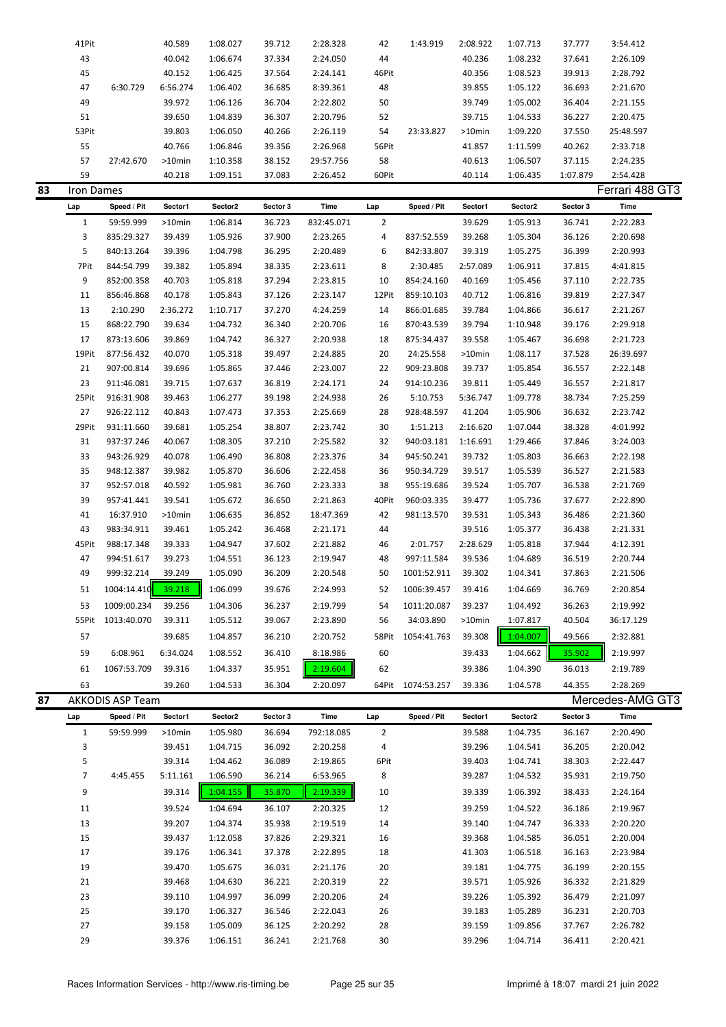| Lap | Speed / Pit | Sector1 | Sector2 | Sector 3 | Time | Lap | Speed / Pit | Sector1 | Sector2 | Sector 3 | Time |
|---|---|---|---|---|---|---|---|---|---|---|---|
| 41Pit | | 40.589 | 1:08.027 | 39.712 | 2:28.328 | 42 | 1:43.919 | 2:08.922 | 1:07.713 | 37.777 | 3:54.412 |
| 43 | | 40.042 | 1:06.674 | 37.334 | 2:24.050 | 44 | | 40.236 | 1:08.232 | 37.641 | 2:26.109 |
| 45 | | 40.152 | 1:06.425 | 37.564 | 2:24.141 | 46Pit | | 40.356 | 1:08.523 | 39.913 | 2:28.792 |
| 47 | 6:30.729 | 6:56.274 | 1:06.402 | 36.685 | 8:39.361 | 48 | | 39.855 | 1:05.122 | 36.693 | 2:21.670 |
| 49 | | 39.972 | 1:06.126 | 36.704 | 2:22.802 | 50 | | 39.749 | 1:05.002 | 36.404 | 2:21.155 |
| 51 | | 39.650 | 1:04.839 | 36.307 | 2:20.796 | 52 | | 39.715 | 1:04.533 | 36.227 | 2:20.475 |
| 53Pit | | 39.803 | 1:06.050 | 40.266 | 2:26.119 | 54 | 23:33.827 | >10min | 1:09.220 | 37.550 | 25:48.597 |
| 55 | | 40.766 | 1:06.846 | 39.356 | 2:26.968 | 56Pit | | 41.857 | 1:11.599 | 40.262 | 2:33.718 |
| 57 | 27:42.670 | >10min | 1:10.358 | 38.152 | 29:57.756 | 58 | | 40.613 | 1:06.507 | 37.115 | 2:24.235 |
| 59 | | 40.218 | 1:09.151 | 37.083 | 2:26.452 | 60Pit | | 40.114 | 1:06.435 | 1:07.879 | 2:54.428 |

## 83 Iron Dames — Ferrari 488 GT3

| Lap | Speed / Pit | Sector1 | Sector2 | Sector 3 | Time | Lap | Speed / Pit | Sector1 | Sector2 | Sector 3 | Time |
|---|---|---|---|---|---|---|---|---|---|---|---|
| 1 | 59:59.999 | >10min | 1:06.814 | 36.723 | 832:45.071 | 2 | | 39.629 | 1:05.913 | 36.741 | 2:22.283 |
| 3 | 835:29.327 | 39.439 | 1:05.926 | 37.900 | 2:23.265 | 4 | 837:52.559 | 39.268 | 1:05.304 | 36.126 | 2:20.698 |
| 5 | 840:13.264 | 39.396 | 1:04.798 | 36.295 | 2:20.489 | 6 | 842:33.807 | 39.319 | 1:05.275 | 36.399 | 2:20.993 |
| 7Pit | 844:54.799 | 39.382 | 1:05.894 | 38.335 | 2:23.611 | 8 | 2:30.485 | 2:57.089 | 1:06.911 | 37.815 | 4:41.815 |
| 9 | 852:00.358 | 40.703 | 1:05.818 | 37.294 | 2:23.815 | 10 | 854:24.160 | 40.169 | 1:05.456 | 37.110 | 2:22.735 |
| 11 | 856:46.868 | 40.178 | 1:05.843 | 37.126 | 2:23.147 | 12Pit | 859:10.103 | 40.712 | 1:06.816 | 39.819 | 2:27.347 |
| 13 | 2:10.290 | 2:36.272 | 1:10.717 | 37.270 | 4:24.259 | 14 | 866:01.685 | 39.784 | 1:04.866 | 36.617 | 2:21.267 |
| 15 | 868:22.790 | 39.634 | 1:04.732 | 36.340 | 2:20.706 | 16 | 870:43.539 | 39.794 | 1:10.948 | 39.176 | 2:29.918 |
| 17 | 873:13.606 | 39.869 | 1:04.742 | 36.327 | 2:20.938 | 18 | 875:34.437 | 39.558 | 1:05.467 | 36.698 | 2:21.723 |
| 19Pit | 877:56.432 | 40.070 | 1:05.318 | 39.497 | 2:24.885 | 20 | 24:25.558 | >10min | 1:08.117 | 37.528 | 26:39.697 |
| 21 | 907:00.814 | 39.696 | 1:05.865 | 37.446 | 2:23.007 | 22 | 909:23.808 | 39.737 | 1:05.854 | 36.557 | 2:22.148 |
| 23 | 911:46.081 | 39.715 | 1:07.637 | 36.819 | 2:24.171 | 24 | 914:10.236 | 39.811 | 1:05.449 | 36.557 | 2:21.817 |
| 25Pit | 916:31.908 | 39.463 | 1:06.277 | 39.198 | 2:24.938 | 26 | 5:10.753 | 5:36.747 | 1:09.778 | 38.734 | 7:25.259 |
| 27 | 926:22.112 | 40.843 | 1:07.473 | 37.353 | 2:25.669 | 28 | 928:48.597 | 41.204 | 1:05.906 | 36.632 | 2:23.742 |
| 29Pit | 931:11.660 | 39.681 | 1:05.254 | 38.807 | 2:23.742 | 30 | 1:51.213 | 2:16.620 | 1:07.044 | 38.328 | 4:01.992 |
| 31 | 937:37.246 | 40.067 | 1:08.305 | 37.210 | 2:25.582 | 32 | 940:03.181 | 1:16.691 | 1:29.466 | 37.846 | 3:24.003 |
| 33 | 943:26.929 | 40.078 | 1:06.490 | 36.808 | 2:23.376 | 34 | 945:50.241 | 39.732 | 1:05.803 | 36.663 | 2:22.198 |
| 35 | 948:12.387 | 39.982 | 1:05.870 | 36.606 | 2:22.458 | 36 | 950:34.729 | 39.517 | 1:05.539 | 36.527 | 2:21.583 |
| 37 | 952:57.018 | 40.592 | 1:05.981 | 36.760 | 2:23.333 | 38 | 955:19.686 | 39.524 | 1:05.707 | 36.538 | 2:21.769 |
| 39 | 957:41.441 | 39.541 | 1:05.672 | 36.650 | 2:21.863 | 40Pit | 960:03.335 | 39.477 | 1:05.736 | 37.677 | 2:22.890 |
| 41 | 16:37.910 | >10min | 1:06.635 | 36.852 | 18:47.369 | 42 | 981:13.570 | 39.531 | 1:05.343 | 36.486 | 2:21.360 |
| 43 | 983:34.911 | 39.461 | 1:05.242 | 36.468 | 2:21.171 | 44 | | 39.516 | 1:05.377 | 36.438 | 2:21.331 |
| 45Pit | 988:17.348 | 39.333 | 1:04.947 | 37.602 | 2:21.882 | 46 | 2:01.757 | 2:28.629 | 1:05.818 | 37.944 | 4:12.391 |
| 47 | 994:51.617 | 39.273 | 1:04.551 | 36.123 | 2:19.947 | 48 | 997:11.584 | 39.536 | 1:04.689 | 36.519 | 2:20.744 |
| 49 | 999:32.214 | 39.249 | 1:05.090 | 36.209 | 2:20.548 | 50 | 1001:52.911 | 39.302 | 1:04.341 | 37.863 | 2:21.506 |
| 51 | 1004:14.410 | 39.218 | 1:06.099 | 39.676 | 2:24.993 | 52 | 1006:39.457 | 39.416 | 1:04.669 | 36.769 | 2:20.854 |
| 53 | 1009:00.234 | 39.256 | 1:04.306 | 36.237 | 2:19.799 | 54 | 1011:20.087 | 39.237 | 1:04.492 | 36.263 | 2:19.992 |
| 55Pit | 1013:40.070 | 39.311 | 1:05.512 | 39.067 | 2:23.890 | 56 | 34:03.890 | >10min | 1:07.817 | 40.504 | 36:17.129 |
| 57 | | 39.685 | 1:04.857 | 36.210 | 2:20.752 | 58Pit | 1054:41.763 | 39.308 | 1:04.007 | 49.566 | 2:32.881 |
| 59 | 6:08.961 | 6:34.024 | 1:08.552 | 36.410 | 8:18.986 | 60 | | 39.433 | 1:04.662 | 35.902 | 2:19.997 |
| 61 | 1067:53.709 | 39.316 | 1:04.337 | 35.951 | 2:19.604 | 62 | | 39.386 | 1:04.390 | 36.013 | 2:19.789 |
| 63 | | 39.260 | 1:04.533 | 36.304 | 2:20.097 | 64Pit | 1074:53.257 | 39.336 | 1:04.578 | 44.355 | 2:28.269 |

## 87 AKKODIS ASP Team — Mercedes-AMG GT3

| Lap | Speed / Pit | Sector1 | Sector2 | Sector 3 | Time | Lap | Speed / Pit | Sector1 | Sector2 | Sector 3 | Time |
|---|---|---|---|---|---|---|---|---|---|---|---|
| 1 | 59:59.999 | >10min | 1:05.980 | 36.694 | 792:18.085 | 2 | | 39.588 | 1:04.735 | 36.167 | 2:20.490 |
| 3 | | 39.451 | 1:04.715 | 36.092 | 2:20.258 | 4 | | 39.296 | 1:04.541 | 36.205 | 2:20.042 |
| 5 | | 39.314 | 1:04.462 | 36.089 | 2:19.865 | 6Pit | | 39.403 | 1:04.741 | 38.303 | 2:22.447 |
| 7 | 4:45.455 | 5:11.161 | 1:06.590 | 36.214 | 6:53.965 | 8 | | 39.287 | 1:04.532 | 35.931 | 2:19.750 |
| 9 | | 39.314 | 1:04.155 | 35.870 | 2:19.339 | 10 | | 39.339 | 1:06.392 | 38.433 | 2:24.164 |
| 11 | | 39.524 | 1:04.694 | 36.107 | 2:20.325 | 12 | | 39.259 | 1:04.522 | 36.186 | 2:19.967 |
| 13 | | 39.207 | 1:04.374 | 35.938 | 2:19.519 | 14 | | 39.140 | 1:04.747 | 36.333 | 2:20.220 |
| 15 | | 39.437 | 1:12.058 | 37.826 | 2:29.321 | 16 | | 39.368 | 1:04.585 | 36.051 | 2:20.004 |
| 17 | | 39.176 | 1:06.341 | 37.378 | 2:22.895 | 18 | | 41.303 | 1:06.518 | 36.163 | 2:23.984 |
| 19 | | 39.470 | 1:05.675 | 36.031 | 2:21.176 | 20 | | 39.181 | 1:04.775 | 36.199 | 2:20.155 |
| 21 | | 39.468 | 1:04.630 | 36.221 | 2:20.319 | 22 | | 39.571 | 1:05.926 | 36.332 | 2:21.829 |
| 23 | | 39.110 | 1:04.997 | 36.099 | 2:20.206 | 24 | | 39.226 | 1:05.392 | 36.479 | 2:21.097 |
| 25 | | 39.170 | 1:06.327 | 36.546 | 2:22.043 | 26 | | 39.183 | 1:05.289 | 36.231 | 2:20.703 |
| 27 | | 39.158 | 1:05.009 | 36.125 | 2:20.292 | 28 | | 39.159 | 1:09.856 | 37.767 | 2:26.782 |
| 29 | | 39.376 | 1:06.151 | 36.241 | 2:21.768 | 30 | | 39.296 | 1:04.714 | 36.411 | 2:20.421 |

Races Information Services - http://www.ris-timing.be — Imprimé à 18:07 mardi 21 juin 2022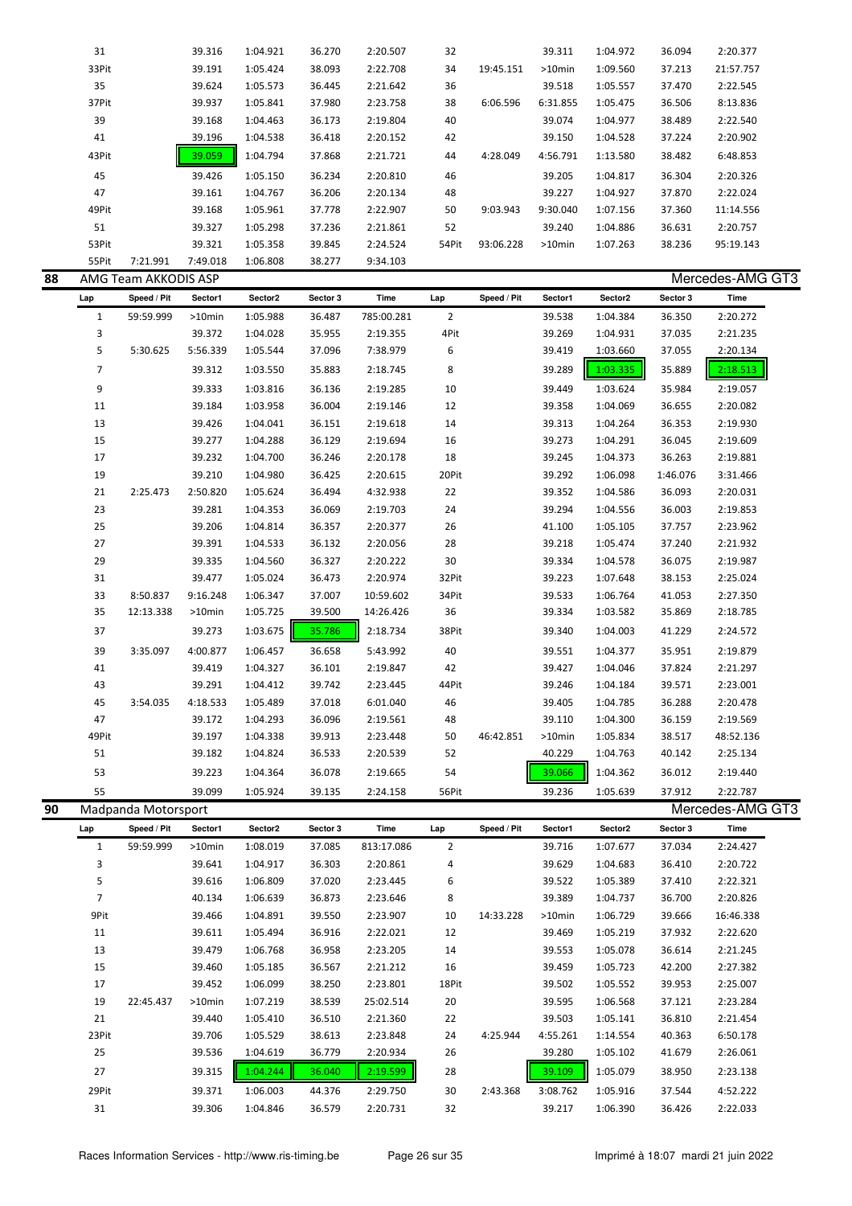| Lap | Speed / Pit | Sector1 | Sector2 | Sector 3 | Time | Lap | Speed / Pit | Sector1 | Sector2 | Sector 3 | Time |
|---|---|---|---|---|---|---|---|---|---|---|---|
| 31 | | 39.316 | 1:04.921 | 36.270 | 2:20.507 | 32 | | 39.311 | 1:04.972 | 36.094 | 2:20.377 |
| 33Pit | | 39.191 | 1:05.424 | 38.093 | 2:22.708 | 34 | 19:45.151 | >10min | 1:09.560 | 37.213 | 21:57.757 |
| 35 | | 39.624 | 1:05.573 | 36.445 | 2:21.642 | 36 | | 39.518 | 1:05.557 | 37.470 | 2:22.545 |
| 37Pit | | 39.937 | 1:05.841 | 37.980 | 2:23.758 | 38 | 6:06.596 | 6:31.855 | 1:05.475 | 36.506 | 8:13.836 |
| 39 | | 39.168 | 1:04.463 | 36.173 | 2:19.804 | 40 | | 39.074 | 1:04.977 | 38.489 | 2:22.540 |
| 41 | | 39.196 | 1:04.538 | 36.418 | 2:20.152 | 42 | | 39.150 | 1:04.528 | 37.224 | 2:20.902 |
| 43Pit | | 39.059 | 1:04.794 | 37.868 | 2:21.721 | 44 | 4:28.049 | 4:56.791 | 1:13.580 | 38.482 | 6:48.853 |
| 45 | | 39.426 | 1:05.150 | 36.234 | 2:20.810 | 46 | | 39.205 | 1:04.817 | 36.304 | 2:20.326 |
| 47 | | 39.161 | 1:04.767 | 36.206 | 2:20.134 | 48 | | 39.227 | 1:04.927 | 37.870 | 2:22.024 |
| 49Pit | | 39.168 | 1:05.961 | 37.778 | 2:22.907 | 50 | 9:03.943 | 9:30.040 | 1:07.156 | 37.360 | 11:14.556 |
| 51 | | 39.327 | 1:05.298 | 37.236 | 2:21.861 | 52 | | 39.240 | 1:04.886 | 36.631 | 2:20.757 |
| 53Pit | | 39.321 | 1:05.358 | 39.845 | 2:24.524 | 54Pit | 93:06.228 | >10min | 1:07.263 | 38.236 | 95:19.143 |
| 55Pit | 7:21.991 | 7:49.018 | 1:06.808 | 38.277 | 9:34.103 | | | | | | |

## 88 AMG Team AKKODIS ASP — Mercedes-AMG GT3

| Lap | Speed / Pit | Sector1 | Sector2 | Sector 3 | Time | Lap | Speed / Pit | Sector1 | Sector2 | Sector 3 | Time |
|---|---|---|---|---|---|---|---|---|---|---|---|
| 1 | 59:59.999 | >10min | 1:05.988 | 36.487 | 785:00.281 | 2 | | 39.538 | 1:04.384 | 36.350 | 2:20.272 |
| 3 | | 39.372 | 1:04.028 | 35.955 | 2:19.355 | 4Pit | | 39.269 | 1:04.931 | 37.035 | 2:21.235 |
| 5 | 5:30.625 | 5:56.339 | 1:05.544 | 37.096 | 7:38.979 | 6 | | 39.419 | 1:03.660 | 37.055 | 2:20.134 |
| 7 | | 39.312 | 1:03.550 | 35.883 | 2:18.745 | 8 | | 39.289 | 1:03.335 | 35.889 | 2:18.513 |
| 9 | | 39.333 | 1:03.816 | 36.136 | 2:19.285 | 10 | | 39.449 | 1:03.624 | 35.984 | 2:19.057 |
| 11 | | 39.184 | 1:03.958 | 36.004 | 2:19.146 | 12 | | 39.358 | 1:04.069 | 36.655 | 2:20.082 |
| 13 | | 39.426 | 1:04.041 | 36.151 | 2:19.618 | 14 | | 39.313 | 1:04.264 | 36.353 | 2:19.930 |
| 15 | | 39.277 | 1:04.288 | 36.129 | 2:19.694 | 16 | | 39.273 | 1:04.291 | 36.045 | 2:19.609 |
| 17 | | 39.232 | 1:04.700 | 36.246 | 2:20.178 | 18 | | 39.245 | 1:04.373 | 36.263 | 2:19.881 |
| 19 | | 39.210 | 1:04.980 | 36.425 | 2:20.615 | 20Pit | | 39.292 | 1:06.098 | 1:46.076 | 3:31.466 |
| 21 | 2:25.473 | 2:50.820 | 1:05.624 | 36.494 | 4:32.938 | 22 | | 39.352 | 1:04.586 | 36.093 | 2:20.031 |
| 23 | | 39.281 | 1:04.353 | 36.069 | 2:19.703 | 24 | | 39.294 | 1:04.556 | 36.003 | 2:19.853 |
| 25 | | 39.206 | 1:04.814 | 36.357 | 2:20.377 | 26 | | 41.100 | 1:05.105 | 37.757 | 2:23.962 |
| 27 | | 39.391 | 1:04.533 | 36.132 | 2:20.056 | 28 | | 39.218 | 1:05.474 | 37.240 | 2:21.932 |
| 29 | | 39.335 | 1:04.560 | 36.327 | 2:20.222 | 30 | | 39.334 | 1:04.578 | 36.075 | 2:19.987 |
| 31 | | 39.477 | 1:05.024 | 36.473 | 2:20.974 | 32Pit | | 39.223 | 1:07.648 | 38.153 | 2:25.024 |
| 33 | 8:50.837 | 9:16.248 | 1:06.347 | 37.007 | 10:59.602 | 34Pit | | 39.533 | 1:06.764 | 41.053 | 2:27.350 |
| 35 | 12:13.338 | >10min | 1:05.725 | 39.500 | 14:26.426 | 36 | | 39.334 | 1:03.582 | 35.869 | 2:18.785 |
| 37 | | 39.273 | 1:03.675 | 35.786 | 2:18.734 | 38Pit | | 39.340 | 1:04.003 | 41.229 | 2:24.572 |
| 39 | 3:35.097 | 4:00.877 | 1:06.457 | 36.658 | 5:43.992 | 40 | | 39.551 | 1:04.377 | 35.951 | 2:19.879 |
| 41 | | 39.419 | 1:04.327 | 36.101 | 2:19.847 | 42 | | 39.427 | 1:04.046 | 37.824 | 2:21.297 |
| 43 | | 39.291 | 1:04.412 | 39.742 | 2:23.445 | 44Pit | | 39.246 | 1:04.184 | 39.571 | 2:23.001 |
| 45 | 3:54.035 | 4:18.533 | 1:05.489 | 37.018 | 6:01.040 | 46 | | 39.405 | 1:04.785 | 36.288 | 2:20.478 |
| 47 | | 39.172 | 1:04.293 | 36.096 | 2:19.561 | 48 | | 39.110 | 1:04.300 | 36.159 | 2:19.569 |
| 49Pit | | 39.197 | 1:04.338 | 39.913 | 2:23.448 | 50 | 46:42.851 | >10min | 1:05.834 | 38.517 | 48:52.136 |
| 51 | | 39.182 | 1:04.824 | 36.533 | 2:20.539 | 52 | | 40.229 | 1:04.763 | 40.142 | 2:25.134 |
| 53 | | 39.223 | 1:04.364 | 36.078 | 2:19.665 | 54 | | 39.066 | 1:04.362 | 36.012 | 2:19.440 |
| 55 | | 39.099 | 1:05.924 | 39.135 | 2:24.158 | 56Pit | | 39.236 | 1:05.639 | 37.912 | 2:22.787 |

## 90 Madpanda Motorsport — Mercedes-AMG GT3

| Lap | Speed / Pit | Sector1 | Sector2 | Sector 3 | Time | Lap | Speed / Pit | Sector1 | Sector2 | Sector 3 | Time |
|---|---|---|---|---|---|---|---|---|---|---|---|
| 1 | 59:59.999 | >10min | 1:08.019 | 37.085 | 813:17.086 | 2 | | 39.716 | 1:07.677 | 37.034 | 2:24.427 |
| 3 | | 39.641 | 1:04.917 | 36.303 | 2:20.861 | 4 | | 39.629 | 1:04.683 | 36.410 | 2:20.722 |
| 5 | | 39.616 | 1:06.809 | 37.020 | 2:23.445 | 6 | | 39.522 | 1:05.389 | 37.410 | 2:22.321 |
| 7 | | 40.134 | 1:06.639 | 36.873 | 2:23.646 | 8 | | 39.389 | 1:04.737 | 36.700 | 2:20.826 |
| 9Pit | | 39.466 | 1:04.891 | 39.550 | 2:23.907 | 10 | 14:33.228 | >10min | 1:06.729 | 39.666 | 16:46.338 |
| 11 | | 39.611 | 1:05.494 | 36.916 | 2:22.021 | 12 | | 39.469 | 1:05.219 | 37.932 | 2:22.620 |
| 13 | | 39.479 | 1:06.768 | 36.958 | 2:23.205 | 14 | | 39.553 | 1:05.078 | 36.614 | 2:21.245 |
| 15 | | 39.460 | 1:05.185 | 36.567 | 2:21.212 | 16 | | 39.459 | 1:05.723 | 42.200 | 2:27.382 |
| 17 | | 39.452 | 1:06.099 | 38.250 | 2:23.801 | 18Pit | | 39.502 | 1:05.552 | 39.953 | 2:25.007 |
| 19 | 22:45.437 | >10min | 1:07.219 | 38.539 | 25:02.514 | 20 | | 39.595 | 1:06.568 | 37.121 | 2:23.284 |
| 21 | | 39.440 | 1:05.410 | 36.510 | 2:21.360 | 22 | | 39.503 | 1:05.141 | 36.810 | 2:21.454 |
| 23Pit | | 39.706 | 1:05.529 | 38.613 | 2:23.848 | 24 | 4:25.944 | 4:55.261 | 1:14.554 | 40.363 | 6:50.178 |
| 25 | | 39.536 | 1:04.619 | 36.779 | 2:20.934 | 26 | | 39.280 | 1:05.102 | 41.679 | 2:26.061 |
| 27 | | 39.315 | 1:04.244 | 36.040 | 2:19.599 | 28 | | 39.109 | 1:05.079 | 38.950 | 2:23.138 |
| 29Pit | | 39.371 | 1:06.003 | 44.376 | 2:29.750 | 30 | 2:43.368 | 3:08.762 | 1:05.916 | 37.544 | 4:52.222 |
| 31 | | 39.306 | 1:04.846 | 36.579 | 2:20.731 | 32 | | 39.217 | 1:06.390 | 36.426 | 2:22.033 |

Races Information Services - http://www.ris-timing.be — Imprimé à 18:07 mardi 21 juin 2022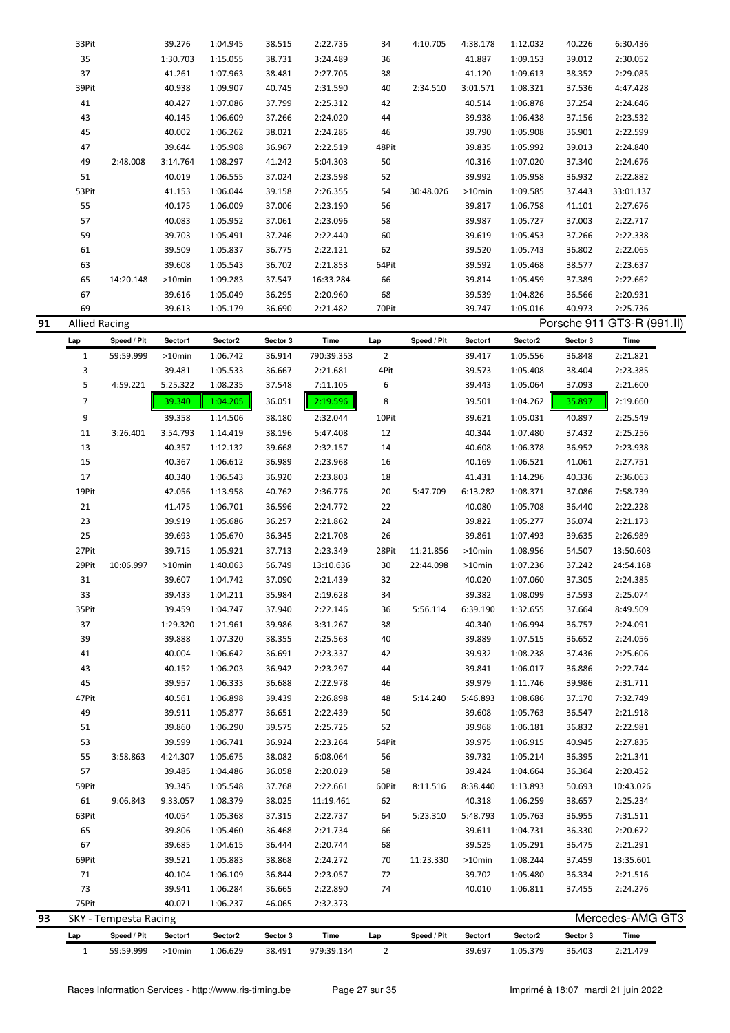| Lap | Speed / Pit | Sector1 | Sector2 | Sector 3 | Time | Lap | Speed / Pit | Sector1 | Sector2 | Sector 3 | Time |
|---|---|---|---|---|---|---|---|---|---|---|---|
| 33Pit | | 39.276 | 1:04.945 | 38.515 | 2:22.736 | 34 | 4:10.705 | 4:38.178 | 1:12.032 | 40.226 | 6:30.436 |
| 35 | | 1:30.703 | 1:15.055 | 38.731 | 3:24.489 | 36 | | 41.887 | 1:09.153 | 39.012 | 2:30.052 |
| 37 | | 41.261 | 1:07.963 | 38.481 | 2:27.705 | 38 | | 41.120 | 1:09.613 | 38.352 | 2:29.085 |
| 39Pit | | 40.938 | 1:09.907 | 40.745 | 2:31.590 | 40 | 2:34.510 | 3:01.571 | 1:08.321 | 37.536 | 4:47.428 |
| 41 | | 40.427 | 1:07.086 | 37.799 | 2:25.312 | 42 | | 40.514 | 1:06.878 | 37.254 | 2:24.646 |
| 43 | | 40.145 | 1:06.609 | 37.266 | 2:24.020 | 44 | | 39.938 | 1:06.438 | 37.156 | 2:23.532 |
| 45 | | 40.002 | 1:06.262 | 38.021 | 2:24.285 | 46 | | 39.790 | 1:05.908 | 36.901 | 2:22.599 |
| 47 | | 39.644 | 1:05.908 | 36.967 | 2:22.519 | 48Pit | | 39.835 | 1:05.992 | 39.013 | 2:24.840 |
| 49 | 2:48.008 | 3:14.764 | 1:08.297 | 41.242 | 5:04.303 | 50 | | 40.316 | 1:07.020 | 37.340 | 2:24.676 |
| 51 | | 40.019 | 1:06.555 | 37.024 | 2:23.598 | 52 | | 39.992 | 1:05.958 | 36.932 | 2:22.882 |
| 53Pit | | 41.153 | 1:06.044 | 39.158 | 2:26.355 | 54 | 30:48.026 | >10min | 1:09.585 | 37.443 | 33:01.137 |
| 55 | | 40.175 | 1:06.009 | 37.006 | 2:23.190 | 56 | | 39.817 | 1:06.758 | 41.101 | 2:27.676 |
| 57 | | 40.083 | 1:05.952 | 37.061 | 2:23.096 | 58 | | 39.987 | 1:05.727 | 37.003 | 2:22.717 |
| 59 | | 39.703 | 1:05.491 | 37.246 | 2:22.440 | 60 | | 39.619 | 1:05.453 | 37.266 | 2:22.338 |
| 61 | | 39.509 | 1:05.837 | 36.775 | 2:22.121 | 62 | | 39.520 | 1:05.743 | 36.802 | 2:22.065 |
| 63 | | 39.608 | 1:05.543 | 36.702 | 2:21.853 | 64Pit | | 39.592 | 1:05.468 | 38.577 | 2:23.637 |
| 65 | 14:20.148 | >10min | 1:09.283 | 37.547 | 16:33.284 | 66 | | 39.814 | 1:05.459 | 37.389 | 2:22.662 |
| 67 | | 39.616 | 1:05.049 | 36.295 | 2:20.960 | 68 | | 39.539 | 1:04.826 | 36.566 | 2:20.931 |
| 69 | | 39.613 | 1:05.179 | 36.690 | 2:21.482 | 70Pit | | 39.747 | 1:05.016 | 40.973 | 2:25.736 |

## 91 Allied Racing — Porsche 911 GT3-R (991.II)

| Lap | Speed / Pit | Sector1 | Sector2 | Sector 3 | Time | Lap | Speed / Pit | Sector1 | Sector2 | Sector 3 | Time |
|---|---|---|---|---|---|---|---|---|---|---|---|
| 1 | 59:59.999 | >10min | 1:06.742 | 36.914 | 790:39.353 | 2 | | 39.417 | 1:05.556 | 36.848 | 2:21.821 |
| 3 | | 39.481 | 1:05.533 | 36.667 | 2:21.681 | 4Pit | | 39.573 | 1:05.408 | 38.404 | 2:23.385 |
| 5 | 4:59.221 | 5:25.322 | 1:08.235 | 37.548 | 7:11.105 | 6 | | 39.443 | 1:05.064 | 37.093 | 2:21.600 |
| 7 | | 39.340 | 1:04.205 | 36.051 | 2:19.596 | 8 | | 39.501 | 1:04.262 | 35.897 | 2:19.660 |
| 9 | | 39.358 | 1:14.506 | 38.180 | 2:32.044 | 10Pit | | 39.621 | 1:05.031 | 40.897 | 2:25.549 |
| 11 | 3:26.401 | 3:54.793 | 1:14.419 | 38.196 | 5:47.408 | 12 | | 40.344 | 1:07.480 | 37.432 | 2:25.256 |
| 13 | | 40.357 | 1:12.132 | 39.668 | 2:32.157 | 14 | | 40.608 | 1:06.378 | 36.952 | 2:23.938 |
| 15 | | 40.367 | 1:06.612 | 36.989 | 2:23.968 | 16 | | 40.169 | 1:06.521 | 41.061 | 2:27.751 |
| 17 | | 40.340 | 1:06.543 | 36.920 | 2:23.803 | 18 | | 41.431 | 1:14.296 | 40.336 | 2:36.063 |
| 19Pit | | 42.056 | 1:13.958 | 40.762 | 2:36.776 | 20 | 5:47.709 | 6:13.282 | 1:08.371 | 37.086 | 7:58.739 |
| 21 | | 41.475 | 1:06.701 | 36.596 | 2:24.772 | 22 | | 40.080 | 1:05.708 | 36.440 | 2:22.228 |
| 23 | | 39.919 | 1:05.686 | 36.257 | 2:21.862 | 24 | | 39.822 | 1:05.277 | 36.074 | 2:21.173 |
| 25 | | 39.693 | 1:05.670 | 36.345 | 2:21.708 | 26 | | 39.861 | 1:07.493 | 39.635 | 2:26.989 |
| 27Pit | | 39.715 | 1:05.921 | 37.713 | 2:23.349 | 28Pit | 11:21.856 | >10min | 1:08.956 | 54.507 | 13:50.603 |
| 29Pit | 10:06.997 | >10min | 1:40.063 | 56.749 | 13:10.636 | 30 | 22:44.098 | >10min | 1:07.236 | 37.242 | 24:54.168 |
| 31 | | 39.607 | 1:04.742 | 37.090 | 2:21.439 | 32 | | 40.020 | 1:07.060 | 37.305 | 2:24.385 |
| 33 | | 39.433 | 1:04.211 | 35.984 | 2:19.628 | 34 | | 39.382 | 1:08.099 | 37.593 | 2:25.074 |
| 35Pit | | 39.459 | 1:04.747 | 37.940 | 2:22.146 | 36 | 5:56.114 | 6:39.190 | 1:32.655 | 37.664 | 8:49.509 |
| 37 | | 1:29.320 | 1:21.961 | 39.986 | 3:31.267 | 38 | | 40.340 | 1:06.994 | 36.757 | 2:24.091 |
| 39 | | 39.888 | 1:07.320 | 38.355 | 2:25.563 | 40 | | 39.889 | 1:07.515 | 36.652 | 2:24.056 |
| 41 | | 40.004 | 1:06.642 | 36.691 | 2:23.337 | 42 | | 39.932 | 1:08.238 | 37.436 | 2:25.606 |
| 43 | | 40.152 | 1:06.203 | 36.942 | 2:23.297 | 44 | | 39.841 | 1:06.017 | 36.886 | 2:22.744 |
| 45 | | 39.957 | 1:06.333 | 36.688 | 2:22.978 | 46 | | 39.979 | 1:11.746 | 39.986 | 2:31.711 |
| 47Pit | | 40.561 | 1:06.898 | 39.439 | 2:26.898 | 48 | 5:14.240 | 5:46.893 | 1:08.686 | 37.170 | 7:32.749 |
| 49 | | 39.911 | 1:05.877 | 36.651 | 2:22.439 | 50 | | 39.608 | 1:05.763 | 36.547 | 2:21.918 |
| 51 | | 39.860 | 1:06.290 | 39.575 | 2:25.725 | 52 | | 39.968 | 1:06.181 | 36.832 | 2:22.981 |
| 53 | | 39.599 | 1:06.741 | 36.924 | 2:23.264 | 54Pit | | 39.975 | 1:06.915 | 40.945 | 2:27.835 |
| 55 | 3:58.863 | 4:24.307 | 1:05.675 | 38.082 | 6:08.064 | 56 | | 39.732 | 1:05.214 | 36.395 | 2:21.341 |
| 57 | | 39.485 | 1:04.486 | 36.058 | 2:20.029 | 58 | | 39.424 | 1:04.664 | 36.364 | 2:20.452 |
| 59Pit | | 39.345 | 1:05.548 | 37.768 | 2:22.661 | 60Pit | 8:11.516 | 8:38.440 | 1:13.893 | 50.693 | 10:43.026 |
| 61 | 9:06.843 | 9:33.057 | 1:08.379 | 38.025 | 11:19.461 | 62 | | 40.318 | 1:06.259 | 38.657 | 2:25.234 |
| 63Pit | | 40.054 | 1:05.368 | 37.315 | 2:22.737 | 64 | 5:23.310 | 5:48.793 | 1:05.763 | 36.955 | 7:31.511 |
| 65 | | 39.806 | 1:05.460 | 36.468 | 2:21.734 | 66 | | 39.611 | 1:04.731 | 36.330 | 2:20.672 |
| 67 | | 39.685 | 1:04.615 | 36.444 | 2:20.744 | 68 | | 39.525 | 1:05.291 | 36.475 | 2:21.291 |
| 69Pit | | 39.521 | 1:05.883 | 38.868 | 2:24.272 | 70 | 11:23.330 | >10min | 1:08.244 | 37.459 | 13:35.601 |
| 71 | | 40.104 | 1:06.109 | 36.844 | 2:23.057 | 72 | | 39.702 | 1:05.480 | 36.334 | 2:21.516 |
| 73 | | 39.941 | 1:06.284 | 36.665 | 2:22.890 | 74 | | 40.010 | 1:06.811 | 37.455 | 2:24.276 |
| 75Pit | | 40.071 | 1:06.237 | 46.065 | 2:32.373 | | | | | | |

## 93 SKY - Tempesta Racing — Mercedes-AMG GT3

| Lap | Speed / Pit | Sector1 | Sector2 | Sector 3 | Time | Lap | Speed / Pit | Sector1 | Sector2 | Sector 3 | Time |
|---|---|---|---|---|---|---|---|---|---|---|---|
| 1 | 59:59.999 | >10min | 1:06.629 | 38.491 | 979:39.134 | 2 | | 39.697 | 1:05.379 | 36.403 | 2:21.479 |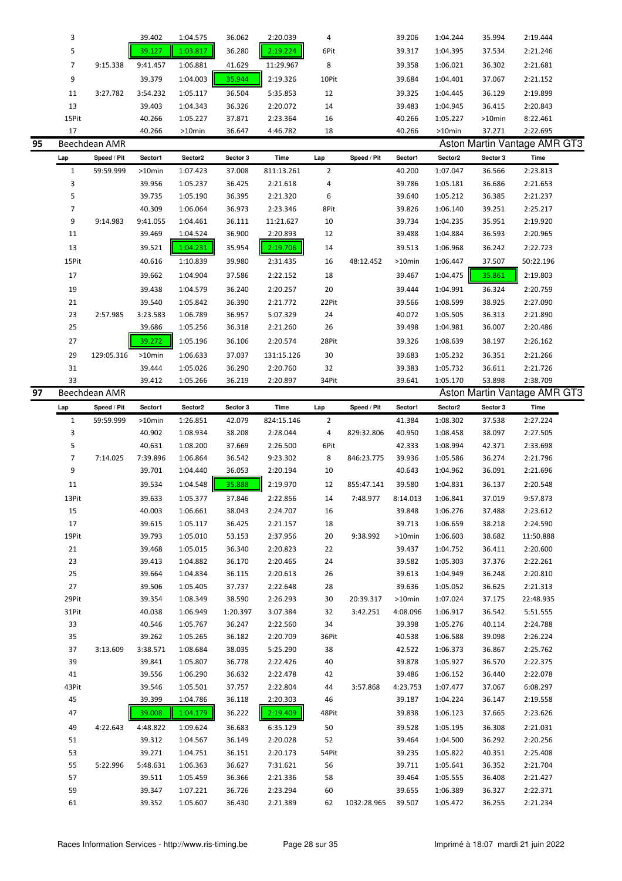| Lap | Speed / Pit | Sector1 | Sector2 | Sector 3 | Time | Lap | Speed / Pit | Sector1 | Sector2 | Sector 3 | Time |
|---|---|---|---|---|---|---|---|---|---|---|---|
| 3 | | 39.402 | 1:04.575 | 36.062 | 2:20.039 | 4 | | 39.206 | 1:04.244 | 35.994 | 2:19.444 |
| 5 | | 39.127 | 1:03.817 | 36.280 | 2:19.224 | 6Pit | | 39.317 | 1:04.395 | 37.534 | 2:21.246 |
| 7 | 9:15.338 | 9:41.457 | 1:06.881 | 41.629 | 11:29.967 | 8 | | 39.358 | 1:06.021 | 36.302 | 2:21.681 |
| 9 | | 39.379 | 1:04.003 | 35.944 | 2:19.326 | 10Pit | | 39.684 | 1:04.401 | 37.067 | 2:21.152 |
| 11 | 3:27.782 | 3:54.232 | 1:05.117 | 36.504 | 5:35.853 | 12 | | 39.325 | 1:04.445 | 36.129 | 2:19.899 |
| 13 | | 39.403 | 1:04.343 | 36.326 | 2:20.072 | 14 | | 39.483 | 1:04.945 | 36.415 | 2:20.843 |
| 15Pit | | 40.266 | 1:05.227 | 37.871 | 2:23.364 | 16 | | 40.266 | 1:05.227 | >10min | 8:22.461 |
| 17 | | 40.266 | >10min | 36.647 | 4:46.782 | 18 | | 40.266 | >10min | 37.271 | 2:22.695 |

## 95 Beechdean AMR — Aston Martin Vantage AMR GT3

| Lap | Speed / Pit | Sector1 | Sector2 | Sector 3 | Time | Lap | Speed / Pit | Sector1 | Sector2 | Sector 3 | Time |
|---|---|---|---|---|---|---|---|---|---|---|---|
| 1 | 59:59.999 | >10min | 1:07.423 | 37.008 | 811:13.261 | 2 | | 40.200 | 1:07.047 | 36.566 | 2:23.813 |
| 3 | | 39.956 | 1:05.237 | 36.425 | 2:21.618 | 4 | | 39.786 | 1:05.181 | 36.686 | 2:21.653 |
| 5 | | 39.735 | 1:05.190 | 36.395 | 2:21.320 | 6 | | 39.640 | 1:05.212 | 36.385 | 2:21.237 |
| 7 | | 40.309 | 1:06.064 | 36.973 | 2:23.346 | 8Pit | | 39.826 | 1:06.140 | 39.251 | 2:25.217 |
| 9 | 9:14.983 | 9:41.055 | 1:04.461 | 36.111 | 11:21.627 | 10 | | 39.734 | 1:04.235 | 35.951 | 2:19.920 |
| 11 | | 39.469 | 1:04.524 | 36.900 | 2:20.893 | 12 | | 39.488 | 1:04.884 | 36.593 | 2:20.965 |
| 13 | | 39.521 | 1:04.231 | 35.954 | 2:19.706 | 14 | | 39.513 | 1:06.968 | 36.242 | 2:22.723 |
| 15Pit | | 40.616 | 1:10.839 | 39.980 | 2:31.435 | 16 | 48:12.452 | >10min | 1:06.447 | 37.507 | 50:22.196 |
| 17 | | 39.662 | 1:04.904 | 37.586 | 2:22.152 | 18 | | 39.467 | 1:04.475 | 35.861 | 2:19.803 |
| 19 | | 39.438 | 1:04.579 | 36.240 | 2:20.257 | 20 | | 39.444 | 1:04.991 | 36.324 | 2:20.759 |
| 21 | | 39.540 | 1:05.842 | 36.390 | 2:21.772 | 22Pit | | 39.566 | 1:08.599 | 38.925 | 2:27.090 |
| 23 | 2:57.985 | 3:23.583 | 1:06.789 | 36.957 | 5:07.329 | 24 | | 40.072 | 1:05.505 | 36.313 | 2:21.890 |
| 25 | | 39.686 | 1:05.256 | 36.318 | 2:21.260 | 26 | | 39.498 | 1:04.981 | 36.007 | 2:20.486 |
| 27 | | 39.272 | 1:05.196 | 36.106 | 2:20.574 | 28Pit | | 39.326 | 1:08.639 | 38.197 | 2:26.162 |
| 29 | 129:05.316 | >10min | 1:06.633 | 37.037 | 131:15.126 | 30 | | 39.683 | 1:05.232 | 36.351 | 2:21.266 |
| 31 | | 39.444 | 1:05.026 | 36.290 | 2:20.760 | 32 | | 39.383 | 1:05.732 | 36.611 | 2:21.726 |
| 33 | | 39.412 | 1:05.266 | 36.219 | 2:20.897 | 34Pit | | 39.641 | 1:05.170 | 53.898 | 2:38.709 |

## 97 Beechdean AMR — Aston Martin Vantage AMR GT3

| Lap | Speed / Pit | Sector1 | Sector2 | Sector 3 | Time | Lap | Speed / Pit | Sector1 | Sector2 | Sector 3 | Time |
|---|---|---|---|---|---|---|---|---|---|---|---|
| 1 | 59:59.999 | >10min | 1:26.851 | 42.079 | 824:15.146 | 2 | | 41.384 | 1:08.302 | 37.538 | 2:27.224 |
| 3 | | 40.902 | 1:08.934 | 38.208 | 2:28.044 | 4 | 829:32.806 | 40.950 | 1:08.458 | 38.097 | 2:27.505 |
| 5 | | 40.631 | 1:08.200 | 37.669 | 2:26.500 | 6Pit | | 42.333 | 1:08.994 | 42.371 | 2:33.698 |
| 7 | 7:14.025 | 7:39.896 | 1:06.864 | 36.542 | 9:23.302 | 8 | 846:23.775 | 39.936 | 1:05.586 | 36.274 | 2:21.796 |
| 9 | | 39.701 | 1:04.440 | 36.053 | 2:20.194 | 10 | | 40.643 | 1:04.962 | 36.091 | 2:21.696 |
| 11 | | 39.534 | 1:04.548 | 35.888 | 2:19.970 | 12 | 855:47.141 | 39.580 | 1:04.831 | 36.137 | 2:20.548 |
| 13Pit | | 39.633 | 1:05.377 | 37.846 | 2:22.856 | 14 | 7:48.977 | 8:14.013 | 1:06.841 | 37.019 | 9:57.873 |
| 15 | | 40.003 | 1:06.661 | 38.043 | 2:24.707 | 16 | | 39.848 | 1:06.276 | 37.488 | 2:23.612 |
| 17 | | 39.615 | 1:05.117 | 36.425 | 2:21.157 | 18 | | 39.713 | 1:06.659 | 38.218 | 2:24.590 |
| 19Pit | | 39.793 | 1:05.010 | 53.153 | 2:37.956 | 20 | 9:38.992 | >10min | 1:06.603 | 38.682 | 11:50.888 |
| 21 | | 39.468 | 1:05.015 | 36.340 | 2:20.823 | 22 | | 39.437 | 1:04.752 | 36.411 | 2:20.600 |
| 23 | | 39.413 | 1:04.882 | 36.170 | 2:20.465 | 24 | | 39.582 | 1:05.303 | 37.376 | 2:22.261 |
| 25 | | 39.664 | 1:04.834 | 36.115 | 2:20.613 | 26 | | 39.613 | 1:04.949 | 36.248 | 2:20.810 |
| 27 | | 39.506 | 1:05.405 | 37.737 | 2:22.648 | 28 | | 39.636 | 1:05.052 | 36.625 | 2:21.313 |
| 29Pit | | 39.354 | 1:08.349 | 38.590 | 2:26.293 | 30 | 20:39.317 | >10min | 1:07.024 | 37.175 | 22:48.935 |
| 31Pit | | 40.038 | 1:06.949 | 1:20.397 | 3:07.384 | 32 | 3:42.251 | 4:08.096 | 1:06.917 | 36.542 | 5:51.555 |
| 33 | | 40.546 | 1:05.767 | 36.247 | 2:22.560 | 34 | | 39.398 | 1:05.276 | 40.114 | 2:24.788 |
| 35 | | 39.262 | 1:05.265 | 36.182 | 2:20.709 | 36Pit | | 40.538 | 1:06.588 | 39.098 | 2:26.224 |
| 37 | 3:13.609 | 3:38.571 | 1:08.684 | 38.035 | 5:25.290 | 38 | | 42.522 | 1:06.373 | 36.867 | 2:25.762 |
| 39 | | 39.841 | 1:05.807 | 36.778 | 2:22.426 | 40 | | 39.878 | 1:05.927 | 36.570 | 2:22.375 |
| 41 | | 39.556 | 1:06.290 | 36.632 | 2:22.478 | 42 | | 39.486 | 1:06.152 | 36.440 | 2:22.078 |
| 43Pit | | 39.546 | 1:05.501 | 37.757 | 2:22.804 | 44 | 3:57.868 | 4:23.753 | 1:07.477 | 37.067 | 6:08.297 |
| 45 | | 39.399 | 1:04.786 | 36.118 | 2:20.303 | 46 | | 39.187 | 1:04.224 | 36.147 | 2:19.558 |
| 47 | | 39.008 | 1:04.179 | 36.222 | 2:19.409 | 48Pit | | 39.838 | 1:06.123 | 37.665 | 2:23.626 |
| 49 | 4:22.643 | 4:48.822 | 1:09.624 | 36.683 | 6:35.129 | 50 | | 39.528 | 1:05.195 | 36.308 | 2:21.031 |
| 51 | | 39.312 | 1:04.567 | 36.149 | 2:20.028 | 52 | | 39.464 | 1:04.500 | 36.292 | 2:20.256 |
| 53 | | 39.271 | 1:04.751 | 36.151 | 2:20.173 | 54Pit | | 39.235 | 1:05.822 | 40.351 | 2:25.408 |
| 55 | 5:22.996 | 5:48.631 | 1:06.363 | 36.627 | 7:31.621 | 56 | | 39.711 | 1:05.641 | 36.352 | 2:21.704 |
| 57 | | 39.511 | 1:05.459 | 36.366 | 2:21.336 | 58 | | 39.464 | 1:05.555 | 36.408 | 2:21.427 |
| 59 | | 39.347 | 1:07.221 | 36.726 | 2:23.294 | 60 | | 39.655 | 1:06.389 | 36.327 | 2:22.371 |
| 61 | | 39.352 | 1:05.607 | 36.430 | 2:21.389 | 62 | 1032:28.965 | 39.507 | 1:05.472 | 36.255 | 2:21.234 |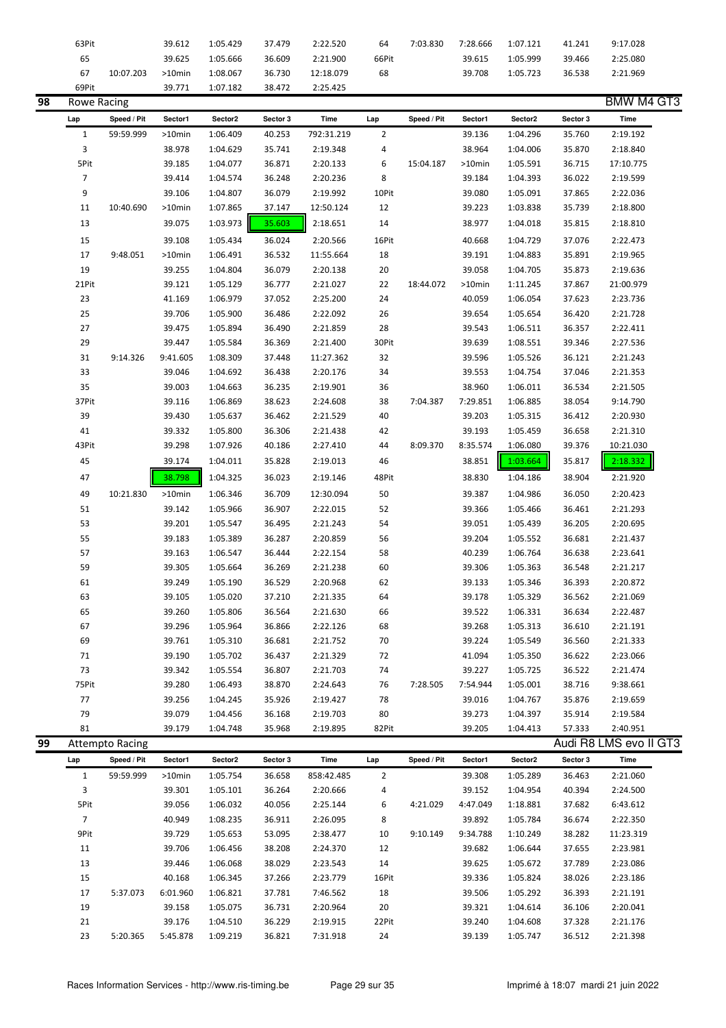| Lap | Speed / Pit | Sector1 | Sector2 | Sector 3 | Time | Lap | Speed / Pit | Sector1 | Sector2 | Sector 3 | Time |
|---|---|---|---|---|---|---|---|---|---|---|---|
| 63Pit | | 39.612 | 1:05.429 | 37.479 | 2:22.520 | 64 | 7:03.830 | 7:28.666 | 1:07.121 | 41.241 | 9:17.028 |
| 65 | | 39.625 | 1:05.666 | 36.609 | 2:21.900 | 66Pit | | 39.615 | 1:05.999 | 39.466 | 2:25.080 |
| 67 | 10:07.203 | >10min | 1:08.067 | 36.730 | 12:18.079 | 68 | | 39.708 | 1:05.723 | 36.538 | 2:21.969 |
| 69Pit | | 39.771 | 1:07.182 | 38.472 | 2:25.425 | | | | | | |

## 98 Rowe Racing — BMW M4 GT3

| Lap | Speed / Pit | Sector1 | Sector2 | Sector 3 | Time | Lap | Speed / Pit | Sector1 | Sector2 | Sector 3 | Time |
|---|---|---|---|---|---|---|---|---|---|---|---|
| 1 | 59:59.999 | >10min | 1:06.409 | 40.253 | 792:31.219 | 2 | | 39.136 | 1:04.296 | 35.760 | 2:19.192 |
| 3 | | 38.978 | 1:04.629 | 35.741 | 2:19.348 | 4 | | 38.964 | 1:04.006 | 35.870 | 2:18.840 |
| 5Pit | | 39.185 | 1:04.077 | 36.871 | 2:20.133 | 6 | 15:04.187 | >10min | 1:05.591 | 36.715 | 17:10.775 |
| 7 | | 39.414 | 1:04.574 | 36.248 | 2:20.236 | 8 | | 39.184 | 1:04.393 | 36.022 | 2:19.599 |
| 9 | | 39.106 | 1:04.807 | 36.079 | 2:19.992 | 10Pit | | 39.080 | 1:05.091 | 37.865 | 2:22.036 |
| 11 | 10:40.690 | >10min | 1:07.865 | 37.147 | 12:50.124 | 12 | | 39.223 | 1:03.838 | 35.739 | 2:18.800 |
| 13 | | 39.075 | 1:03.973 | 35.603 | 2:18.651 | 14 | | 38.977 | 1:04.018 | 35.815 | 2:18.810 |
| 15 | | 39.108 | 1:05.434 | 36.024 | 2:20.566 | 16Pit | | 40.668 | 1:04.729 | 37.076 | 2:22.473 |
| 17 | 9:48.051 | >10min | 1:06.491 | 36.532 | 11:55.664 | 18 | | 39.191 | 1:04.883 | 35.891 | 2:19.965 |
| 19 | | 39.255 | 1:04.804 | 36.079 | 2:20.138 | 20 | | 39.058 | 1:04.705 | 35.873 | 2:19.636 |
| 21Pit | | 39.121 | 1:05.129 | 36.777 | 2:21.027 | 22 | 18:44.072 | >10min | 1:11.245 | 37.867 | 21:00.979 |
| 23 | | 41.169 | 1:06.979 | 37.052 | 2:25.200 | 24 | | 40.059 | 1:06.054 | 37.623 | 2:23.736 |
| 25 | | 39.706 | 1:05.900 | 36.486 | 2:22.092 | 26 | | 39.654 | 1:05.654 | 36.420 | 2:21.728 |
| 27 | | 39.475 | 1:05.894 | 36.490 | 2:21.859 | 28 | | 39.543 | 1:06.511 | 36.357 | 2:22.411 |
| 29 | | 39.447 | 1:05.584 | 36.369 | 2:21.400 | 30Pit | | 39.639 | 1:08.551 | 39.346 | 2:27.536 |
| 31 | 9:14.326 | 9:41.605 | 1:08.309 | 37.448 | 11:27.362 | 32 | | 39.596 | 1:05.526 | 36.121 | 2:21.243 |
| 33 | | 39.046 | 1:04.692 | 36.438 | 2:20.176 | 34 | | 39.553 | 1:04.754 | 37.046 | 2:21.353 |
| 35 | | 39.003 | 1:04.663 | 36.235 | 2:19.901 | 36 | | 38.960 | 1:06.011 | 36.534 | 2:21.505 |
| 37Pit | | 39.116 | 1:06.869 | 38.623 | 2:24.608 | 38 | 7:04.387 | 7:29.851 | 1:06.885 | 38.054 | 9:14.790 |
| 39 | | 39.430 | 1:05.637 | 36.462 | 2:21.529 | 40 | | 39.203 | 1:05.315 | 36.412 | 2:20.930 |
| 41 | | 39.332 | 1:05.800 | 36.306 | 2:21.438 | 42 | | 39.193 | 1:05.459 | 36.658 | 2:21.310 |
| 43Pit | | 39.298 | 1:07.926 | 40.186 | 2:27.410 | 44 | 8:09.370 | 8:35.574 | 1:06.080 | 39.376 | 10:21.030 |
| 45 | | 39.174 | 1:04.011 | 35.828 | 2:19.013 | 46 | | 38.851 | 1:03.664 | 35.817 | 2:18.332 |
| 47 | | 38.798 | 1:04.325 | 36.023 | 2:19.146 | 48Pit | | 38.830 | 1:04.186 | 38.904 | 2:21.920 |
| 49 | 10:21.830 | >10min | 1:06.346 | 36.709 | 12:30.094 | 50 | | 39.387 | 1:04.986 | 36.050 | 2:20.423 |
| 51 | | 39.142 | 1:05.966 | 36.907 | 2:22.015 | 52 | | 39.366 | 1:05.466 | 36.461 | 2:21.293 |
| 53 | | 39.201 | 1:05.547 | 36.495 | 2:21.243 | 54 | | 39.051 | 1:05.439 | 36.205 | 2:20.695 |
| 55 | | 39.183 | 1:05.389 | 36.287 | 2:20.859 | 56 | | 39.204 | 1:05.552 | 36.681 | 2:21.437 |
| 57 | | 39.163 | 1:06.547 | 36.444 | 2:22.154 | 58 | | 40.239 | 1:06.764 | 36.638 | 2:23.641 |
| 59 | | 39.305 | 1:05.664 | 36.269 | 2:21.238 | 60 | | 39.306 | 1:05.363 | 36.548 | 2:21.217 |
| 61 | | 39.249 | 1:05.190 | 36.529 | 2:20.968 | 62 | | 39.133 | 1:05.346 | 36.393 | 2:20.872 |
| 63 | | 39.105 | 1:05.020 | 37.210 | 2:21.335 | 64 | | 39.178 | 1:05.329 | 36.562 | 2:21.069 |
| 65 | | 39.260 | 1:05.806 | 36.564 | 2:21.630 | 66 | | 39.522 | 1:06.331 | 36.634 | 2:22.487 |
| 67 | | 39.296 | 1:05.964 | 36.866 | 2:22.126 | 68 | | 39.268 | 1:05.313 | 36.610 | 2:21.191 |
| 69 | | 39.761 | 1:05.310 | 36.681 | 2:21.752 | 70 | | 39.224 | 1:05.549 | 36.560 | 2:21.333 |
| 71 | | 39.190 | 1:05.702 | 36.437 | 2:21.329 | 72 | | 41.094 | 1:05.350 | 36.622 | 2:23.066 |
| 73 | | 39.342 | 1:05.554 | 36.807 | 2:21.703 | 74 | | 39.227 | 1:05.725 | 36.522 | 2:21.474 |
| 75Pit | | 39.280 | 1:06.493 | 38.870 | 2:24.643 | 76 | 7:28.505 | 7:54.944 | 1:05.001 | 38.716 | 9:38.661 |
| 77 | | 39.256 | 1:04.245 | 35.926 | 2:19.427 | 78 | | 39.016 | 1:04.767 | 35.876 | 2:19.659 |
| 79 | | 39.079 | 1:04.456 | 36.168 | 2:19.703 | 80 | | 39.273 | 1:04.397 | 35.914 | 2:19.584 |
| 81 | | 39.179 | 1:04.748 | 35.968 | 2:19.895 | 82Pit | | 39.205 | 1:04.413 | 57.333 | 2:40.951 |

## 99 Attempto Racing — Audi R8 LMS evo II GT3

| Lap | Speed / Pit | Sector1 | Sector2 | Sector 3 | Time | Lap | Speed / Pit | Sector1 | Sector2 | Sector 3 | Time |
|---|---|---|---|---|---|---|---|---|---|---|---|
| 1 | 59:59.999 | >10min | 1:05.754 | 36.658 | 858:42.485 | 2 | | 39.308 | 1:05.289 | 36.463 | 2:21.060 |
| 3 | | 39.301 | 1:05.101 | 36.264 | 2:20.666 | 4 | | 39.152 | 1:04.954 | 40.394 | 2:24.500 |
| 5Pit | | 39.056 | 1:06.032 | 40.056 | 2:25.144 | 6 | 4:21.029 | 4:47.049 | 1:18.881 | 37.682 | 6:43.612 |
| 7 | | 40.949 | 1:08.235 | 36.911 | 2:26.095 | 8 | | 39.892 | 1:05.784 | 36.674 | 2:22.350 |
| 9Pit | | 39.729 | 1:05.653 | 53.095 | 2:38.477 | 10 | 9:10.149 | 9:34.788 | 1:10.249 | 38.282 | 11:23.319 |
| 11 | | 39.706 | 1:06.456 | 38.208 | 2:24.370 | 12 | | 39.682 | 1:06.644 | 37.655 | 2:23.981 |
| 13 | | 39.446 | 1:06.068 | 38.029 | 2:23.543 | 14 | | 39.625 | 1:05.672 | 37.789 | 2:23.086 |
| 15 | | 40.168 | 1:06.345 | 37.266 | 2:23.779 | 16Pit | | 39.336 | 1:05.824 | 38.026 | 2:23.186 |
| 17 | 5:37.073 | 6:01.960 | 1:06.821 | 37.781 | 7:46.562 | 18 | | 39.506 | 1:05.292 | 36.393 | 2:21.191 |
| 19 | | 39.158 | 1:05.075 | 36.731 | 2:20.964 | 20 | | 39.321 | 1:04.614 | 36.106 | 2:20.041 |
| 21 | | 39.176 | 1:04.510 | 36.229 | 2:19.915 | 22Pit | | 39.240 | 1:04.608 | 37.328 | 2:21.176 |
| 23 | 5:20.365 | 5:45.878 | 1:09.219 | 36.821 | 7:31.918 | 24 | | 39.139 | 1:05.747 | 36.512 | 2:21.398 |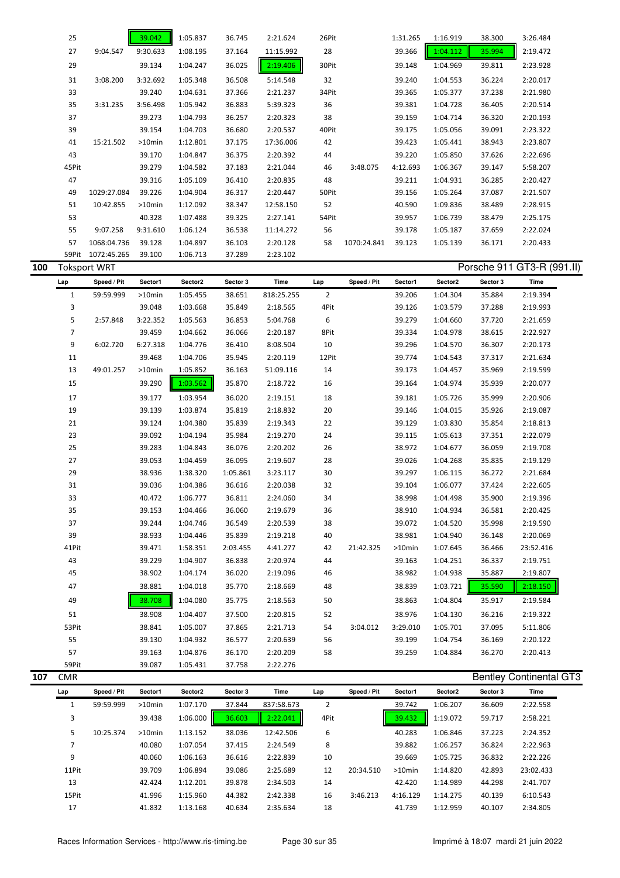| Lap | Speed / Pit | Sector1 | Sector2 | Sector 3 | Time | Lap | Speed / Pit | Sector1 | Sector2 | Sector 3 | Time |
|---|---|---|---|---|---|---|---|---|---|---|---|
| 25 | | 39.042 | 1:05.837 | 36.745 | 2:21.624 | 26Pit | | 1:31.265 | 1:16.919 | 38.300 | 3:26.484 |
| 27 | 9:04.547 | 9:30.633 | 1:08.195 | 37.164 | 11:15.992 | 28 | | 39.366 | 1:04.112 | 35.994 | 2:19.472 |
| 29 | | 39.134 | 1:04.247 | 36.025 | 2:19.406 | 30Pit | | 39.148 | 1:04.969 | 39.811 | 2:23.928 |
| 31 | 3:08.200 | 3:32.692 | 1:05.348 | 36.508 | 5:14.548 | 32 | | 39.240 | 1:04.553 | 36.224 | 2:20.017 |
| 33 | | 39.240 | 1:04.631 | 37.366 | 2:21.237 | 34Pit | | 39.365 | 1:05.377 | 37.238 | 2:21.980 |
| 35 | 3:31.235 | 3:56.498 | 1:05.942 | 36.883 | 5:39.323 | 36 | | 39.381 | 1:04.728 | 36.405 | 2:20.514 |
| 37 | | 39.273 | 1:04.793 | 36.257 | 2:20.323 | 38 | | 39.159 | 1:04.714 | 36.320 | 2:20.193 |
| 39 | | 39.154 | 1:04.703 | 36.680 | 2:20.537 | 40Pit | | 39.175 | 1:05.056 | 39.091 | 2:23.322 |
| 41 | 15:21.502 | >10min | 1:12.801 | 37.175 | 17:36.006 | 42 | | 39.423 | 1:05.441 | 38.943 | 2:23.807 |
| 43 | | 39.170 | 1:04.847 | 36.375 | 2:20.392 | 44 | | 39.220 | 1:05.850 | 37.626 | 2:22.696 |
| 45Pit | | 39.279 | 1:04.582 | 37.183 | 2:21.044 | 46 | 3:48.075 | 4:12.693 | 1:06.367 | 39.147 | 5:58.207 |
| 47 | | 39.316 | 1:05.109 | 36.410 | 2:20.835 | 48 | | 39.211 | 1:04.931 | 36.285 | 2:20.427 |
| 49 | 1029:27.084 | 39.226 | 1:04.904 | 36.317 | 2:20.447 | 50Pit | | 39.156 | 1:05.264 | 37.087 | 2:21.507 |
| 51 | 10:42.855 | >10min | 1:12.092 | 38.347 | 12:58.150 | 52 | | 40.590 | 1:09.836 | 38.489 | 2:28.915 |
| 53 | | 40.328 | 1:07.488 | 39.325 | 2:27.141 | 54Pit | | 39.957 | 1:06.739 | 38.479 | 2:25.175 |
| 55 | 9:07.258 | 9:31.610 | 1:06.124 | 36.538 | 11:14.272 | 56 | | 39.178 | 1:05.187 | 37.659 | 2:22.024 |
| 57 | 1068:04.736 | 39.128 | 1:04.897 | 36.103 | 2:20.128 | 58 | 1070:24.841 | 39.123 | 1:05.139 | 36.171 | 2:20.433 |
| 59Pit | 1072:45.265 | 39.100 | 1:06.713 | 37.289 | 2:23.102 | | | | | | |

## 100 Toksport WRT — Porsche 911 GT3-R (991.II)

| Lap | Speed / Pit | Sector1 | Sector2 | Sector 3 | Time | Lap | Speed / Pit | Sector1 | Sector2 | Sector 3 | Time |
|---|---|---|---|---|---|---|---|---|---|---|---|
| 1 | 59:59.999 | >10min | 1:05.455 | 38.651 | 818:25.255 | 2 | | 39.206 | 1:04.304 | 35.884 | 2:19.394 |
| 3 | | 39.048 | 1:03.668 | 35.849 | 2:18.565 | 4Pit | | 39.126 | 1:03.579 | 37.288 | 2:19.993 |
| 5 | 2:57.848 | 3:22.352 | 1:05.563 | 36.853 | 5:04.768 | 6 | | 39.279 | 1:04.660 | 37.720 | 2:21.659 |
| 7 | | 39.459 | 1:04.662 | 36.066 | 2:20.187 | 8Pit | | 39.334 | 1:04.978 | 38.615 | 2:22.927 |
| 9 | 6:02.720 | 6:27.318 | 1:04.776 | 36.410 | 8:08.504 | 10 | | 39.296 | 1:04.570 | 36.307 | 2:20.173 |
| 11 | | 39.468 | 1:04.706 | 35.945 | 2:20.119 | 12Pit | | 39.774 | 1:04.543 | 37.317 | 2:21.634 |
| 13 | 49:01.257 | >10min | 1:05.852 | 36.163 | 51:09.116 | 14 | | 39.173 | 1:04.457 | 35.969 | 2:19.599 |
| 15 | | 39.290 | 1:03.562 | 35.870 | 2:18.722 | 16 | | 39.164 | 1:04.974 | 35.939 | 2:20.077 |
| 17 | | 39.177 | 1:03.954 | 36.020 | 2:19.151 | 18 | | 39.181 | 1:05.726 | 35.999 | 2:20.906 |
| 19 | | 39.139 | 1:03.874 | 35.819 | 2:18.832 | 20 | | 39.146 | 1:04.015 | 35.926 | 2:19.087 |
| 21 | | 39.124 | 1:04.380 | 35.839 | 2:19.343 | 22 | | 39.129 | 1:03.830 | 35.854 | 2:18.813 |
| 23 | | 39.092 | 1:04.194 | 35.984 | 2:19.270 | 24 | | 39.115 | 1:05.613 | 37.351 | 2:22.079 |
| 25 | | 39.283 | 1:04.843 | 36.076 | 2:20.202 | 26 | | 38.972 | 1:04.677 | 36.059 | 2:19.708 |
| 27 | | 39.053 | 1:04.459 | 36.095 | 2:19.607 | 28 | | 39.026 | 1:04.268 | 35.835 | 2:19.129 |
| 29 | | 38.936 | 1:38.320 | 1:05.861 | 3:23.117 | 30 | | 39.297 | 1:06.115 | 36.272 | 2:21.684 |
| 31 | | 39.036 | 1:04.386 | 36.616 | 2:20.038 | 32 | | 39.104 | 1:06.077 | 37.424 | 2:22.605 |
| 33 | | 40.472 | 1:06.777 | 36.811 | 2:24.060 | 34 | | 38.998 | 1:04.498 | 35.900 | 2:19.396 |
| 35 | | 39.153 | 1:04.466 | 36.060 | 2:19.679 | 36 | | 38.910 | 1:04.934 | 36.581 | 2:20.425 |
| 37 | | 39.244 | 1:04.746 | 36.549 | 2:20.539 | 38 | | 39.072 | 1:04.520 | 35.998 | 2:19.590 |
| 39 | | 38.933 | 1:04.446 | 35.839 | 2:19.218 | 40 | | 38.981 | 1:04.940 | 36.148 | 2:20.069 |
| 41Pit | | 39.471 | 1:58.351 | 2:03.455 | 4:41.277 | 42 | 21:42.325 | >10min | 1:07.645 | 36.466 | 23:52.416 |
| 43 | | 39.229 | 1:04.907 | 36.838 | 2:20.974 | 44 | | 39.163 | 1:04.251 | 36.337 | 2:19.751 |
| 45 | | 38.902 | 1:04.174 | 36.020 | 2:19.096 | 46 | | 38.982 | 1:04.938 | 35.887 | 2:19.807 |
| 47 | | 38.881 | 1:04.018 | 35.770 | 2:18.669 | 48 | | 38.839 | 1:03.721 | 35.590 | 2:18.150 |
| 49 | | 38.708 | 1:04.080 | 35.775 | 2:18.563 | 50 | | 38.863 | 1:04.804 | 35.917 | 2:19.584 |
| 51 | | 38.908 | 1:04.407 | 37.500 | 2:20.815 | 52 | | 38.976 | 1:04.130 | 36.216 | 2:19.322 |
| 53Pit | | 38.841 | 1:05.007 | 37.865 | 2:21.713 | 54 | 3:04.012 | 3:29.010 | 1:05.701 | 37.095 | 5:11.806 |
| 55 | | 39.130 | 1:04.932 | 36.577 | 2:20.639 | 56 | | 39.199 | 1:04.754 | 36.169 | 2:20.122 |
| 57 | | 39.163 | 1:04.876 | 36.170 | 2:20.209 | 58 | | 39.259 | 1:04.884 | 36.270 | 2:20.413 |
| 59Pit | | 39.087 | 1:05.431 | 37.758 | 2:22.276 | | | | | | |

## 107 CMR — Bentley Continental GT3

| Lap | Speed / Pit | Sector1 | Sector2 | Sector 3 | Time | Lap | Speed / Pit | Sector1 | Sector2 | Sector 3 | Time |
|---|---|---|---|---|---|---|---|---|---|---|---|
| 1 | 59:59.999 | >10min | 1:07.170 | 37.844 | 837:58.673 | 2 | | 39.742 | 1:06.207 | 36.609 | 2:22.558 |
| 3 | | 39.438 | 1:06.000 | 36.603 | 2:22.041 | 4Pit | | 39.432 | 1:19.072 | 59.717 | 2:58.221 |
| 5 | 10:25.374 | >10min | 1:13.152 | 38.036 | 12:42.506 | 6 | | 40.283 | 1:06.846 | 37.223 | 2:24.352 |
| 7 | | 40.080 | 1:07.054 | 37.415 | 2:24.549 | 8 | | 39.882 | 1:06.257 | 36.824 | 2:22.963 |
| 9 | | 40.060 | 1:06.163 | 36.616 | 2:22.839 | 10 | | 39.669 | 1:05.725 | 36.832 | 2:22.226 |
| 11Pit | | 39.709 | 1:06.894 | 39.086 | 2:25.689 | 12 | 20:34.510 | >10min | 1:14.820 | 42.893 | 23:02.433 |
| 13 | | 42.424 | 1:12.201 | 39.878 | 2:34.503 | 14 | | 42.420 | 1:14.989 | 44.298 | 2:41.707 |
| 15Pit | | 41.996 | 1:15.960 | 44.382 | 2:42.338 | 16 | 3:46.213 | 4:16.129 | 1:14.275 | 40.139 | 6:10.543 |
| 17 | | 41.832 | 1:13.168 | 40.634 | 2:35.634 | 18 | | 41.739 | 1:12.959 | 40.107 | 2:34.805 |

Races Information Services - http://www.ris-timing.be — Imprimé à 18:07 mardi 21 juin 2022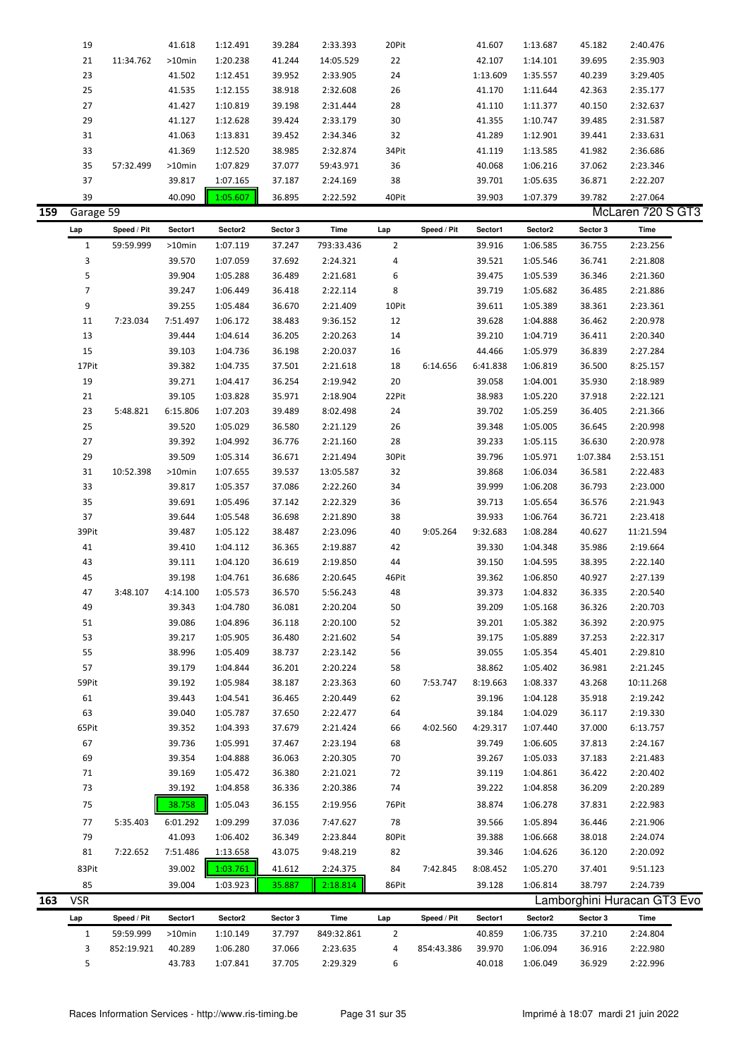| Lap | Speed / Pit | Sector1 | Sector2 | Sector 3 | Time | Lap | Speed / Pit | Sector1 | Sector2 | Sector 3 | Time |
|---|---|---|---|---|---|---|---|---|---|---|---|
| 19 | | 41.618 | 1:12.491 | 39.284 | 2:33.393 | 20Pit | | 41.607 | 1:13.687 | 45.182 | 2:40.476 |
| 21 | 11:34.762 | >10min | 1:20.238 | 41.244 | 14:05.529 | 22 | | 42.107 | 1:14.101 | 39.695 | 2:35.903 |
| 23 | | 41.502 | 1:12.451 | 39.952 | 2:33.905 | 24 | | 1:13.609 | 1:35.557 | 40.239 | 3:29.405 |
| 25 | | 41.535 | 1:12.155 | 38.918 | 2:32.608 | 26 | | 41.170 | 1:11.644 | 42.363 | 2:35.177 |
| 27 | | 41.427 | 1:10.819 | 39.198 | 2:31.444 | 28 | | 41.110 | 1:11.377 | 40.150 | 2:32.637 |
| 29 | | 41.127 | 1:12.628 | 39.424 | 2:33.179 | 30 | | 41.355 | 1:10.747 | 39.485 | 2:31.587 |
| 31 | | 41.063 | 1:13.831 | 39.452 | 2:34.346 | 32 | | 41.289 | 1:12.901 | 39.441 | 2:33.631 |
| 33 | | 41.369 | 1:12.520 | 38.985 | 2:32.874 | 34Pit | | 41.119 | 1:13.585 | 41.982 | 2:36.686 |
| 35 | 57:32.499 | >10min | 1:07.829 | 37.077 | 59:43.971 | 36 | | 40.068 | 1:06.216 | 37.062 | 2:23.346 |
| 37 | | 39.817 | 1:07.165 | 37.187 | 2:24.169 | 38 | | 39.701 | 1:05.635 | 36.871 | 2:22.207 |
| 39 | | 40.090 | 1:05.607 | 36.895 | 2:22.592 | 40Pit | | 39.903 | 1:07.379 | 39.782 | 2:27.064 |

## 159 Garage 59 — McLaren 720 S GT3

| Lap | Speed / Pit | Sector1 | Sector2 | Sector 3 | Time | Lap | Speed / Pit | Sector1 | Sector2 | Sector 3 | Time |
|---|---|---|---|---|---|---|---|---|---|---|---|
| 1 | 59:59.999 | >10min | 1:07.119 | 37.247 | 793:33.436 | 2 | | 39.916 | 1:06.585 | 36.755 | 2:23.256 |
| 3 | | 39.570 | 1:07.059 | 37.692 | 2:24.321 | 4 | | 39.521 | 1:05.546 | 36.741 | 2:21.808 |
| 5 | | 39.904 | 1:05.288 | 36.489 | 2:21.681 | 6 | | 39.475 | 1:05.539 | 36.346 | 2:21.360 |
| 7 | | 39.247 | 1:06.449 | 36.418 | 2:22.114 | 8 | | 39.719 | 1:05.682 | 36.485 | 2:21.886 |
| 9 | | 39.255 | 1:05.484 | 36.670 | 2:21.409 | 10Pit | | 39.611 | 1:05.389 | 38.361 | 2:23.361 |
| 11 | 7:23.034 | 7:51.497 | 1:06.172 | 38.483 | 9:36.152 | 12 | | 39.628 | 1:04.888 | 36.462 | 2:20.978 |
| 13 | | 39.444 | 1:04.614 | 36.205 | 2:20.263 | 14 | | 39.210 | 1:04.719 | 36.411 | 2:20.340 |
| 15 | | 39.103 | 1:04.736 | 36.198 | 2:20.037 | 16 | | 44.466 | 1:05.979 | 36.839 | 2:27.284 |
| 17Pit | | 39.382 | 1:04.735 | 37.501 | 2:21.618 | 18 | 6:14.656 | 6:41.838 | 1:06.819 | 36.500 | 8:25.157 |
| 19 | | 39.271 | 1:04.417 | 36.254 | 2:19.942 | 20 | | 39.058 | 1:04.001 | 35.930 | 2:18.989 |
| 21 | | 39.105 | 1:03.828 | 35.971 | 2:18.904 | 22Pit | | 38.983 | 1:05.220 | 37.918 | 2:22.121 |
| 23 | 5:48.821 | 6:15.806 | 1:07.203 | 39.489 | 8:02.498 | 24 | | 39.702 | 1:05.259 | 36.405 | 2:21.366 |
| 25 | | 39.520 | 1:05.029 | 36.580 | 2:21.129 | 26 | | 39.348 | 1:05.005 | 36.645 | 2:20.998 |
| 27 | | 39.392 | 1:04.992 | 36.776 | 2:21.160 | 28 | | 39.233 | 1:05.115 | 36.630 | 2:20.978 |
| 29 | | 39.509 | 1:05.314 | 36.671 | 2:21.494 | 30Pit | | 39.796 | 1:05.971 | 1:07.384 | 2:53.151 |
| 31 | 10:52.398 | >10min | 1:07.655 | 39.537 | 13:05.587 | 32 | | 39.868 | 1:06.034 | 36.581 | 2:22.483 |
| 33 | | 39.817 | 1:05.357 | 37.086 | 2:22.260 | 34 | | 39.999 | 1:06.208 | 36.793 | 2:23.000 |
| 35 | | 39.691 | 1:05.496 | 37.142 | 2:22.329 | 36 | | 39.713 | 1:05.654 | 36.576 | 2:21.943 |
| 37 | | 39.644 | 1:05.548 | 36.698 | 2:21.890 | 38 | | 39.933 | 1:06.764 | 36.721 | 2:23.418 |
| 39Pit | | 39.487 | 1:05.122 | 38.487 | 2:23.096 | 40 | 9:05.264 | 9:32.683 | 1:08.284 | 40.627 | 11:21.594 |
| 41 | | 39.410 | 1:04.112 | 36.365 | 2:19.887 | 42 | | 39.330 | 1:04.348 | 35.986 | 2:19.664 |
| 43 | | 39.111 | 1:04.120 | 36.619 | 2:19.850 | 44 | | 39.150 | 1:04.595 | 38.395 | 2:22.140 |
| 45 | | 39.198 | 1:04.761 | 36.686 | 2:20.645 | 46Pit | | 39.362 | 1:06.850 | 40.927 | 2:27.139 |
| 47 | 3:48.107 | 4:14.100 | 1:05.573 | 36.570 | 5:56.243 | 48 | | 39.373 | 1:04.832 | 36.335 | 2:20.540 |
| 49 | | 39.343 | 1:04.780 | 36.081 | 2:20.204 | 50 | | 39.209 | 1:05.168 | 36.326 | 2:20.703 |
| 51 | | 39.086 | 1:04.896 | 36.118 | 2:20.100 | 52 | | 39.201 | 1:05.382 | 36.392 | 2:20.975 |
| 53 | | 39.217 | 1:05.905 | 36.480 | 2:21.602 | 54 | | 39.175 | 1:05.889 | 37.253 | 2:22.317 |
| 55 | | 38.996 | 1:05.409 | 38.737 | 2:23.142 | 56 | | 39.055 | 1:05.354 | 45.401 | 2:29.810 |
| 57 | | 39.179 | 1:04.844 | 36.201 | 2:20.224 | 58 | | 38.862 | 1:05.402 | 36.981 | 2:21.245 |
| 59Pit | | 39.192 | 1:05.984 | 38.187 | 2:23.363 | 60 | 7:53.747 | 8:19.663 | 1:08.337 | 43.268 | 10:11.268 |
| 61 | | 39.443 | 1:04.541 | 36.465 | 2:20.449 | 62 | | 39.196 | 1:04.128 | 35.918 | 2:19.242 |
| 63 | | 39.040 | 1:05.787 | 37.650 | 2:22.477 | 64 | | 39.184 | 1:04.029 | 36.117 | 2:19.330 |
| 65Pit | | 39.352 | 1:04.393 | 37.679 | 2:21.424 | 66 | 4:02.560 | 4:29.317 | 1:07.440 | 37.000 | 6:13.757 |
| 67 | | 39.736 | 1:05.991 | 37.467 | 2:23.194 | 68 | | 39.749 | 1:06.605 | 37.813 | 2:24.167 |
| 69 | | 39.354 | 1:04.888 | 36.063 | 2:20.305 | 70 | | 39.267 | 1:05.033 | 37.183 | 2:21.483 |
| 71 | | 39.169 | 1:05.472 | 36.380 | 2:21.021 | 72 | | 39.119 | 1:04.861 | 36.422 | 2:20.402 |
| 73 | | 39.192 | 1:04.858 | 36.336 | 2:20.386 | 74 | | 39.222 | 1:04.858 | 36.209 | 2:20.289 |
| 75 | | 38.758 | 1:05.043 | 36.155 | 2:19.956 | 76Pit | | 38.874 | 1:06.278 | 37.831 | 2:22.983 |
| 77 | 5:35.403 | 6:01.292 | 1:09.299 | 37.036 | 7:47.627 | 78 | | 39.566 | 1:05.894 | 36.446 | 2:21.906 |
| 79 | | 41.093 | 1:06.402 | 36.349 | 2:23.844 | 80Pit | | 39.388 | 1:06.668 | 38.018 | 2:24.074 |
| 81 | 7:22.652 | 7:51.486 | 1:13.658 | 43.075 | 9:48.219 | 82 | | 39.346 | 1:04.626 | 36.120 | 2:20.092 |
| 83Pit | | 39.002 | 1:03.761 | 41.612 | 2:24.375 | 84 | 7:42.845 | 8:08.452 | 1:05.270 | 37.401 | 9:51.123 |
| 85 | | 39.004 | 1:03.923 | 35.887 | 2:18.814 | 86Pit | | 39.128 | 1:06.814 | 38.797 | 2:24.739 |

## 163 VSR — Lamborghini Huracan GT3 Evo

| Lap | Speed / Pit | Sector1 | Sector2 | Sector 3 | Time | Lap | Speed / Pit | Sector1 | Sector2 | Sector 3 | Time |
|---|---|---|---|---|---|---|---|---|---|---|---|
| 1 | 59:59.999 | >10min | 1:10.149 | 37.797 | 849:32.861 | 2 | | 40.859 | 1:06.735 | 37.210 | 2:24.804 |
| 3 | 852:19.921 | 40.289 | 1:06.280 | 37.066 | 2:23.635 | 4 | 854:43.386 | 39.970 | 1:06.094 | 36.916 | 2:22.980 |
| 5 | | 43.783 | 1:07.841 | 37.705 | 2:29.329 | 6 | | 40.018 | 1:06.049 | 36.929 | 2:22.996 |

Races Information Services - http://www.ris-timing.be — Imprimé à 18:07 mardi 21 juin 2022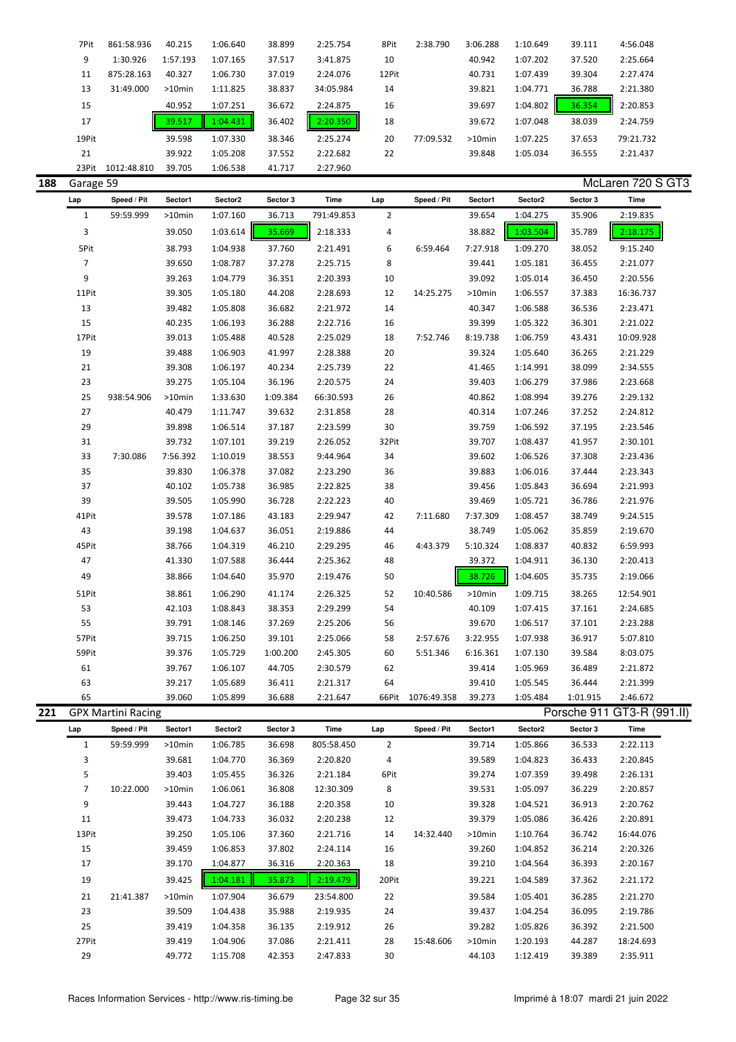| Lap | Speed / Pit | Sector1 | Sector2 | Sector 3 | Time | Lap | Speed / Pit | Sector1 | Sector2 | Sector 3 | Time |
|---|---|---|---|---|---|---|---|---|---|---|---|
| 7Pit | 861:58.936 | 40.215 | 1:06.640 | 38.899 | 2:25.754 | 8Pit | 2:38.790 | 3:06.288 | 1:10.649 | 39.111 | 4:56.048 |
| 9 | 1:30.926 | 1:57.193 | 1:07.165 | 37.517 | 3:41.875 | 10 | | 40.942 | 1:07.202 | 37.520 | 2:25.664 |
| 11 | 875:28.163 | 40.327 | 1:06.730 | 37.019 | 2:24.076 | 12Pit | | 40.731 | 1:07.439 | 39.304 | 2:27.474 |
| 13 | 31:49.000 | >10min | 1:11.825 | 38.837 | 34:05.984 | 14 | | 39.821 | 1:04.771 | 36.788 | 2:21.380 |
| 15 | | 40.952 | 1:07.251 | 36.672 | 2:24.875 | 16 | | 39.697 | 1:04.802 | 36.354 | 2:20.853 |
| 17 | | 39.517 | 1:04.431 | 36.402 | 2:20.350 | 18 | | 39.672 | 1:07.048 | 38.039 | 2:24.759 |
| 19Pit | | 39.598 | 1:07.330 | 38.346 | 2:25.274 | 20 | 77:09.532 | >10min | 1:07.225 | 37.653 | 79:21.732 |
| 21 | | 39.922 | 1:05.208 | 37.552 | 2:22.682 | 22 | | 39.848 | 1:05.034 | 36.555 | 2:21.437 |
| 23Pit | 1012:48.810 | 39.705 | 1:06.538 | 41.717 | 2:27.960 | | | | | | |

## 188 Garage 59 — McLaren 720 S GT3

| Lap | Speed / Pit | Sector1 | Sector2 | Sector 3 | Time | Lap | Speed / Pit | Sector1 | Sector2 | Sector 3 | Time |
|---|---|---|---|---|---|---|---|---|---|---|---|
| 1 | 59:59.999 | >10min | 1:07.160 | 36.713 | 791:49.853 | 2 | | 39.654 | 1:04.275 | 35.906 | 2:19.835 |
| 3 | | 39.050 | 1:03.614 | 35.669 | 2:18.333 | 4 | | 38.882 | 1:03.504 | 35.789 | 2:18.175 |
| 5Pit | | 38.793 | 1:04.938 | 37.760 | 2:21.491 | 6 | 6:59.464 | 7:27.918 | 1:09.270 | 38.052 | 9:15.240 |
| 7 | | 39.650 | 1:08.787 | 37.278 | 2:25.715 | 8 | | 39.441 | 1:05.181 | 36.455 | 2:21.077 |
| 9 | | 39.263 | 1:04.779 | 36.351 | 2:20.393 | 10 | | 39.092 | 1:05.014 | 36.450 | 2:20.556 |
| 11Pit | | 39.305 | 1:05.180 | 44.208 | 2:28.693 | 12 | 14:25.275 | >10min | 1:06.557 | 37.383 | 16:36.737 |
| 13 | | 39.482 | 1:05.808 | 36.682 | 2:21.972 | 14 | | 40.347 | 1:06.588 | 36.536 | 2:23.471 |
| 15 | | 40.235 | 1:06.193 | 36.288 | 2:22.716 | 16 | | 39.399 | 1:05.322 | 36.301 | 2:21.022 |
| 17Pit | | 39.013 | 1:05.488 | 40.528 | 2:25.029 | 18 | 7:52.746 | 8:19.738 | 1:06.759 | 43.431 | 10:09.928 |
| 19 | | 39.488 | 1:06.903 | 41.997 | 2:28.388 | 20 | | 39.324 | 1:05.640 | 36.265 | 2:21.229 |
| 21 | | 39.308 | 1:06.197 | 40.234 | 2:25.739 | 22 | | 41.465 | 1:14.991 | 38.099 | 2:34.555 |
| 23 | | 39.275 | 1:05.104 | 36.196 | 2:20.575 | 24 | | 39.403 | 1:06.279 | 37.986 | 2:23.668 |
| 25 | 938:54.906 | >10min | 1:33.630 | 1:09.384 | 66:30.593 | 26 | | 40.862 | 1:08.994 | 39.276 | 2:29.132 |
| 27 | | 40.479 | 1:11.747 | 39.632 | 2:31.858 | 28 | | 40.314 | 1:07.246 | 37.252 | 2:24.812 |
| 29 | | 39.898 | 1:06.514 | 37.187 | 2:23.599 | 30 | | 39.759 | 1:06.592 | 37.195 | 2:23.546 |
| 31 | | 39.732 | 1:07.101 | 39.219 | 2:26.052 | 32Pit | | 39.707 | 1:08.437 | 41.957 | 2:30.101 |
| 33 | 7:30.086 | 7:56.392 | 1:10.019 | 38.553 | 9:44.964 | 34 | | 39.602 | 1:06.526 | 37.308 | 2:23.436 |
| 35 | | 39.830 | 1:06.378 | 37.082 | 2:23.290 | 36 | | 39.883 | 1:06.016 | 37.444 | 2:23.343 |
| 37 | | 40.102 | 1:05.738 | 36.985 | 2:22.825 | 38 | | 39.456 | 1:05.843 | 36.694 | 2:21.993 |
| 39 | | 39.505 | 1:05.990 | 36.728 | 2:22.223 | 40 | | 39.469 | 1:05.721 | 36.786 | 2:21.976 |
| 41Pit | | 39.578 | 1:07.186 | 43.183 | 2:29.947 | 42 | 7:11.680 | 7:37.309 | 1:08.457 | 38.749 | 9:24.515 |
| 43 | | 39.198 | 1:04.637 | 36.051 | 2:19.886 | 44 | | 38.749 | 1:05.062 | 35.859 | 2:19.670 |
| 45Pit | | 38.766 | 1:04.319 | 46.210 | 2:29.295 | 46 | 4:43.379 | 5:10.324 | 1:08.837 | 40.832 | 6:59.993 |
| 47 | | 41.330 | 1:07.588 | 36.444 | 2:25.362 | 48 | | 39.372 | 1:04.911 | 36.130 | 2:20.413 |
| 49 | | 38.866 | 1:04.640 | 35.970 | 2:19.476 | 50 | | 38.726 | 1:04.605 | 35.735 | 2:19.066 |
| 51Pit | | 38.861 | 1:06.290 | 41.174 | 2:26.325 | 52 | 10:40.586 | >10min | 1:09.715 | 38.265 | 12:54.901 |
| 53 | | 42.103 | 1:08.843 | 38.353 | 2:29.299 | 54 | | 40.109 | 1:07.415 | 37.161 | 2:24.685 |
| 55 | | 39.791 | 1:08.146 | 37.269 | 2:25.206 | 56 | | 39.670 | 1:06.517 | 37.101 | 2:23.288 |
| 57Pit | | 39.715 | 1:06.250 | 39.101 | 2:25.066 | 58 | 2:57.676 | 3:22.955 | 1:07.938 | 36.917 | 5:07.810 |
| 59Pit | | 39.376 | 1:05.729 | 1:00.200 | 2:45.305 | 60 | 5:51.346 | 6:16.361 | 1:07.130 | 39.584 | 8:03.075 |
| 61 | | 39.767 | 1:06.107 | 44.705 | 2:30.579 | 62 | | 39.414 | 1:05.969 | 36.489 | 2:21.872 |
| 63 | | 39.217 | 1:05.689 | 36.411 | 2:21.317 | 64 | | 39.410 | 1:05.545 | 36.444 | 2:21.399 |
| 65 | | 39.060 | 1:05.899 | 36.688 | 2:21.647 | 66Pit | 1076:49.358 | 39.273 | 1:05.484 | 1:01.915 | 2:46.672 |

## 221 GPX Martini Racing — Porsche 911 GT3-R (991.II)

| Lap | Speed / Pit | Sector1 | Sector2 | Sector 3 | Time | Lap | Speed / Pit | Sector1 | Sector2 | Sector 3 | Time |
|---|---|---|---|---|---|---|---|---|---|---|---|
| 1 | 59:59.999 | >10min | 1:06.785 | 36.698 | 805:58.450 | 2 | | 39.714 | 1:05.866 | 36.533 | 2:22.113 |
| 3 | | 39.681 | 1:04.770 | 36.369 | 2:20.820 | 4 | | 39.589 | 1:04.823 | 36.433 | 2:20.845 |
| 5 | | 39.403 | 1:05.455 | 36.326 | 2:21.184 | 6Pit | | 39.274 | 1:07.359 | 39.498 | 2:26.131 |
| 7 | 10:22.000 | >10min | 1:06.061 | 36.808 | 12:30.309 | 8 | | 39.531 | 1:05.097 | 36.229 | 2:20.857 |
| 9 | | 39.443 | 1:04.727 | 36.188 | 2:20.358 | 10 | | 39.328 | 1:04.521 | 36.913 | 2:20.762 |
| 11 | | 39.473 | 1:04.733 | 36.032 | 2:20.238 | 12 | | 39.379 | 1:05.086 | 36.426 | 2:20.891 |
| 13Pit | | 39.250 | 1:05.106 | 37.360 | 2:21.716 | 14 | 14:32.440 | >10min | 1:10.764 | 36.742 | 16:44.076 |
| 15 | | 39.459 | 1:06.853 | 37.802 | 2:24.114 | 16 | | 39.260 | 1:04.852 | 36.214 | 2:20.326 |
| 17 | | 39.170 | 1:04.877 | 36.316 | 2:20.363 | 18 | | 39.210 | 1:04.564 | 36.393 | 2:20.167 |
| 19 | | 39.425 | 1:04.181 | 35.873 | 2:19.479 | 20Pit | | 39.221 | 1:04.589 | 37.362 | 2:21.172 |
| 21 | 21:41.387 | >10min | 1:07.904 | 36.679 | 23:54.800 | 22 | | 39.584 | 1:05.401 | 36.285 | 2:21.270 |
| 23 | | 39.509 | 1:04.438 | 35.988 | 2:19.935 | 24 | | 39.437 | 1:04.254 | 36.095 | 2:19.786 |
| 25 | | 39.419 | 1:04.358 | 36.135 | 2:19.912 | 26 | | 39.282 | 1:05.826 | 36.392 | 2:21.500 |
| 27Pit | | 39.419 | 1:04.906 | 37.086 | 2:21.411 | 28 | 15:48.606 | >10min | 1:20.193 | 44.287 | 18:24.693 |
| 29 | | 49.772 | 1:15.708 | 42.353 | 2:47.833 | 30 | | 44.103 | 1:12.419 | 39.389 | 2:35.911 |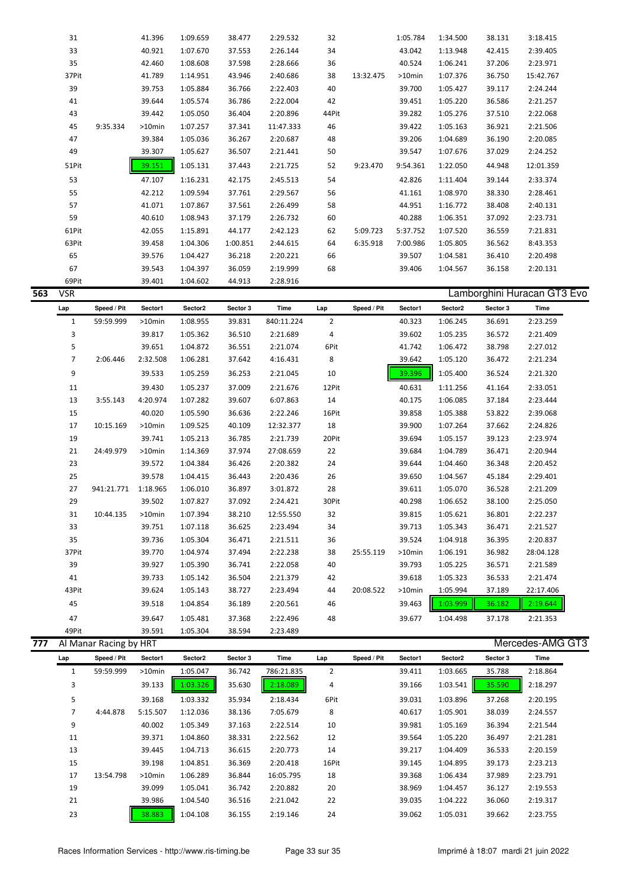| Lap | Speed / Pit | Sector1 | Sector2 | Sector 3 | Time | Lap | Speed / Pit | Sector1 | Sector2 | Sector 3 | Time |
|---|---|---|---|---|---|---|---|---|---|---|---|
| 31 | | 41.396 | 1:09.659 | 38.477 | 2:29.532 | 32 | | 1:05.784 | 1:34.500 | 38.131 | 3:18.415 |
| 33 | | 40.921 | 1:07.670 | 37.553 | 2:26.144 | 34 | | 43.042 | 1:13.948 | 42.415 | 2:39.405 |
| 35 | | 42.460 | 1:08.608 | 37.598 | 2:28.666 | 36 | | 40.524 | 1:06.241 | 37.206 | 2:23.971 |
| 37Pit | | 41.789 | 1:14.951 | 43.946 | 2:40.686 | 38 | 13:32.475 | >10min | 1:07.376 | 36.750 | 15:42.767 |
| 39 | | 39.753 | 1:05.884 | 36.766 | 2:22.403 | 40 | | 39.700 | 1:05.427 | 39.117 | 2:24.244 |
| 41 | | 39.644 | 1:05.574 | 36.786 | 2:22.004 | 42 | | 39.451 | 1:05.220 | 36.586 | 2:21.257 |
| 43 | | 39.442 | 1:05.050 | 36.404 | 2:20.896 | 44Pit | | 39.282 | 1:05.276 | 37.510 | 2:22.068 |
| 45 | 9:35.334 | >10min | 1:07.257 | 37.341 | 11:47.333 | 46 | | 39.422 | 1:05.163 | 36.921 | 2:21.506 |
| 47 | | 39.384 | 1:05.036 | 36.267 | 2:20.687 | 48 | | 39.206 | 1:04.689 | 36.190 | 2:20.085 |
| 49 | | 39.307 | 1:05.627 | 36.507 | 2:21.441 | 50 | | 39.547 | 1:07.676 | 37.029 | 2:24.252 |
| 51Pit | | 39.151 | 1:05.131 | 37.443 | 2:21.725 | 52 | 9:23.470 | 9:54.361 | 1:22.050 | 44.948 | 12:01.359 |
| 53 | | 47.107 | 1:16.231 | 42.175 | 2:45.513 | 54 | | 42.826 | 1:11.404 | 39.144 | 2:33.374 |
| 55 | | 42.212 | 1:09.594 | 37.761 | 2:29.567 | 56 | | 41.161 | 1:08.970 | 38.330 | 2:28.461 |
| 57 | | 41.071 | 1:07.867 | 37.561 | 2:26.499 | 58 | | 44.951 | 1:16.772 | 38.408 | 2:40.131 |
| 59 | | 40.610 | 1:08.943 | 37.179 | 2:26.732 | 60 | | 40.288 | 1:06.351 | 37.092 | 2:23.731 |
| 61Pit | | 42.055 | 1:15.891 | 44.177 | 2:42.123 | 62 | 5:09.723 | 5:37.752 | 1:07.520 | 36.559 | 7:21.831 |
| 63Pit | | 39.458 | 1:04.306 | 1:00.851 | 2:44.615 | 64 | 6:35.918 | 7:00.986 | 1:05.805 | 36.562 | 8:43.353 |
| 65 | | 39.576 | 1:04.427 | 36.218 | 2:20.221 | 66 | | 39.507 | 1:04.581 | 36.410 | 2:20.498 |
| 67 | | 39.543 | 1:04.397 | 36.059 | 2:19.999 | 68 | | 39.406 | 1:04.567 | 36.158 | 2:20.131 |
| 69Pit | | 39.401 | 1:04.602 | 44.913 | 2:28.916 | | | | | | |

## 563 VSR — Lamborghini Huracan GT3 Evo

| Lap | Speed / Pit | Sector1 | Sector2 | Sector 3 | Time | Lap | Speed / Pit | Sector1 | Sector2 | Sector 3 | Time |
|---|---|---|---|---|---|---|---|---|---|---|---|
| 1 | 59:59.999 | >10min | 1:08.955 | 39.831 | 840:11.224 | 2 | | 40.323 | 1:06.245 | 36.691 | 2:23.259 |
| 3 | | 39.817 | 1:05.362 | 36.510 | 2:21.689 | 4 | | 39.602 | 1:05.235 | 36.572 | 2:21.409 |
| 5 | | 39.651 | 1:04.872 | 36.551 | 2:21.074 | 6Pit | | 41.742 | 1:06.472 | 38.798 | 2:27.012 |
| 7 | 2:06.446 | 2:32.508 | 1:06.281 | 37.642 | 4:16.431 | 8 | | 39.642 | 1:05.120 | 36.472 | 2:21.234 |
| 9 | | 39.533 | 1:05.259 | 36.253 | 2:21.045 | 10 | | 39.396 | 1:05.400 | 36.524 | 2:21.320 |
| 11 | | 39.430 | 1:05.237 | 37.009 | 2:21.676 | 12Pit | | 40.631 | 1:11.256 | 41.164 | 2:33.051 |
| 13 | 3:55.143 | 4:20.974 | 1:07.282 | 39.607 | 6:07.863 | 14 | | 40.175 | 1:06.085 | 37.184 | 2:23.444 |
| 15 | | 40.020 | 1:05.590 | 36.636 | 2:22.246 | 16Pit | | 39.858 | 1:05.388 | 53.822 | 2:39.068 |
| 17 | 10:15.169 | >10min | 1:09.525 | 40.109 | 12:32.377 | 18 | | 39.900 | 1:07.264 | 37.662 | 2:24.826 |
| 19 | | 39.741 | 1:05.213 | 36.785 | 2:21.739 | 20Pit | | 39.694 | 1:05.157 | 39.123 | 2:23.974 |
| 21 | 24:49.979 | >10min | 1:14.369 | 37.974 | 27:08.659 | 22 | | 39.684 | 1:04.789 | 36.471 | 2:20.944 |
| 23 | | 39.572 | 1:04.384 | 36.426 | 2:20.382 | 24 | | 39.644 | 1:04.460 | 36.348 | 2:20.452 |
| 25 | | 39.578 | 1:04.415 | 36.443 | 2:20.436 | 26 | | 39.650 | 1:04.567 | 45.184 | 2:29.401 |
| 27 | 941:21.771 | 1:18.965 | 1:06.010 | 36.897 | 3:01.872 | 28 | | 39.611 | 1:05.070 | 36.528 | 2:21.209 |
| 29 | | 39.502 | 1:07.827 | 37.092 | 2:24.421 | 30Pit | | 40.298 | 1:06.652 | 38.100 | 2:25.050 |
| 31 | 10:44.135 | >10min | 1:07.394 | 38.210 | 12:55.550 | 32 | | 39.815 | 1:05.621 | 36.801 | 2:22.237 |
| 33 | | 39.751 | 1:07.118 | 36.625 | 2:23.494 | 34 | | 39.713 | 1:05.343 | 36.471 | 2:21.527 |
| 35 | | 39.736 | 1:05.304 | 36.471 | 2:21.511 | 36 | | 39.524 | 1:04.918 | 36.395 | 2:20.837 |
| 37Pit | | 39.770 | 1:04.974 | 37.494 | 2:22.238 | 38 | 25:55.119 | >10min | 1:06.191 | 36.982 | 28:04.128 |
| 39 | | 39.927 | 1:05.390 | 36.741 | 2:22.058 | 40 | | 39.793 | 1:05.225 | 36.571 | 2:21.589 |
| 41 | | 39.733 | 1:05.142 | 36.504 | 2:21.379 | 42 | | 39.618 | 1:05.323 | 36.533 | 2:21.474 |
| 43Pit | | 39.624 | 1:05.143 | 38.727 | 2:23.494 | 44 | 20:08.522 | >10min | 1:05.994 | 37.189 | 22:17.406 |
| 45 | | 39.518 | 1:04.854 | 36.189 | 2:20.561 | 46 | | 39.463 | 1:03.999 | 36.182 | 2:19.644 |
| 47 | | 39.647 | 1:05.481 | 37.368 | 2:22.496 | 48 | | 39.677 | 1:04.498 | 37.178 | 2:21.353 |
| 49Pit | | 39.591 | 1:05.304 | 38.594 | 2:23.489 | | | | | | |

## 777 Al Manar Racing by HRT — Mercedes-AMG GT3

| Lap | Speed / Pit | Sector1 | Sector2 | Sector 3 | Time | Lap | Speed / Pit | Sector1 | Sector2 | Sector 3 | Time |
|---|---|---|---|---|---|---|---|---|---|---|---|
| 1 | 59:59.999 | >10min | 1:05.047 | 36.742 | 786:21.835 | 2 | | 39.411 | 1:03.665 | 35.788 | 2:18.864 |
| 3 | | 39.133 | 1:03.326 | 35.630 | 2:18.089 | 4 | | 39.166 | 1:03.541 | 35.590 | 2:18.297 |
| 5 | | 39.168 | 1:03.332 | 35.934 | 2:18.434 | 6Pit | | 39.031 | 1:03.896 | 37.268 | 2:20.195 |
| 7 | 4:44.878 | 5:15.507 | 1:12.036 | 38.136 | 7:05.679 | 8 | | 40.617 | 1:05.901 | 38.039 | 2:24.557 |
| 9 | | 40.002 | 1:05.349 | 37.163 | 2:22.514 | 10 | | 39.981 | 1:05.169 | 36.394 | 2:21.544 |
| 11 | | 39.371 | 1:04.860 | 38.331 | 2:22.562 | 12 | | 39.564 | 1:05.220 | 36.497 | 2:21.281 |
| 13 | | 39.445 | 1:04.713 | 36.615 | 2:20.773 | 14 | | 39.217 | 1:04.409 | 36.533 | 2:20.159 |
| 15 | | 39.198 | 1:04.851 | 36.369 | 2:20.418 | 16Pit | | 39.145 | 1:04.895 | 39.173 | 2:23.213 |
| 17 | 13:54.798 | >10min | 1:06.289 | 36.844 | 16:05.795 | 18 | | 39.368 | 1:06.434 | 37.989 | 2:23.791 |
| 19 | | 39.099 | 1:05.041 | 36.742 | 2:20.882 | 20 | | 38.969 | 1:04.457 | 36.127 | 2:19.553 |
| 21 | | 39.986 | 1:04.540 | 36.516 | 2:21.042 | 22 | | 39.035 | 1:04.222 | 36.060 | 2:19.317 |
| 23 | | 38.883 | 1:04.108 | 36.155 | 2:19.146 | 24 | | 39.062 | 1:05.031 | 39.662 | 2:23.755 |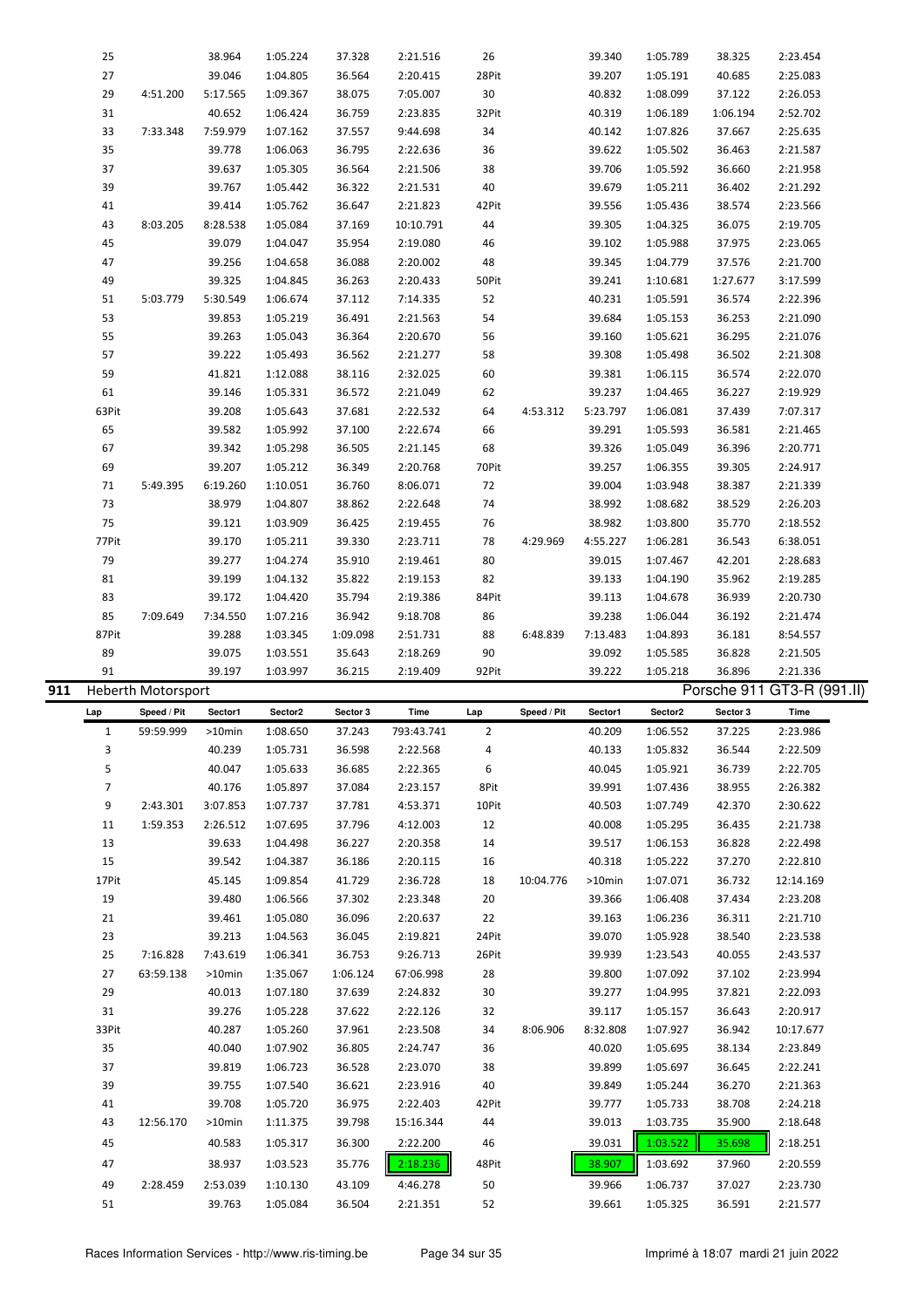| Lap | Speed / Pit | Sector1 | Sector2 | Sector 3 | Time | Lap | Speed / Pit | Sector1 | Sector2 | Sector 3 | Time |
|---|---|---|---|---|---|---|---|---|---|---|---|
| 25 | | 38.964 | 1:05.224 | 37.328 | 2:21.516 | 26 | | 39.340 | 1:05.789 | 38.325 | 2:23.454 |
| 27 | | 39.046 | 1:04.805 | 36.564 | 2:20.415 | 28Pit | | 39.207 | 1:05.191 | 40.685 | 2:25.083 |
| 29 | 4:51.200 | 5:17.565 | 1:09.367 | 38.075 | 7:05.007 | 30 | | 40.832 | 1:08.099 | 37.122 | 2:26.053 |
| 31 | | 40.652 | 1:06.424 | 36.759 | 2:23.835 | 32Pit | | 40.319 | 1:06.189 | 1:06.194 | 2:52.702 |
| 33 | 7:33.348 | 7:59.979 | 1:07.162 | 37.557 | 9:44.698 | 34 | | 40.142 | 1:07.826 | 37.667 | 2:25.635 |
| 35 | | 39.778 | 1:06.063 | 36.795 | 2:22.636 | 36 | | 39.622 | 1:05.502 | 36.463 | 2:21.587 |
| 37 | | 39.637 | 1:05.305 | 36.564 | 2:21.506 | 38 | | 39.706 | 1:05.592 | 36.660 | 2:21.958 |
| 39 | | 39.767 | 1:05.442 | 36.322 | 2:21.531 | 40 | | 39.679 | 1:05.211 | 36.402 | 2:21.292 |
| 41 | | 39.414 | 1:05.762 | 36.647 | 2:21.823 | 42Pit | | 39.556 | 1:05.436 | 38.574 | 2:23.566 |
| 43 | 8:03.205 | 8:28.538 | 1:05.084 | 37.169 | 10:10.791 | 44 | | 39.305 | 1:04.325 | 36.075 | 2:19.705 |
| 45 | | 39.079 | 1:04.047 | 35.954 | 2:19.080 | 46 | | 39.102 | 1:05.988 | 37.975 | 2:23.065 |
| 47 | | 39.256 | 1:04.658 | 36.088 | 2:20.002 | 48 | | 39.345 | 1:04.779 | 37.576 | 2:21.700 |
| 49 | | 39.325 | 1:04.845 | 36.263 | 2:20.433 | 50Pit | | 39.241 | 1:10.681 | 1:27.677 | 3:17.599 |
| 51 | 5:03.779 | 5:30.549 | 1:06.674 | 37.112 | 7:14.335 | 52 | | 40.231 | 1:05.591 | 36.574 | 2:22.396 |
| 53 | | 39.853 | 1:05.219 | 36.491 | 2:21.563 | 54 | | 39.684 | 1:05.153 | 36.253 | 2:21.090 |
| 55 | | 39.263 | 1:05.043 | 36.364 | 2:20.670 | 56 | | 39.160 | 1:05.621 | 36.295 | 2:21.076 |
| 57 | | 39.222 | 1:05.493 | 36.562 | 2:21.277 | 58 | | 39.308 | 1:05.498 | 36.502 | 2:21.308 |
| 59 | | 41.821 | 1:12.088 | 38.116 | 2:32.025 | 60 | | 39.381 | 1:06.115 | 36.574 | 2:22.070 |
| 61 | | 39.146 | 1:05.331 | 36.572 | 2:21.049 | 62 | | 39.237 | 1:04.465 | 36.227 | 2:19.929 |
| 63Pit | | 39.208 | 1:05.643 | 37.681 | 2:22.532 | 64 | 4:53.312 | 5:23.797 | 1:06.081 | 37.439 | 7:07.317 |
| 65 | | 39.582 | 1:05.992 | 37.100 | 2:22.674 | 66 | | 39.291 | 1:05.593 | 36.581 | 2:21.465 |
| 67 | | 39.342 | 1:05.298 | 36.505 | 2:21.145 | 68 | | 39.326 | 1:05.049 | 36.396 | 2:20.771 |
| 69 | | 39.207 | 1:05.212 | 36.349 | 2:20.768 | 70Pit | | 39.257 | 1:06.355 | 39.305 | 2:24.917 |
| 71 | 5:49.395 | 6:19.260 | 1:10.051 | 36.760 | 8:06.071 | 72 | | 39.004 | 1:03.948 | 38.387 | 2:21.339 |
| 73 | | 38.979 | 1:04.807 | 38.862 | 2:22.648 | 74 | | 38.992 | 1:08.682 | 38.529 | 2:26.203 |
| 75 | | 39.121 | 1:03.909 | 36.425 | 2:19.455 | 76 | | 38.982 | 1:03.800 | 35.770 | 2:18.552 |
| 77Pit | | 39.170 | 1:05.211 | 39.330 | 2:23.711 | 78 | 4:29.969 | 4:55.227 | 1:06.281 | 36.543 | 6:38.051 |
| 79 | | 39.277 | 1:04.274 | 35.910 | 2:19.461 | 80 | | 39.015 | 1:07.467 | 42.201 | 2:28.683 |
| 81 | | 39.199 | 1:04.132 | 35.822 | 2:19.153 | 82 | | 39.133 | 1:04.190 | 35.962 | 2:19.285 |
| 83 | | 39.172 | 1:04.420 | 35.794 | 2:19.386 | 84Pit | | 39.113 | 1:04.678 | 36.939 | 2:20.730 |
| 85 | 7:09.649 | 7:34.550 | 1:07.216 | 36.942 | 9:18.708 | 86 | | 39.238 | 1:06.044 | 36.192 | 2:21.474 |
| 87Pit | | 39.288 | 1:03.345 | 1:09.098 | 2:51.731 | 88 | 6:48.839 | 7:13.483 | 1:04.893 | 36.181 | 8:54.557 |
| 89 | | 39.075 | 1:03.551 | 35.643 | 2:18.269 | 90 | | 39.092 | 1:05.585 | 36.828 | 2:21.505 |
| 91 | | 39.197 | 1:03.997 | 36.215 | 2:19.409 | 92Pit | | 39.222 | 1:05.218 | 36.896 | 2:21.336 |

## 911 Heberth Motorsport — Porsche 911 GT3-R (991.II)

| Lap | Speed / Pit | Sector1 | Sector2 | Sector 3 | Time | Lap | Speed / Pit | Sector1 | Sector2 | Sector 3 | Time |
|---|---|---|---|---|---|---|---|---|---|---|---|
| 1 | 59:59.999 | >10min | 1:08.650 | 37.243 | 793:43.741 | 2 | | 40.209 | 1:06.552 | 37.225 | 2:23.986 |
| 3 | | 40.239 | 1:05.731 | 36.598 | 2:22.568 | 4 | | 40.133 | 1:05.832 | 36.544 | 2:22.509 |
| 5 | | 40.047 | 1:05.633 | 36.685 | 2:22.365 | 6 | | 40.045 | 1:05.921 | 36.739 | 2:22.705 |
| 7 | | 40.176 | 1:05.897 | 37.084 | 2:23.157 | 8Pit | | 39.991 | 1:07.436 | 38.955 | 2:26.382 |
| 9 | 2:43.301 | 3:07.853 | 1:07.737 | 37.781 | 4:53.371 | 10Pit | | 40.503 | 1:07.749 | 42.370 | 2:30.622 |
| 11 | 1:59.353 | 2:26.512 | 1:07.695 | 37.796 | 4:12.003 | 12 | | 40.008 | 1:05.295 | 36.435 | 2:21.738 |
| 13 | | 39.633 | 1:04.498 | 36.227 | 2:20.358 | 14 | | 39.517 | 1:06.153 | 36.828 | 2:22.498 |
| 15 | | 39.542 | 1:04.387 | 36.186 | 2:20.115 | 16 | | 40.318 | 1:05.222 | 37.270 | 2:22.810 |
| 17Pit | | 45.145 | 1:09.854 | 41.729 | 2:36.728 | 18 | 10:04.776 | >10min | 1:07.071 | 36.732 | 12:14.169 |
| 19 | | 39.480 | 1:06.566 | 37.302 | 2:23.348 | 20 | | 39.366 | 1:06.408 | 37.434 | 2:23.208 |
| 21 | | 39.461 | 1:05.080 | 36.096 | 2:20.637 | 22 | | 39.163 | 1:06.236 | 36.311 | 2:21.710 |
| 23 | | 39.213 | 1:04.563 | 36.045 | 2:19.821 | 24Pit | | 39.070 | 1:05.928 | 38.540 | 2:23.538 |
| 25 | 7:16.828 | 7:43.619 | 1:06.341 | 36.753 | 9:26.713 | 26Pit | | 39.939 | 1:23.543 | 40.055 | 2:43.537 |
| 27 | 63:59.138 | >10min | 1:35.067 | 1:06.124 | 67:06.998 | 28 | | 39.800 | 1:07.092 | 37.102 | 2:23.994 |
| 29 | | 40.013 | 1:07.180 | 37.639 | 2:24.832 | 30 | | 39.277 | 1:04.995 | 37.821 | 2:22.093 |
| 31 | | 39.276 | 1:05.228 | 37.622 | 2:22.126 | 32 | | 39.117 | 1:05.157 | 36.643 | 2:20.917 |
| 33Pit | | 40.287 | 1:05.260 | 37.961 | 2:23.508 | 34 | 8:06.906 | 8:32.808 | 1:07.927 | 36.942 | 10:17.677 |
| 35 | | 40.040 | 1:07.902 | 36.805 | 2:24.747 | 36 | | 40.020 | 1:05.695 | 38.134 | 2:23.849 |
| 37 | | 39.819 | 1:06.723 | 36.528 | 2:23.070 | 38 | | 39.899 | 1:05.697 | 36.645 | 2:22.241 |
| 39 | | 39.755 | 1:07.540 | 36.621 | 2:23.916 | 40 | | 39.849 | 1:05.244 | 36.270 | 2:21.363 |
| 41 | | 39.708 | 1:05.720 | 36.975 | 2:22.403 | 42Pit | | 39.777 | 1:05.733 | 38.708 | 2:24.218 |
| 43 | 12:56.170 | >10min | 1:11.375 | 39.798 | 15:16.344 | 44 | | 39.013 | 1:03.735 | 35.900 | 2:18.648 |
| 45 | | 40.583 | 1:05.317 | 36.300 | 2:22.200 | 46 | | 39.031 | 1:03.522 | 35.698 | 2:18.251 |
| 47 | | 38.937 | 1:03.523 | 35.776 | 2:18.236 | 48Pit | | 38.907 | 1:03.692 | 37.960 | 2:20.559 |
| 49 | 2:28.459 | 2:53.039 | 1:10.130 | 43.109 | 4:46.278 | 50 | | 39.966 | 1:06.737 | 37.027 | 2:23.730 |
| 51 | | 39.763 | 1:05.084 | 36.504 | 2:21.351 | 52 | | 39.661 | 1:05.325 | 36.591 | 2:21.577 |

Races Information Services - http://www.ris-timing.be — Imprimé à 18:07 mardi 21 juin 2022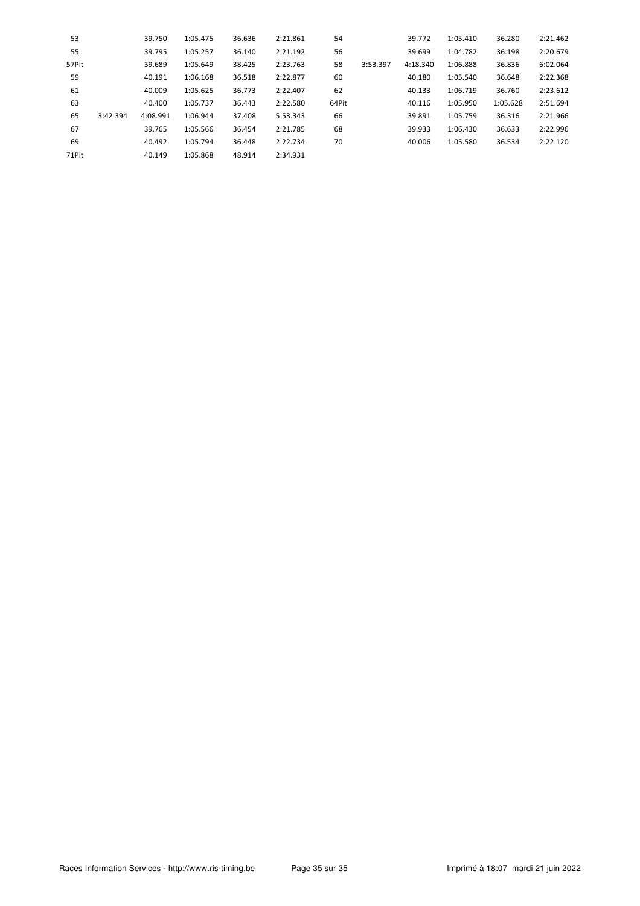| | | | | | | | | | | | |
|---|---|---|---|---|---|---|---|---|---|---|---|
| 53 | | 39.750 | 1:05.475 | 36.636 | 2:21.861 | 54 | | 39.772 | 1:05.410 | 36.280 | 2:21.462 |
| 55 | | 39.795 | 1:05.257 | 36.140 | 2:21.192 | 56 | | 39.699 | 1:04.782 | 36.198 | 2:20.679 |
| 57Pit | | 39.689 | 1:05.649 | 38.425 | 2:23.763 | 58 | 3:53.397 | 4:18.340 | 1:06.888 | 36.836 | 6:02.064 |
| 59 | | 40.191 | 1:06.168 | 36.518 | 2:22.877 | 60 | | 40.180 | 1:05.540 | 36.648 | 2:22.368 |
| 61 | | 40.009 | 1:05.625 | 36.773 | 2:22.407 | 62 | | 40.133 | 1:06.719 | 36.760 | 2:23.612 |
| 63 | | 40.400 | 1:05.737 | 36.443 | 2:22.580 | 64Pit | | 40.116 | 1:05.950 | 1:05.628 | 2:51.694 |
| 65 | 3:42.394 | 4:08.991 | 1:06.944 | 37.408 | 5:53.343 | 66 | | 39.891 | 1:05.759 | 36.316 | 2:21.966 |
| 67 | | 39.765 | 1:05.566 | 36.454 | 2:21.785 | 68 | | 39.933 | 1:06.430 | 36.633 | 2:22.996 |
| 69 | | 40.492 | 1:05.794 | 36.448 | 2:22.734 | 70 | | 40.006 | 1:05.580 | 36.534 | 2:22.120 |
| 71Pit | | 40.149 | 1:05.868 | 48.914 | 2:34.931 | | | | | | |

Races Information Services - http://www.ris-timing.be

Imprimé à 18:07 mardi 21 juin 2022